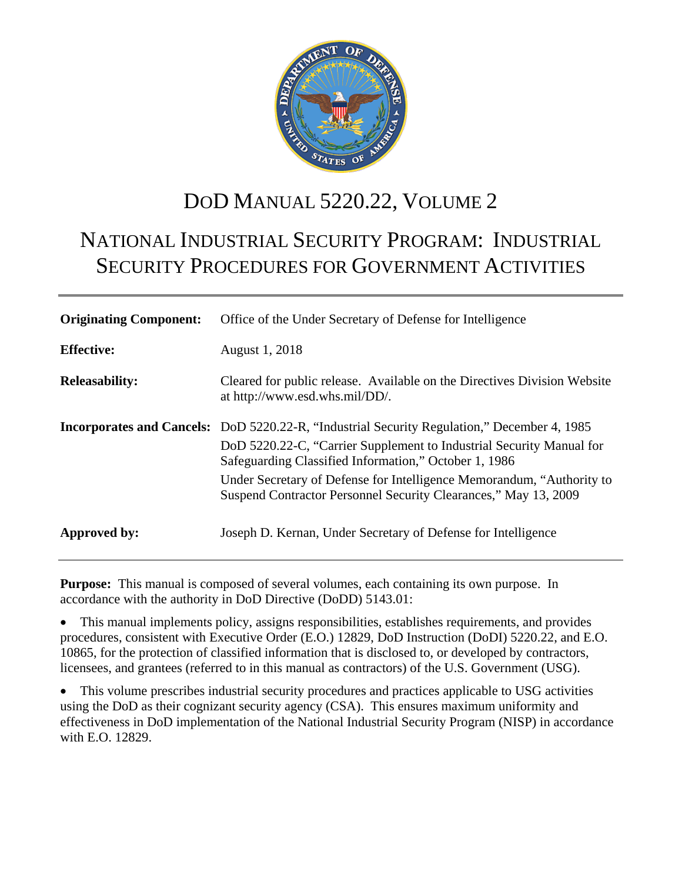# DoD MANUAL 5220.22, VOLUME 2

# NATIONAL INDUSTRIAL SECURITY PROGRAM: INDUSTRIAL SECURITY PROCEDURES FOR GOVERNMENT ACTIVITIES

---

**Originating Component:** Office of the Under Secretary of Defense for Intelligence

**Effective:** August 1, 2018

**Releasability:** Cleared for public release. Available on the Directives Division Website at http://www.esd.whs.mil/DD/.

**Incorporates and Cancels:** DoD 5220.22-R, "Industrial Security Regulation," December 4, 1985

DoD 5220.22-C, "Carrier Supplement to Industrial Security Manual for Safeguarding Classified Information," October 1, 1986

Under Secretary of Defense for Intelligence Memorandum, "Authority to Suspend Contractor Personnel Security Clearances," May 13, 2009

**Approved by:** Joseph D. Kernan, Under Secretary of Defense for Intelligence

---

**Purpose:** This manual is composed of several volumes, each containing its own purpose. In accordance with the authority in DoD Directive (DoDD) 5143.01:

- This manual implements policy, assigns responsibilities, establishes requirements, and provides procedures, consistent with Executive Order (E.O.) 12829, DoD Instruction (DoDI) 5220.22, and E.O. 10865, for the protection of classified information that is disclosed to, or developed by contractors, licensees, and grantees (referred to in this manual as contractors) of the U.S. Government (USG).

- This volume prescribes industrial security procedures and practices applicable to USG activities using the DoD as their cognizant security agency (CSA). This ensures maximum uniformity and effectiveness in DoD implementation of the National Industrial Security Program (NISP) in accordance with E.O. 12829.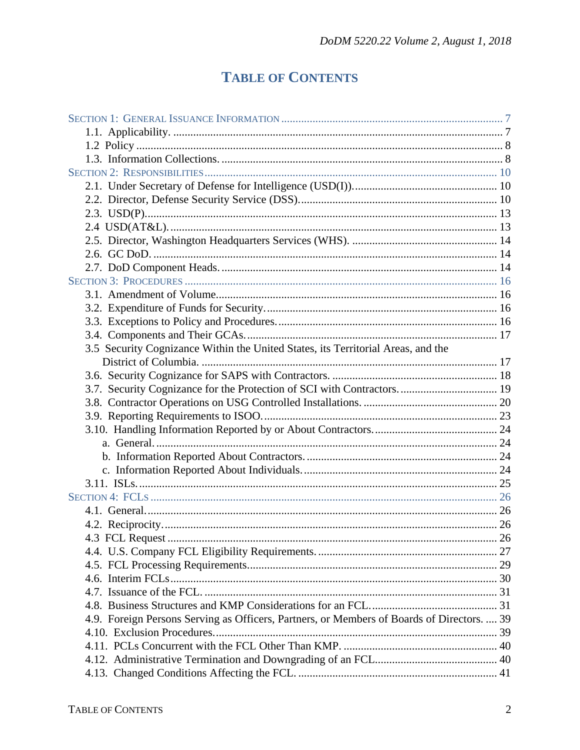# TABLE OF CONTENTS

SECTION 1: GENERAL ISSUANCE INFORMATION ............ 7
- 1.1. Applicability. ............ 7
- 1.2 Policy ............ 8
- 1.3. Information Collections. ............ 8

SECTION 2: RESPONSIBILITIES ............ 10
- 2.1. Under Secretary of Defense for Intelligence (USD(I)). ............ 10
- 2.2. Director, Defense Security Service (DSS). ............ 10
- 2.3. USD(P). ............ 13
- 2.4 USD(AT&L). ............ 13
- 2.5. Director, Washington Headquarters Services (WHS). ............ 14
- 2.6. GC DoD. ............ 14
- 2.7. DoD Component Heads. ............ 14

SECTION 3: PROCEDURES ............ 16
- 3.1. Amendment of Volume. ............ 16
- 3.2. Expenditure of Funds for Security. ............ 16
- 3.3. Exceptions to Policy and Procedures. ............ 16
- 3.4. Components and Their GCAs. ............ 17
- 3.5 Security Cognizance Within the United States, its Territorial Areas, and the District of Columbia. ............ 17
- 3.6. Security Cognizance for SAPS with Contractors. ............ 18
- 3.7. Security Cognizance for the Protection of SCI with Contractors. ............ 19
- 3.8. Contractor Operations on USG Controlled Installations. ............ 20
- 3.9. Reporting Requirements to ISOO. ............ 23
- 3.10. Handling Information Reported by or About Contractors. ............ 24
  - a. General. ............ 24
  - b. Information Reported About Contractors. ............ 24
  - c. Information Reported About Individuals. ............ 24
- 3.11. ISLs. ............ 25

SECTION 4: FCLS ............ 26
- 4.1. General. ............ 26
- 4.2. Reciprocity. ............ 26
- 4.3 FCL Request ............ 26
- 4.4. U.S. Company FCL Eligibility Requirements. ............ 27
- 4.5. FCL Processing Requirements. ............ 29
- 4.6. Interim FCLs ............ 30
- 4.7. Issuance of the FCL. ............ 31
- 4.8. Business Structures and KMP Considerations for an FCL. ............ 31
- 4.9. Foreign Persons Serving as Officers, Partners, or Members of Boards of Directors. ............ 39
- 4.10. Exclusion Procedures. ............ 39
- 4.11. PCLs Concurrent with the FCL Other Than KMP. ............ 40
- 4.12. Administrative Termination and Downgrading of an FCL. ............ 40
- 4.13. Changed Conditions Affecting the FCL. ............ 41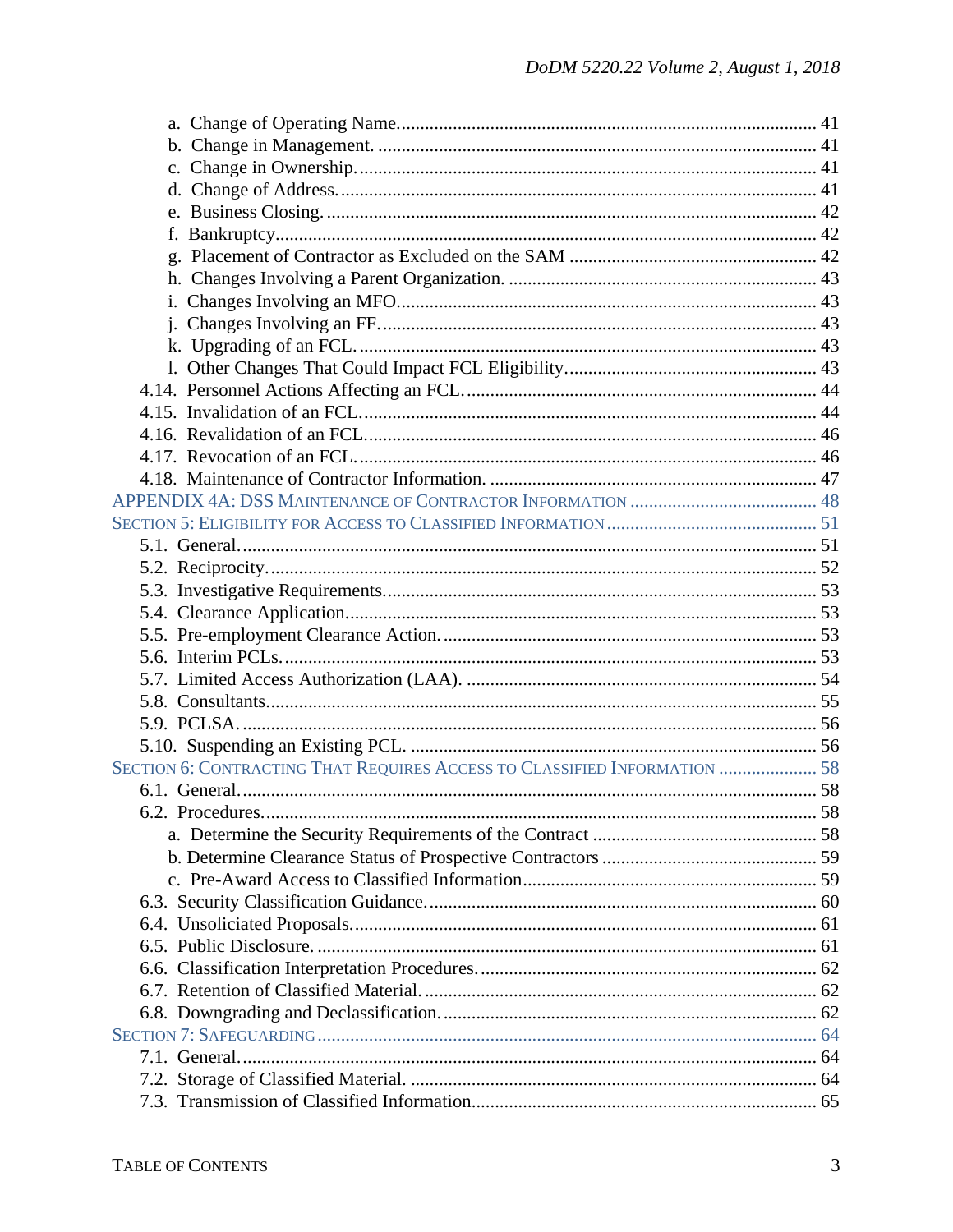a. Change of Operating Name. ..... 41
b. Change in Management. ..... 41
c. Change in Ownership. ..... 41
d. Change of Address. ..... 41
e. Business Closing. ..... 42
f. Bankruptcy ..... 42
g. Placement of Contractor as Excluded on the SAM ..... 42
h. Changes Involving a Parent Organization. ..... 43
i. Changes Involving an MFO. ..... 43
j. Changes Involving an FF. ..... 43
k. Upgrading of an FCL. ..... 43
l. Other Changes That Could Impact FCL Eligibility. ..... 43

4.14. Personnel Actions Affecting an FCL. ..... 44
4.15. Invalidation of an FCL. ..... 44
4.16. Revalidation of an FCL. ..... 46
4.17. Revocation of an FCL. ..... 46
4.18. Maintenance of Contractor Information. ..... 47

APPENDIX 4A: DSS MAINTENANCE OF CONTRACTOR INFORMATION ..... 48

SECTION 5: ELIGIBILITY FOR ACCESS TO CLASSIFIED INFORMATION ..... 51

5.1. General. ..... 51
5.2. Reciprocity. ..... 52
5.3. Investigative Requirements. ..... 53
5.4. Clearance Application. ..... 53
5.5. Pre-employment Clearance Action. ..... 53
5.6. Interim PCLs. ..... 53
5.7. Limited Access Authorization (LAA). ..... 54
5.8. Consultants. ..... 55
5.9. PCLSA. ..... 56
5.10. Suspending an Existing PCL. ..... 56

SECTION 6: CONTRACTING THAT REQUIRES ACCESS TO CLASSIFIED INFORMATION ..... 58

6.1. General. ..... 58
6.2. Procedures. ..... 58
a. Determine the Security Requirements of the Contract ..... 58
b. Determine Clearance Status of Prospective Contractors ..... 59
c. Pre-Award Access to Classified Information ..... 59
6.3. Security Classification Guidance. ..... 60
6.4. Unsoliciated Proposals. ..... 61
6.5. Public Disclosure. ..... 61
6.6. Classification Interpretation Procedures. ..... 62
6.7. Retention of Classified Material. ..... 62
6.8. Downgrading and Declassification. ..... 62

SECTION 7: SAFEGUARDING ..... 64

7.1. General. ..... 64
7.2. Storage of Classified Material. ..... 64
7.3. Transmission of Classified Information. ..... 65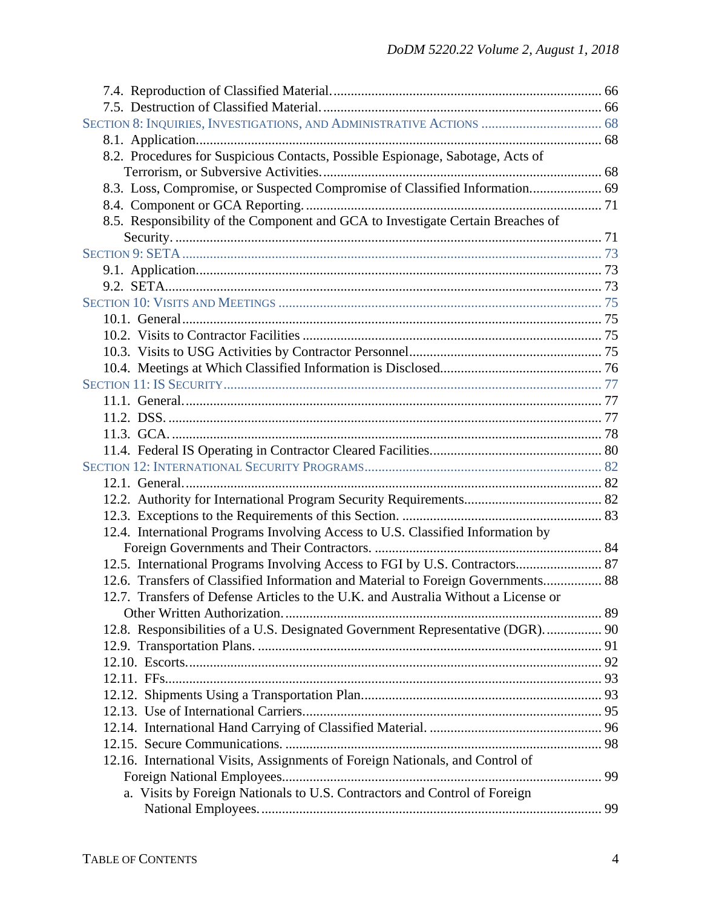7.4. Reproduction of Classified Material. 66
7.5. Destruction of Classified Material. 66

SECTION 8: INQUIRIES, INVESTIGATIONS, AND ADMINISTRATIVE ACTIONS 68
8.1. Application. 68
8.2. Procedures for Suspicious Contacts, Possible Espionage, Sabotage, Acts of Terrorism, or Subversive Activities. 68
8.3. Loss, Compromise, or Suspected Compromise of Classified Information. 69
8.4. Component or GCA Reporting. 71
8.5. Responsibility of the Component and GCA to Investigate Certain Breaches of Security. 71

SECTION 9: SETA 73
9.1. Application. 73
9.2. SETA. 73

SECTION 10: VISITS AND MEETINGS 75
10.1. General 75
10.2. Visits to Contractor Facilities 75
10.3. Visits to USG Activities by Contractor Personnel 75
10.4. Meetings at Which Classified Information is Disclosed. 76

SECTION 11: IS SECURITY 77
11.1. General. 77
11.2. DSS. 77
11.3. GCA. 78
11.4. Federal IS Operating in Contractor Cleared Facilities. 80

SECTION 12: INTERNATIONAL SECURITY PROGRAMS 82
12.1. General. 82
12.2. Authority for International Program Security Requirements. 82
12.3. Exceptions to the Requirements of this Section. 83
12.4. International Programs Involving Access to U.S. Classified Information by Foreign Governments and Their Contractors. 84
12.5. International Programs Involving Access to FGI by U.S. Contractors. 87
12.6. Transfers of Classified Information and Material to Foreign Governments. 88
12.7. Transfers of Defense Articles to the U.K. and Australia Without a License or Other Written Authorization. 89
12.8. Responsibilities of a U.S. Designated Government Representative (DGR). 90
12.9. Transportation Plans. 91
12.10. Escorts. 92
12.11. FFs. 93
12.12. Shipments Using a Transportation Plan. 93
12.13. Use of International Carriers. 95
12.14. International Hand Carrying of Classified Material. 96
12.15. Secure Communications. 98
12.16. International Visits, Assignments of Foreign Nationals, and Control of Foreign National Employees. 99
a. Visits by Foreign Nationals to U.S. Contractors and Control of Foreign National Employees. 99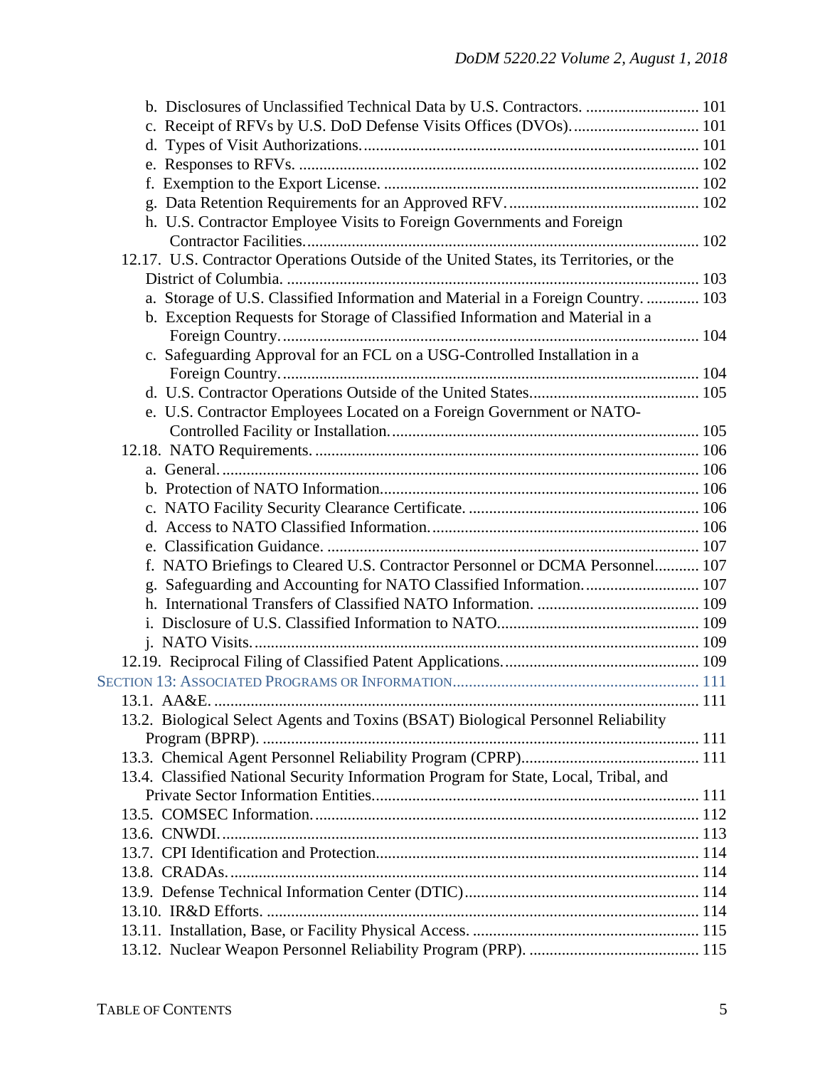b. Disclosures of Unclassified Technical Data by U.S. Contractors. ............................ 101
c. Receipt of RFVs by U.S. DoD Defense Visits Offices (DVOs). .............................. 101
d. Types of Visit Authorizations. ................................................................................. 101
e. Responses to RFVs. ................................................................................................. 102
f. Exemption to the Export License. ............................................................................ 102
g. Data Retention Requirements for an Approved RFV. .............................................. 102
h. U.S. Contractor Employee Visits to Foreign Governments and Foreign Contractor Facilities. ................................................................................................ 102

12.17. U.S. Contractor Operations Outside of the United States, its Territories, or the District of Columbia. ..................................................................................................... 103
a. Storage of U.S. Classified Information and Material in a Foreign Country. ............. 103
b. Exception Requests for Storage of Classified Information and Material in a Foreign Country. ...................................................................................................... 104
c. Safeguarding Approval for an FCL on a USG-Controlled Installation in a Foreign Country. ...................................................................................................... 104
d. U.S. Contractor Operations Outside of the United States. ......................................... 105
e. U.S. Contractor Employees Located on a Foreign Government or NATO-Controlled Facility or Installation. ........................................................................... 105

12.18. NATO Requirements. ............................................................................................. 106
a. General. .................................................................................................................... 106
b. Protection of NATO Information. ............................................................................. 106
c. NATO Facility Security Clearance Certificate. ......................................................... 106
d. Access to NATO Classified Information. ................................................................. 106
e. Classification Guidance. ........................................................................................... 107
f. NATO Briefings to Cleared U.S. Contractor Personnel or DCMA Personnel. .......... 107
g. Safeguarding and Accounting for NATO Classified Information. ............................ 107
h. International Transfers of Classified NATO Information. ........................................ 109
i. Disclosure of U.S. Classified Information to NATO. ................................................. 109
j. NATO Visits. ............................................................................................................. 109

12.19. Reciprocal Filing of Classified Patent Applications. ................................................ 109

SECTION 13: ASSOCIATED PROGRAMS OR INFORMATION ............................................................ 111

13.1. AA&E. ....................................................................................................................... 111
13.2. Biological Select Agents and Toxins (BSAT) Biological Personnel Reliability Program (BPRP). .......................................................................................................... 111
13.3. Chemical Agent Personnel Reliability Program (CPRP). ........................................... 111
13.4. Classified National Security Information Program for State, Local, Tribal, and Private Sector Information Entities. ................................................................................ 111
13.5. COMSEC Information. .............................................................................................. 112
13.6. CNWDI. ..................................................................................................................... 113
13.7. CPI Identification and Protection. .............................................................................. 114
13.8. CRADAs. ................................................................................................................... 114
13.9. Defense Technical Information Center (DTIC). ......................................................... 114
13.10. IR&D Efforts. .......................................................................................................... 114
13.11. Installation, Base, or Facility Physical Access. ........................................................ 115
13.12. Nuclear Weapon Personnel Reliability Program (PRP). .......................................... 115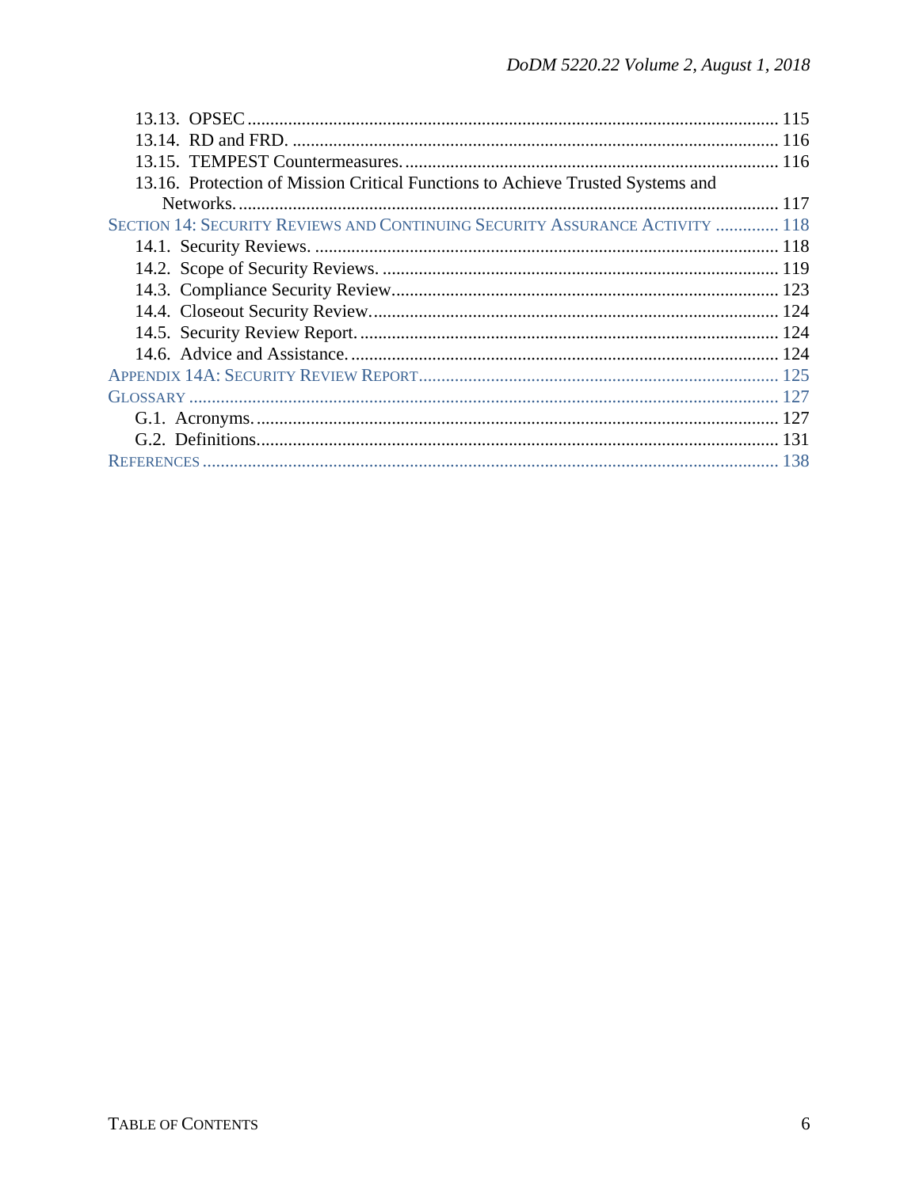13.13. OPSEC ..... 115
13.14. RD and FRD. ..... 116
13.15. TEMPEST Countermeasures. ..... 116
13.16. Protection of Mission Critical Functions to Achieve Trusted Systems and Networks. ..... 117

SECTION 14: SECURITY REVIEWS AND CONTINUING SECURITY ASSURANCE ACTIVITY ..... 118
14.1. Security Reviews. ..... 118
14.2. Scope of Security Reviews. ..... 119
14.3. Compliance Security Review ..... 123
14.4. Closeout Security Review. ..... 124
14.5. Security Review Report. ..... 124
14.6. Advice and Assistance. ..... 124

APPENDIX 14A: SECURITY REVIEW REPORT ..... 125

GLOSSARY ..... 127
G.1. Acronyms. ..... 127
G.2. Definitions. ..... 131

REFERENCES ..... 138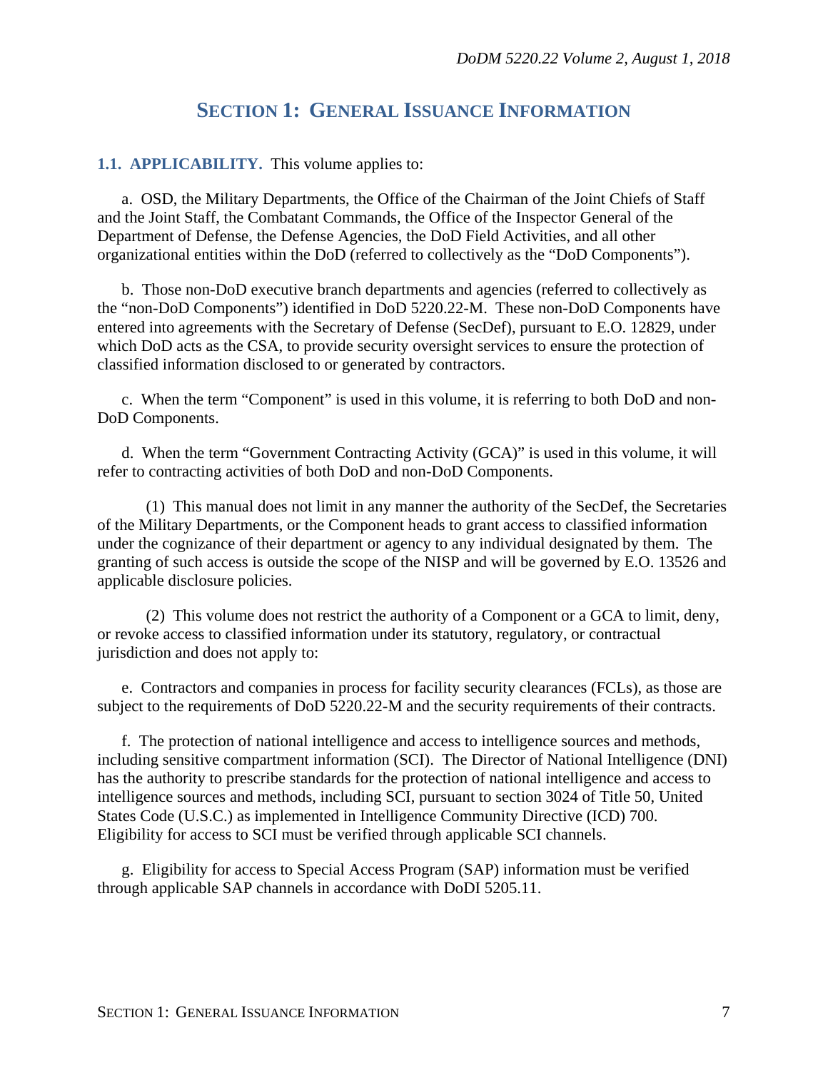# SECTION 1: GENERAL ISSUANCE INFORMATION

**1.1. APPLICABILITY.** This volume applies to:

a. OSD, the Military Departments, the Office of the Chairman of the Joint Chiefs of Staff and the Joint Staff, the Combatant Commands, the Office of the Inspector General of the Department of Defense, the Defense Agencies, the DoD Field Activities, and all other organizational entities within the DoD (referred to collectively as the "DoD Components").

b. Those non-DoD executive branch departments and agencies (referred to collectively as the "non-DoD Components") identified in DoD 5220.22-M. These non-DoD Components have entered into agreements with the Secretary of Defense (SecDef), pursuant to E.O. 12829, under which DoD acts as the CSA, to provide security oversight services to ensure the protection of classified information disclosed to or generated by contractors.

c. When the term "Component" is used in this volume, it is referring to both DoD and non-DoD Components.

d. When the term "Government Contracting Activity (GCA)" is used in this volume, it will refer to contracting activities of both DoD and non-DoD Components.

(1) This manual does not limit in any manner the authority of the SecDef, the Secretaries of the Military Departments, or the Component heads to grant access to classified information under the cognizance of their department or agency to any individual designated by them. The granting of such access is outside the scope of the NISP and will be governed by E.O. 13526 and applicable disclosure policies.

(2) This volume does not restrict the authority of a Component or a GCA to limit, deny, or revoke access to classified information under its statutory, regulatory, or contractual jurisdiction and does not apply to:

e. Contractors and companies in process for facility security clearances (FCLs), as those are subject to the requirements of DoD 5220.22-M and the security requirements of their contracts.

f. The protection of national intelligence and access to intelligence sources and methods, including sensitive compartment information (SCI). The Director of National Intelligence (DNI) has the authority to prescribe standards for the protection of national intelligence and access to intelligence sources and methods, including SCI, pursuant to section 3024 of Title 50, United States Code (U.S.C.) as implemented in Intelligence Community Directive (ICD) 700. Eligibility for access to SCI must be verified through applicable SCI channels.

g. Eligibility for access to Special Access Program (SAP) information must be verified through applicable SAP channels in accordance with DoDI 5205.11.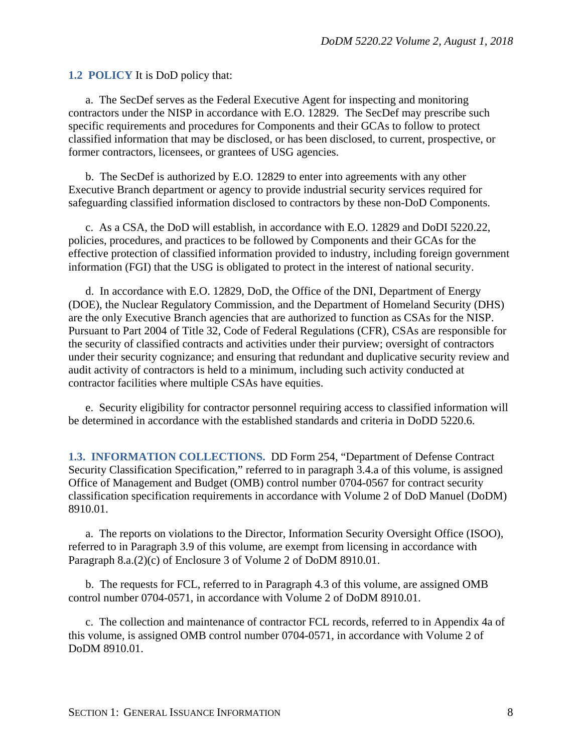**1.2 POLICY** It is DoD policy that:

a. The SecDef serves as the Federal Executive Agent for inspecting and monitoring contractors under the NISP in accordance with E.O. 12829. The SecDef may prescribe such specific requirements and procedures for Components and their GCAs to follow to protect classified information that may be disclosed, or has been disclosed, to current, prospective, or former contractors, licensees, or grantees of USG agencies.

b. The SecDef is authorized by E.O. 12829 to enter into agreements with any other Executive Branch department or agency to provide industrial security services required for safeguarding classified information disclosed to contractors by these non-DoD Components.

c. As a CSA, the DoD will establish, in accordance with E.O. 12829 and DoDI 5220.22, policies, procedures, and practices to be followed by Components and their GCAs for the effective protection of classified information provided to industry, including foreign government information (FGI) that the USG is obligated to protect in the interest of national security.

d. In accordance with E.O. 12829, DoD, the Office of the DNI, Department of Energy (DOE), the Nuclear Regulatory Commission, and the Department of Homeland Security (DHS) are the only Executive Branch agencies that are authorized to function as CSAs for the NISP. Pursuant to Part 2004 of Title 32, Code of Federal Regulations (CFR), CSAs are responsible for the security of classified contracts and activities under their purview; oversight of contractors under their security cognizance; and ensuring that redundant and duplicative security review and audit activity of contractors is held to a minimum, including such activity conducted at contractor facilities where multiple CSAs have equities.

e. Security eligibility for contractor personnel requiring access to classified information will be determined in accordance with the established standards and criteria in DoDD 5220.6.

**1.3. INFORMATION COLLECTIONS.** DD Form 254, "Department of Defense Contract Security Classification Specification," referred to in paragraph 3.4.a of this volume, is assigned Office of Management and Budget (OMB) control number 0704-0567 for contract security classification specification requirements in accordance with Volume 2 of DoD Manuel (DoDM) 8910.01.

a. The reports on violations to the Director, Information Security Oversight Office (ISOO), referred to in Paragraph 3.9 of this volume, are exempt from licensing in accordance with Paragraph 8.a.(2)(c) of Enclosure 3 of Volume 2 of DoDM 8910.01.

b. The requests for FCL, referred to in Paragraph 4.3 of this volume, are assigned OMB control number 0704-0571, in accordance with Volume 2 of DoDM 8910.01.

c. The collection and maintenance of contractor FCL records, referred to in Appendix 4a of this volume, is assigned OMB control number 0704-0571, in accordance with Volume 2 of DoDM 8910.01.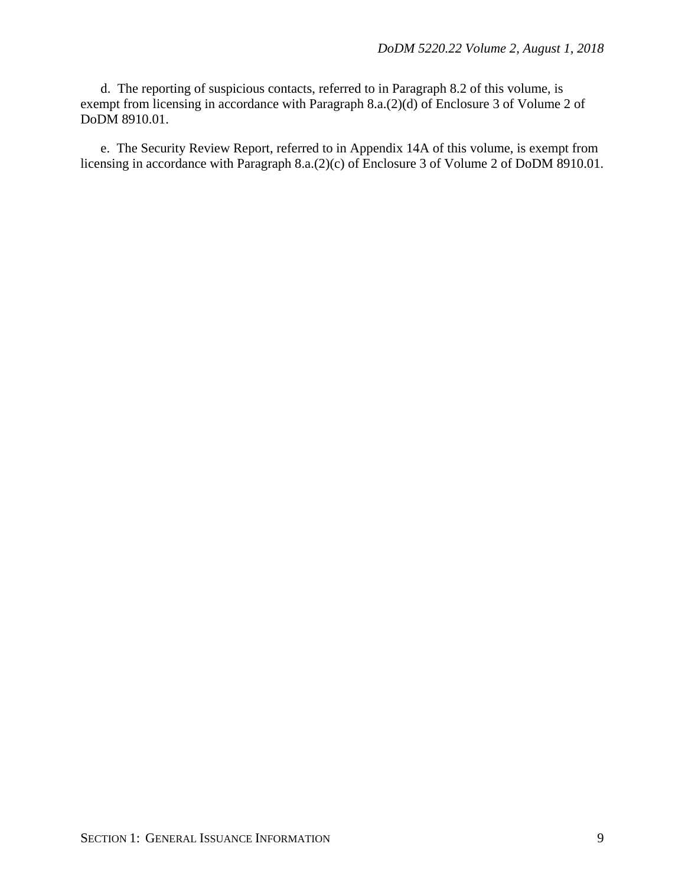d. The reporting of suspicious contacts, referred to in Paragraph 8.2 of this volume, is exempt from licensing in accordance with Paragraph 8.a.(2)(d) of Enclosure 3 of Volume 2 of DoDM 8910.01.

e. The Security Review Report, referred to in Appendix 14A of this volume, is exempt from licensing in accordance with Paragraph 8.a.(2)(c) of Enclosure 3 of Volume 2 of DoDM 8910.01.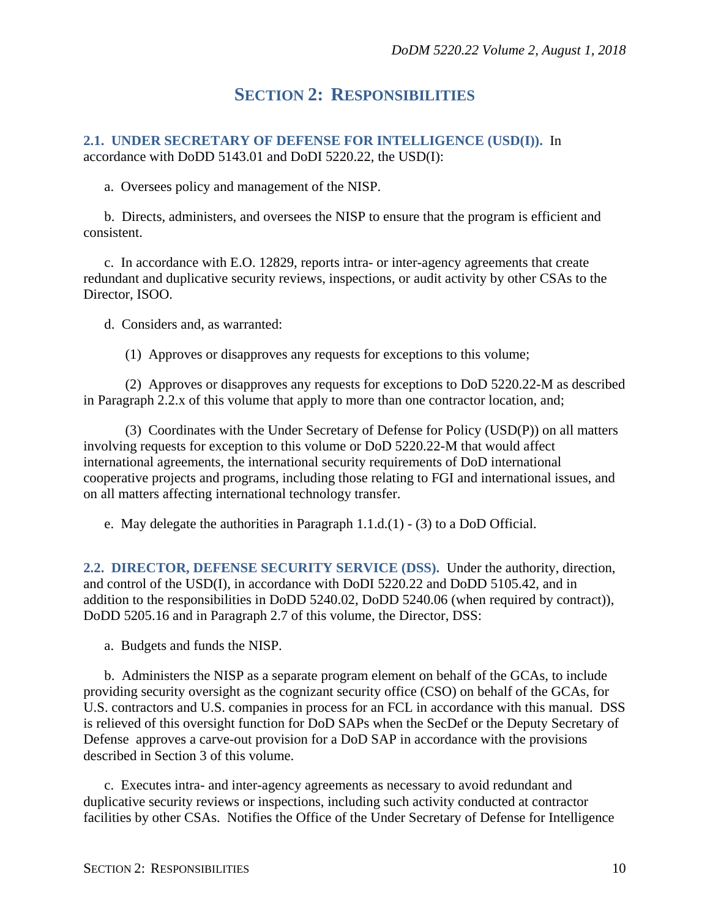# SECTION 2: RESPONSIBILITIES

**2.1. UNDER SECRETARY OF DEFENSE FOR INTELLIGENCE (USD(I)).** In accordance with DoDD 5143.01 and DoDI 5220.22, the USD(I):

a. Oversees policy and management of the NISP.

b. Directs, administers, and oversees the NISP to ensure that the program is efficient and consistent.

c. In accordance with E.O. 12829, reports intra- or inter-agency agreements that create redundant and duplicative security reviews, inspections, or audit activity by other CSAs to the Director, ISOO.

d. Considers and, as warranted:

(1) Approves or disapproves any requests for exceptions to this volume;

(2) Approves or disapproves any requests for exceptions to DoD 5220.22-M as described in Paragraph 2.2.x of this volume that apply to more than one contractor location, and;

(3) Coordinates with the Under Secretary of Defense for Policy (USD(P)) on all matters involving requests for exception to this volume or DoD 5220.22-M that would affect international agreements, the international security requirements of DoD international cooperative projects and programs, including those relating to FGI and international issues, and on all matters affecting international technology transfer.

e. May delegate the authorities in Paragraph 1.1.d.(1) - (3) to a DoD Official.

**2.2. DIRECTOR, DEFENSE SECURITY SERVICE (DSS).** Under the authority, direction, and control of the USD(I), in accordance with DoDI 5220.22 and DoDD 5105.42, and in addition to the responsibilities in DoDD 5240.02, DoDD 5240.06 (when required by contract)), DoDD 5205.16 and in Paragraph 2.7 of this volume, the Director, DSS:

a. Budgets and funds the NISP.

b. Administers the NISP as a separate program element on behalf of the GCAs, to include providing security oversight as the cognizant security office (CSO) on behalf of the GCAs, for U.S. contractors and U.S. companies in process for an FCL in accordance with this manual. DSS is relieved of this oversight function for DoD SAPs when the SecDef or the Deputy Secretary of Defense approves a carve-out provision for a DoD SAP in accordance with the provisions described in Section 3 of this volume.

c. Executes intra- and inter-agency agreements as necessary to avoid redundant and duplicative security reviews or inspections, including such activity conducted at contractor facilities by other CSAs. Notifies the Office of the Under Secretary of Defense for Intelligence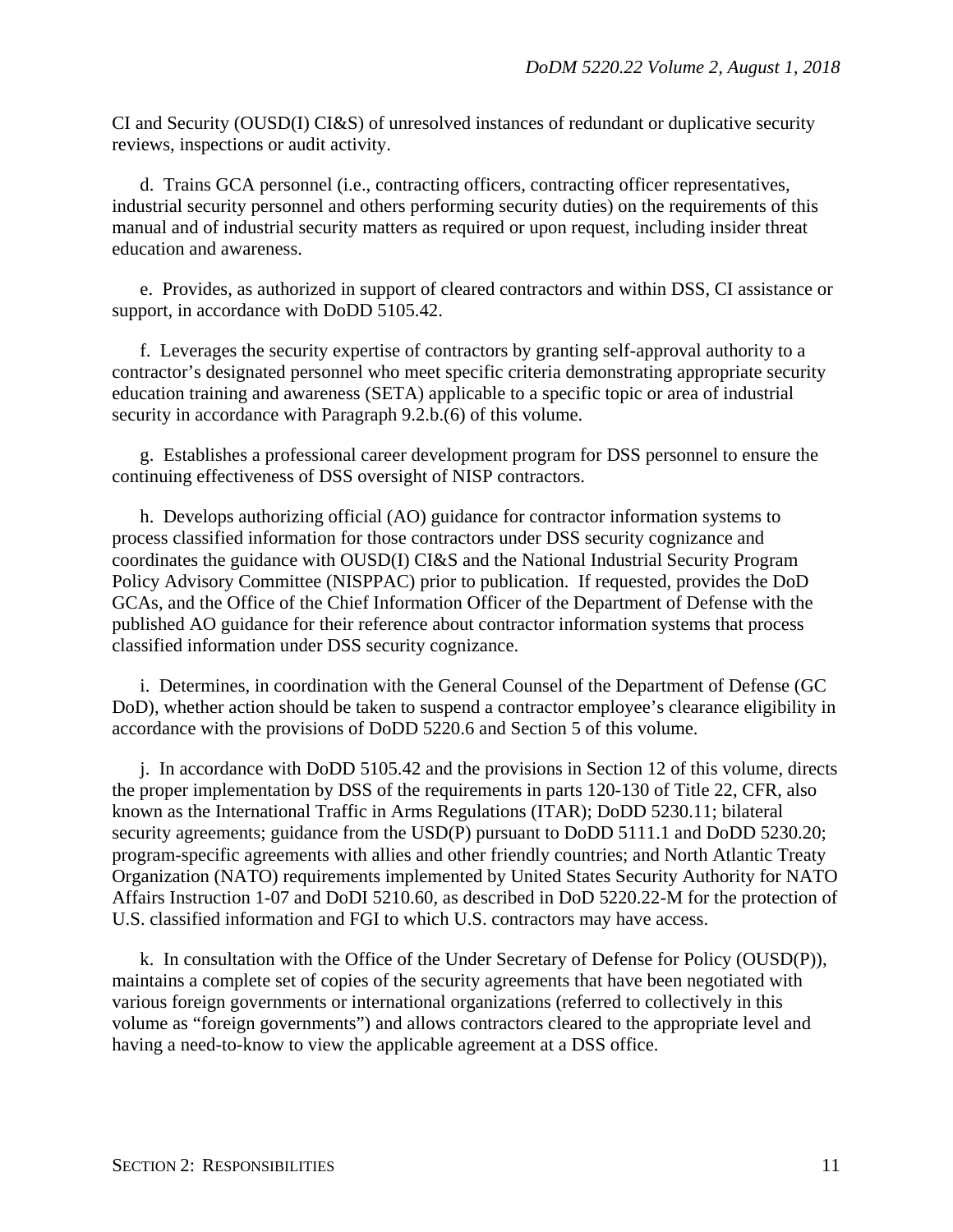CI and Security (OUSD(I) CI&S) of unresolved instances of redundant or duplicative security reviews, inspections or audit activity.

d. Trains GCA personnel (i.e., contracting officers, contracting officer representatives, industrial security personnel and others performing security duties) on the requirements of this manual and of industrial security matters as required or upon request, including insider threat education and awareness.

e. Provides, as authorized in support of cleared contractors and within DSS, CI assistance or support, in accordance with DoDD 5105.42.

f. Leverages the security expertise of contractors by granting self-approval authority to a contractor's designated personnel who meet specific criteria demonstrating appropriate security education training and awareness (SETA) applicable to a specific topic or area of industrial security in accordance with Paragraph 9.2.b.(6) of this volume.

g. Establishes a professional career development program for DSS personnel to ensure the continuing effectiveness of DSS oversight of NISP contractors.

h. Develops authorizing official (AO) guidance for contractor information systems to process classified information for those contractors under DSS security cognizance and coordinates the guidance with OUSD(I) CI&S and the National Industrial Security Program Policy Advisory Committee (NISPPAC) prior to publication. If requested, provides the DoD GCAs, and the Office of the Chief Information Officer of the Department of Defense with the published AO guidance for their reference about contractor information systems that process classified information under DSS security cognizance.

i. Determines, in coordination with the General Counsel of the Department of Defense (GC DoD), whether action should be taken to suspend a contractor employee's clearance eligibility in accordance with the provisions of DoDD 5220.6 and Section 5 of this volume.

j. In accordance with DoDD 5105.42 and the provisions in Section 12 of this volume, directs the proper implementation by DSS of the requirements in parts 120-130 of Title 22, CFR, also known as the International Traffic in Arms Regulations (ITAR); DoDD 5230.11; bilateral security agreements; guidance from the USD(P) pursuant to DoDD 5111.1 and DoDD 5230.20; program-specific agreements with allies and other friendly countries; and North Atlantic Treaty Organization (NATO) requirements implemented by United States Security Authority for NATO Affairs Instruction 1-07 and DoDI 5210.60, as described in DoD 5220.22-M for the protection of U.S. classified information and FGI to which U.S. contractors may have access.

k. In consultation with the Office of the Under Secretary of Defense for Policy (OUSD(P)), maintains a complete set of copies of the security agreements that have been negotiated with various foreign governments or international organizations (referred to collectively in this volume as "foreign governments") and allows contractors cleared to the appropriate level and having a need-to-know to view the applicable agreement at a DSS office.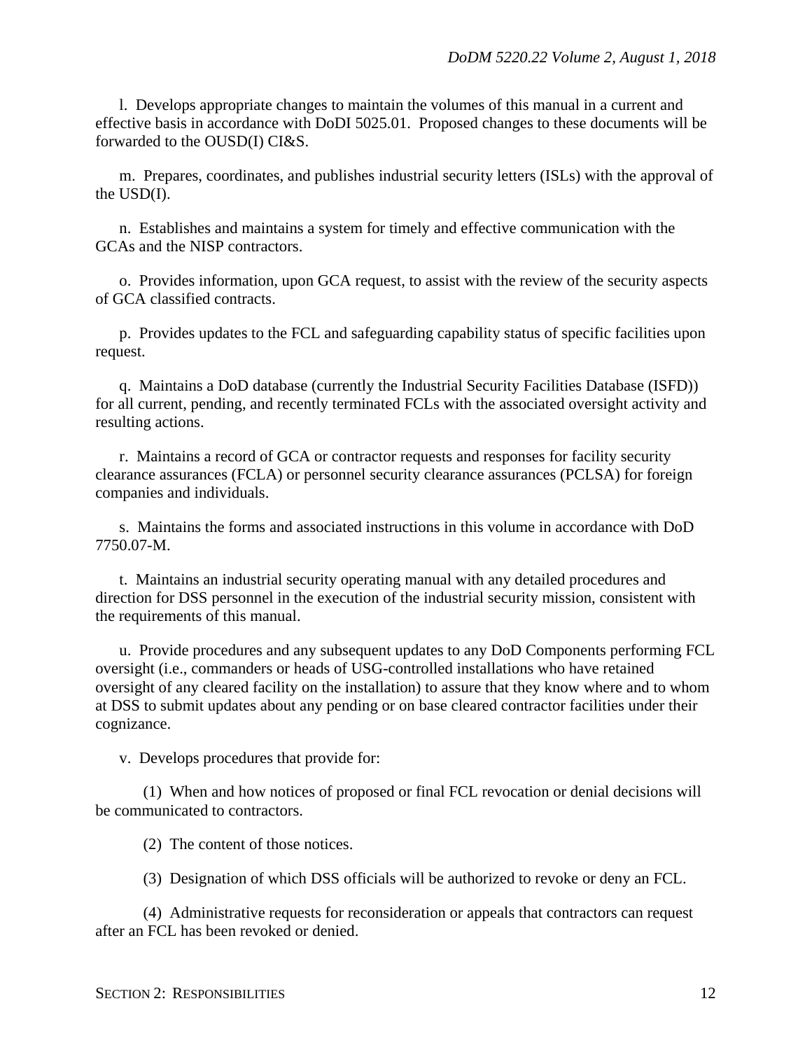l. Develops appropriate changes to maintain the volumes of this manual in a current and effective basis in accordance with DoDI 5025.01. Proposed changes to these documents will be forwarded to the OUSD(I) CI&S.

m. Prepares, coordinates, and publishes industrial security letters (ISLs) with the approval of the USD(I).

n. Establishes and maintains a system for timely and effective communication with the GCAs and the NISP contractors.

o. Provides information, upon GCA request, to assist with the review of the security aspects of GCA classified contracts.

p. Provides updates to the FCL and safeguarding capability status of specific facilities upon request.

q. Maintains a DoD database (currently the Industrial Security Facilities Database (ISFD)) for all current, pending, and recently terminated FCLs with the associated oversight activity and resulting actions.

r. Maintains a record of GCA or contractor requests and responses for facility security clearance assurances (FCLA) or personnel security clearance assurances (PCLSA) for foreign companies and individuals.

s. Maintains the forms and associated instructions in this volume in accordance with DoD 7750.07-M.

t. Maintains an industrial security operating manual with any detailed procedures and direction for DSS personnel in the execution of the industrial security mission, consistent with the requirements of this manual.

u. Provide procedures and any subsequent updates to any DoD Components performing FCL oversight (i.e., commanders or heads of USG-controlled installations who have retained oversight of any cleared facility on the installation) to assure that they know where and to whom at DSS to submit updates about any pending or on base cleared contractor facilities under their cognizance.

v. Develops procedures that provide for:

(1) When and how notices of proposed or final FCL revocation or denial decisions will be communicated to contractors.

(2) The content of those notices.

(3) Designation of which DSS officials will be authorized to revoke or deny an FCL.

(4) Administrative requests for reconsideration or appeals that contractors can request after an FCL has been revoked or denied.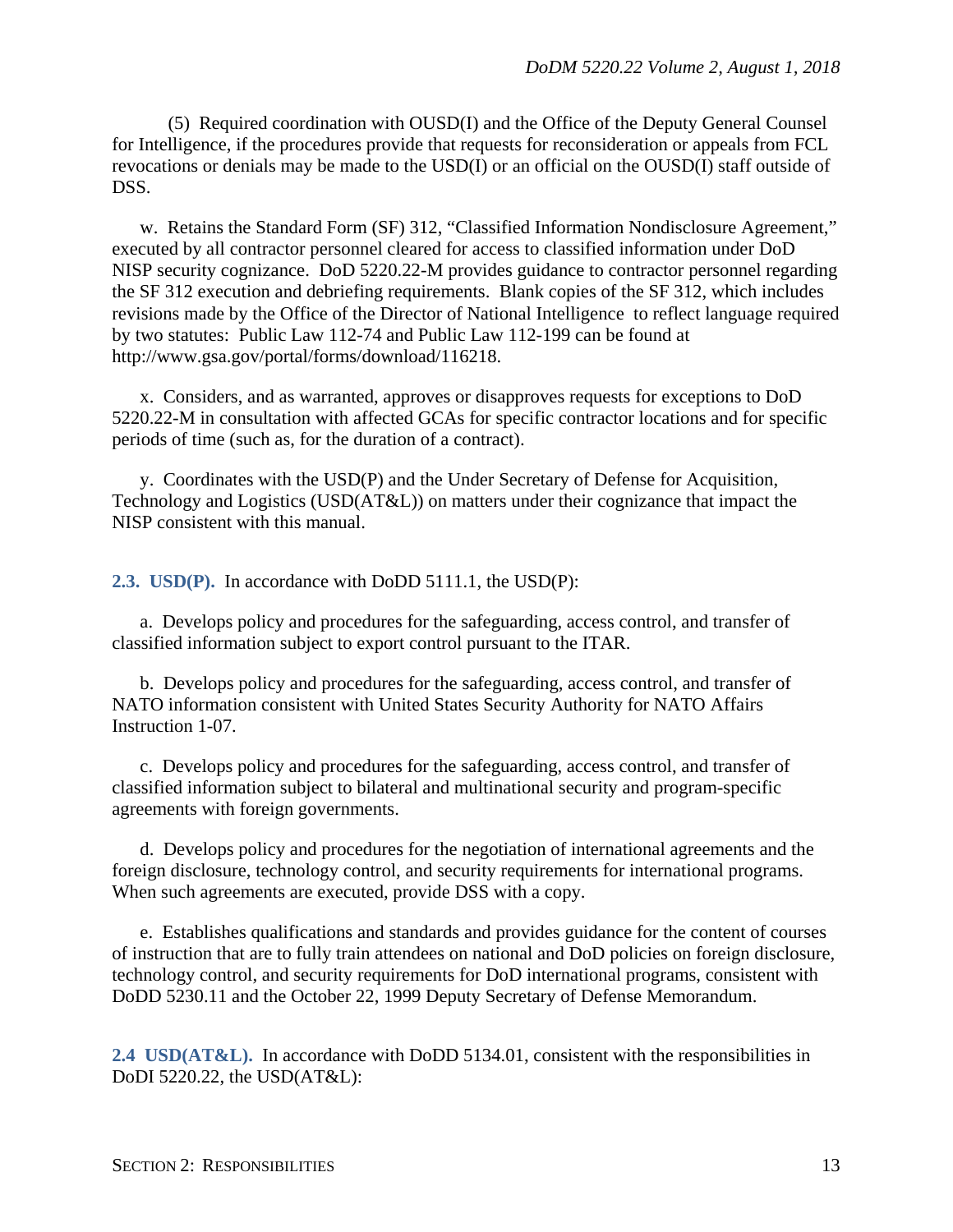(5) Required coordination with OUSD(I) and the Office of the Deputy General Counsel for Intelligence, if the procedures provide that requests for reconsideration or appeals from FCL revocations or denials may be made to the USD(I) or an official on the OUSD(I) staff outside of DSS.

w. Retains the Standard Form (SF) 312, "Classified Information Nondisclosure Agreement," executed by all contractor personnel cleared for access to classified information under DoD NISP security cognizance. DoD 5220.22-M provides guidance to contractor personnel regarding the SF 312 execution and debriefing requirements. Blank copies of the SF 312, which includes revisions made by the Office of the Director of National Intelligence to reflect language required by two statutes: Public Law 112-74 and Public Law 112-199 can be found at http://www.gsa.gov/portal/forms/download/116218.

x. Considers, and as warranted, approves or disapproves requests for exceptions to DoD 5220.22-M in consultation with affected GCAs for specific contractor locations and for specific periods of time (such as, for the duration of a contract).

y. Coordinates with the USD(P) and the Under Secretary of Defense for Acquisition, Technology and Logistics (USD(AT&L)) on matters under their cognizance that impact the NISP consistent with this manual.

**2.3. USD(P).** In accordance with DoDD 5111.1, the USD(P):

a. Develops policy and procedures for the safeguarding, access control, and transfer of classified information subject to export control pursuant to the ITAR.

b. Develops policy and procedures for the safeguarding, access control, and transfer of NATO information consistent with United States Security Authority for NATO Affairs Instruction 1-07.

c. Develops policy and procedures for the safeguarding, access control, and transfer of classified information subject to bilateral and multinational security and program-specific agreements with foreign governments.

d. Develops policy and procedures for the negotiation of international agreements and the foreign disclosure, technology control, and security requirements for international programs. When such agreements are executed, provide DSS with a copy.

e. Establishes qualifications and standards and provides guidance for the content of courses of instruction that are to fully train attendees on national and DoD policies on foreign disclosure, technology control, and security requirements for DoD international programs, consistent with DoDD 5230.11 and the October 22, 1999 Deputy Secretary of Defense Memorandum.

**2.4 USD(AT&L).** In accordance with DoDD 5134.01, consistent with the responsibilities in DoDI 5220.22, the USD(AT&L):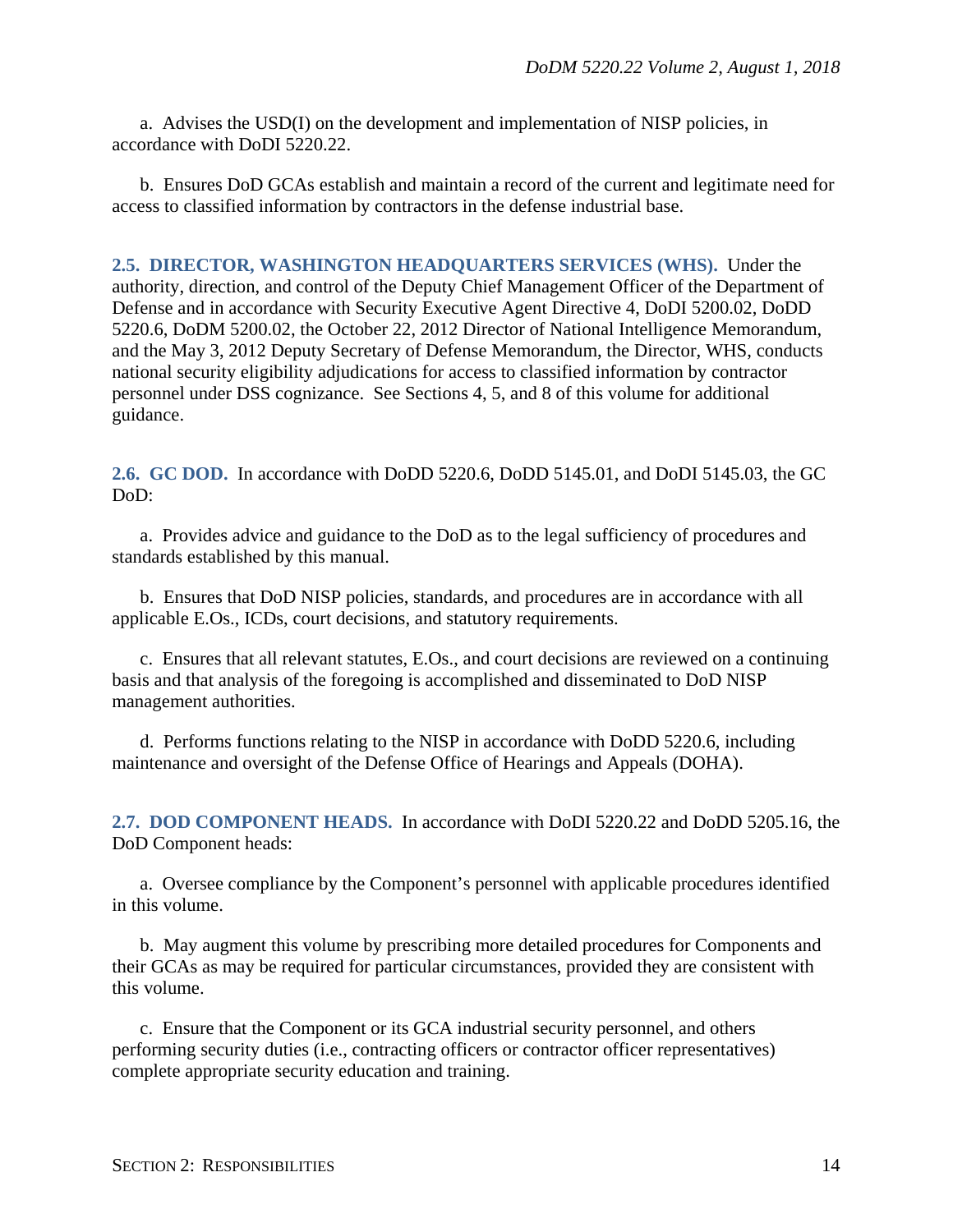a. Advises the USD(I) on the development and implementation of NISP policies, in accordance with DoDI 5220.22.

b. Ensures DoD GCAs establish and maintain a record of the current and legitimate need for access to classified information by contractors in the defense industrial base.

## 2.5. DIRECTOR, WASHINGTON HEADQUARTERS SERVICES (WHS).

Under the authority, direction, and control of the Deputy Chief Management Officer of the Department of Defense and in accordance with Security Executive Agent Directive 4, DoDI 5200.02, DoDD 5220.6, DoDM 5200.02, the October 22, 2012 Director of National Intelligence Memorandum, and the May 3, 2012 Deputy Secretary of Defense Memorandum, the Director, WHS, conducts national security eligibility adjudications for access to classified information by contractor personnel under DSS cognizance. See Sections 4, 5, and 8 of this volume for additional guidance.

## 2.6. GC DOD.

In accordance with DoDD 5220.6, DoDD 5145.01, and DoDI 5145.03, the GC DoD:

a. Provides advice and guidance to the DoD as to the legal sufficiency of procedures and standards established by this manual.

b. Ensures that DoD NISP policies, standards, and procedures are in accordance with all applicable E.Os., ICDs, court decisions, and statutory requirements.

c. Ensures that all relevant statutes, E.Os., and court decisions are reviewed on a continuing basis and that analysis of the foregoing is accomplished and disseminated to DoD NISP management authorities.

d. Performs functions relating to the NISP in accordance with DoDD 5220.6, including maintenance and oversight of the Defense Office of Hearings and Appeals (DOHA).

## 2.7. DOD COMPONENT HEADS.

In accordance with DoDI 5220.22 and DoDD 5205.16, the DoD Component heads:

a. Oversee compliance by the Component's personnel with applicable procedures identified in this volume.

b. May augment this volume by prescribing more detailed procedures for Components and their GCAs as may be required for particular circumstances, provided they are consistent with this volume.

c. Ensure that the Component or its GCA industrial security personnel, and others performing security duties (i.e., contracting officers or contractor officer representatives) complete appropriate security education and training.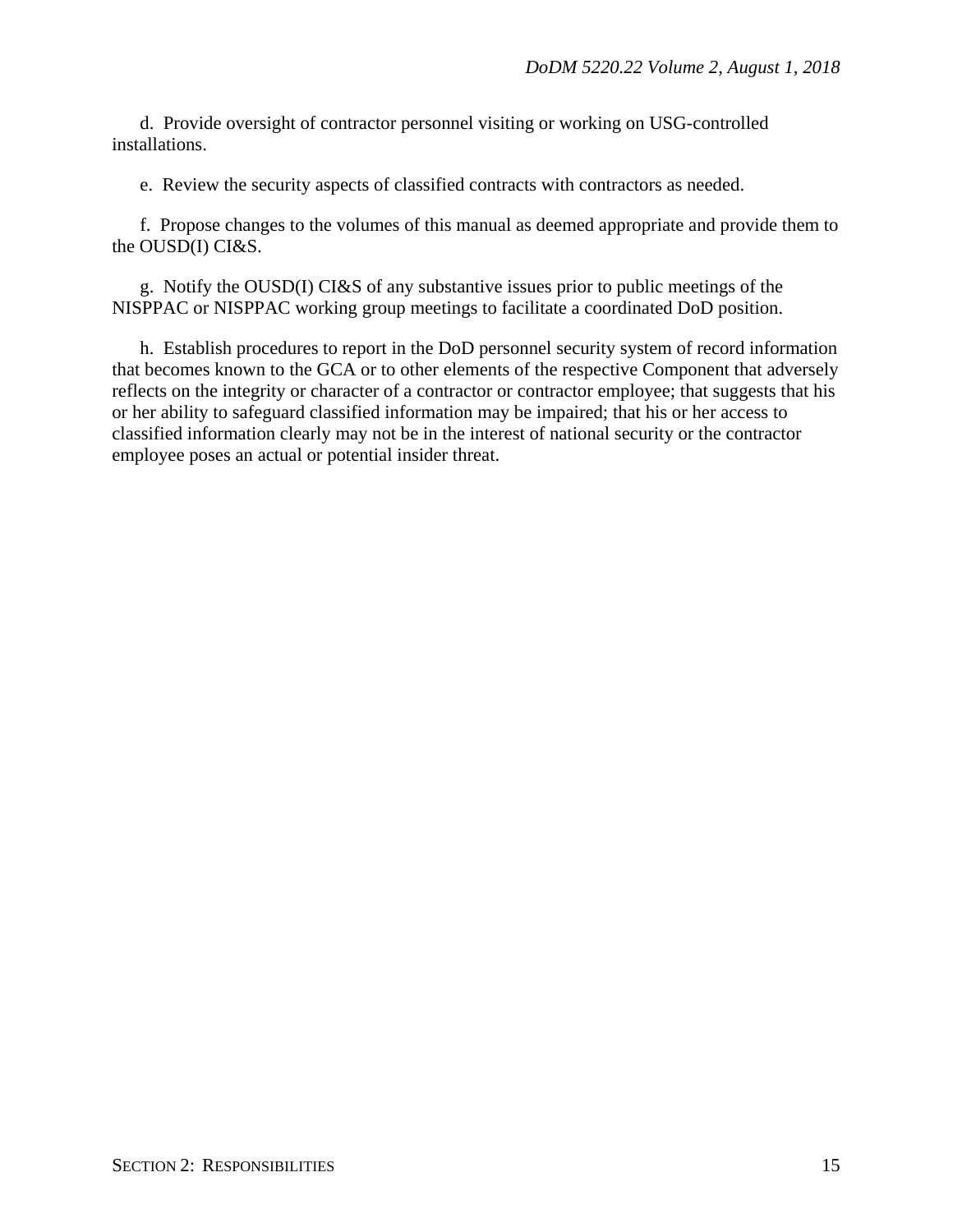d. Provide oversight of contractor personnel visiting or working on USG-controlled installations.

e. Review the security aspects of classified contracts with contractors as needed.

f. Propose changes to the volumes of this manual as deemed appropriate and provide them to the OUSD(I) CI&S.

g. Notify the OUSD(I) CI&S of any substantive issues prior to public meetings of the NISPPAC or NISPPAC working group meetings to facilitate a coordinated DoD position.

h. Establish procedures to report in the DoD personnel security system of record information that becomes known to the GCA or to other elements of the respective Component that adversely reflects on the integrity or character of a contractor or contractor employee; that suggests that his or her ability to safeguard classified information may be impaired; that his or her access to classified information clearly may not be in the interest of national security or the contractor employee poses an actual or potential insider threat.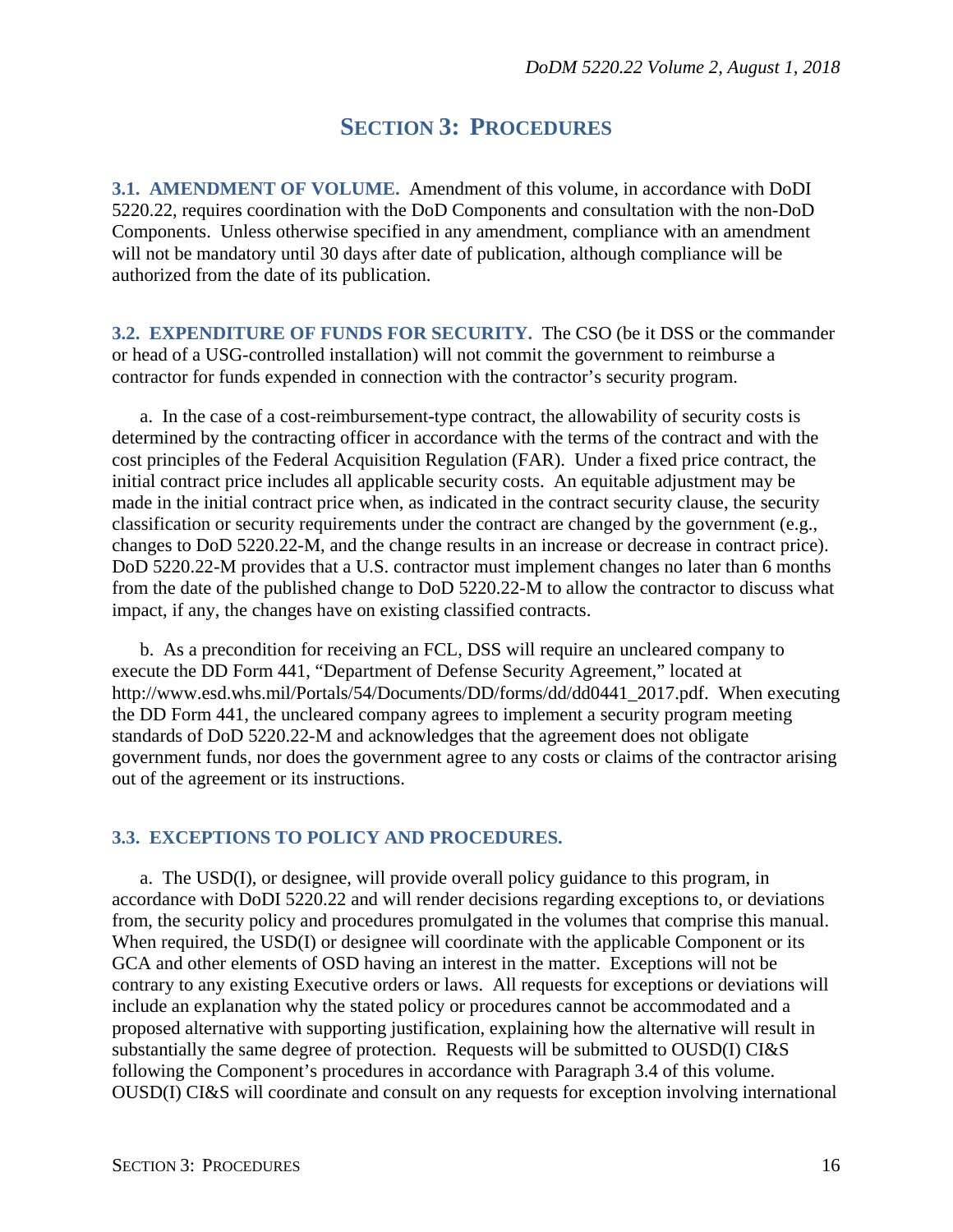# SECTION 3: PROCEDURES

**3.1. AMENDMENT OF VOLUME.** Amendment of this volume, in accordance with DoDI 5220.22, requires coordination with the DoD Components and consultation with the non-DoD Components. Unless otherwise specified in any amendment, compliance with an amendment will not be mandatory until 30 days after date of publication, although compliance will be authorized from the date of its publication.

**3.2. EXPENDITURE OF FUNDS FOR SECURITY.** The CSO (be it DSS or the commander or head of a USG-controlled installation) will not commit the government to reimburse a contractor for funds expended in connection with the contractor's security program.

a. In the case of a cost-reimbursement-type contract, the allowability of security costs is determined by the contracting officer in accordance with the terms of the contract and with the cost principles of the Federal Acquisition Regulation (FAR). Under a fixed price contract, the initial contract price includes all applicable security costs. An equitable adjustment may be made in the initial contract price when, as indicated in the contract security clause, the security classification or security requirements under the contract are changed by the government (e.g., changes to DoD 5220.22-M, and the change results in an increase or decrease in contract price). DoD 5220.22-M provides that a U.S. contractor must implement changes no later than 6 months from the date of the published change to DoD 5220.22-M to allow the contractor to discuss what impact, if any, the changes have on existing classified contracts.

b. As a precondition for receiving an FCL, DSS will require an uncleared company to execute the DD Form 441, "Department of Defense Security Agreement," located at http://www.esd.whs.mil/Portals/54/Documents/DD/forms/dd/dd0441_2017.pdf. When executing the DD Form 441, the uncleared company agrees to implement a security program meeting standards of DoD 5220.22-M and acknowledges that the agreement does not obligate government funds, nor does the government agree to any costs or claims of the contractor arising out of the agreement or its instructions.

**3.3. EXCEPTIONS TO POLICY AND PROCEDURES.**

a. The USD(I), or designee, will provide overall policy guidance to this program, in accordance with DoDI 5220.22 and will render decisions regarding exceptions to, or deviations from, the security policy and procedures promulgated in the volumes that comprise this manual. When required, the USD(I) or designee will coordinate with the applicable Component or its GCA and other elements of OSD having an interest in the matter. Exceptions will not be contrary to any existing Executive orders or laws. All requests for exceptions or deviations will include an explanation why the stated policy or procedures cannot be accommodated and a proposed alternative with supporting justification, explaining how the alternative will result in substantially the same degree of protection. Requests will be submitted to OUSD(I) CI&S following the Component's procedures in accordance with Paragraph 3.4 of this volume. OUSD(I) CI&S will coordinate and consult on any requests for exception involving international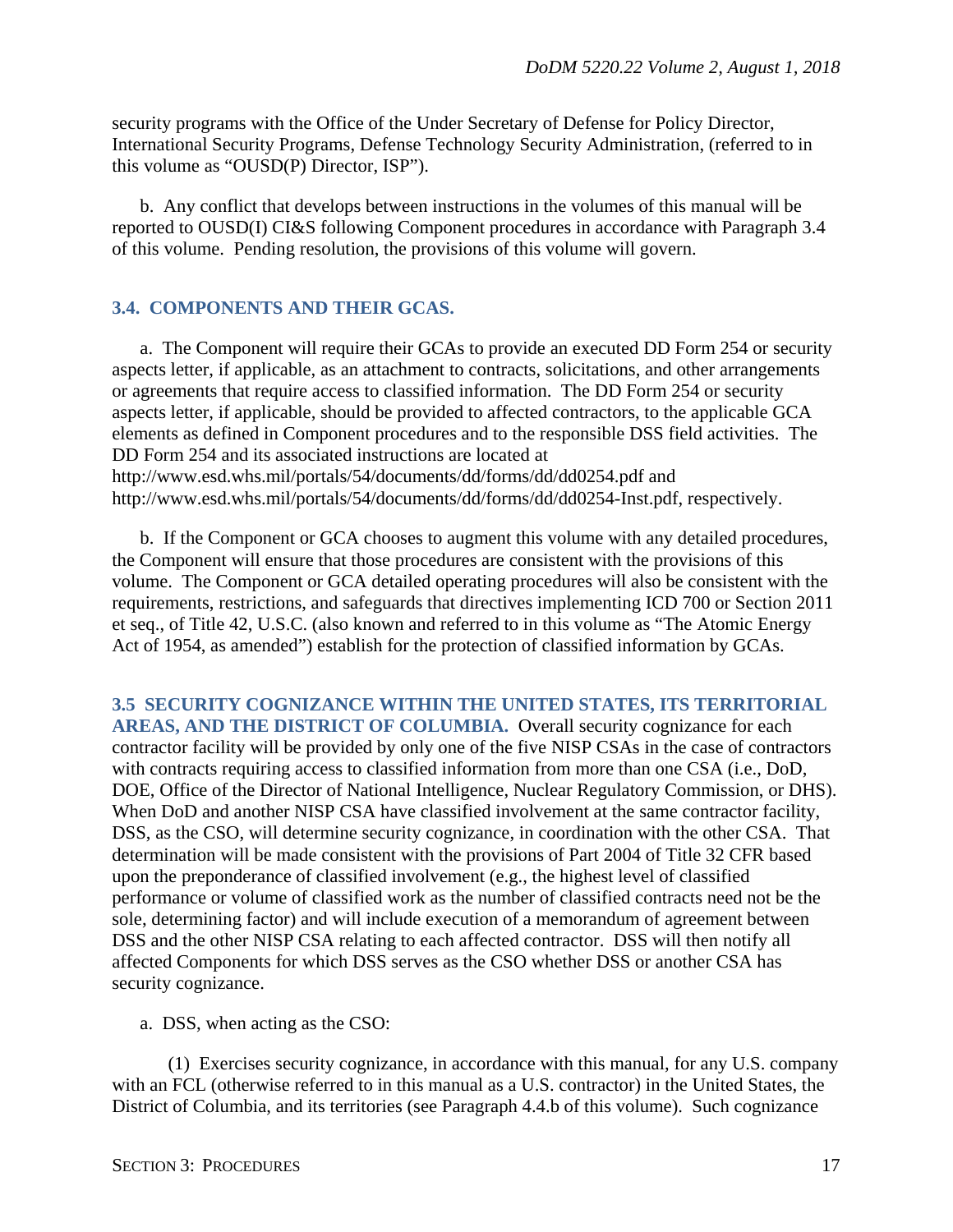security programs with the Office of the Under Secretary of Defense for Policy Director, International Security Programs, Defense Technology Security Administration, (referred to in this volume as "OUSD(P) Director, ISP").

b. Any conflict that develops between instructions in the volumes of this manual will be reported to OUSD(I) CI&S following Component procedures in accordance with Paragraph 3.4 of this volume. Pending resolution, the provisions of this volume will govern.

## 3.4. COMPONENTS AND THEIR GCAS.

a. The Component will require their GCAs to provide an executed DD Form 254 or security aspects letter, if applicable, as an attachment to contracts, solicitations, and other arrangements or agreements that require access to classified information. The DD Form 254 or security aspects letter, if applicable, should be provided to affected contractors, to the applicable GCA elements as defined in Component procedures and to the responsible DSS field activities. The DD Form 254 and its associated instructions are located at http://www.esd.whs.mil/portals/54/documents/dd/forms/dd/dd0254.pdf and http://www.esd.whs.mil/portals/54/documents/dd/forms/dd/dd0254-Inst.pdf, respectively.

b. If the Component or GCA chooses to augment this volume with any detailed procedures, the Component will ensure that those procedures are consistent with the provisions of this volume. The Component or GCA detailed operating procedures will also be consistent with the requirements, restrictions, and safeguards that directives implementing ICD 700 or Section 2011 et seq., of Title 42, U.S.C. (also known and referred to in this volume as "The Atomic Energy Act of 1954, as amended") establish for the protection of classified information by GCAs.

## 3.5 SECURITY COGNIZANCE WITHIN THE UNITED STATES, ITS TERRITORIAL AREAS, AND THE DISTRICT OF COLUMBIA.

Overall security cognizance for each contractor facility will be provided by only one of the five NISP CSAs in the case of contractors with contracts requiring access to classified information from more than one CSA (i.e., DoD, DOE, Office of the Director of National Intelligence, Nuclear Regulatory Commission, or DHS). When DoD and another NISP CSA have classified involvement at the same contractor facility, DSS, as the CSO, will determine security cognizance, in coordination with the other CSA. That determination will be made consistent with the provisions of Part 2004 of Title 32 CFR based upon the preponderance of classified involvement (e.g., the highest level of classified performance or volume of classified work as the number of classified contracts need not be the sole, determining factor) and will include execution of a memorandum of agreement between DSS and the other NISP CSA relating to each affected contractor. DSS will then notify all affected Components for which DSS serves as the CSO whether DSS or another CSA has security cognizance.

a. DSS, when acting as the CSO:

(1) Exercises security cognizance, in accordance with this manual, for any U.S. company with an FCL (otherwise referred to in this manual as a U.S. contractor) in the United States, the District of Columbia, and its territories (see Paragraph 4.4.b of this volume). Such cognizance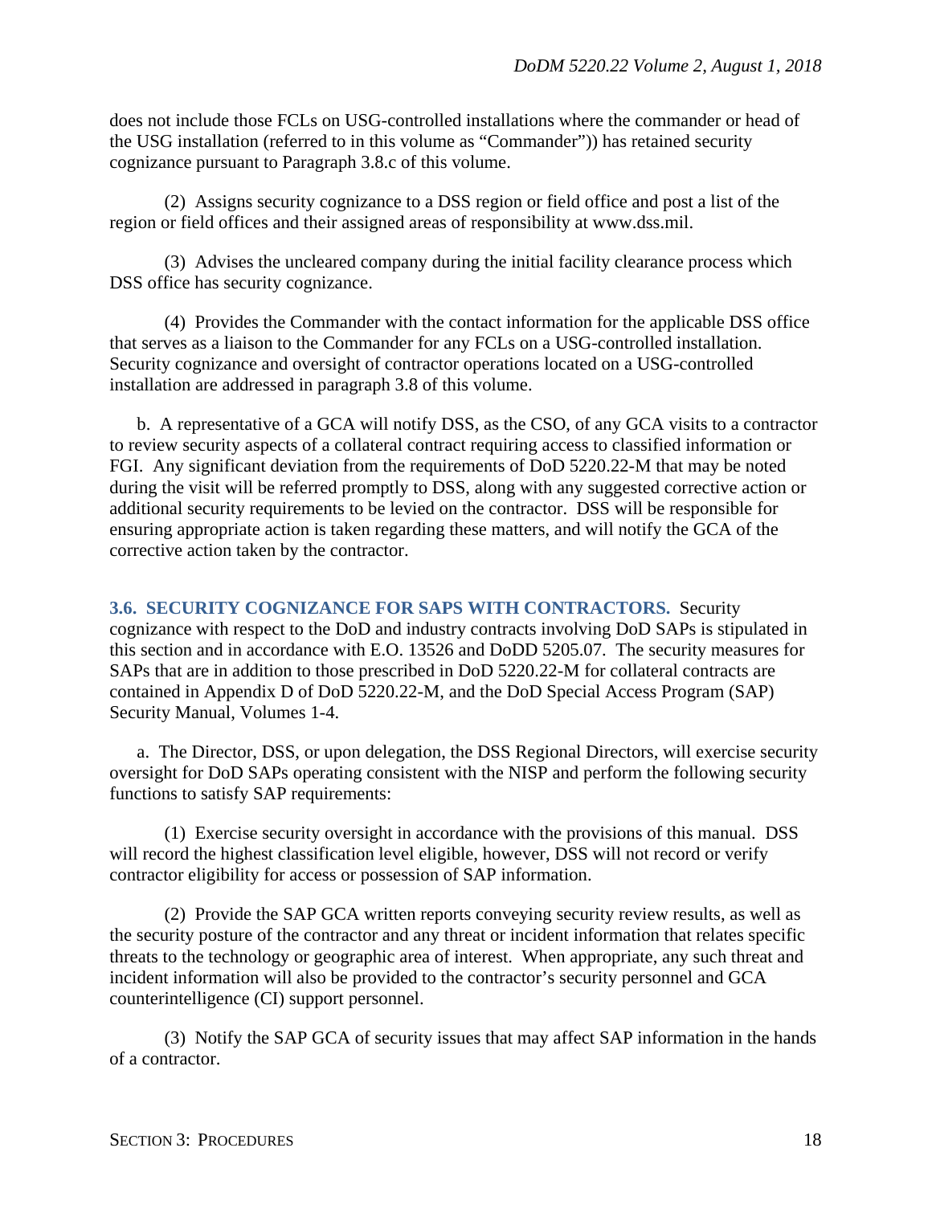does not include those FCLs on USG-controlled installations where the commander or head of the USG installation (referred to in this volume as "Commander")) has retained security cognizance pursuant to Paragraph 3.8.c of this volume.

(2) Assigns security cognizance to a DSS region or field office and post a list of the region or field offices and their assigned areas of responsibility at www.dss.mil.

(3) Advises the uncleared company during the initial facility clearance process which DSS office has security cognizance.

(4) Provides the Commander with the contact information for the applicable DSS office that serves as a liaison to the Commander for any FCLs on a USG-controlled installation. Security cognizance and oversight of contractor operations located on a USG-controlled installation are addressed in paragraph 3.8 of this volume.

b. A representative of a GCA will notify DSS, as the CSO, of any GCA visits to a contractor to review security aspects of a collateral contract requiring access to classified information or FGI. Any significant deviation from the requirements of DoD 5220.22-M that may be noted during the visit will be referred promptly to DSS, along with any suggested corrective action or additional security requirements to be levied on the contractor. DSS will be responsible for ensuring appropriate action is taken regarding these matters, and will notify the GCA of the corrective action taken by the contractor.

**3.6. SECURITY COGNIZANCE FOR SAPS WITH CONTRACTORS.** Security cognizance with respect to the DoD and industry contracts involving DoD SAPs is stipulated in this section and in accordance with E.O. 13526 and DoDD 5205.07. The security measures for SAPs that are in addition to those prescribed in DoD 5220.22-M for collateral contracts are contained in Appendix D of DoD 5220.22-M, and the DoD Special Access Program (SAP) Security Manual, Volumes 1-4.

a. The Director, DSS, or upon delegation, the DSS Regional Directors, will exercise security oversight for DoD SAPs operating consistent with the NISP and perform the following security functions to satisfy SAP requirements:

(1) Exercise security oversight in accordance with the provisions of this manual. DSS will record the highest classification level eligible, however, DSS will not record or verify contractor eligibility for access or possession of SAP information.

(2) Provide the SAP GCA written reports conveying security review results, as well as the security posture of the contractor and any threat or incident information that relates specific threats to the technology or geographic area of interest. When appropriate, any such threat and incident information will also be provided to the contractor's security personnel and GCA counterintelligence (CI) support personnel.

(3) Notify the SAP GCA of security issues that may affect SAP information in the hands of a contractor.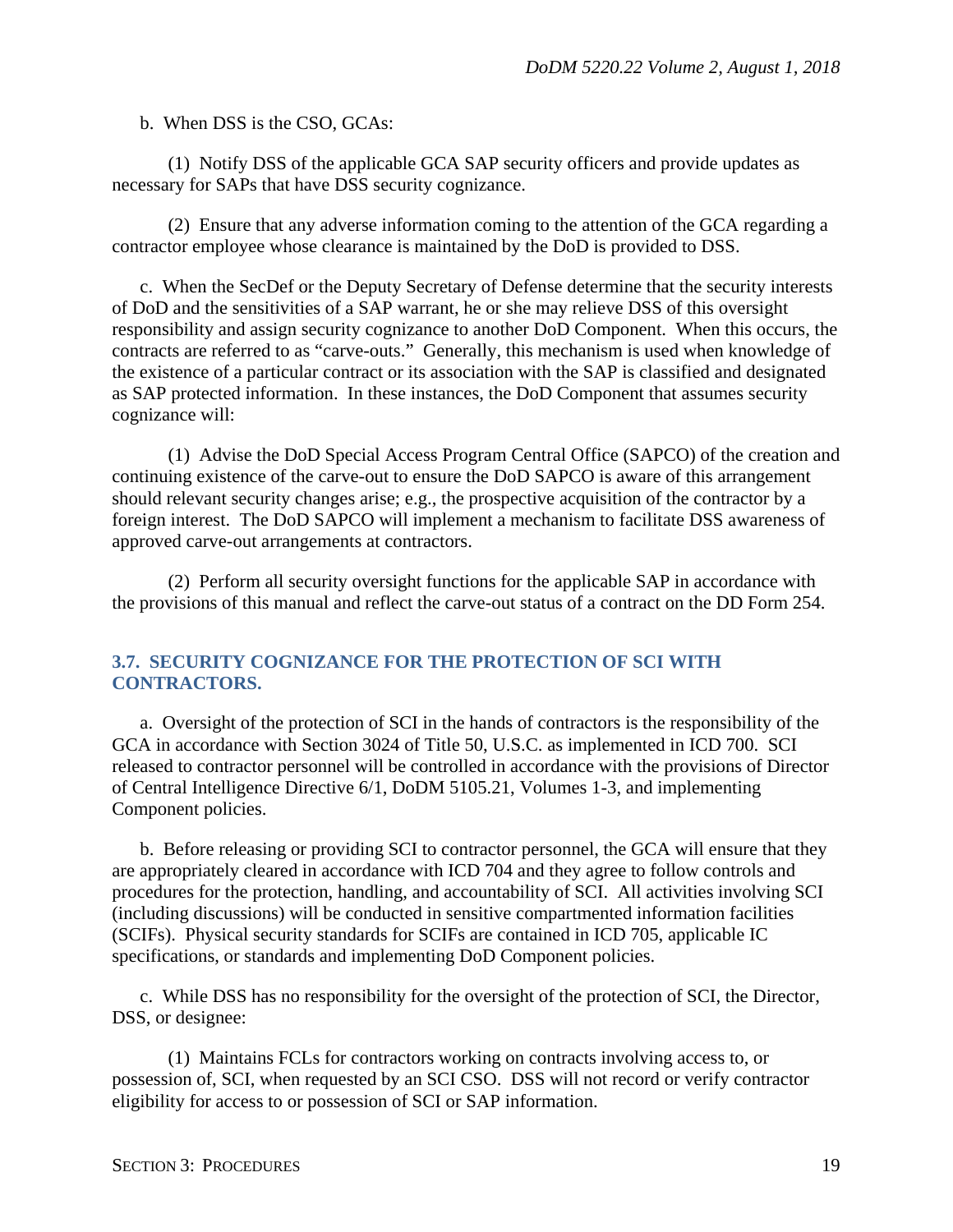b. When DSS is the CSO, GCAs:

(1) Notify DSS of the applicable GCA SAP security officers and provide updates as necessary for SAPs that have DSS security cognizance.

(2) Ensure that any adverse information coming to the attention of the GCA regarding a contractor employee whose clearance is maintained by the DoD is provided to DSS.

c. When the SecDef or the Deputy Secretary of Defense determine that the security interests of DoD and the sensitivities of a SAP warrant, he or she may relieve DSS of this oversight responsibility and assign security cognizance to another DoD Component. When this occurs, the contracts are referred to as "carve-outs." Generally, this mechanism is used when knowledge of the existence of a particular contract or its association with the SAP is classified and designated as SAP protected information. In these instances, the DoD Component that assumes security cognizance will:

(1) Advise the DoD Special Access Program Central Office (SAPCO) of the creation and continuing existence of the carve-out to ensure the DoD SAPCO is aware of this arrangement should relevant security changes arise; e.g., the prospective acquisition of the contractor by a foreign interest. The DoD SAPCO will implement a mechanism to facilitate DSS awareness of approved carve-out arrangements at contractors.

(2) Perform all security oversight functions for the applicable SAP in accordance with the provisions of this manual and reflect the carve-out status of a contract on the DD Form 254.

## 3.7. SECURITY COGNIZANCE FOR THE PROTECTION OF SCI WITH CONTRACTORS.

a. Oversight of the protection of SCI in the hands of contractors is the responsibility of the GCA in accordance with Section 3024 of Title 50, U.S.C. as implemented in ICD 700. SCI released to contractor personnel will be controlled in accordance with the provisions of Director of Central Intelligence Directive 6/1, DoDM 5105.21, Volumes 1-3, and implementing Component policies.

b. Before releasing or providing SCI to contractor personnel, the GCA will ensure that they are appropriately cleared in accordance with ICD 704 and they agree to follow controls and procedures for the protection, handling, and accountability of SCI. All activities involving SCI (including discussions) will be conducted in sensitive compartmented information facilities (SCIFs). Physical security standards for SCIFs are contained in ICD 705, applicable IC specifications, or standards and implementing DoD Component policies.

c. While DSS has no responsibility for the oversight of the protection of SCI, the Director, DSS, or designee:

(1) Maintains FCLs for contractors working on contracts involving access to, or possession of, SCI, when requested by an SCI CSO. DSS will not record or verify contractor eligibility for access to or possession of SCI or SAP information.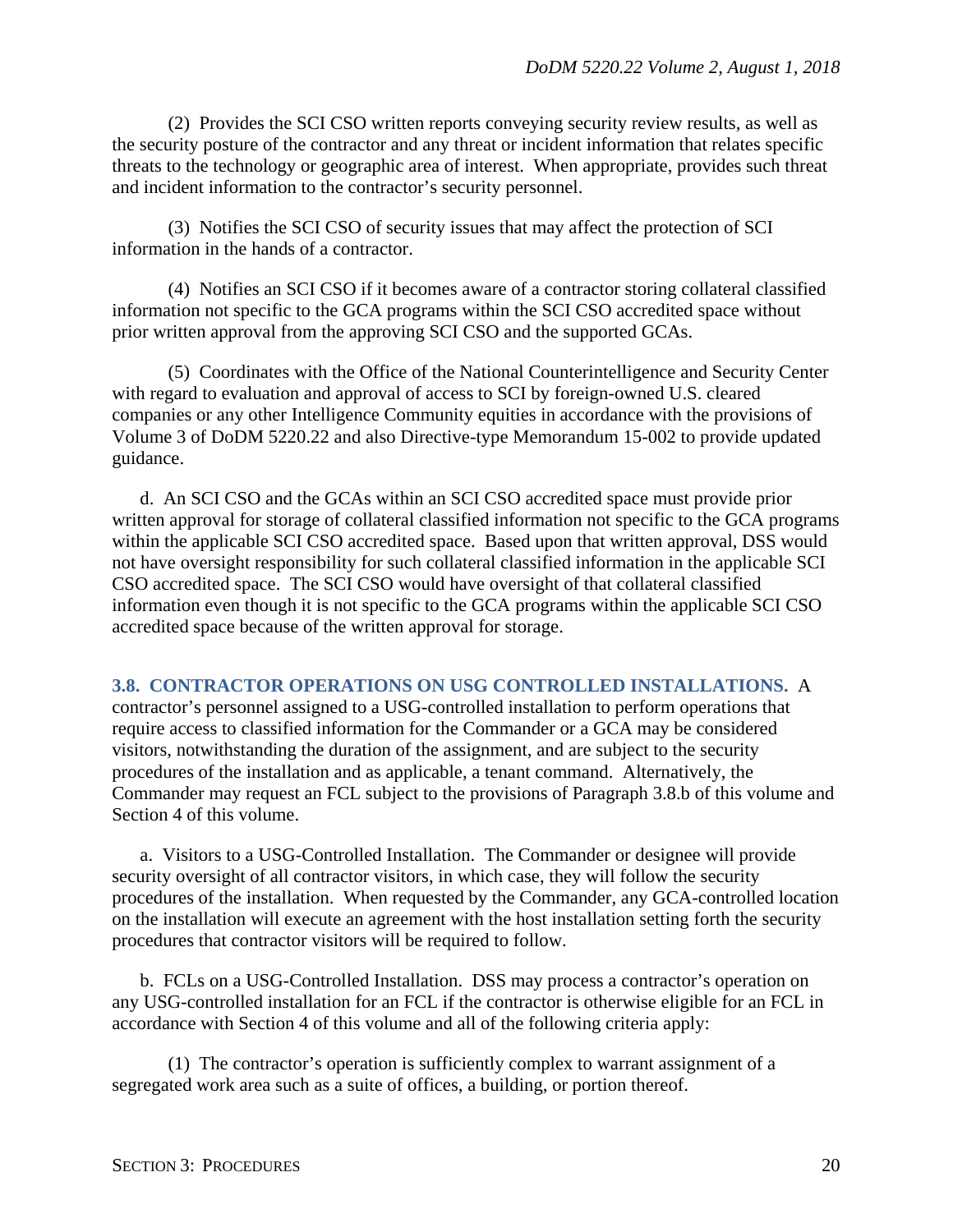(2) Provides the SCI CSO written reports conveying security review results, as well as the security posture of the contractor and any threat or incident information that relates specific threats to the technology or geographic area of interest. When appropriate, provides such threat and incident information to the contractor's security personnel.

(3) Notifies the SCI CSO of security issues that may affect the protection of SCI information in the hands of a contractor.

(4) Notifies an SCI CSO if it becomes aware of a contractor storing collateral classified information not specific to the GCA programs within the SCI CSO accredited space without prior written approval from the approving SCI CSO and the supported GCAs.

(5) Coordinates with the Office of the National Counterintelligence and Security Center with regard to evaluation and approval of access to SCI by foreign-owned U.S. cleared companies or any other Intelligence Community equities in accordance with the provisions of Volume 3 of DoDM 5220.22 and also Directive-type Memorandum 15-002 to provide updated guidance.

d. An SCI CSO and the GCAs within an SCI CSO accredited space must provide prior written approval for storage of collateral classified information not specific to the GCA programs within the applicable SCI CSO accredited space. Based upon that written approval, DSS would not have oversight responsibility for such collateral classified information in the applicable SCI CSO accredited space. The SCI CSO would have oversight of that collateral classified information even though it is not specific to the GCA programs within the applicable SCI CSO accredited space because of the written approval for storage.

**3.8. CONTRACTOR OPERATIONS ON USG CONTROLLED INSTALLATIONS.** A contractor's personnel assigned to a USG-controlled installation to perform operations that require access to classified information for the Commander or a GCA may be considered visitors, notwithstanding the duration of the assignment, and are subject to the security procedures of the installation and as applicable, a tenant command. Alternatively, the Commander may request an FCL subject to the provisions of Paragraph 3.8.b of this volume and Section 4 of this volume.

a. Visitors to a USG-Controlled Installation. The Commander or designee will provide security oversight of all contractor visitors, in which case, they will follow the security procedures of the installation. When requested by the Commander, any GCA-controlled location on the installation will execute an agreement with the host installation setting forth the security procedures that contractor visitors will be required to follow.

b. FCLs on a USG-Controlled Installation. DSS may process a contractor's operation on any USG-controlled installation for an FCL if the contractor is otherwise eligible for an FCL in accordance with Section 4 of this volume and all of the following criteria apply:

(1) The contractor's operation is sufficiently complex to warrant assignment of a segregated work area such as a suite of offices, a building, or portion thereof.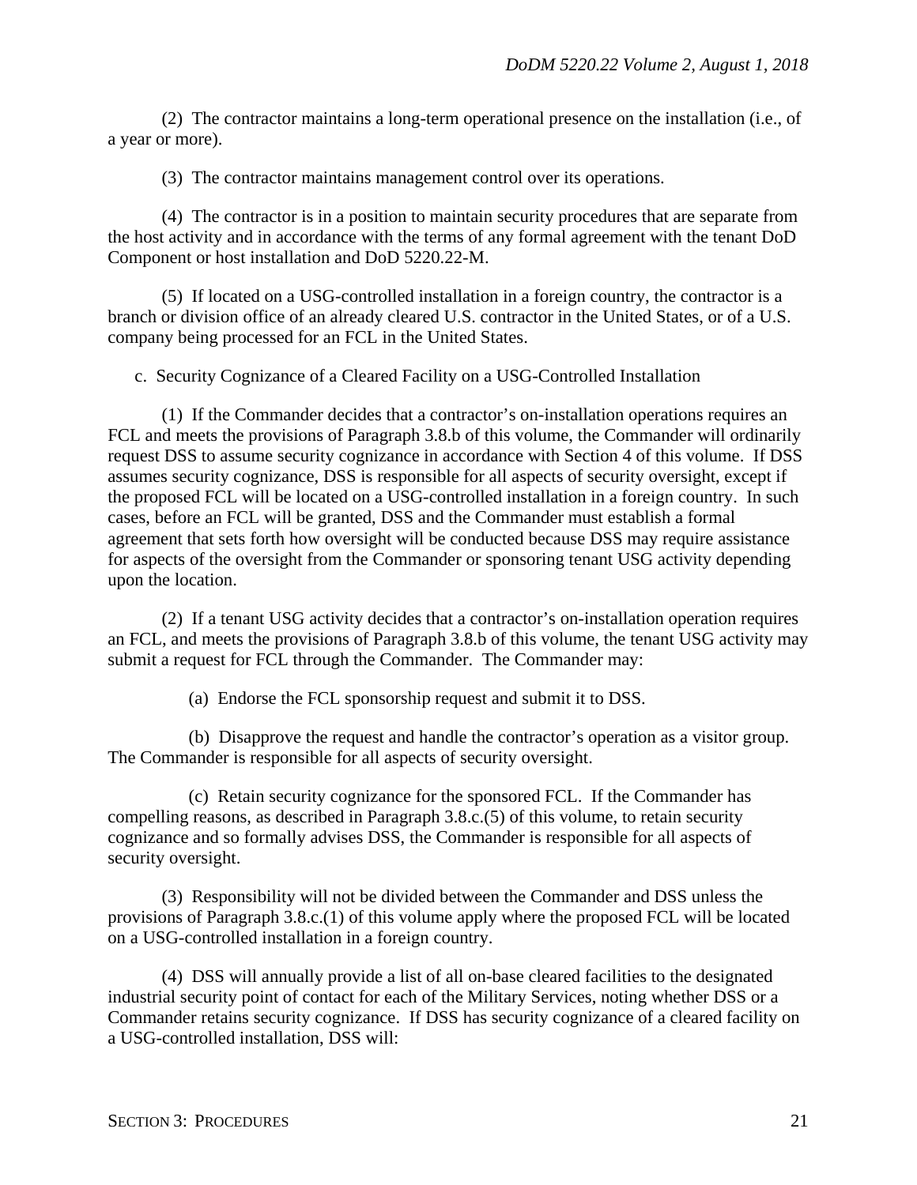(2) The contractor maintains a long-term operational presence on the installation (i.e., of a year or more).

(3) The contractor maintains management control over its operations.

(4) The contractor is in a position to maintain security procedures that are separate from the host activity and in accordance with the terms of any formal agreement with the tenant DoD Component or host installation and DoD 5220.22-M.

(5) If located on a USG-controlled installation in a foreign country, the contractor is a branch or division office of an already cleared U.S. contractor in the United States, or of a U.S. company being processed for an FCL in the United States.

c. Security Cognizance of a Cleared Facility on a USG-Controlled Installation

(1) If the Commander decides that a contractor's on-installation operations requires an FCL and meets the provisions of Paragraph 3.8.b of this volume, the Commander will ordinarily request DSS to assume security cognizance in accordance with Section 4 of this volume. If DSS assumes security cognizance, DSS is responsible for all aspects of security oversight, except if the proposed FCL will be located on a USG-controlled installation in a foreign country. In such cases, before an FCL will be granted, DSS and the Commander must establish a formal agreement that sets forth how oversight will be conducted because DSS may require assistance for aspects of the oversight from the Commander or sponsoring tenant USG activity depending upon the location.

(2) If a tenant USG activity decides that a contractor's on-installation operation requires an FCL, and meets the provisions of Paragraph 3.8.b of this volume, the tenant USG activity may submit a request for FCL through the Commander. The Commander may:

(a) Endorse the FCL sponsorship request and submit it to DSS.

(b) Disapprove the request and handle the contractor's operation as a visitor group. The Commander is responsible for all aspects of security oversight.

(c) Retain security cognizance for the sponsored FCL. If the Commander has compelling reasons, as described in Paragraph 3.8.c.(5) of this volume, to retain security cognizance and so formally advises DSS, the Commander is responsible for all aspects of security oversight.

(3) Responsibility will not be divided between the Commander and DSS unless the provisions of Paragraph 3.8.c.(1) of this volume apply where the proposed FCL will be located on a USG-controlled installation in a foreign country.

(4) DSS will annually provide a list of all on-base cleared facilities to the designated industrial security point of contact for each of the Military Services, noting whether DSS or a Commander retains security cognizance. If DSS has security cognizance of a cleared facility on a USG-controlled installation, DSS will: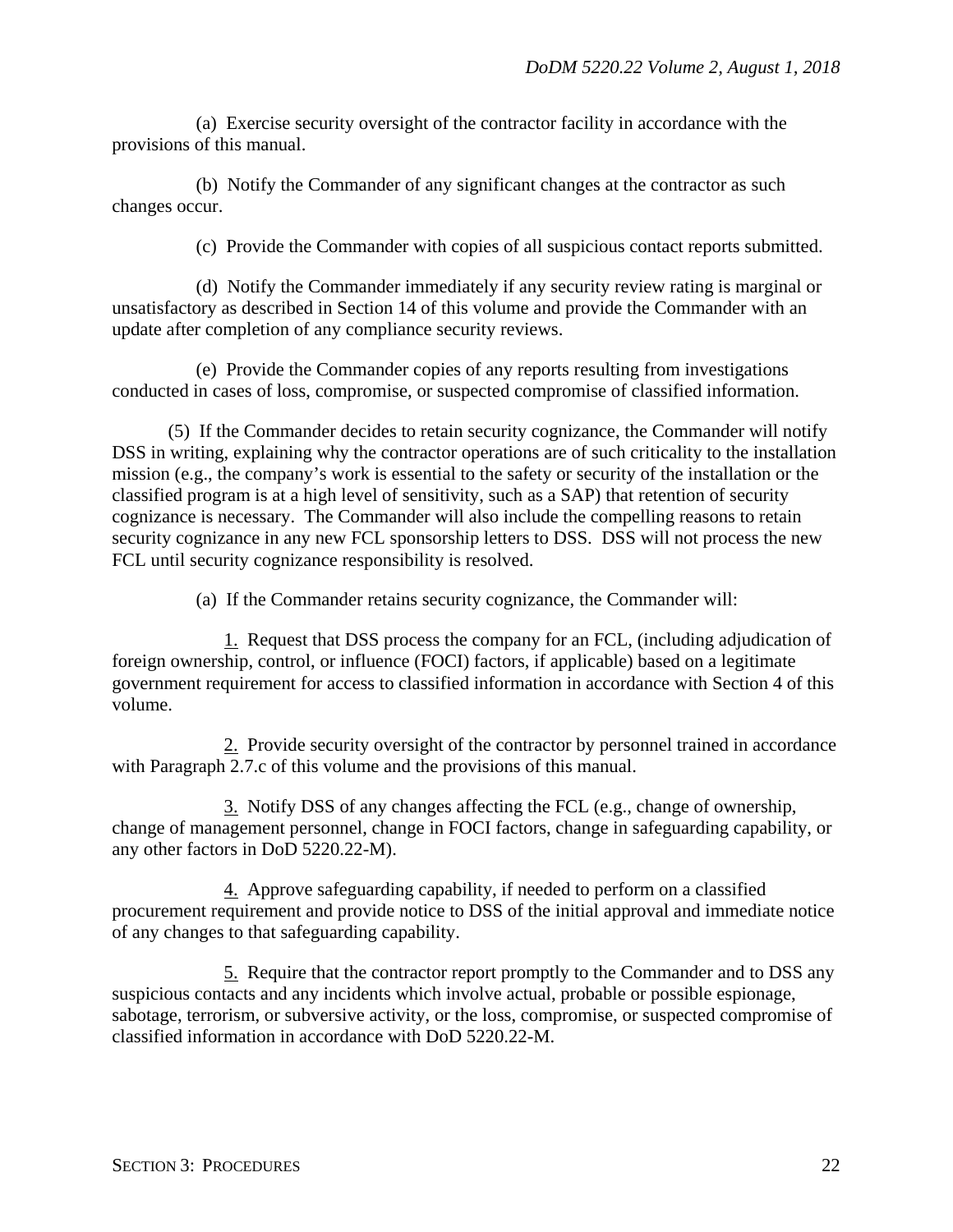(a) Exercise security oversight of the contractor facility in accordance with the provisions of this manual.

(b) Notify the Commander of any significant changes at the contractor as such changes occur.

(c) Provide the Commander with copies of all suspicious contact reports submitted.

(d) Notify the Commander immediately if any security review rating is marginal or unsatisfactory as described in Section 14 of this volume and provide the Commander with an update after completion of any compliance security reviews.

(e) Provide the Commander copies of any reports resulting from investigations conducted in cases of loss, compromise, or suspected compromise of classified information.

(5) If the Commander decides to retain security cognizance, the Commander will notify DSS in writing, explaining why the contractor operations are of such criticality to the installation mission (e.g., the company's work is essential to the safety or security of the installation or the classified program is at a high level of sensitivity, such as a SAP) that retention of security cognizance is necessary. The Commander will also include the compelling reasons to retain security cognizance in any new FCL sponsorship letters to DSS. DSS will not process the new FCL until security cognizance responsibility is resolved.

(a) If the Commander retains security cognizance, the Commander will:

1. Request that DSS process the company for an FCL, (including adjudication of foreign ownership, control, or influence (FOCI) factors, if applicable) based on a legitimate government requirement for access to classified information in accordance with Section 4 of this volume.

2. Provide security oversight of the contractor by personnel trained in accordance with Paragraph 2.7.c of this volume and the provisions of this manual.

3. Notify DSS of any changes affecting the FCL (e.g., change of ownership, change of management personnel, change in FOCI factors, change in safeguarding capability, or any other factors in DoD 5220.22-M).

4. Approve safeguarding capability, if needed to perform on a classified procurement requirement and provide notice to DSS of the initial approval and immediate notice of any changes to that safeguarding capability.

5. Require that the contractor report promptly to the Commander and to DSS any suspicious contacts and any incidents which involve actual, probable or possible espionage, sabotage, terrorism, or subversive activity, or the loss, compromise, or suspected compromise of classified information in accordance with DoD 5220.22-M.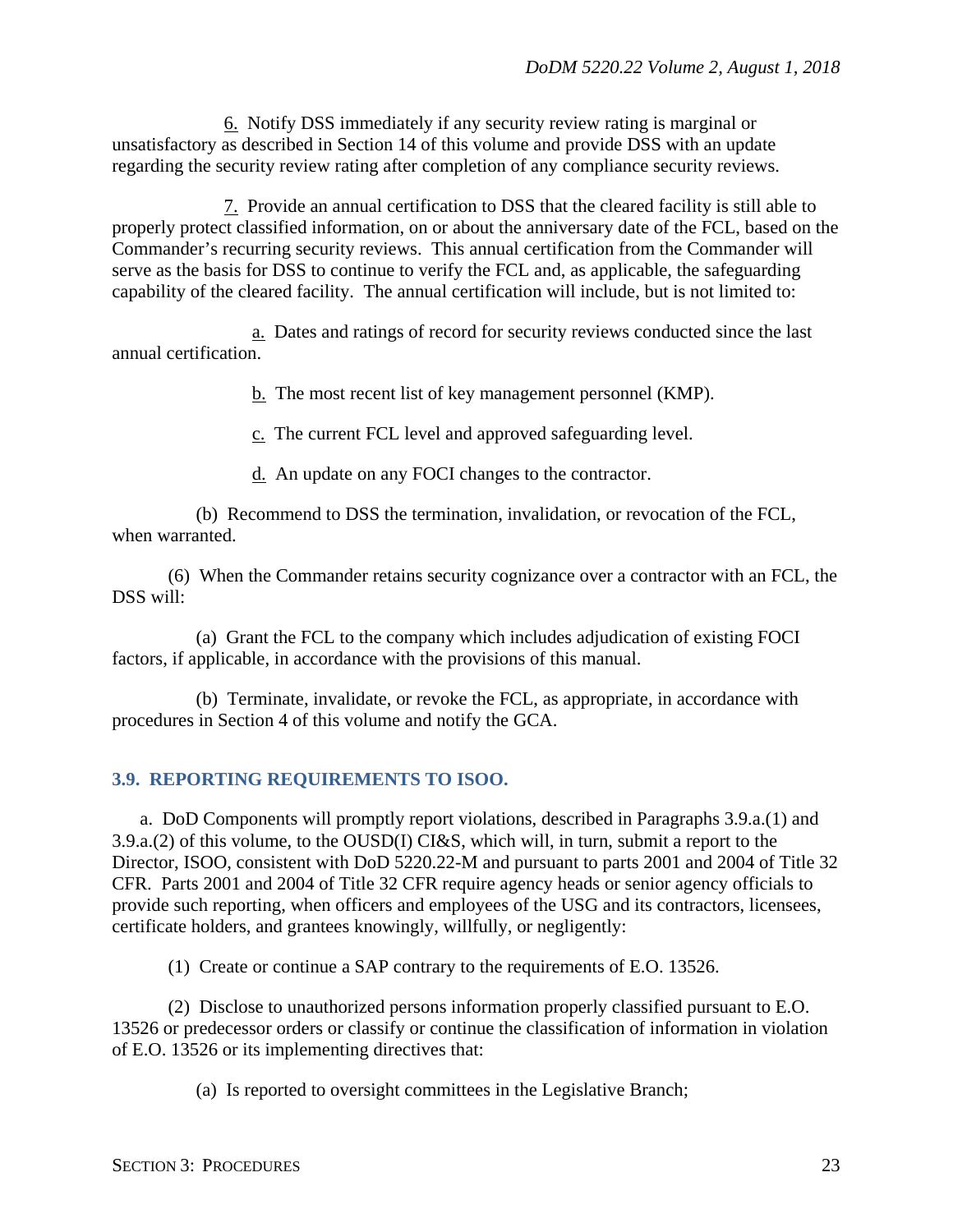6. Notify DSS immediately if any security review rating is marginal or unsatisfactory as described in Section 14 of this volume and provide DSS with an update regarding the security review rating after completion of any compliance security reviews.

7. Provide an annual certification to DSS that the cleared facility is still able to properly protect classified information, on or about the anniversary date of the FCL, based on the Commander's recurring security reviews. This annual certification from the Commander will serve as the basis for DSS to continue to verify the FCL and, as applicable, the safeguarding capability of the cleared facility. The annual certification will include, but is not limited to:

a. Dates and ratings of record for security reviews conducted since the last annual certification.

b. The most recent list of key management personnel (KMP).

c. The current FCL level and approved safeguarding level.

d. An update on any FOCI changes to the contractor.

(b) Recommend to DSS the termination, invalidation, or revocation of the FCL, when warranted.

(6) When the Commander retains security cognizance over a contractor with an FCL, the DSS will:

(a) Grant the FCL to the company which includes adjudication of existing FOCI factors, if applicable, in accordance with the provisions of this manual.

(b) Terminate, invalidate, or revoke the FCL, as appropriate, in accordance with procedures in Section 4 of this volume and notify the GCA.

## 3.9. REPORTING REQUIREMENTS TO ISOO.

a. DoD Components will promptly report violations, described in Paragraphs 3.9.a.(1) and 3.9.a.(2) of this volume, to the OUSD(I) CI&S, which will, in turn, submit a report to the Director, ISOO, consistent with DoD 5220.22-M and pursuant to parts 2001 and 2004 of Title 32 CFR. Parts 2001 and 2004 of Title 32 CFR require agency heads or senior agency officials to provide such reporting, when officers and employees of the USG and its contractors, licensees, certificate holders, and grantees knowingly, willfully, or negligently:

(1) Create or continue a SAP contrary to the requirements of E.O. 13526.

(2) Disclose to unauthorized persons information properly classified pursuant to E.O. 13526 or predecessor orders or classify or continue the classification of information in violation of E.O. 13526 or its implementing directives that:

(a) Is reported to oversight committees in the Legislative Branch;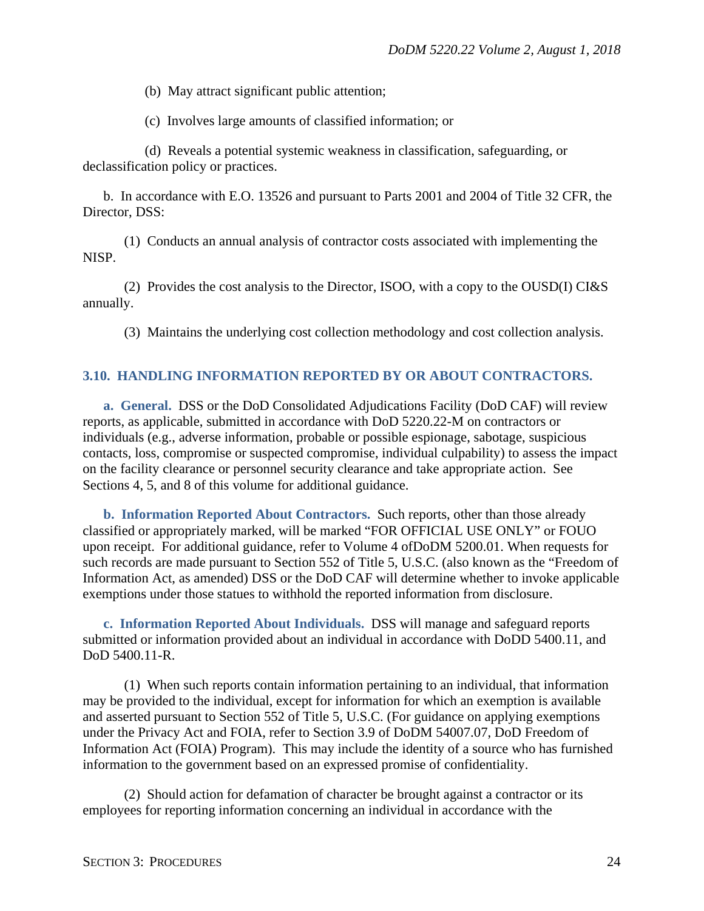(b) May attract significant public attention;

(c) Involves large amounts of classified information; or

(d) Reveals a potential systemic weakness in classification, safeguarding, or declassification policy or practices.

b. In accordance with E.O. 13526 and pursuant to Parts 2001 and 2004 of Title 32 CFR, the Director, DSS:

(1) Conducts an annual analysis of contractor costs associated with implementing the NISP.

(2) Provides the cost analysis to the Director, ISOO, with a copy to the OUSD(I) CI&S annually.

(3) Maintains the underlying cost collection methodology and cost collection analysis.

## 3.10. HANDLING INFORMATION REPORTED BY OR ABOUT CONTRACTORS.

**a. General.** DSS or the DoD Consolidated Adjudications Facility (DoD CAF) will review reports, as applicable, submitted in accordance with DoD 5220.22-M on contractors or individuals (e.g., adverse information, probable or possible espionage, sabotage, suspicious contacts, loss, compromise or suspected compromise, individual culpability) to assess the impact on the facility clearance or personnel security clearance and take appropriate action. See Sections 4, 5, and 8 of this volume for additional guidance.

**b. Information Reported About Contractors.** Such reports, other than those already classified or appropriately marked, will be marked "FOR OFFICIAL USE ONLY" or FOUO upon receipt. For additional guidance, refer to Volume 4 ofDoDM 5200.01. When requests for such records are made pursuant to Section 552 of Title 5, U.S.C. (also known as the "Freedom of Information Act, as amended) DSS or the DoD CAF will determine whether to invoke applicable exemptions under those statues to withhold the reported information from disclosure.

**c. Information Reported About Individuals.** DSS will manage and safeguard reports submitted or information provided about an individual in accordance with DoDD 5400.11, and DoD 5400.11-R.

(1) When such reports contain information pertaining to an individual, that information may be provided to the individual, except for information for which an exemption is available and asserted pursuant to Section 552 of Title 5, U.S.C. (For guidance on applying exemptions under the Privacy Act and FOIA, refer to Section 3.9 of DoDM 54007.07, DoD Freedom of Information Act (FOIA) Program). This may include the identity of a source who has furnished information to the government based on an expressed promise of confidentiality.

(2) Should action for defamation of character be brought against a contractor or its employees for reporting information concerning an individual in accordance with the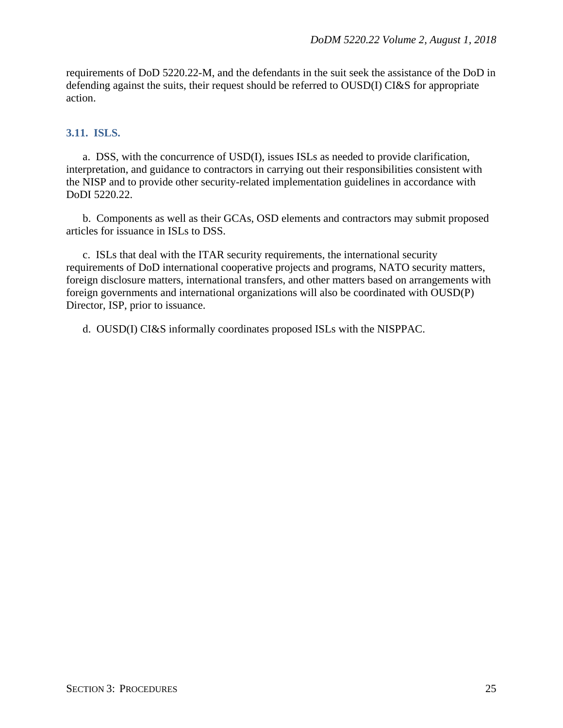requirements of DoD 5220.22-M, and the defendants in the suit seek the assistance of the DoD in defending against the suits, their request should be referred to OUSD(I) CI&S for appropriate action.

### 3.11. ISLS.

a. DSS, with the concurrence of USD(I), issues ISLs as needed to provide clarification, interpretation, and guidance to contractors in carrying out their responsibilities consistent with the NISP and to provide other security-related implementation guidelines in accordance with DoDI 5220.22.

b. Components as well as their GCAs, OSD elements and contractors may submit proposed articles for issuance in ISLs to DSS.

c. ISLs that deal with the ITAR security requirements, the international security requirements of DoD international cooperative projects and programs, NATO security matters, foreign disclosure matters, international transfers, and other matters based on arrangements with foreign governments and international organizations will also be coordinated with OUSD(P) Director, ISP, prior to issuance.

d. OUSD(I) CI&S informally coordinates proposed ISLs with the NISPPAC.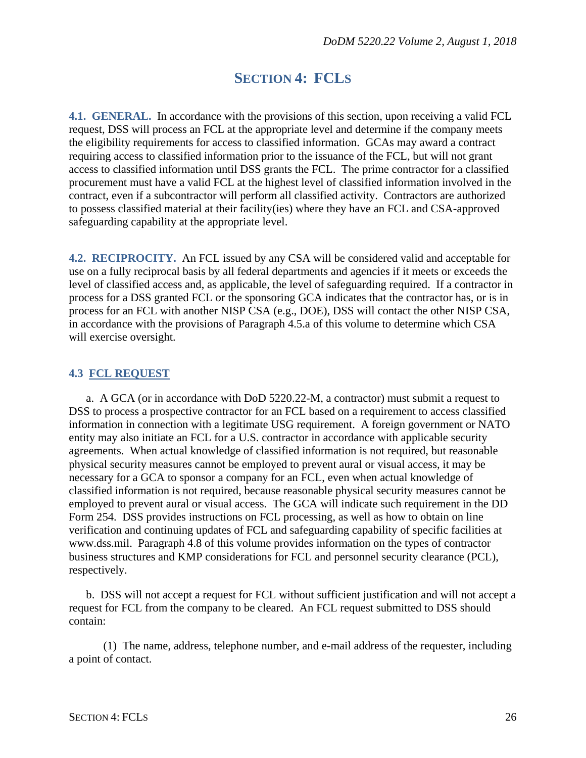# SECTION 4: FCLS

**4.1. GENERAL.** In accordance with the provisions of this section, upon receiving a valid FCL request, DSS will process an FCL at the appropriate level and determine if the company meets the eligibility requirements for access to classified information. GCAs may award a contract requiring access to classified information prior to the issuance of the FCL, but will not grant access to classified information until DSS grants the FCL. The prime contractor for a classified procurement must have a valid FCL at the highest level of classified information involved in the contract, even if a subcontractor will perform all classified activity. Contractors are authorized to possess classified material at their facility(ies) where they have an FCL and CSA-approved safeguarding capability at the appropriate level.

**4.2. RECIPROCITY.** An FCL issued by any CSA will be considered valid and acceptable for use on a fully reciprocal basis by all federal departments and agencies if it meets or exceeds the level of classified access and, as applicable, the level of safeguarding required. If a contractor in process for a DSS granted FCL or the sponsoring GCA indicates that the contractor has, or is in process for an FCL with another NISP CSA (e.g., DOE), DSS will contact the other NISP CSA, in accordance with the provisions of Paragraph 4.5.a of this volume to determine which CSA will exercise oversight.

## 4.3 FCL REQUEST

a. A GCA (or in accordance with DoD 5220.22-M, a contractor) must submit a request to DSS to process a prospective contractor for an FCL based on a requirement to access classified information in connection with a legitimate USG requirement. A foreign government or NATO entity may also initiate an FCL for a U.S. contractor in accordance with applicable security agreements. When actual knowledge of classified information is not required, but reasonable physical security measures cannot be employed to prevent aural or visual access, it may be necessary for a GCA to sponsor a company for an FCL, even when actual knowledge of classified information is not required, because reasonable physical security measures cannot be employed to prevent aural or visual access. The GCA will indicate such requirement in the DD Form 254. DSS provides instructions on FCL processing, as well as how to obtain on line verification and continuing updates of FCL and safeguarding capability of specific facilities at www.dss.mil. Paragraph 4.8 of this volume provides information on the types of contractor business structures and KMP considerations for FCL and personnel security clearance (PCL), respectively.

b. DSS will not accept a request for FCL without sufficient justification and will not accept a request for FCL from the company to be cleared. An FCL request submitted to DSS should contain:

(1) The name, address, telephone number, and e-mail address of the requester, including a point of contact.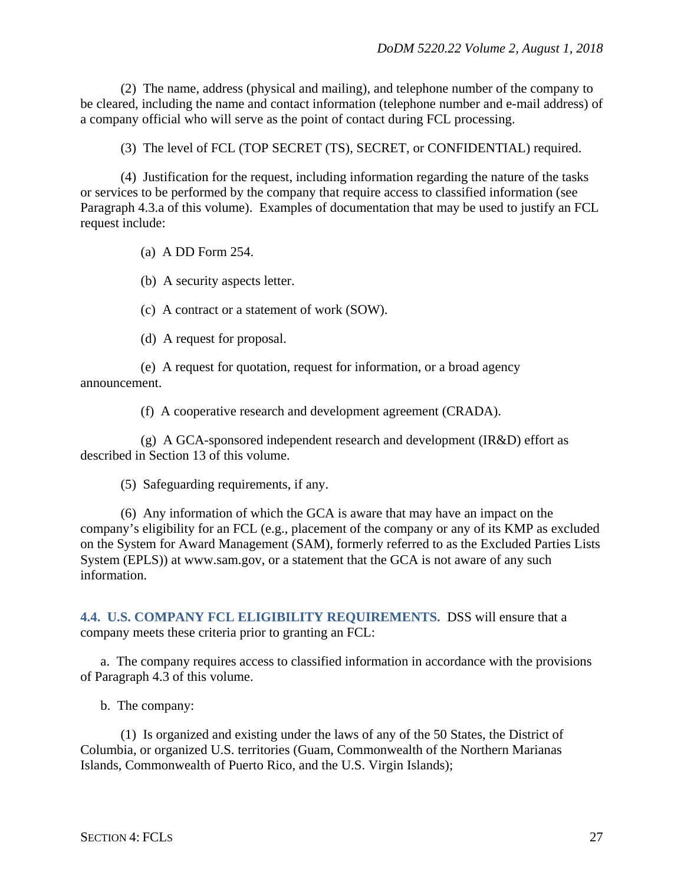(2) The name, address (physical and mailing), and telephone number of the company to be cleared, including the name and contact information (telephone number and e-mail address) of a company official who will serve as the point of contact during FCL processing.

(3) The level of FCL (TOP SECRET (TS), SECRET, or CONFIDENTIAL) required.

(4) Justification for the request, including information regarding the nature of the tasks or services to be performed by the company that require access to classified information (see Paragraph 4.3.a of this volume). Examples of documentation that may be used to justify an FCL request include:

(a) A DD Form 254.

(b) A security aspects letter.

(c) A contract or a statement of work (SOW).

(d) A request for proposal.

(e) A request for quotation, request for information, or a broad agency announcement.

(f) A cooperative research and development agreement (CRADA).

(g) A GCA-sponsored independent research and development (IR&D) effort as described in Section 13 of this volume.

(5) Safeguarding requirements, if any.

(6) Any information of which the GCA is aware that may have an impact on the company's eligibility for an FCL (e.g., placement of the company or any of its KMP as excluded on the System for Award Management (SAM), formerly referred to as the Excluded Parties Lists System (EPLS)) at www.sam.gov, or a statement that the GCA is not aware of any such information.

## 4.4. U.S. COMPANY FCL ELIGIBILITY REQUIREMENTS.

DSS will ensure that a company meets these criteria prior to granting an FCL:

a. The company requires access to classified information in accordance with the provisions of Paragraph 4.3 of this volume.

b. The company:

(1) Is organized and existing under the laws of any of the 50 States, the District of Columbia, or organized U.S. territories (Guam, Commonwealth of the Northern Marianas Islands, Commonwealth of Puerto Rico, and the U.S. Virgin Islands);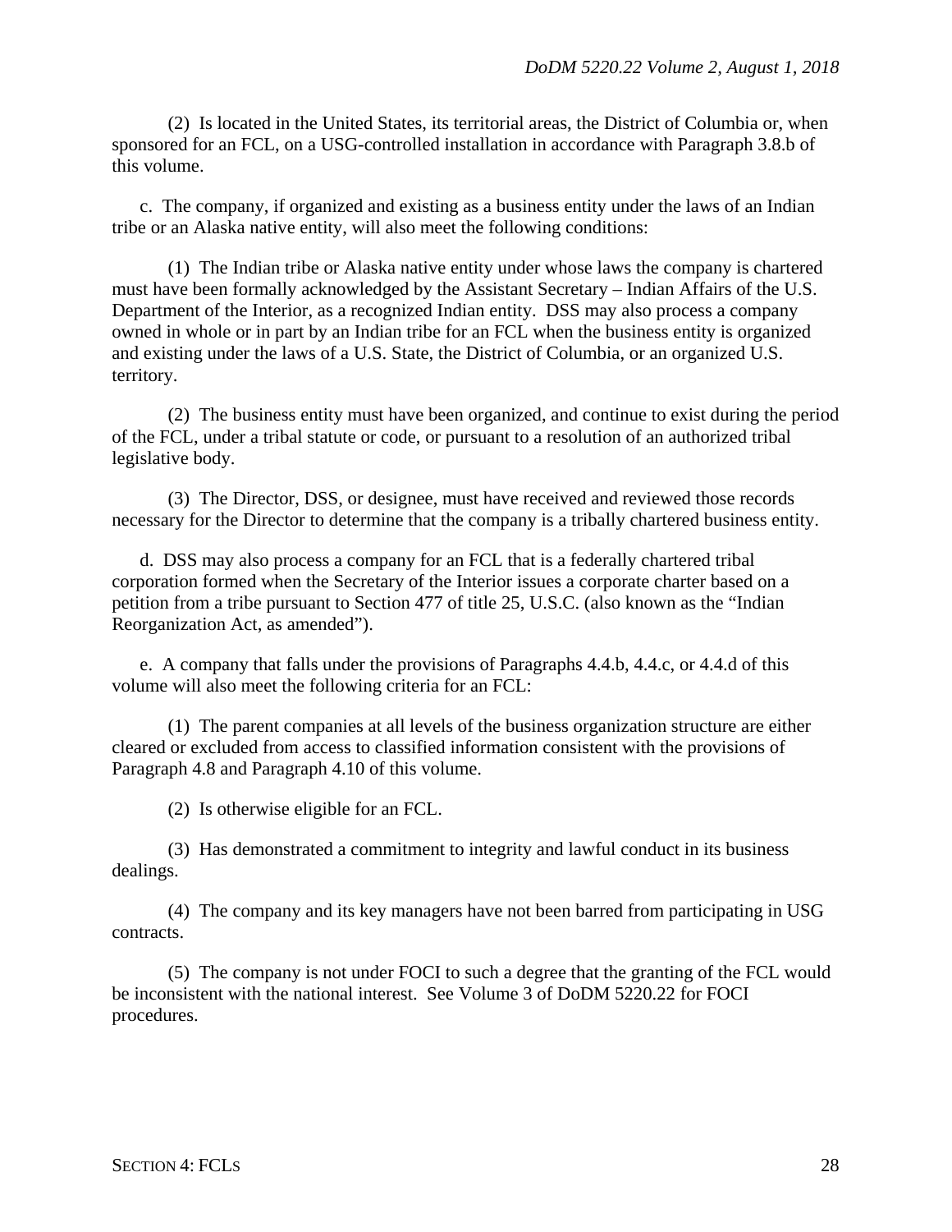(2) Is located in the United States, its territorial areas, the District of Columbia or, when sponsored for an FCL, on a USG-controlled installation in accordance with Paragraph 3.8.b of this volume.

c. The company, if organized and existing as a business entity under the laws of an Indian tribe or an Alaska native entity, will also meet the following conditions:

(1) The Indian tribe or Alaska native entity under whose laws the company is chartered must have been formally acknowledged by the Assistant Secretary – Indian Affairs of the U.S. Department of the Interior, as a recognized Indian entity. DSS may also process a company owned in whole or in part by an Indian tribe for an FCL when the business entity is organized and existing under the laws of a U.S. State, the District of Columbia, or an organized U.S. territory.

(2) The business entity must have been organized, and continue to exist during the period of the FCL, under a tribal statute or code, or pursuant to a resolution of an authorized tribal legislative body.

(3) The Director, DSS, or designee, must have received and reviewed those records necessary for the Director to determine that the company is a tribally chartered business entity.

d. DSS may also process a company for an FCL that is a federally chartered tribal corporation formed when the Secretary of the Interior issues a corporate charter based on a petition from a tribe pursuant to Section 477 of title 25, U.S.C. (also known as the "Indian Reorganization Act, as amended").

e. A company that falls under the provisions of Paragraphs 4.4.b, 4.4.c, or 4.4.d of this volume will also meet the following criteria for an FCL:

(1) The parent companies at all levels of the business organization structure are either cleared or excluded from access to classified information consistent with the provisions of Paragraph 4.8 and Paragraph 4.10 of this volume.

(2) Is otherwise eligible for an FCL.

(3) Has demonstrated a commitment to integrity and lawful conduct in its business dealings.

(4) The company and its key managers have not been barred from participating in USG contracts.

(5) The company is not under FOCI to such a degree that the granting of the FCL would be inconsistent with the national interest. See Volume 3 of DoDM 5220.22 for FOCI procedures.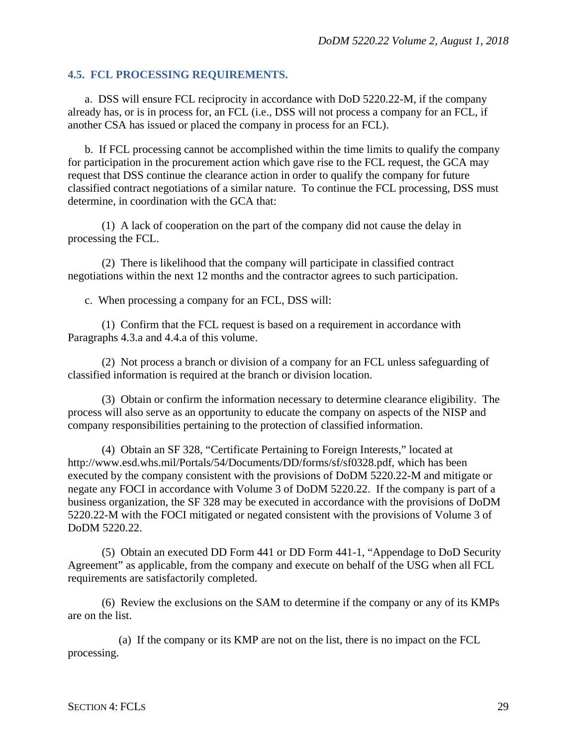### 4.5. FCL PROCESSING REQUIREMENTS.

a. DSS will ensure FCL reciprocity in accordance with DoD 5220.22-M, if the company already has, or is in process for, an FCL (i.e., DSS will not process a company for an FCL, if another CSA has issued or placed the company in process for an FCL).

b. If FCL processing cannot be accomplished within the time limits to qualify the company for participation in the procurement action which gave rise to the FCL request, the GCA may request that DSS continue the clearance action in order to qualify the company for future classified contract negotiations of a similar nature. To continue the FCL processing, DSS must determine, in coordination with the GCA that:

(1) A lack of cooperation on the part of the company did not cause the delay in processing the FCL.

(2) There is likelihood that the company will participate in classified contract negotiations within the next 12 months and the contractor agrees to such participation.

c. When processing a company for an FCL, DSS will:

(1) Confirm that the FCL request is based on a requirement in accordance with Paragraphs 4.3.a and 4.4.a of this volume.

(2) Not process a branch or division of a company for an FCL unless safeguarding of classified information is required at the branch or division location.

(3) Obtain or confirm the information necessary to determine clearance eligibility. The process will also serve as an opportunity to educate the company on aspects of the NISP and company responsibilities pertaining to the protection of classified information.

(4) Obtain an SF 328, "Certificate Pertaining to Foreign Interests," located at http://www.esd.whs.mil/Portals/54/Documents/DD/forms/sf/sf0328.pdf, which has been executed by the company consistent with the provisions of DoDM 5220.22-M and mitigate or negate any FOCI in accordance with Volume 3 of DoDM 5220.22. If the company is part of a business organization, the SF 328 may be executed in accordance with the provisions of DoDM 5220.22-M with the FOCI mitigated or negated consistent with the provisions of Volume 3 of DoDM 5220.22.

(5) Obtain an executed DD Form 441 or DD Form 441-1, "Appendage to DoD Security Agreement" as applicable, from the company and execute on behalf of the USG when all FCL requirements are satisfactorily completed.

(6) Review the exclusions on the SAM to determine if the company or any of its KMPs are on the list.

(a) If the company or its KMP are not on the list, there is no impact on the FCL processing.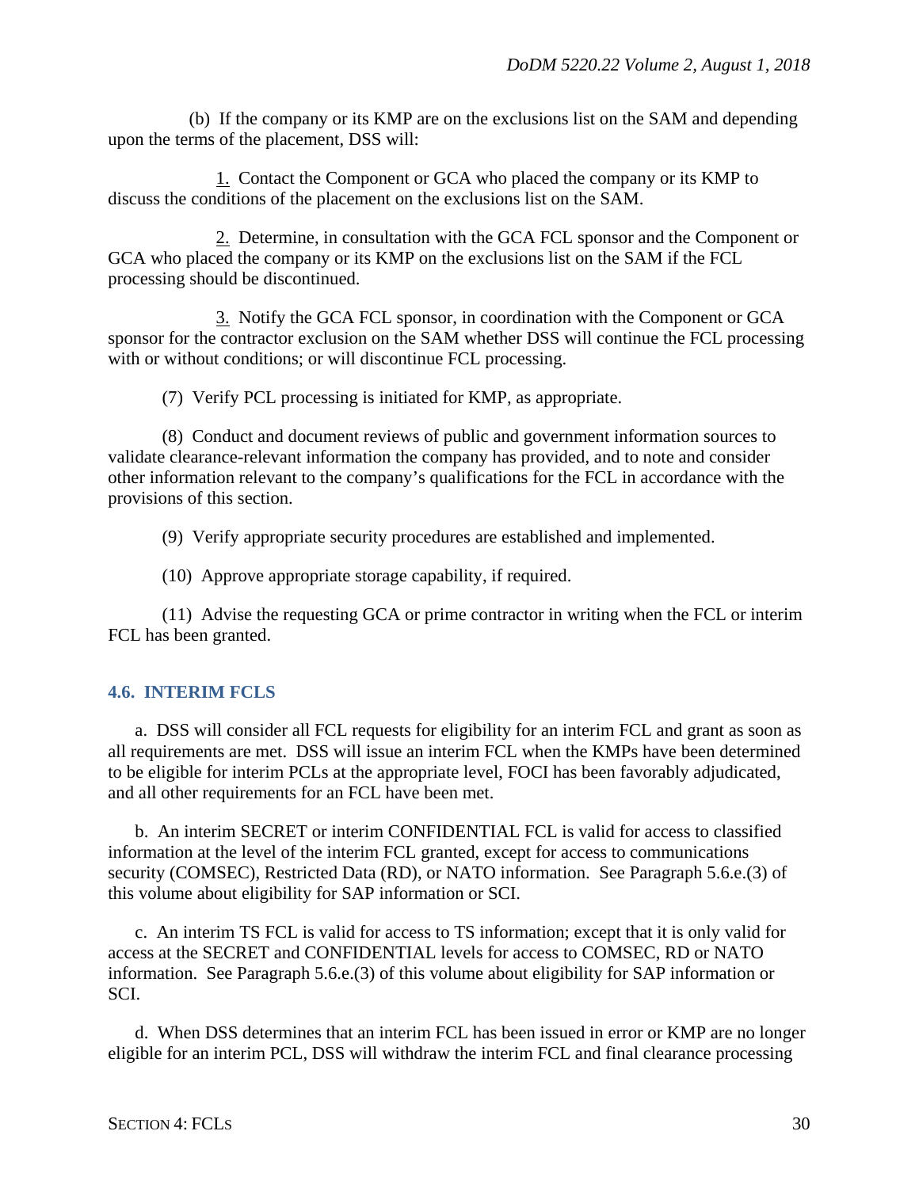(b) If the company or its KMP are on the exclusions list on the SAM and depending upon the terms of the placement, DSS will:

1. Contact the Component or GCA who placed the company or its KMP to discuss the conditions of the placement on the exclusions list on the SAM.

2. Determine, in consultation with the GCA FCL sponsor and the Component or GCA who placed the company or its KMP on the exclusions list on the SAM if the FCL processing should be discontinued.

3. Notify the GCA FCL sponsor, in coordination with the Component or GCA sponsor for the contractor exclusion on the SAM whether DSS will continue the FCL processing with or without conditions; or will discontinue FCL processing.

(7) Verify PCL processing is initiated for KMP, as appropriate.

(8) Conduct and document reviews of public and government information sources to validate clearance-relevant information the company has provided, and to note and consider other information relevant to the company's qualifications for the FCL in accordance with the provisions of this section.

(9) Verify appropriate security procedures are established and implemented.

(10) Approve appropriate storage capability, if required.

(11) Advise the requesting GCA or prime contractor in writing when the FCL or interim FCL has been granted.

## 4.6. INTERIM FCLS

a. DSS will consider all FCL requests for eligibility for an interim FCL and grant as soon as all requirements are met. DSS will issue an interim FCL when the KMPs have been determined to be eligible for interim PCLs at the appropriate level, FOCI has been favorably adjudicated, and all other requirements for an FCL have been met.

b. An interim SECRET or interim CONFIDENTIAL FCL is valid for access to classified information at the level of the interim FCL granted, except for access to communications security (COMSEC), Restricted Data (RD), or NATO information. See Paragraph 5.6.e.(3) of this volume about eligibility for SAP information or SCI.

c. An interim TS FCL is valid for access to TS information; except that it is only valid for access at the SECRET and CONFIDENTIAL levels for access to COMSEC, RD or NATO information. See Paragraph 5.6.e.(3) of this volume about eligibility for SAP information or SCI.

d. When DSS determines that an interim FCL has been issued in error or KMP are no longer eligible for an interim PCL, DSS will withdraw the interim FCL and final clearance processing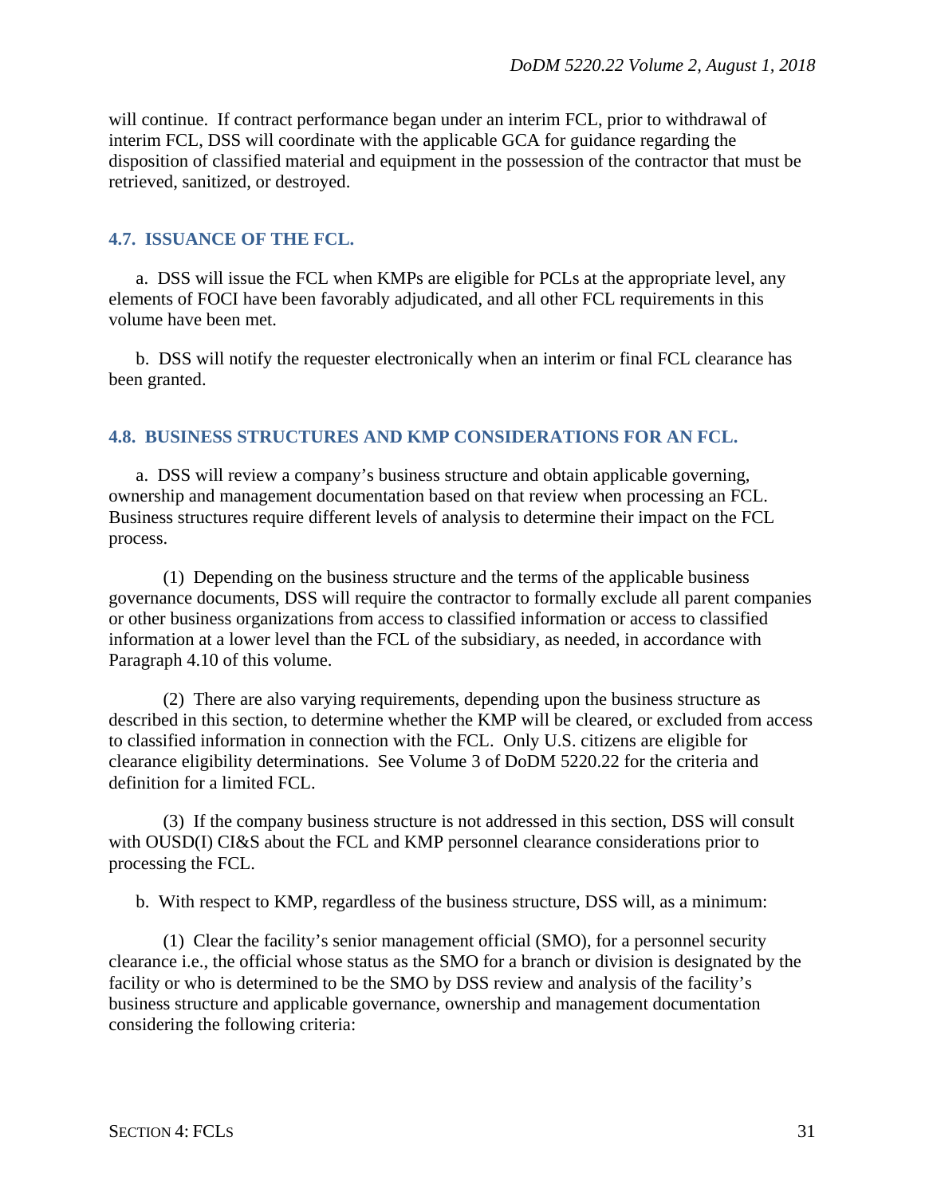will continue. If contract performance began under an interim FCL, prior to withdrawal of interim FCL, DSS will coordinate with the applicable GCA for guidance regarding the disposition of classified material and equipment in the possession of the contractor that must be retrieved, sanitized, or destroyed.

## 4.7. ISSUANCE OF THE FCL.

a. DSS will issue the FCL when KMPs are eligible for PCLs at the appropriate level, any elements of FOCI have been favorably adjudicated, and all other FCL requirements in this volume have been met.

b. DSS will notify the requester electronically when an interim or final FCL clearance has been granted.

## 4.8. BUSINESS STRUCTURES AND KMP CONSIDERATIONS FOR AN FCL.

a. DSS will review a company's business structure and obtain applicable governing, ownership and management documentation based on that review when processing an FCL. Business structures require different levels of analysis to determine their impact on the FCL process.

(1) Depending on the business structure and the terms of the applicable business governance documents, DSS will require the contractor to formally exclude all parent companies or other business organizations from access to classified information or access to classified information at a lower level than the FCL of the subsidiary, as needed, in accordance with Paragraph 4.10 of this volume.

(2) There are also varying requirements, depending upon the business structure as described in this section, to determine whether the KMP will be cleared, or excluded from access to classified information in connection with the FCL. Only U.S. citizens are eligible for clearance eligibility determinations. See Volume 3 of DoDM 5220.22 for the criteria and definition for a limited FCL.

(3) If the company business structure is not addressed in this section, DSS will consult with OUSD(I) CI&S about the FCL and KMP personnel clearance considerations prior to processing the FCL.

b. With respect to KMP, regardless of the business structure, DSS will, as a minimum:

(1) Clear the facility's senior management official (SMO), for a personnel security clearance i.e., the official whose status as the SMO for a branch or division is designated by the facility or who is determined to be the SMO by DSS review and analysis of the facility's business structure and applicable governance, ownership and management documentation considering the following criteria: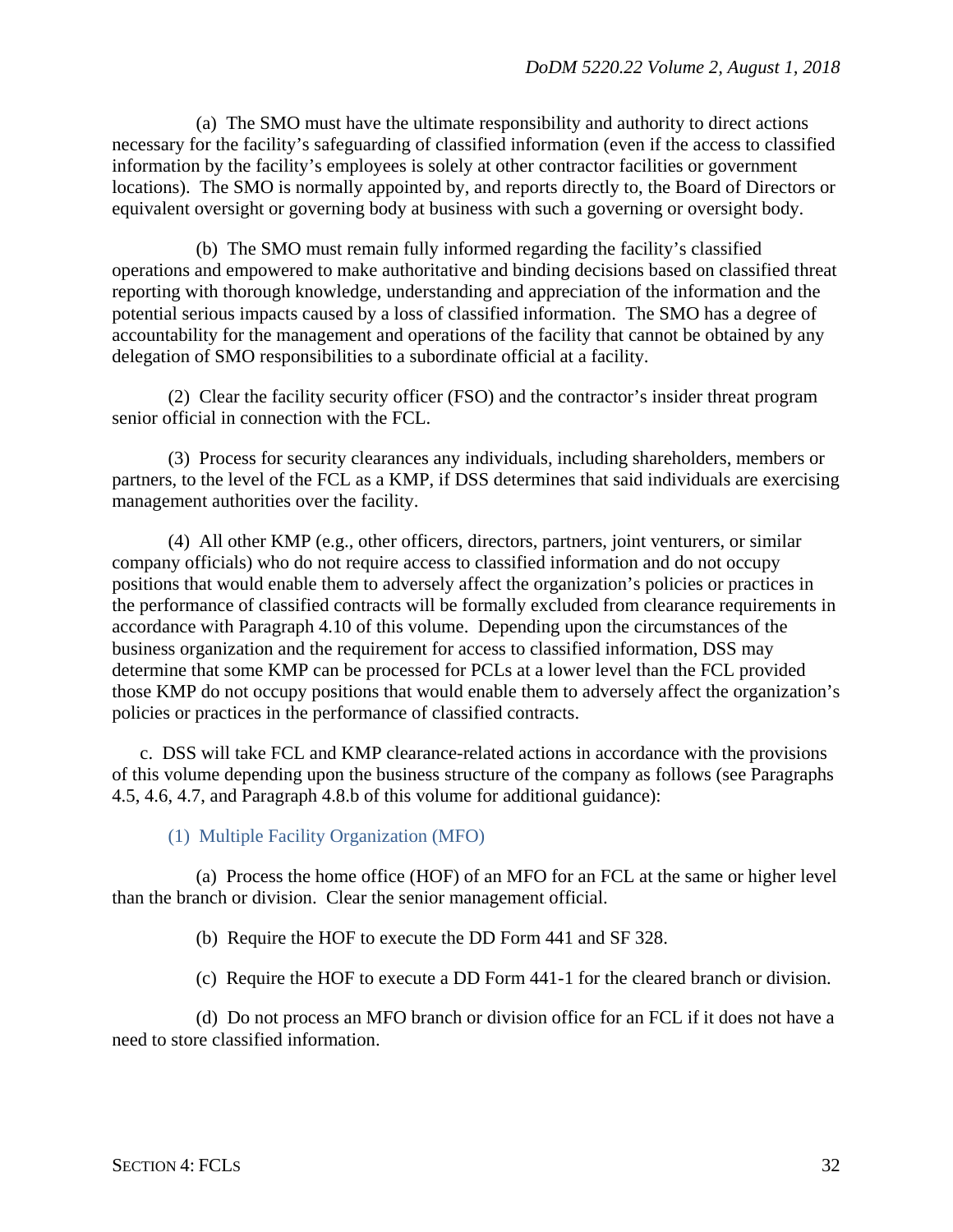(a) The SMO must have the ultimate responsibility and authority to direct actions necessary for the facility's safeguarding of classified information (even if the access to classified information by the facility's employees is solely at other contractor facilities or government locations). The SMO is normally appointed by, and reports directly to, the Board of Directors or equivalent oversight or governing body at business with such a governing or oversight body.

(b) The SMO must remain fully informed regarding the facility's classified operations and empowered to make authoritative and binding decisions based on classified threat reporting with thorough knowledge, understanding and appreciation of the information and the potential serious impacts caused by a loss of classified information. The SMO has a degree of accountability for the management and operations of the facility that cannot be obtained by any delegation of SMO responsibilities to a subordinate official at a facility.

(2) Clear the facility security officer (FSO) and the contractor's insider threat program senior official in connection with the FCL.

(3) Process for security clearances any individuals, including shareholders, members or partners, to the level of the FCL as a KMP, if DSS determines that said individuals are exercising management authorities over the facility.

(4) All other KMP (e.g., other officers, directors, partners, joint venturers, or similar company officials) who do not require access to classified information and do not occupy positions that would enable them to adversely affect the organization's policies or practices in the performance of classified contracts will be formally excluded from clearance requirements in accordance with Paragraph 4.10 of this volume. Depending upon the circumstances of the business organization and the requirement for access to classified information, DSS may determine that some KMP can be processed for PCLs at a lower level than the FCL provided those KMP do not occupy positions that would enable them to adversely affect the organization's policies or practices in the performance of classified contracts.

c. DSS will take FCL and KMP clearance-related actions in accordance with the provisions of this volume depending upon the business structure of the company as follows (see Paragraphs 4.5, 4.6, 4.7, and Paragraph 4.8.b of this volume for additional guidance):

(1) Multiple Facility Organization (MFO)

(a) Process the home office (HOF) of an MFO for an FCL at the same or higher level than the branch or division. Clear the senior management official.

(b) Require the HOF to execute the DD Form 441 and SF 328.

(c) Require the HOF to execute a DD Form 441-1 for the cleared branch or division.

(d) Do not process an MFO branch or division office for an FCL if it does not have a need to store classified information.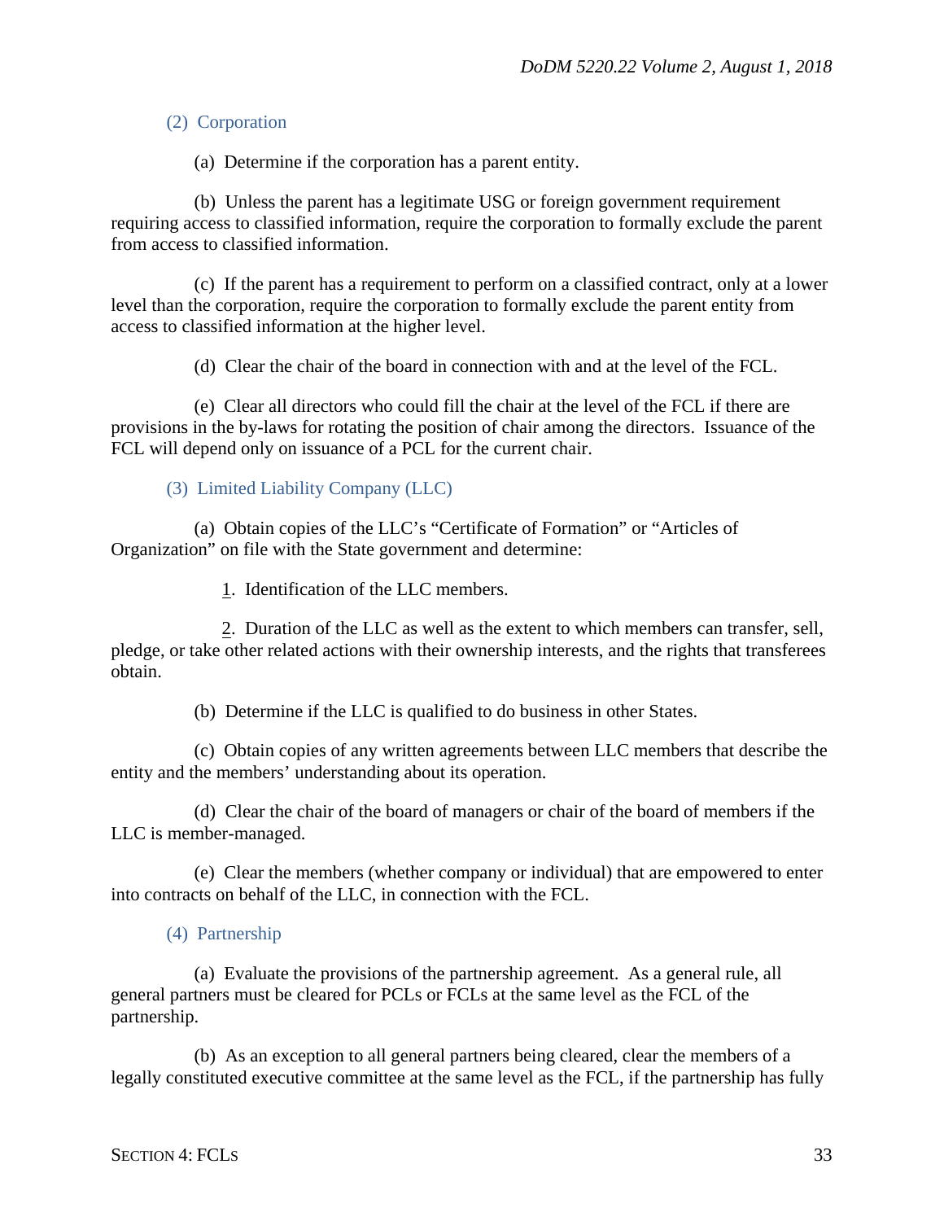#### (2) Corporation

(a) Determine if the corporation has a parent entity.

(b) Unless the parent has a legitimate USG or foreign government requirement requiring access to classified information, require the corporation to formally exclude the parent from access to classified information.

(c) If the parent has a requirement to perform on a classified contract, only at a lower level than the corporation, require the corporation to formally exclude the parent entity from access to classified information at the higher level.

(d) Clear the chair of the board in connection with and at the level of the FCL.

(e) Clear all directors who could fill the chair at the level of the FCL if there are provisions in the by-laws for rotating the position of chair among the directors. Issuance of the FCL will depend only on issuance of a PCL for the current chair.

#### (3) Limited Liability Company (LLC)

(a) Obtain copies of the LLC's "Certificate of Formation" or "Articles of Organization" on file with the State government and determine:

<u>1</u>. Identification of the LLC members.

<u>2</u>. Duration of the LLC as well as the extent to which members can transfer, sell, pledge, or take other related actions with their ownership interests, and the rights that transferees obtain.

(b) Determine if the LLC is qualified to do business in other States.

(c) Obtain copies of any written agreements between LLC members that describe the entity and the members' understanding about its operation.

(d) Clear the chair of the board of managers or chair of the board of members if the LLC is member-managed.

(e) Clear the members (whether company or individual) that are empowered to enter into contracts on behalf of the LLC, in connection with the FCL.

#### (4) Partnership

(a) Evaluate the provisions of the partnership agreement. As a general rule, all general partners must be cleared for PCLs or FCLs at the same level as the FCL of the partnership.

(b) As an exception to all general partners being cleared, clear the members of a legally constituted executive committee at the same level as the FCL, if the partnership has fully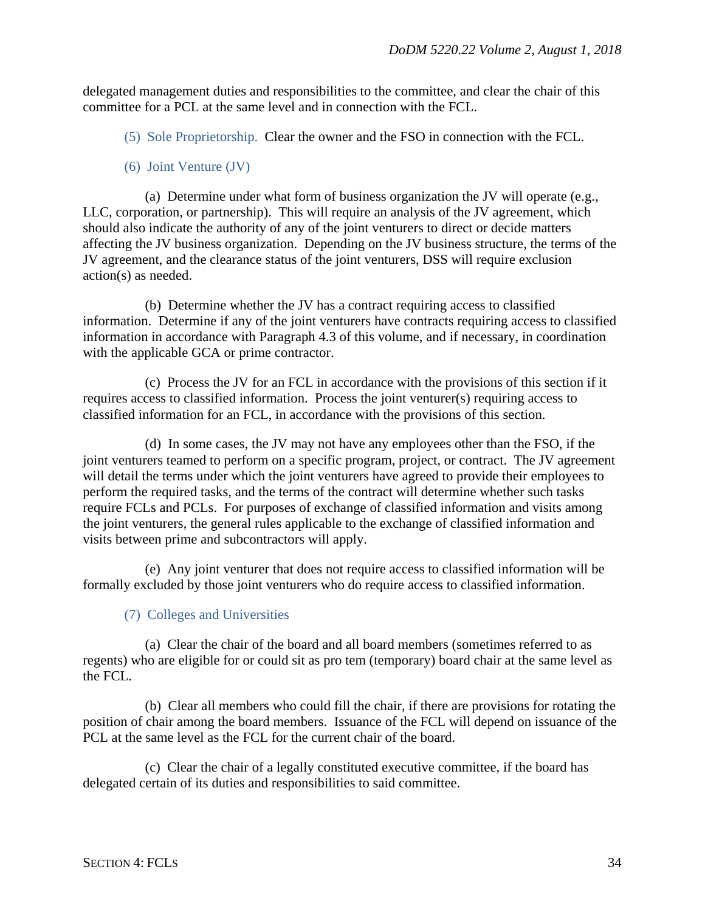delegated management duties and responsibilities to the committee, and clear the chair of this committee for a PCL at the same level and in connection with the FCL.

(5) Sole Proprietorship. Clear the owner and the FSO in connection with the FCL.

(6) Joint Venture (JV)

(a) Determine under what form of business organization the JV will operate (e.g., LLC, corporation, or partnership). This will require an analysis of the JV agreement, which should also indicate the authority of any of the joint venturers to direct or decide matters affecting the JV business organization. Depending on the JV business structure, the terms of the JV agreement, and the clearance status of the joint venturers, DSS will require exclusion action(s) as needed.

(b) Determine whether the JV has a contract requiring access to classified information. Determine if any of the joint venturers have contracts requiring access to classified information in accordance with Paragraph 4.3 of this volume, and if necessary, in coordination with the applicable GCA or prime contractor.

(c) Process the JV for an FCL in accordance with the provisions of this section if it requires access to classified information. Process the joint venturer(s) requiring access to classified information for an FCL, in accordance with the provisions of this section.

(d) In some cases, the JV may not have any employees other than the FSO, if the joint venturers teamed to perform on a specific program, project, or contract. The JV agreement will detail the terms under which the joint venturers have agreed to provide their employees to perform the required tasks, and the terms of the contract will determine whether such tasks require FCLs and PCLs. For purposes of exchange of classified information and visits among the joint venturers, the general rules applicable to the exchange of classified information and visits between prime and subcontractors will apply.

(e) Any joint venturer that does not require access to classified information will be formally excluded by those joint venturers who do require access to classified information.

(7) Colleges and Universities

(a) Clear the chair of the board and all board members (sometimes referred to as regents) who are eligible for or could sit as pro tem (temporary) board chair at the same level as the FCL.

(b) Clear all members who could fill the chair, if there are provisions for rotating the position of chair among the board members. Issuance of the FCL will depend on issuance of the PCL at the same level as the FCL for the current chair of the board.

(c) Clear the chair of a legally constituted executive committee, if the board has delegated certain of its duties and responsibilities to said committee.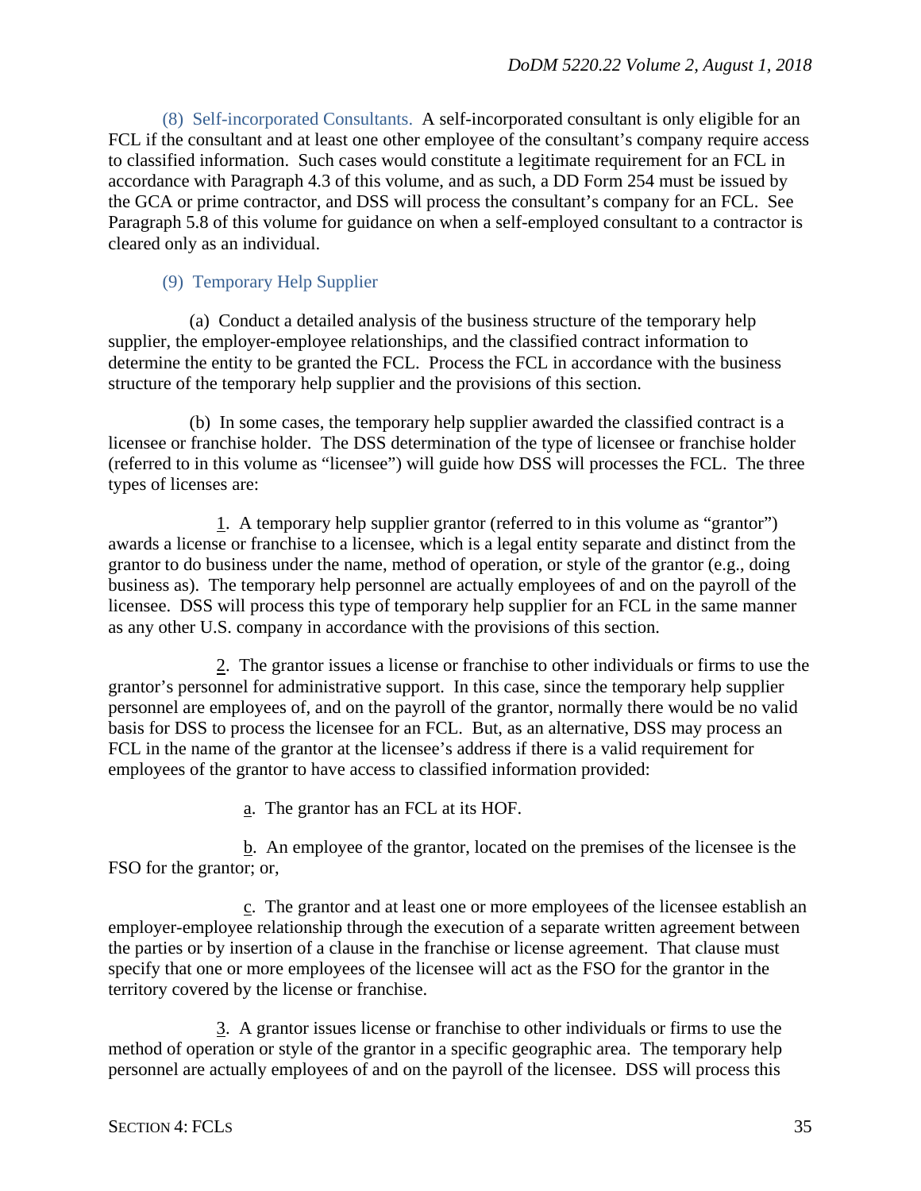(8) Self-incorporated Consultants. A self-incorporated consultant is only eligible for an FCL if the consultant and at least one other employee of the consultant's company require access to classified information. Such cases would constitute a legitimate requirement for an FCL in accordance with Paragraph 4.3 of this volume, and as such, a DD Form 254 must be issued by the GCA or prime contractor, and DSS will process the consultant's company for an FCL. See Paragraph 5.8 of this volume for guidance on when a self-employed consultant to a contractor is cleared only as an individual.

(9) Temporary Help Supplier

(a) Conduct a detailed analysis of the business structure of the temporary help supplier, the employer-employee relationships, and the classified contract information to determine the entity to be granted the FCL. Process the FCL in accordance with the business structure of the temporary help supplier and the provisions of this section.

(b) In some cases, the temporary help supplier awarded the classified contract is a licensee or franchise holder. The DSS determination of the type of licensee or franchise holder (referred to in this volume as "licensee") will guide how DSS will processes the FCL. The three types of licenses are:

1. A temporary help supplier grantor (referred to in this volume as "grantor") awards a license or franchise to a licensee, which is a legal entity separate and distinct from the grantor to do business under the name, method of operation, or style of the grantor (e.g., doing business as). The temporary help personnel are actually employees of and on the payroll of the licensee. DSS will process this type of temporary help supplier for an FCL in the same manner as any other U.S. company in accordance with the provisions of this section.

2. The grantor issues a license or franchise to other individuals or firms to use the grantor's personnel for administrative support. In this case, since the temporary help supplier personnel are employees of, and on the payroll of the grantor, normally there would be no valid basis for DSS to process the licensee for an FCL. But, as an alternative, DSS may process an FCL in the name of the grantor at the licensee's address if there is a valid requirement for employees of the grantor to have access to classified information provided:

a. The grantor has an FCL at its HOF.

b. An employee of the grantor, located on the premises of the licensee is the FSO for the grantor; or,

c. The grantor and at least one or more employees of the licensee establish an employer-employee relationship through the execution of a separate written agreement between the parties or by insertion of a clause in the franchise or license agreement. That clause must specify that one or more employees of the licensee will act as the FSO for the grantor in the territory covered by the license or franchise.

3. A grantor issues license or franchise to other individuals or firms to use the method of operation or style of the grantor in a specific geographic area. The temporary help personnel are actually employees of and on the payroll of the licensee. DSS will process this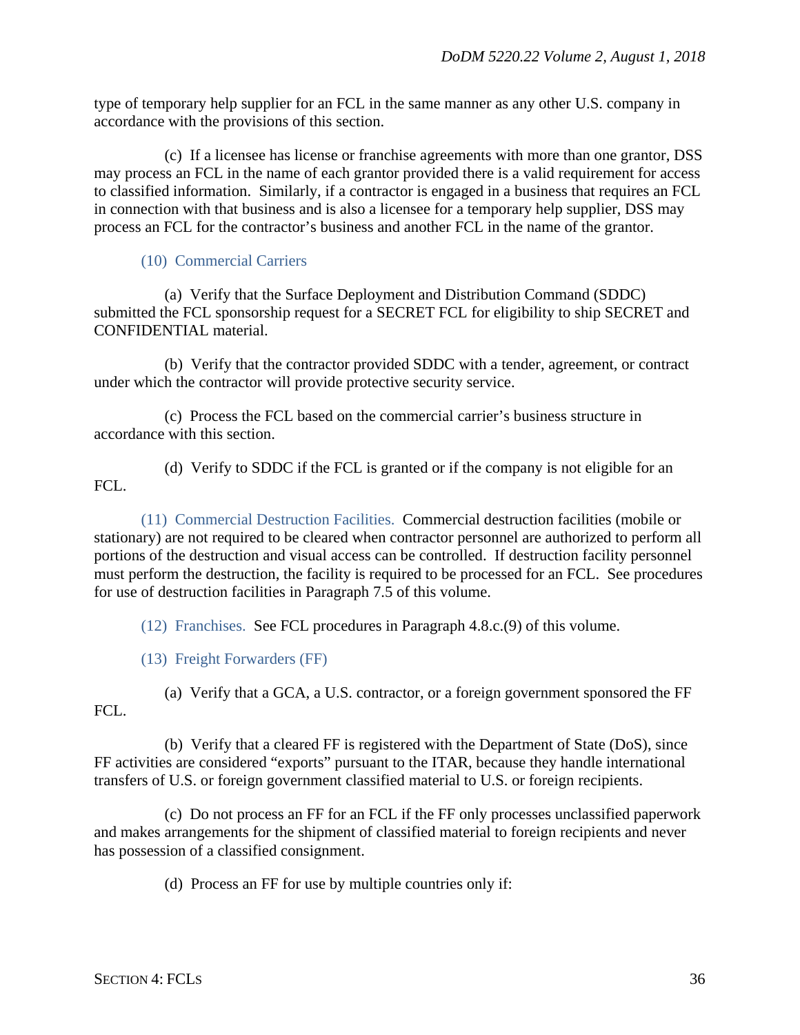type of temporary help supplier for an FCL in the same manner as any other U.S. company in accordance with the provisions of this section.

(c) If a licensee has license or franchise agreements with more than one grantor, DSS may process an FCL in the name of each grantor provided there is a valid requirement for access to classified information. Similarly, if a contractor is engaged in a business that requires an FCL in connection with that business and is also a licensee for a temporary help supplier, DSS may process an FCL for the contractor's business and another FCL in the name of the grantor.

(10) Commercial Carriers

(a) Verify that the Surface Deployment and Distribution Command (SDDC) submitted the FCL sponsorship request for a SECRET FCL for eligibility to ship SECRET and CONFIDENTIAL material.

(b) Verify that the contractor provided SDDC with a tender, agreement, or contract under which the contractor will provide protective security service.

(c) Process the FCL based on the commercial carrier's business structure in accordance with this section.

(d) Verify to SDDC if the FCL is granted or if the company is not eligible for an FCL.

(11) Commercial Destruction Facilities. Commercial destruction facilities (mobile or stationary) are not required to be cleared when contractor personnel are authorized to perform all portions of the destruction and visual access can be controlled. If destruction facility personnel must perform the destruction, the facility is required to be processed for an FCL. See procedures for use of destruction facilities in Paragraph 7.5 of this volume.

(12) Franchises. See FCL procedures in Paragraph 4.8.c.(9) of this volume.

(13) Freight Forwarders (FF)

(a) Verify that a GCA, a U.S. contractor, or a foreign government sponsored the FF FCL.

(b) Verify that a cleared FF is registered with the Department of State (DoS), since FF activities are considered "exports" pursuant to the ITAR, because they handle international transfers of U.S. or foreign government classified material to U.S. or foreign recipients.

(c) Do not process an FF for an FCL if the FF only processes unclassified paperwork and makes arrangements for the shipment of classified material to foreign recipients and never has possession of a classified consignment.

(d) Process an FF for use by multiple countries only if: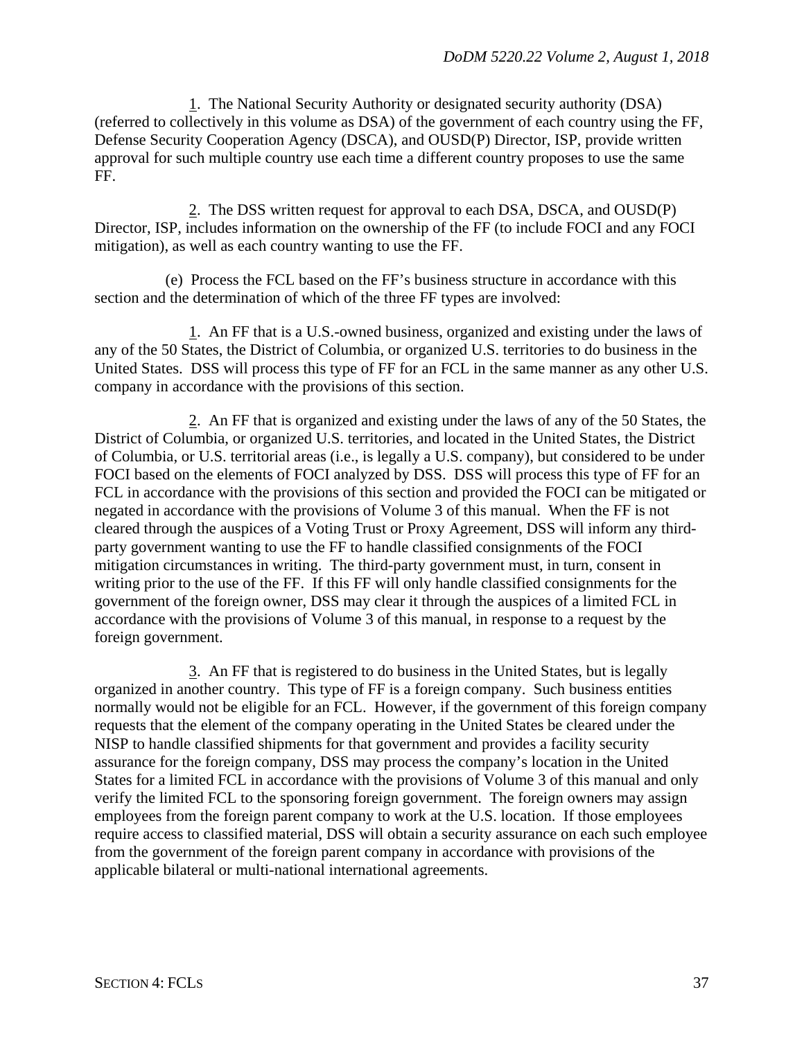1. The National Security Authority or designated security authority (DSA) (referred to collectively in this volume as DSA) of the government of each country using the FF, Defense Security Cooperation Agency (DSCA), and OUSD(P) Director, ISP, provide written approval for such multiple country use each time a different country proposes to use the same FF.

2. The DSS written request for approval to each DSA, DSCA, and OUSD(P) Director, ISP, includes information on the ownership of the FF (to include FOCI and any FOCI mitigation), as well as each country wanting to use the FF.

(e) Process the FCL based on the FF's business structure in accordance with this section and the determination of which of the three FF types are involved:

1. An FF that is a U.S.-owned business, organized and existing under the laws of any of the 50 States, the District of Columbia, or organized U.S. territories to do business in the United States. DSS will process this type of FF for an FCL in the same manner as any other U.S. company in accordance with the provisions of this section.

2. An FF that is organized and existing under the laws of any of the 50 States, the District of Columbia, or organized U.S. territories, and located in the United States, the District of Columbia, or U.S. territorial areas (i.e., is legally a U.S. company), but considered to be under FOCI based on the elements of FOCI analyzed by DSS. DSS will process this type of FF for an FCL in accordance with the provisions of this section and provided the FOCI can be mitigated or negated in accordance with the provisions of Volume 3 of this manual. When the FF is not cleared through the auspices of a Voting Trust or Proxy Agreement, DSS will inform any third-party government wanting to use the FF to handle classified consignments of the FOCI mitigation circumstances in writing. The third-party government must, in turn, consent in writing prior to the use of the FF. If this FF will only handle classified consignments for the government of the foreign owner, DSS may clear it through the auspices of a limited FCL in accordance with the provisions of Volume 3 of this manual, in response to a request by the foreign government.

3. An FF that is registered to do business in the United States, but is legally organized in another country. This type of FF is a foreign company. Such business entities normally would not be eligible for an FCL. However, if the government of this foreign company requests that the element of the company operating in the United States be cleared under the NISP to handle classified shipments for that government and provides a facility security assurance for the foreign company, DSS may process the company's location in the United States for a limited FCL in accordance with the provisions of Volume 3 of this manual and only verify the limited FCL to the sponsoring foreign government. The foreign owners may assign employees from the foreign parent company to work at the U.S. location. If those employees require access to classified material, DSS will obtain a security assurance on each such employee from the government of the foreign parent company in accordance with provisions of the applicable bilateral or multi-national international agreements.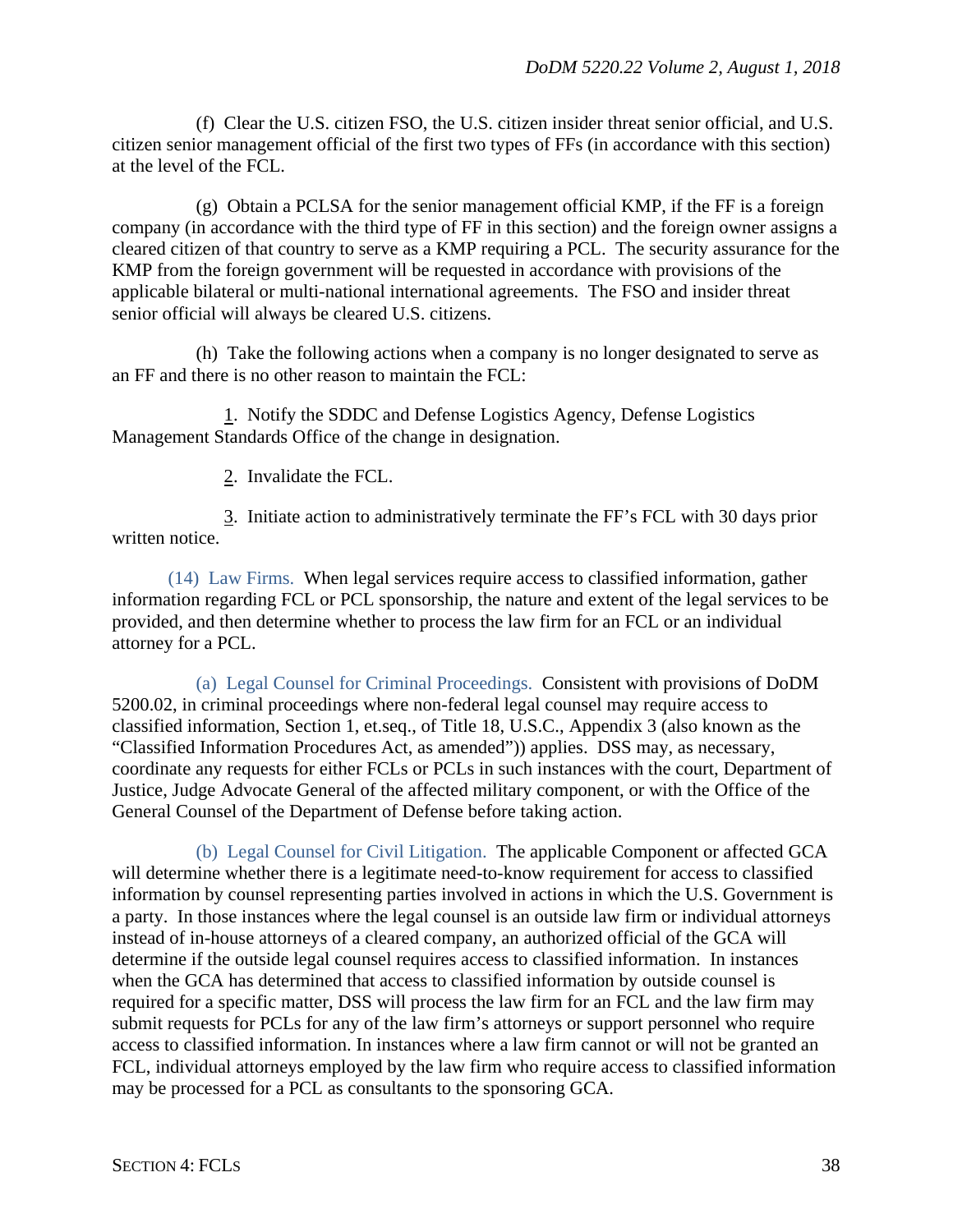(f) Clear the U.S. citizen FSO, the U.S. citizen insider threat senior official, and U.S. citizen senior management official of the first two types of FFs (in accordance with this section) at the level of the FCL.

(g) Obtain a PCLSA for the senior management official KMP, if the FF is a foreign company (in accordance with the third type of FF in this section) and the foreign owner assigns a cleared citizen of that country to serve as a KMP requiring a PCL. The security assurance for the KMP from the foreign government will be requested in accordance with provisions of the applicable bilateral or multi-national international agreements. The FSO and insider threat senior official will always be cleared U.S. citizens.

(h) Take the following actions when a company is no longer designated to serve as an FF and there is no other reason to maintain the FCL:

1. Notify the SDDC and Defense Logistics Agency, Defense Logistics Management Standards Office of the change in designation.

2. Invalidate the FCL.

3. Initiate action to administratively terminate the FF's FCL with 30 days prior written notice.

(14) Law Firms. When legal services require access to classified information, gather information regarding FCL or PCL sponsorship, the nature and extent of the legal services to be provided, and then determine whether to process the law firm for an FCL or an individual attorney for a PCL.

(a) Legal Counsel for Criminal Proceedings. Consistent with provisions of DoDM 5200.02, in criminal proceedings where non-federal legal counsel may require access to classified information, Section 1, et.seq., of Title 18, U.S.C., Appendix 3 (also known as the "Classified Information Procedures Act, as amended")) applies. DSS may, as necessary, coordinate any requests for either FCLs or PCLs in such instances with the court, Department of Justice, Judge Advocate General of the affected military component, or with the Office of the General Counsel of the Department of Defense before taking action.

(b) Legal Counsel for Civil Litigation. The applicable Component or affected GCA will determine whether there is a legitimate need-to-know requirement for access to classified information by counsel representing parties involved in actions in which the U.S. Government is a party. In those instances where the legal counsel is an outside law firm or individual attorneys instead of in-house attorneys of a cleared company, an authorized official of the GCA will determine if the outside legal counsel requires access to classified information. In instances when the GCA has determined that access to classified information by outside counsel is required for a specific matter, DSS will process the law firm for an FCL and the law firm may submit requests for PCLs for any of the law firm's attorneys or support personnel who require access to classified information. In instances where a law firm cannot or will not be granted an FCL, individual attorneys employed by the law firm who require access to classified information may be processed for a PCL as consultants to the sponsoring GCA.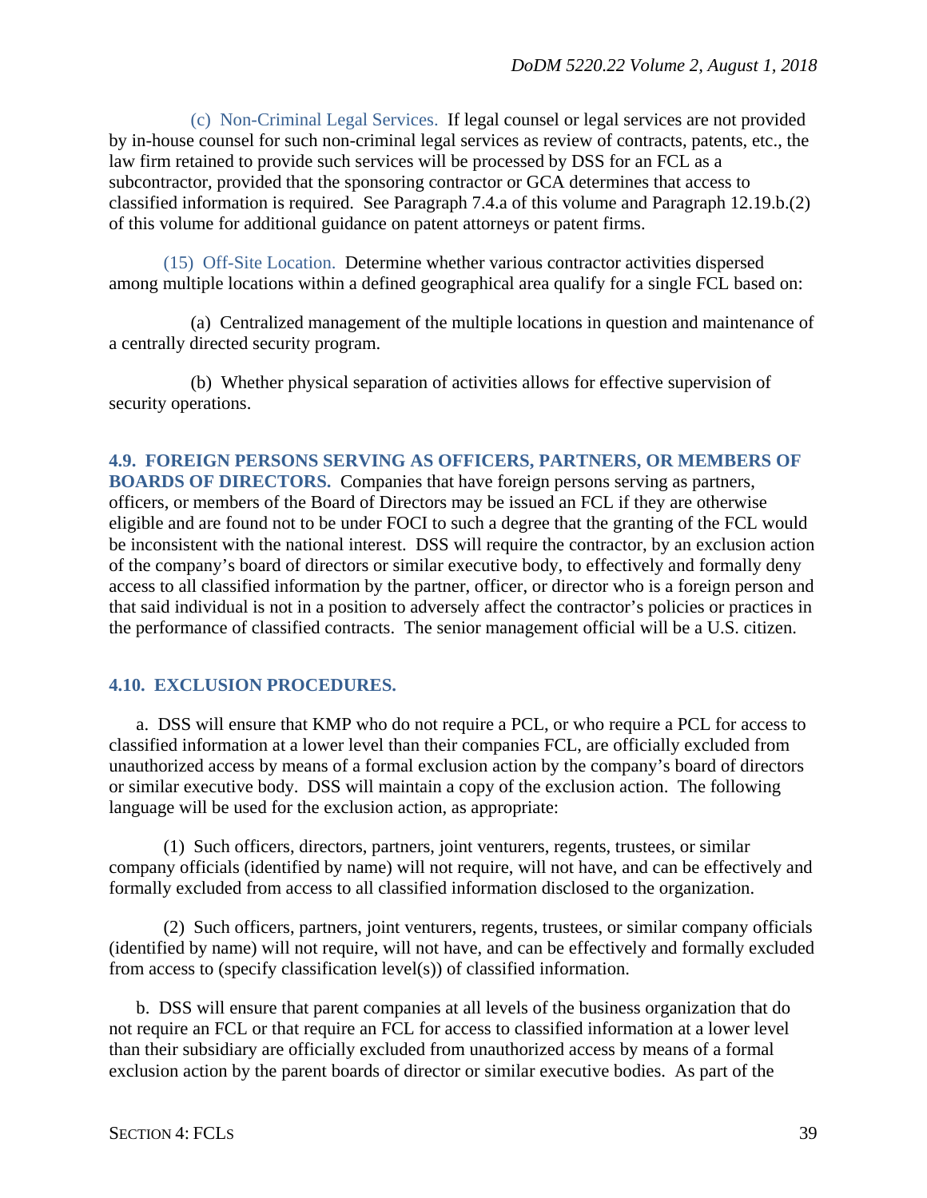(c) Non-Criminal Legal Services. If legal counsel or legal services are not provided by in-house counsel for such non-criminal legal services as review of contracts, patents, etc., the law firm retained to provide such services will be processed by DSS for an FCL as a subcontractor, provided that the sponsoring contractor or GCA determines that access to classified information is required. See Paragraph 7.4.a of this volume and Paragraph 12.19.b.(2) of this volume for additional guidance on patent attorneys or patent firms.

(15) Off-Site Location. Determine whether various contractor activities dispersed among multiple locations within a defined geographical area qualify for a single FCL based on:

(a) Centralized management of the multiple locations in question and maintenance of a centrally directed security program.

(b) Whether physical separation of activities allows for effective supervision of security operations.

**4.9. FOREIGN PERSONS SERVING AS OFFICERS, PARTNERS, OR MEMBERS OF BOARDS OF DIRECTORS.** Companies that have foreign persons serving as partners, officers, or members of the Board of Directors may be issued an FCL if they are otherwise eligible and are found not to be under FOCI to such a degree that the granting of the FCL would be inconsistent with the national interest. DSS will require the contractor, by an exclusion action of the company's board of directors or similar executive body, to effectively and formally deny access to all classified information by the partner, officer, or director who is a foreign person and that said individual is not in a position to adversely affect the contractor's policies or practices in the performance of classified contracts. The senior management official will be a U.S. citizen.

## 4.10. EXCLUSION PROCEDURES.

a. DSS will ensure that KMP who do not require a PCL, or who require a PCL for access to classified information at a lower level than their companies FCL, are officially excluded from unauthorized access by means of a formal exclusion action by the company's board of directors or similar executive body. DSS will maintain a copy of the exclusion action. The following language will be used for the exclusion action, as appropriate:

(1) Such officers, directors, partners, joint venturers, regents, trustees, or similar company officials (identified by name) will not require, will not have, and can be effectively and formally excluded from access to all classified information disclosed to the organization.

(2) Such officers, partners, joint venturers, regents, trustees, or similar company officials (identified by name) will not require, will not have, and can be effectively and formally excluded from access to (specify classification level(s)) of classified information.

b. DSS will ensure that parent companies at all levels of the business organization that do not require an FCL or that require an FCL for access to classified information at a lower level than their subsidiary are officially excluded from unauthorized access by means of a formal exclusion action by the parent boards of director or similar executive bodies. As part of the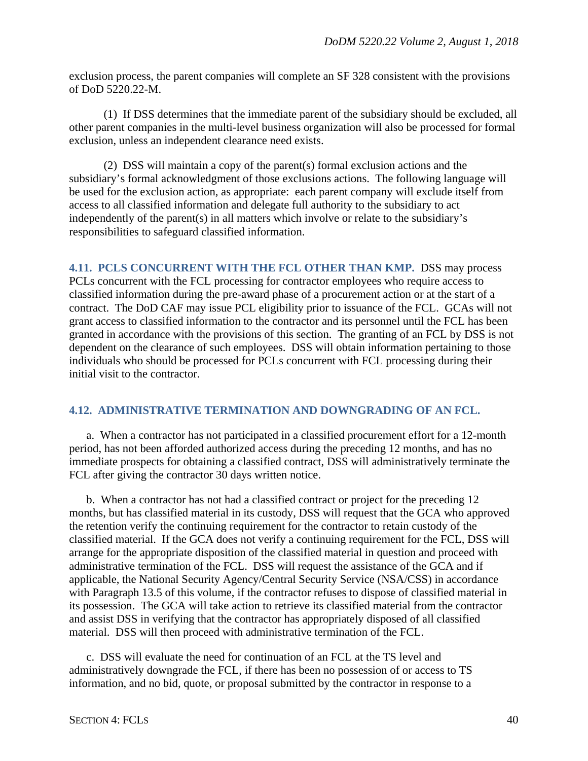exclusion process, the parent companies will complete an SF 328 consistent with the provisions of DoD 5220.22-M.

(1) If DSS determines that the immediate parent of the subsidiary should be excluded, all other parent companies in the multi-level business organization will also be processed for formal exclusion, unless an independent clearance need exists.

(2) DSS will maintain a copy of the parent(s) formal exclusion actions and the subsidiary's formal acknowledgment of those exclusions actions. The following language will be used for the exclusion action, as appropriate: each parent company will exclude itself from access to all classified information and delegate full authority to the subsidiary to act independently of the parent(s) in all matters which involve or relate to the subsidiary's responsibilities to safeguard classified information.

## 4.11. PCLS CONCURRENT WITH THE FCL OTHER THAN KMP.

DSS may process PCLs concurrent with the FCL processing for contractor employees who require access to classified information during the pre-award phase of a procurement action or at the start of a contract. The DoD CAF may issue PCL eligibility prior to issuance of the FCL. GCAs will not grant access to classified information to the contractor and its personnel until the FCL has been granted in accordance with the provisions of this section. The granting of an FCL by DSS is not dependent on the clearance of such employees. DSS will obtain information pertaining to those individuals who should be processed for PCLs concurrent with FCL processing during their initial visit to the contractor.

## 4.12. ADMINISTRATIVE TERMINATION AND DOWNGRADING OF AN FCL.

a. When a contractor has not participated in a classified procurement effort for a 12-month period, has not been afforded authorized access during the preceding 12 months, and has no immediate prospects for obtaining a classified contract, DSS will administratively terminate the FCL after giving the contractor 30 days written notice.

b. When a contractor has not had a classified contract or project for the preceding 12 months, but has classified material in its custody, DSS will request that the GCA who approved the retention verify the continuing requirement for the contractor to retain custody of the classified material. If the GCA does not verify a continuing requirement for the FCL, DSS will arrange for the appropriate disposition of the classified material in question and proceed with administrative termination of the FCL. DSS will request the assistance of the GCA and if applicable, the National Security Agency/Central Security Service (NSA/CSS) in accordance with Paragraph 13.5 of this volume, if the contractor refuses to dispose of classified material in its possession. The GCA will take action to retrieve its classified material from the contractor and assist DSS in verifying that the contractor has appropriately disposed of all classified material. DSS will then proceed with administrative termination of the FCL.

c. DSS will evaluate the need for continuation of an FCL at the TS level and administratively downgrade the FCL, if there has been no possession of or access to TS information, and no bid, quote, or proposal submitted by the contractor in response to a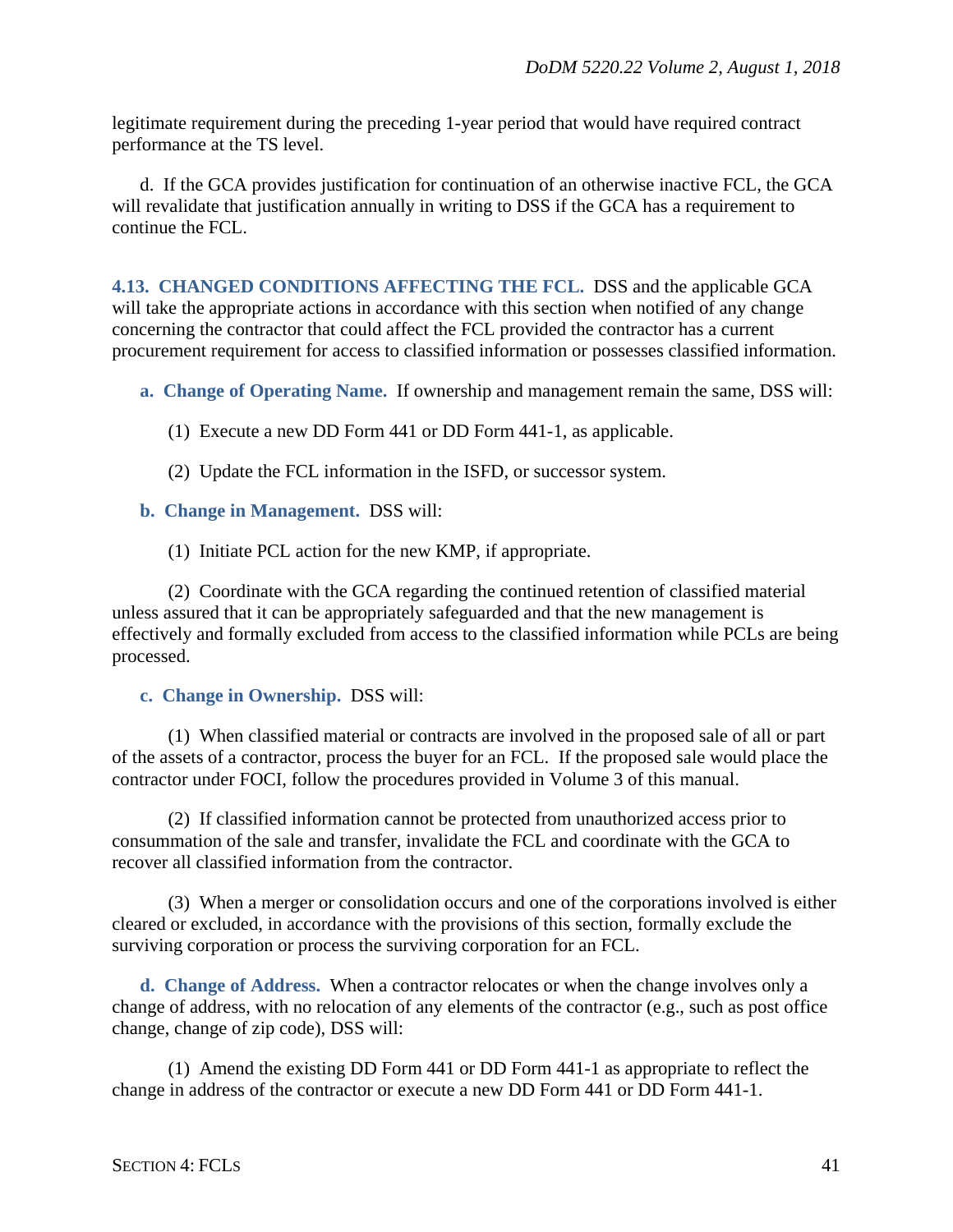legitimate requirement during the preceding 1-year period that would have required contract performance at the TS level.

d. If the GCA provides justification for continuation of an otherwise inactive FCL, the GCA will revalidate that justification annually in writing to DSS if the GCA has a requirement to continue the FCL.

## 4.13. CHANGED CONDITIONS AFFECTING THE FCL.

DSS and the applicable GCA will take the appropriate actions in accordance with this section when notified of any change concerning the contractor that could affect the FCL provided the contractor has a current procurement requirement for access to classified information or possesses classified information.

**a. Change of Operating Name.** If ownership and management remain the same, DSS will:

(1) Execute a new DD Form 441 or DD Form 441-1, as applicable.

(2) Update the FCL information in the ISFD, or successor system.

**b. Change in Management.** DSS will:

(1) Initiate PCL action for the new KMP, if appropriate.

(2) Coordinate with the GCA regarding the continued retention of classified material unless assured that it can be appropriately safeguarded and that the new management is effectively and formally excluded from access to the classified information while PCLs are being processed.

**c. Change in Ownership.** DSS will:

(1) When classified material or contracts are involved in the proposed sale of all or part of the assets of a contractor, process the buyer for an FCL. If the proposed sale would place the contractor under FOCI, follow the procedures provided in Volume 3 of this manual.

(2) If classified information cannot be protected from unauthorized access prior to consummation of the sale and transfer, invalidate the FCL and coordinate with the GCA to recover all classified information from the contractor.

(3) When a merger or consolidation occurs and one of the corporations involved is either cleared or excluded, in accordance with the provisions of this section, formally exclude the surviving corporation or process the surviving corporation for an FCL.

**d. Change of Address.** When a contractor relocates or when the change involves only a change of address, with no relocation of any elements of the contractor (e.g., such as post office change, change of zip code), DSS will:

(1) Amend the existing DD Form 441 or DD Form 441-1 as appropriate to reflect the change in address of the contractor or execute a new DD Form 441 or DD Form 441-1.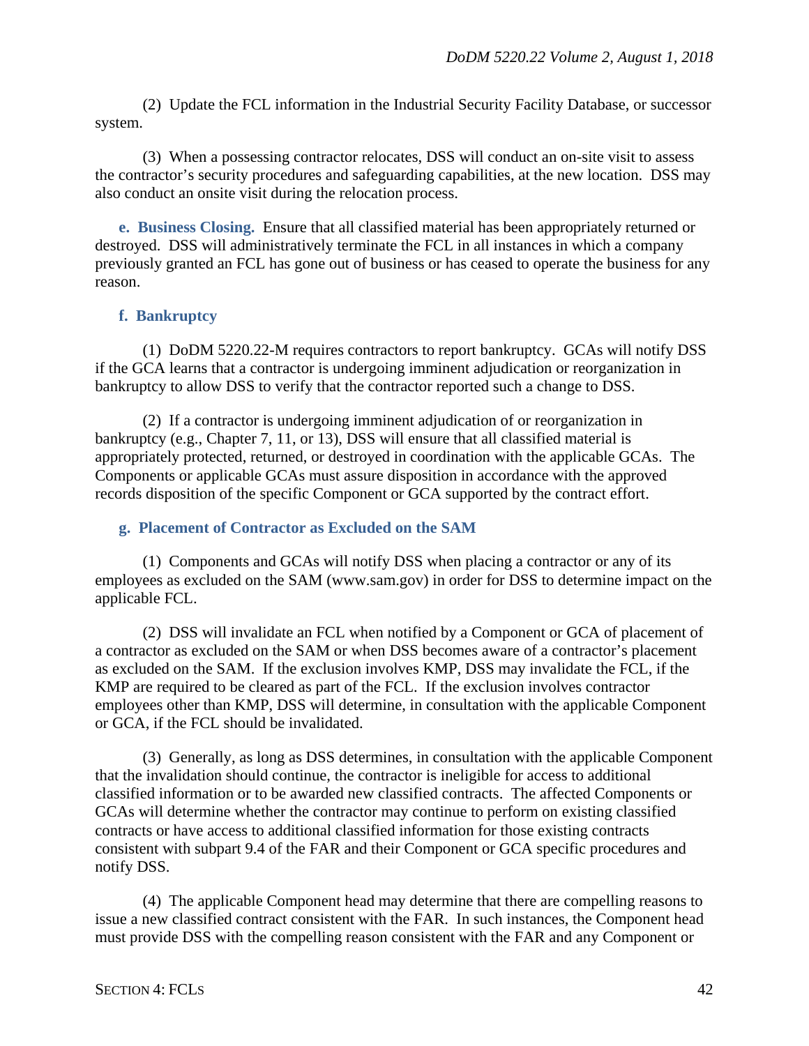(2) Update the FCL information in the Industrial Security Facility Database, or successor system.

(3) When a possessing contractor relocates, DSS will conduct an on-site visit to assess the contractor's security procedures and safeguarding capabilities, at the new location. DSS may also conduct an onsite visit during the relocation process.

**e. Business Closing.** Ensure that all classified material has been appropriately returned or destroyed. DSS will administratively terminate the FCL in all instances in which a company previously granted an FCL has gone out of business or has ceased to operate the business for any reason.

**f. Bankruptcy**

(1) DoDM 5220.22-M requires contractors to report bankruptcy. GCAs will notify DSS if the GCA learns that a contractor is undergoing imminent adjudication or reorganization in bankruptcy to allow DSS to verify that the contractor reported such a change to DSS.

(2) If a contractor is undergoing imminent adjudication of or reorganization in bankruptcy (e.g., Chapter 7, 11, or 13), DSS will ensure that all classified material is appropriately protected, returned, or destroyed in coordination with the applicable GCAs. The Components or applicable GCAs must assure disposition in accordance with the approved records disposition of the specific Component or GCA supported by the contract effort.

**g. Placement of Contractor as Excluded on the SAM**

(1) Components and GCAs will notify DSS when placing a contractor or any of its employees as excluded on the SAM (www.sam.gov) in order for DSS to determine impact on the applicable FCL.

(2) DSS will invalidate an FCL when notified by a Component or GCA of placement of a contractor as excluded on the SAM or when DSS becomes aware of a contractor's placement as excluded on the SAM. If the exclusion involves KMP, DSS may invalidate the FCL, if the KMP are required to be cleared as part of the FCL. If the exclusion involves contractor employees other than KMP, DSS will determine, in consultation with the applicable Component or GCA, if the FCL should be invalidated.

(3) Generally, as long as DSS determines, in consultation with the applicable Component that the invalidation should continue, the contractor is ineligible for access to additional classified information or to be awarded new classified contracts. The affected Components or GCAs will determine whether the contractor may continue to perform on existing classified contracts or have access to additional classified information for those existing contracts consistent with subpart 9.4 of the FAR and their Component or GCA specific procedures and notify DSS.

(4) The applicable Component head may determine that there are compelling reasons to issue a new classified contract consistent with the FAR. In such instances, the Component head must provide DSS with the compelling reason consistent with the FAR and any Component or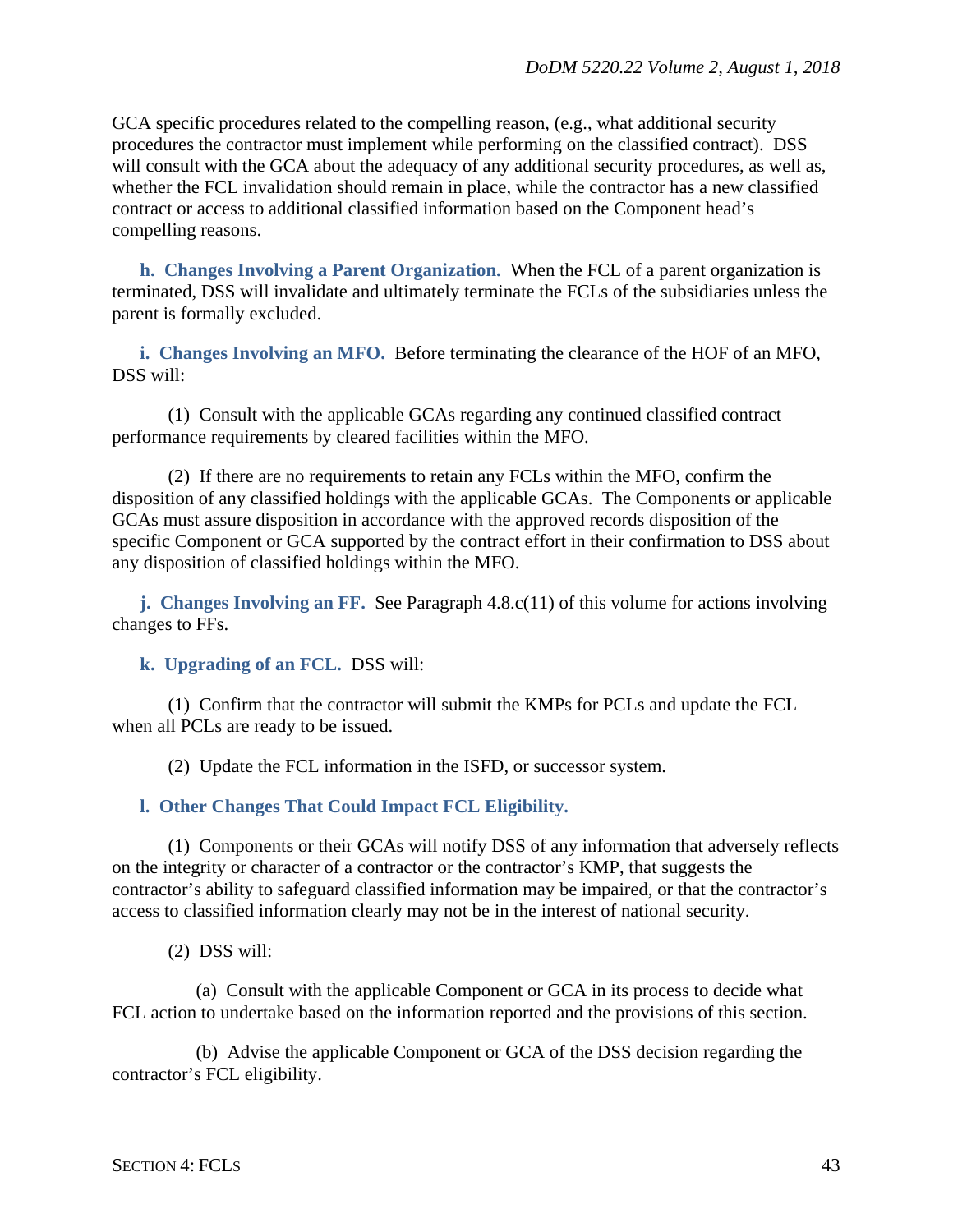GCA specific procedures related to the compelling reason, (e.g., what additional security procedures the contractor must implement while performing on the classified contract). DSS will consult with the GCA about the adequacy of any additional security procedures, as well as, whether the FCL invalidation should remain in place, while the contractor has a new classified contract or access to additional classified information based on the Component head's compelling reasons.

**h. Changes Involving a Parent Organization.** When the FCL of a parent organization is terminated, DSS will invalidate and ultimately terminate the FCLs of the subsidiaries unless the parent is formally excluded.

**i. Changes Involving an MFO.** Before terminating the clearance of the HOF of an MFO, DSS will:

(1) Consult with the applicable GCAs regarding any continued classified contract performance requirements by cleared facilities within the MFO.

(2) If there are no requirements to retain any FCLs within the MFO, confirm the disposition of any classified holdings with the applicable GCAs. The Components or applicable GCAs must assure disposition in accordance with the approved records disposition of the specific Component or GCA supported by the contract effort in their confirmation to DSS about any disposition of classified holdings within the MFO.

**j. Changes Involving an FF.** See Paragraph 4.8.c(11) of this volume for actions involving changes to FFs.

**k. Upgrading of an FCL.** DSS will:

(1) Confirm that the contractor will submit the KMPs for PCLs and update the FCL when all PCLs are ready to be issued.

(2) Update the FCL information in the ISFD, or successor system.

**l. Other Changes That Could Impact FCL Eligibility.**

(1) Components or their GCAs will notify DSS of any information that adversely reflects on the integrity or character of a contractor or the contractor's KMP, that suggests the contractor's ability to safeguard classified information may be impaired, or that the contractor's access to classified information clearly may not be in the interest of national security.

(2) DSS will:

(a) Consult with the applicable Component or GCA in its process to decide what FCL action to undertake based on the information reported and the provisions of this section.

(b) Advise the applicable Component or GCA of the DSS decision regarding the contractor's FCL eligibility.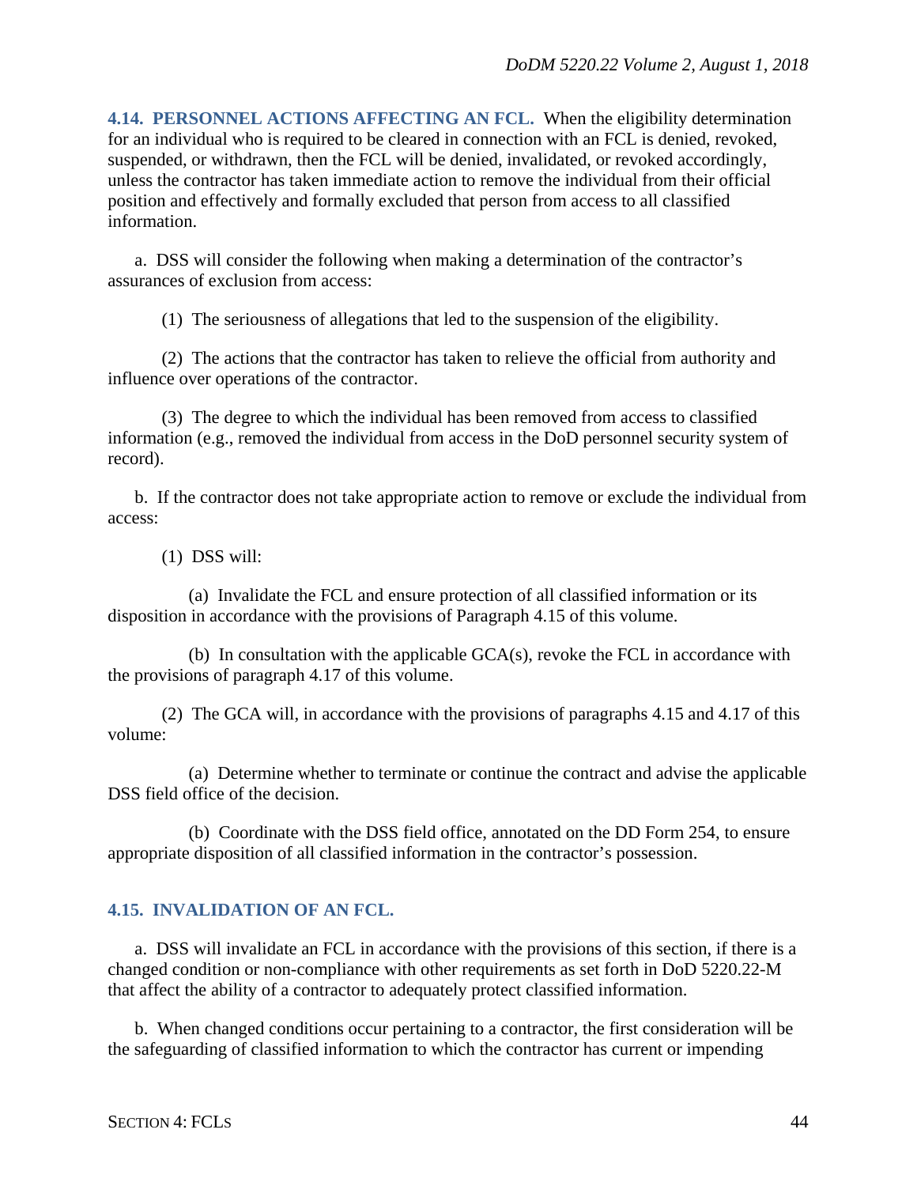**4.14. PERSONNEL ACTIONS AFFECTING AN FCL.** When the eligibility determination for an individual who is required to be cleared in connection with an FCL is denied, revoked, suspended, or withdrawn, then the FCL will be denied, invalidated, or revoked accordingly, unless the contractor has taken immediate action to remove the individual from their official position and effectively and formally excluded that person from access to all classified information.

a. DSS will consider the following when making a determination of the contractor's assurances of exclusion from access:

(1) The seriousness of allegations that led to the suspension of the eligibility.

(2) The actions that the contractor has taken to relieve the official from authority and influence over operations of the contractor.

(3) The degree to which the individual has been removed from access to classified information (e.g., removed the individual from access in the DoD personnel security system of record).

b. If the contractor does not take appropriate action to remove or exclude the individual from access:

(1) DSS will:

(a) Invalidate the FCL and ensure protection of all classified information or its disposition in accordance with the provisions of Paragraph 4.15 of this volume.

(b) In consultation with the applicable GCA(s), revoke the FCL in accordance with the provisions of paragraph 4.17 of this volume.

(2) The GCA will, in accordance with the provisions of paragraphs 4.15 and 4.17 of this volume:

(a) Determine whether to terminate or continue the contract and advise the applicable DSS field office of the decision.

(b) Coordinate with the DSS field office, annotated on the DD Form 254, to ensure appropriate disposition of all classified information in the contractor's possession.

**4.15. INVALIDATION OF AN FCL.**

a. DSS will invalidate an FCL in accordance with the provisions of this section, if there is a changed condition or non-compliance with other requirements as set forth in DoD 5220.22-M that affect the ability of a contractor to adequately protect classified information.

b. When changed conditions occur pertaining to a contractor, the first consideration will be the safeguarding of classified information to which the contractor has current or impending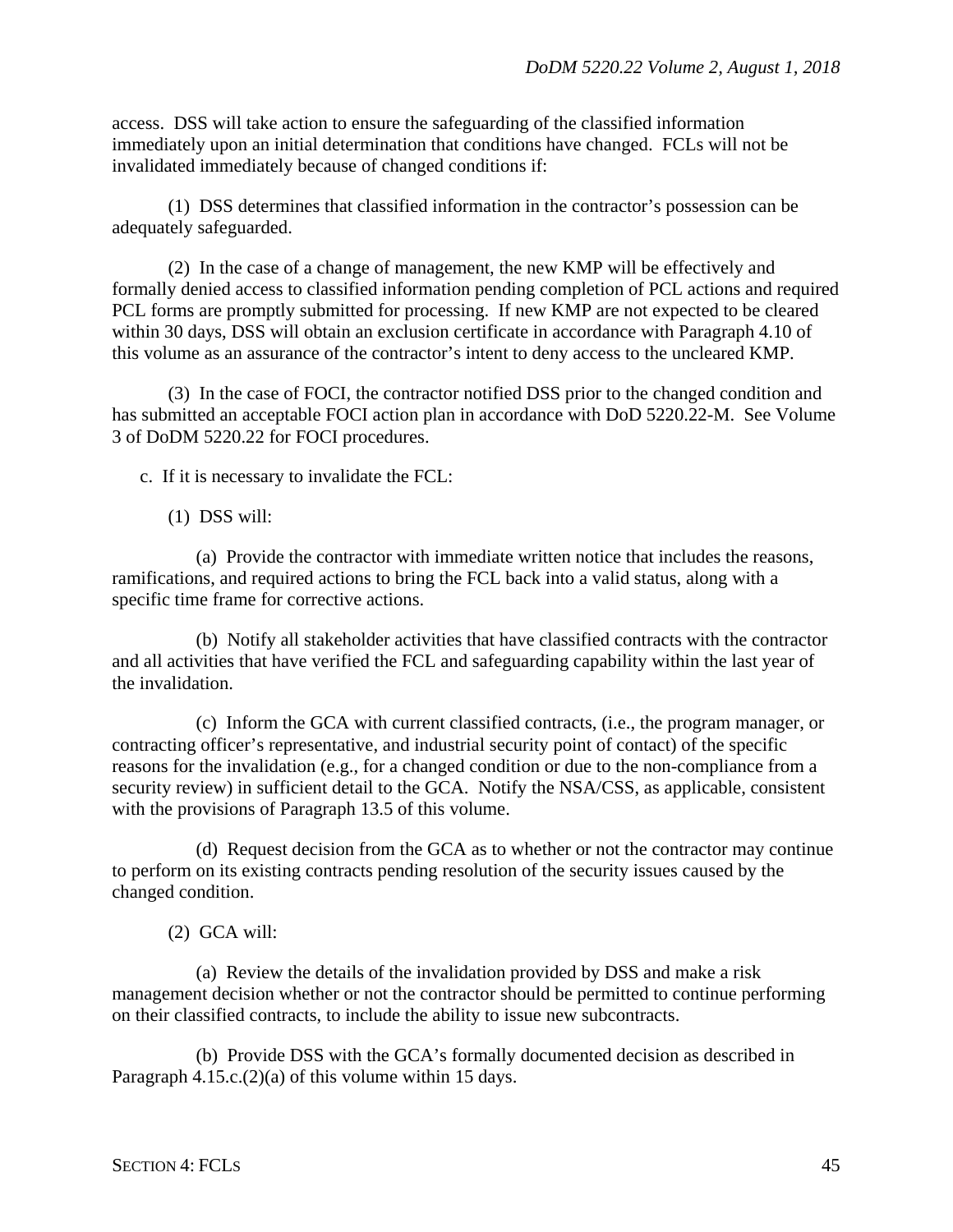access. DSS will take action to ensure the safeguarding of the classified information immediately upon an initial determination that conditions have changed. FCLs will not be invalidated immediately because of changed conditions if:

(1) DSS determines that classified information in the contractor's possession can be adequately safeguarded.

(2) In the case of a change of management, the new KMP will be effectively and formally denied access to classified information pending completion of PCL actions and required PCL forms are promptly submitted for processing. If new KMP are not expected to be cleared within 30 days, DSS will obtain an exclusion certificate in accordance with Paragraph 4.10 of this volume as an assurance of the contractor's intent to deny access to the uncleared KMP.

(3) In the case of FOCI, the contractor notified DSS prior to the changed condition and has submitted an acceptable FOCI action plan in accordance with DoD 5220.22-M. See Volume 3 of DoDM 5220.22 for FOCI procedures.

c. If it is necessary to invalidate the FCL:

(1) DSS will:

(a) Provide the contractor with immediate written notice that includes the reasons, ramifications, and required actions to bring the FCL back into a valid status, along with a specific time frame for corrective actions.

(b) Notify all stakeholder activities that have classified contracts with the contractor and all activities that have verified the FCL and safeguarding capability within the last year of the invalidation.

(c) Inform the GCA with current classified contracts, (i.e., the program manager, or contracting officer's representative, and industrial security point of contact) of the specific reasons for the invalidation (e.g., for a changed condition or due to the non-compliance from a security review) in sufficient detail to the GCA. Notify the NSA/CSS, as applicable, consistent with the provisions of Paragraph 13.5 of this volume.

(d) Request decision from the GCA as to whether or not the contractor may continue to perform on its existing contracts pending resolution of the security issues caused by the changed condition.

(2) GCA will:

(a) Review the details of the invalidation provided by DSS and make a risk management decision whether or not the contractor should be permitted to continue performing on their classified contracts, to include the ability to issue new subcontracts.

(b) Provide DSS with the GCA's formally documented decision as described in Paragraph 4.15.c.(2)(a) of this volume within 15 days.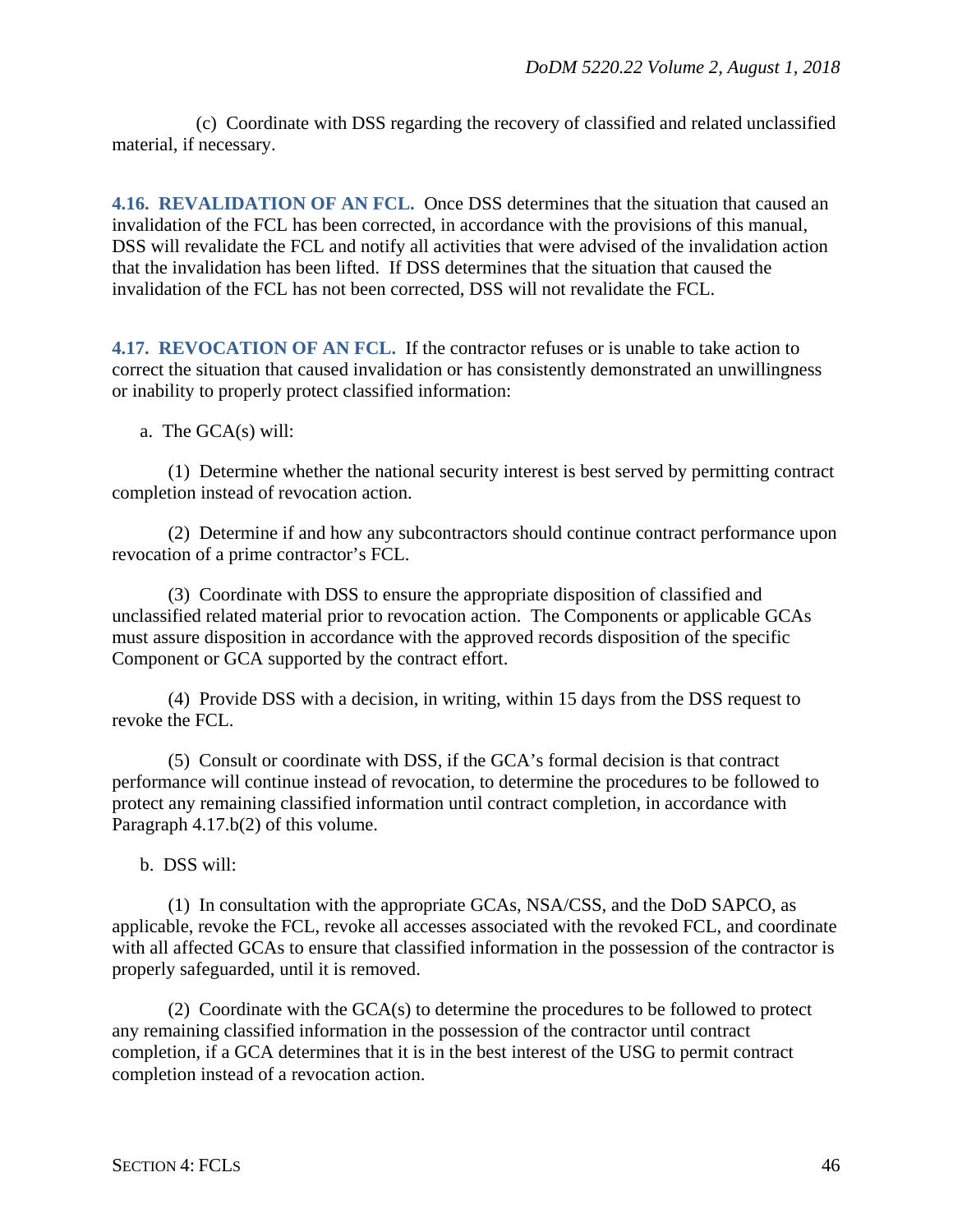(c) Coordinate with DSS regarding the recovery of classified and related unclassified material, if necessary.

**4.16. REVALIDATION OF AN FCL.** Once DSS determines that the situation that caused an invalidation of the FCL has been corrected, in accordance with the provisions of this manual, DSS will revalidate the FCL and notify all activities that were advised of the invalidation action that the invalidation has been lifted. If DSS determines that the situation that caused the invalidation of the FCL has not been corrected, DSS will not revalidate the FCL.

**4.17. REVOCATION OF AN FCL.** If the contractor refuses or is unable to take action to correct the situation that caused invalidation or has consistently demonstrated an unwillingness or inability to properly protect classified information:

a. The GCA(s) will:

(1) Determine whether the national security interest is best served by permitting contract completion instead of revocation action.

(2) Determine if and how any subcontractors should continue contract performance upon revocation of a prime contractor's FCL.

(3) Coordinate with DSS to ensure the appropriate disposition of classified and unclassified related material prior to revocation action. The Components or applicable GCAs must assure disposition in accordance with the approved records disposition of the specific Component or GCA supported by the contract effort.

(4) Provide DSS with a decision, in writing, within 15 days from the DSS request to revoke the FCL.

(5) Consult or coordinate with DSS, if the GCA's formal decision is that contract performance will continue instead of revocation, to determine the procedures to be followed to protect any remaining classified information until contract completion, in accordance with Paragraph 4.17.b(2) of this volume.

b. DSS will:

(1) In consultation with the appropriate GCAs, NSA/CSS, and the DoD SAPCO, as applicable, revoke the FCL, revoke all accesses associated with the revoked FCL, and coordinate with all affected GCAs to ensure that classified information in the possession of the contractor is properly safeguarded, until it is removed.

(2) Coordinate with the GCA(s) to determine the procedures to be followed to protect any remaining classified information in the possession of the contractor until contract completion, if a GCA determines that it is in the best interest of the USG to permit contract completion instead of a revocation action.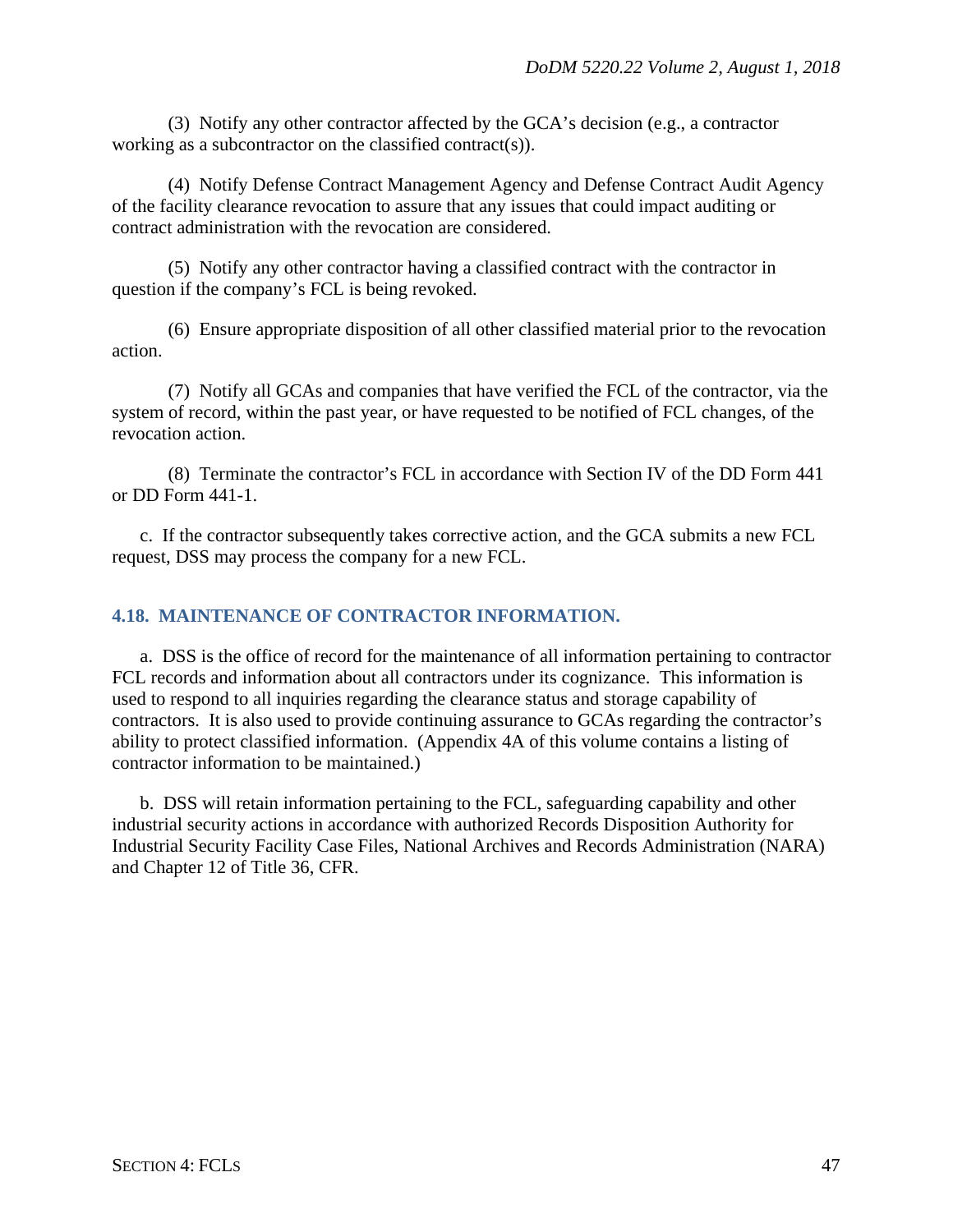(3) Notify any other contractor affected by the GCA's decision (e.g., a contractor working as a subcontractor on the classified contract(s)).

(4) Notify Defense Contract Management Agency and Defense Contract Audit Agency of the facility clearance revocation to assure that any issues that could impact auditing or contract administration with the revocation are considered.

(5) Notify any other contractor having a classified contract with the contractor in question if the company's FCL is being revoked.

(6) Ensure appropriate disposition of all other classified material prior to the revocation action.

(7) Notify all GCAs and companies that have verified the FCL of the contractor, via the system of record, within the past year, or have requested to be notified of FCL changes, of the revocation action.

(8) Terminate the contractor's FCL in accordance with Section IV of the DD Form 441 or DD Form 441-1.

c. If the contractor subsequently takes corrective action, and the GCA submits a new FCL request, DSS may process the company for a new FCL.

## 4.18. MAINTENANCE OF CONTRACTOR INFORMATION.

a. DSS is the office of record for the maintenance of all information pertaining to contractor FCL records and information about all contractors under its cognizance. This information is used to respond to all inquiries regarding the clearance status and storage capability of contractors. It is also used to provide continuing assurance to GCAs regarding the contractor's ability to protect classified information. (Appendix 4A of this volume contains a listing of contractor information to be maintained.)

b. DSS will retain information pertaining to the FCL, safeguarding capability and other industrial security actions in accordance with authorized Records Disposition Authority for Industrial Security Facility Case Files, National Archives and Records Administration (NARA) and Chapter 12 of Title 36, CFR.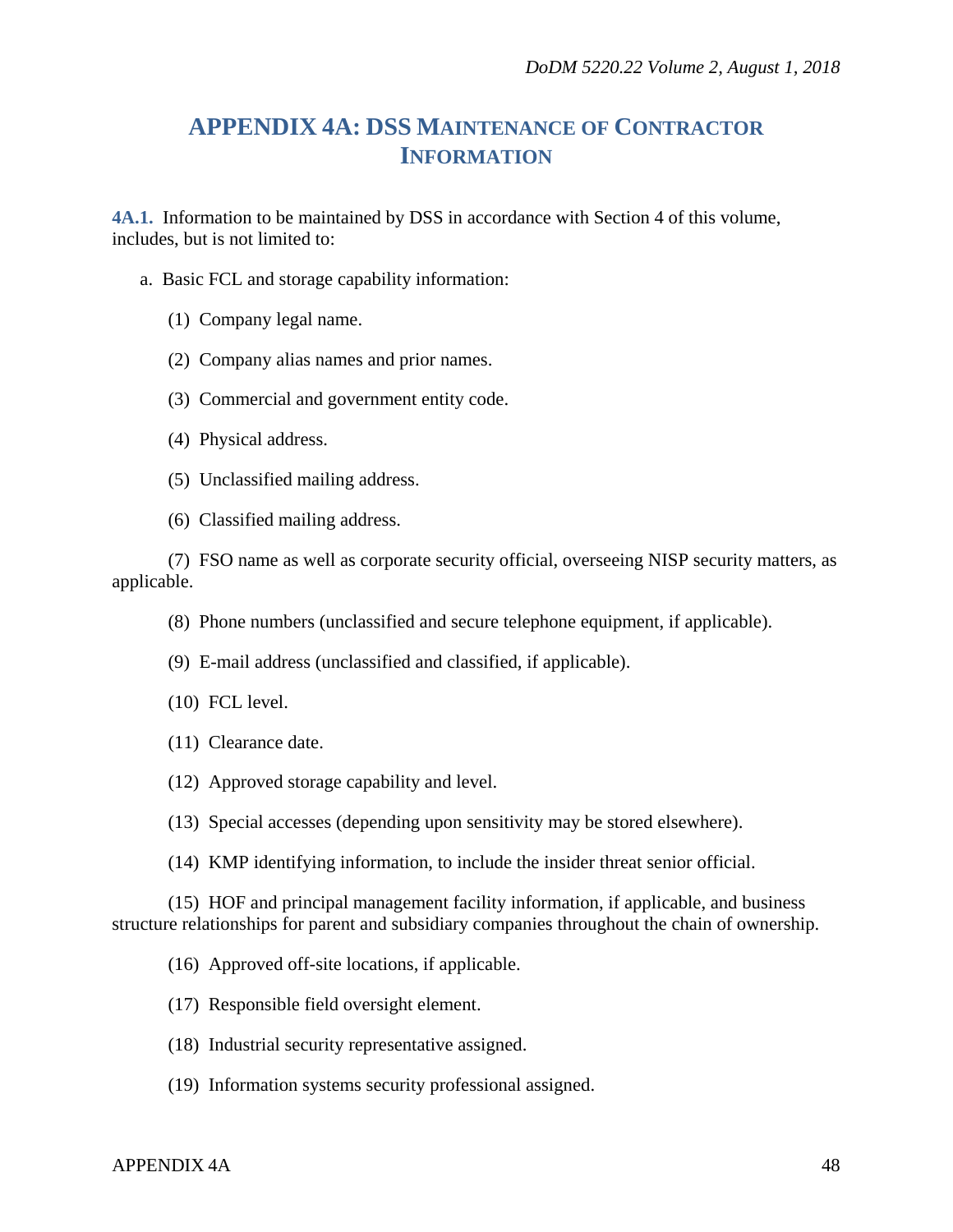# APPENDIX 4A: DSS MAINTENANCE OF CONTRACTOR INFORMATION

**4A.1.** Information to be maintained by DSS in accordance with Section 4 of this volume, includes, but is not limited to:

a. Basic FCL and storage capability information:

(1) Company legal name.

(2) Company alias names and prior names.

(3) Commercial and government entity code.

(4) Physical address.

(5) Unclassified mailing address.

(6) Classified mailing address.

(7) FSO name as well as corporate security official, overseeing NISP security matters, as applicable.

(8) Phone numbers (unclassified and secure telephone equipment, if applicable).

(9) E-mail address (unclassified and classified, if applicable).

(10) FCL level.

(11) Clearance date.

(12) Approved storage capability and level.

(13) Special accesses (depending upon sensitivity may be stored elsewhere).

(14) KMP identifying information, to include the insider threat senior official.

(15) HOF and principal management facility information, if applicable, and business structure relationships for parent and subsidiary companies throughout the chain of ownership.

(16) Approved off-site locations, if applicable.

(17) Responsible field oversight element.

(18) Industrial security representative assigned.

(19) Information systems security professional assigned.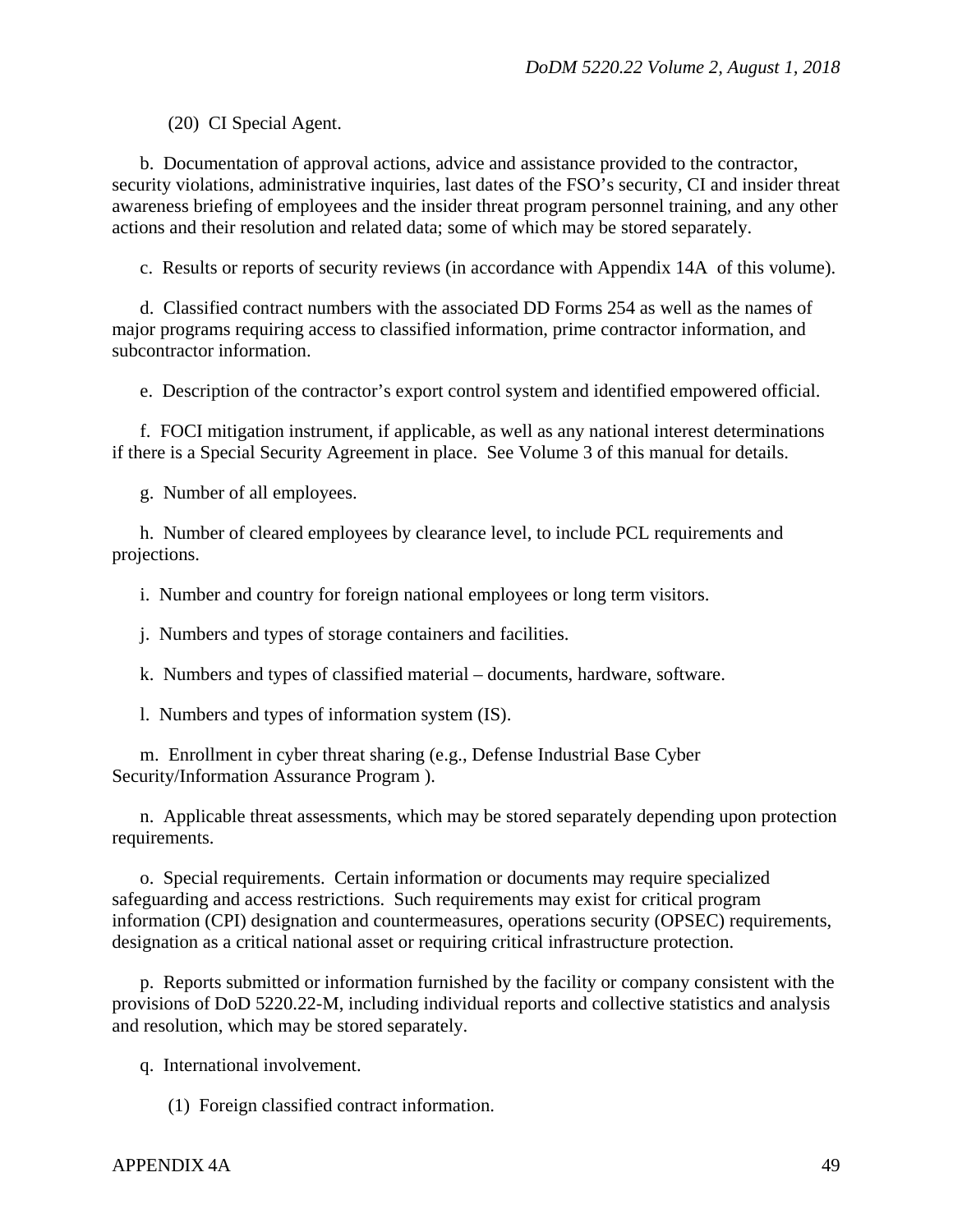(20) CI Special Agent.

b. Documentation of approval actions, advice and assistance provided to the contractor, security violations, administrative inquiries, last dates of the FSO's security, CI and insider threat awareness briefing of employees and the insider threat program personnel training, and any other actions and their resolution and related data; some of which may be stored separately.

c. Results or reports of security reviews (in accordance with Appendix 14A of this volume).

d. Classified contract numbers with the associated DD Forms 254 as well as the names of major programs requiring access to classified information, prime contractor information, and subcontractor information.

e. Description of the contractor's export control system and identified empowered official.

f. FOCI mitigation instrument, if applicable, as well as any national interest determinations if there is a Special Security Agreement in place. See Volume 3 of this manual for details.

g. Number of all employees.

h. Number of cleared employees by clearance level, to include PCL requirements and projections.

i. Number and country for foreign national employees or long term visitors.

j. Numbers and types of storage containers and facilities.

k. Numbers and types of classified material – documents, hardware, software.

l. Numbers and types of information system (IS).

m. Enrollment in cyber threat sharing (e.g., Defense Industrial Base Cyber Security/Information Assurance Program ).

n. Applicable threat assessments, which may be stored separately depending upon protection requirements.

o. Special requirements. Certain information or documents may require specialized safeguarding and access restrictions. Such requirements may exist for critical program information (CPI) designation and countermeasures, operations security (OPSEC) requirements, designation as a critical national asset or requiring critical infrastructure protection.

p. Reports submitted or information furnished by the facility or company consistent with the provisions of DoD 5220.22-M, including individual reports and collective statistics and analysis and resolution, which may be stored separately.

q. International involvement.

(1) Foreign classified contract information.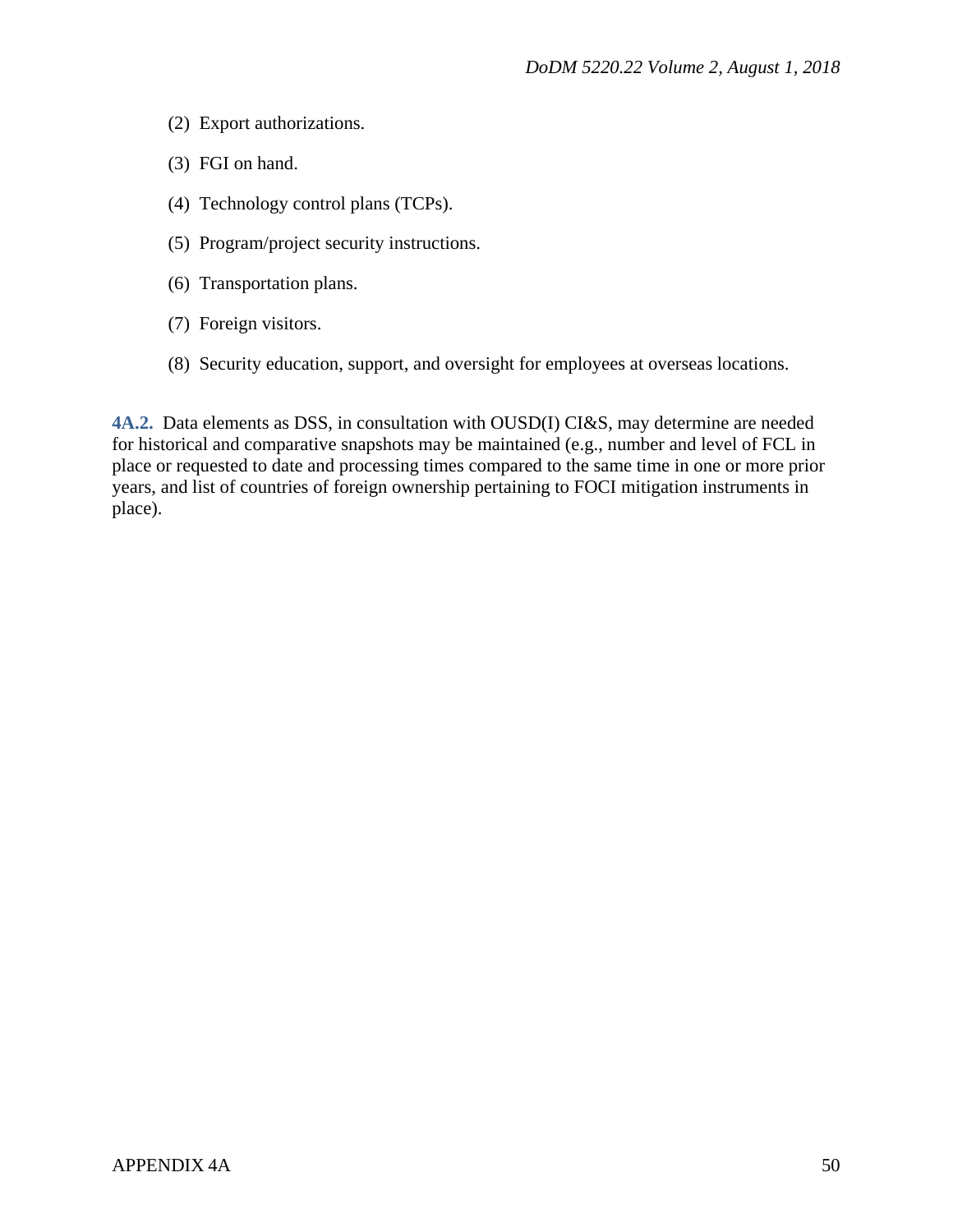(2) Export authorizations.

(3) FGI on hand.

(4) Technology control plans (TCPs).

(5) Program/project security instructions.

(6) Transportation plans.

(7) Foreign visitors.

(8) Security education, support, and oversight for employees at overseas locations.

**4A.2.** Data elements as DSS, in consultation with OUSD(I) CI&S, may determine are needed for historical and comparative snapshots may be maintained (e.g., number and level of FCL in place or requested to date and processing times compared to the same time in one or more prior years, and list of countries of foreign ownership pertaining to FOCI mitigation instruments in place).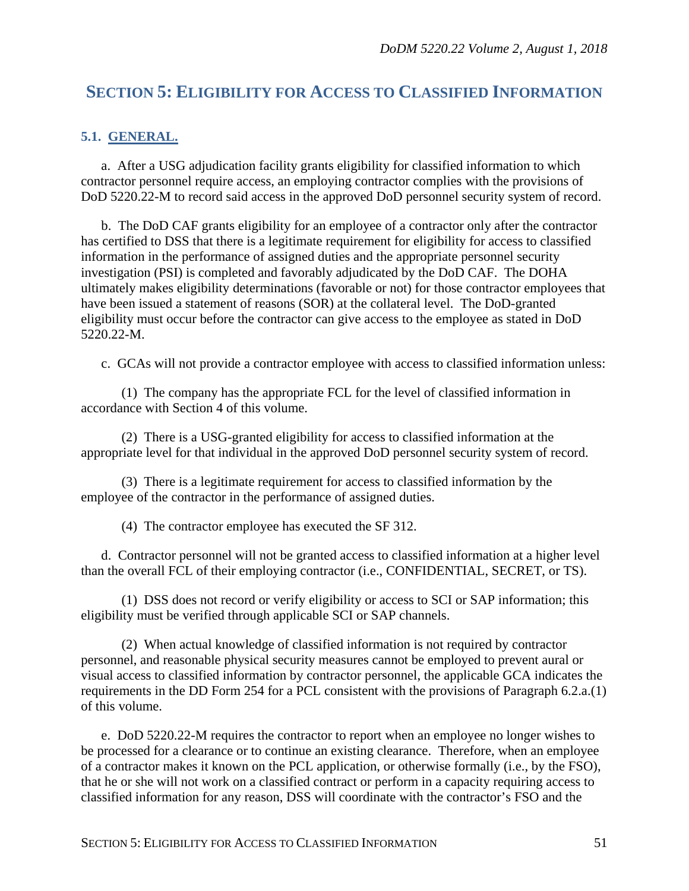## SECTION 5: ELIGIBILITY FOR ACCESS TO CLASSIFIED INFORMATION

### 5.1. GENERAL.

a. After a USG adjudication facility grants eligibility for classified information to which contractor personnel require access, an employing contractor complies with the provisions of DoD 5220.22-M to record said access in the approved DoD personnel security system of record.

b. The DoD CAF grants eligibility for an employee of a contractor only after the contractor has certified to DSS that there is a legitimate requirement for eligibility for access to classified information in the performance of assigned duties and the appropriate personnel security investigation (PSI) is completed and favorably adjudicated by the DoD CAF. The DOHA ultimately makes eligibility determinations (favorable or not) for those contractor employees that have been issued a statement of reasons (SOR) at the collateral level. The DoD-granted eligibility must occur before the contractor can give access to the employee as stated in DoD 5220.22-M.

c. GCAs will not provide a contractor employee with access to classified information unless:

(1) The company has the appropriate FCL for the level of classified information in accordance with Section 4 of this volume.

(2) There is a USG-granted eligibility for access to classified information at the appropriate level for that individual in the approved DoD personnel security system of record.

(3) There is a legitimate requirement for access to classified information by the employee of the contractor in the performance of assigned duties.

(4) The contractor employee has executed the SF 312.

d. Contractor personnel will not be granted access to classified information at a higher level than the overall FCL of their employing contractor (i.e., CONFIDENTIAL, SECRET, or TS).

(1) DSS does not record or verify eligibility or access to SCI or SAP information; this eligibility must be verified through applicable SCI or SAP channels.

(2) When actual knowledge of classified information is not required by contractor personnel, and reasonable physical security measures cannot be employed to prevent aural or visual access to classified information by contractor personnel, the applicable GCA indicates the requirements in the DD Form 254 for a PCL consistent with the provisions of Paragraph 6.2.a.(1) of this volume.

e. DoD 5220.22-M requires the contractor to report when an employee no longer wishes to be processed for a clearance or to continue an existing clearance. Therefore, when an employee of a contractor makes it known on the PCL application, or otherwise formally (i.e., by the FSO), that he or she will not work on a classified contract or perform in a capacity requiring access to classified information for any reason, DSS will coordinate with the contractor's FSO and the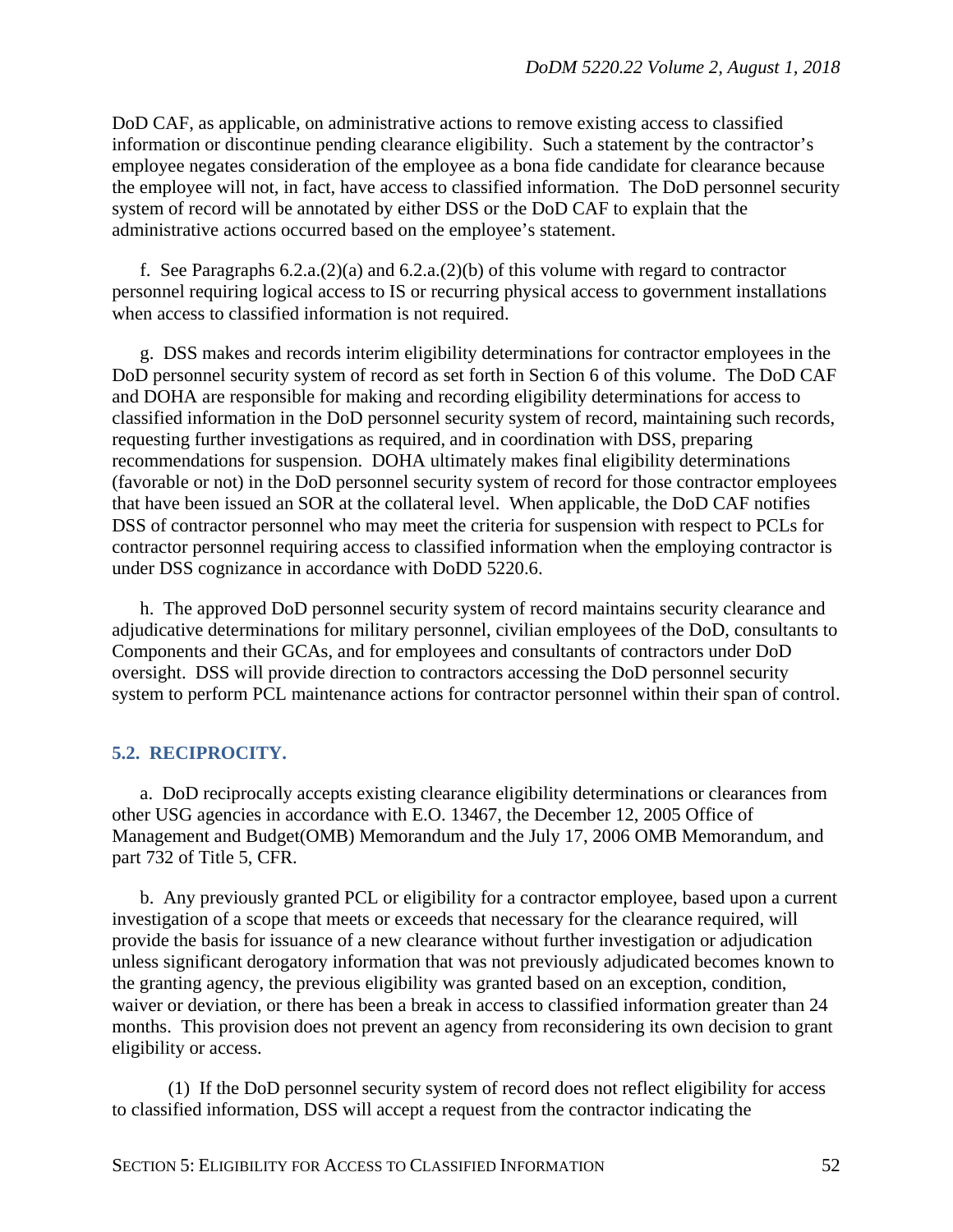DoD CAF, as applicable, on administrative actions to remove existing access to classified information or discontinue pending clearance eligibility. Such a statement by the contractor's employee negates consideration of the employee as a bona fide candidate for clearance because the employee will not, in fact, have access to classified information. The DoD personnel security system of record will be annotated by either DSS or the DoD CAF to explain that the administrative actions occurred based on the employee's statement.

f. See Paragraphs 6.2.a.(2)(a) and 6.2.a.(2)(b) of this volume with regard to contractor personnel requiring logical access to IS or recurring physical access to government installations when access to classified information is not required.

g. DSS makes and records interim eligibility determinations for contractor employees in the DoD personnel security system of record as set forth in Section 6 of this volume. The DoD CAF and DOHA are responsible for making and recording eligibility determinations for access to classified information in the DoD personnel security system of record, maintaining such records, requesting further investigations as required, and in coordination with DSS, preparing recommendations for suspension. DOHA ultimately makes final eligibility determinations (favorable or not) in the DoD personnel security system of record for those contractor employees that have been issued an SOR at the collateral level. When applicable, the DoD CAF notifies DSS of contractor personnel who may meet the criteria for suspension with respect to PCLs for contractor personnel requiring access to classified information when the employing contractor is under DSS cognizance in accordance with DoDD 5220.6.

h. The approved DoD personnel security system of record maintains security clearance and adjudicative determinations for military personnel, civilian employees of the DoD, consultants to Components and their GCAs, and for employees and consultants of contractors under DoD oversight. DSS will provide direction to contractors accessing the DoD personnel security system to perform PCL maintenance actions for contractor personnel within their span of control.

## 5.2. RECIPROCITY.

a. DoD reciprocally accepts existing clearance eligibility determinations or clearances from other USG agencies in accordance with E.O. 13467, the December 12, 2005 Office of Management and Budget(OMB) Memorandum and the July 17, 2006 OMB Memorandum, and part 732 of Title 5, CFR.

b. Any previously granted PCL or eligibility for a contractor employee, based upon a current investigation of a scope that meets or exceeds that necessary for the clearance required, will provide the basis for issuance of a new clearance without further investigation or adjudication unless significant derogatory information that was not previously adjudicated becomes known to the granting agency, the previous eligibility was granted based on an exception, condition, waiver or deviation, or there has been a break in access to classified information greater than 24 months. This provision does not prevent an agency from reconsidering its own decision to grant eligibility or access.

(1) If the DoD personnel security system of record does not reflect eligibility for access to classified information, DSS will accept a request from the contractor indicating the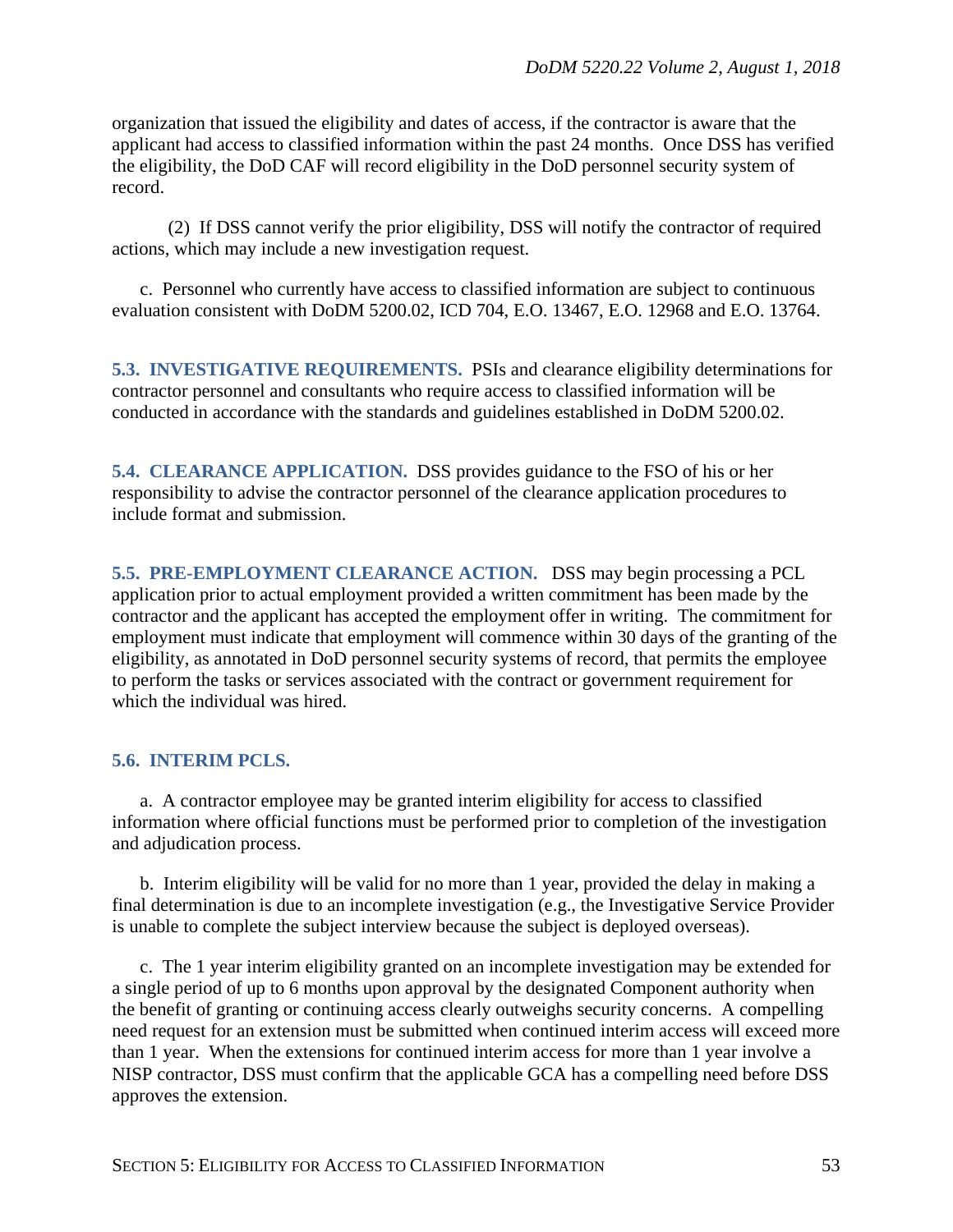organization that issued the eligibility and dates of access, if the contractor is aware that the applicant had access to classified information within the past 24 months. Once DSS has verified the eligibility, the DoD CAF will record eligibility in the DoD personnel security system of record.

(2) If DSS cannot verify the prior eligibility, DSS will notify the contractor of required actions, which may include a new investigation request.

c. Personnel who currently have access to classified information are subject to continuous evaluation consistent with DoDM 5200.02, ICD 704, E.O. 13467, E.O. 12968 and E.O. 13764.

**5.3. INVESTIGATIVE REQUIREMENTS.** PSIs and clearance eligibility determinations for contractor personnel and consultants who require access to classified information will be conducted in accordance with the standards and guidelines established in DoDM 5200.02.

**5.4. CLEARANCE APPLICATION.** DSS provides guidance to the FSO of his or her responsibility to advise the contractor personnel of the clearance application procedures to include format and submission.

**5.5. PRE-EMPLOYMENT CLEARANCE ACTION.** DSS may begin processing a PCL application prior to actual employment provided a written commitment has been made by the contractor and the applicant has accepted the employment offer in writing. The commitment for employment must indicate that employment will commence within 30 days of the granting of the eligibility, as annotated in DoD personnel security systems of record, that permits the employee to perform the tasks or services associated with the contract or government requirement for which the individual was hired.

## 5.6. INTERIM PCLS.

a. A contractor employee may be granted interim eligibility for access to classified information where official functions must be performed prior to completion of the investigation and adjudication process.

b. Interim eligibility will be valid for no more than 1 year, provided the delay in making a final determination is due to an incomplete investigation (e.g., the Investigative Service Provider is unable to complete the subject interview because the subject is deployed overseas).

c. The 1 year interim eligibility granted on an incomplete investigation may be extended for a single period of up to 6 months upon approval by the designated Component authority when the benefit of granting or continuing access clearly outweighs security concerns. A compelling need request for an extension must be submitted when continued interim access will exceed more than 1 year. When the extensions for continued interim access for more than 1 year involve a NISP contractor, DSS must confirm that the applicable GCA has a compelling need before DSS approves the extension.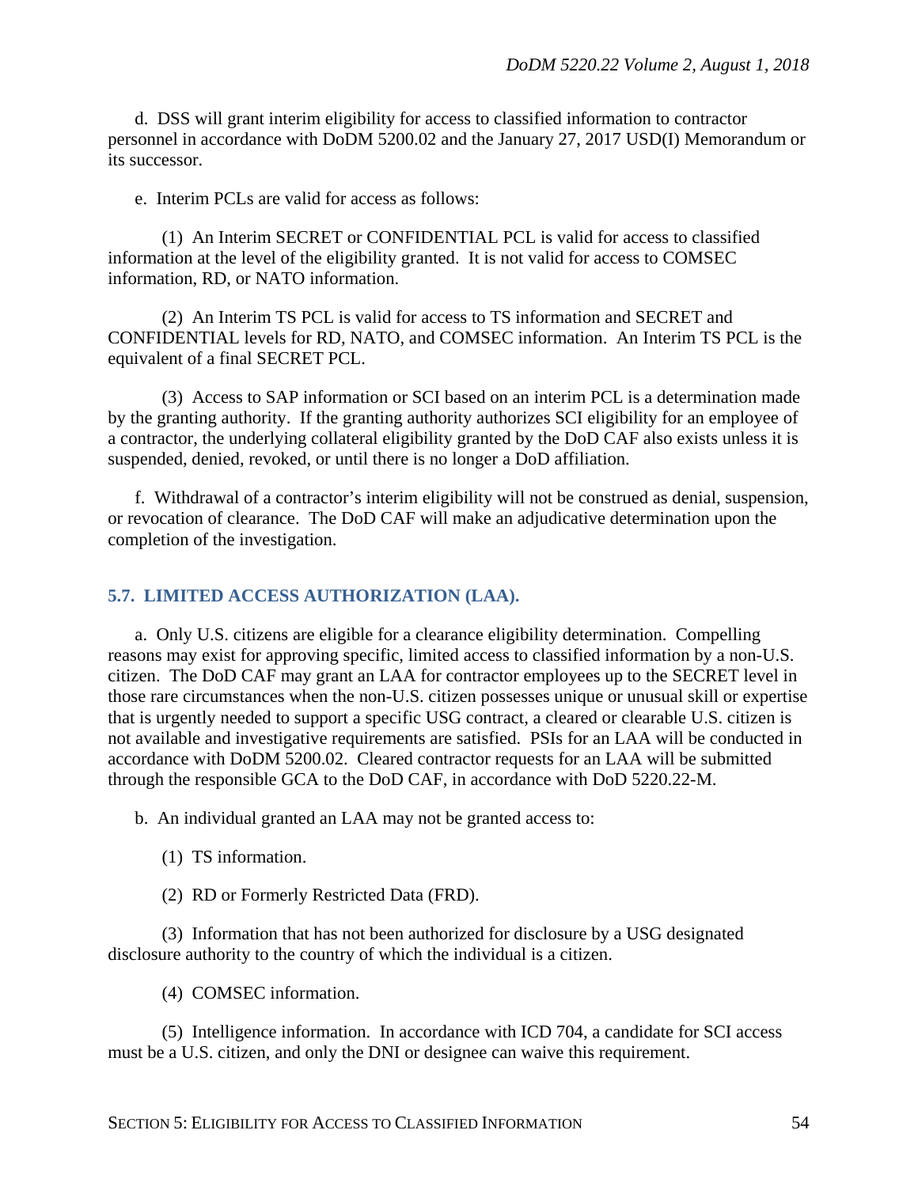d. DSS will grant interim eligibility for access to classified information to contractor personnel in accordance with DoDM 5200.02 and the January 27, 2017 USD(I) Memorandum or its successor.

e. Interim PCLs are valid for access as follows:

(1) An Interim SECRET or CONFIDENTIAL PCL is valid for access to classified information at the level of the eligibility granted. It is not valid for access to COMSEC information, RD, or NATO information.

(2) An Interim TS PCL is valid for access to TS information and SECRET and CONFIDENTIAL levels for RD, NATO, and COMSEC information. An Interim TS PCL is the equivalent of a final SECRET PCL.

(3) Access to SAP information or SCI based on an interim PCL is a determination made by the granting authority. If the granting authority authorizes SCI eligibility for an employee of a contractor, the underlying collateral eligibility granted by the DoD CAF also exists unless it is suspended, denied, revoked, or until there is no longer a DoD affiliation.

f. Withdrawal of a contractor's interim eligibility will not be construed as denial, suspension, or revocation of clearance. The DoD CAF will make an adjudicative determination upon the completion of the investigation.

## 5.7. LIMITED ACCESS AUTHORIZATION (LAA).

a. Only U.S. citizens are eligible for a clearance eligibility determination. Compelling reasons may exist for approving specific, limited access to classified information by a non-U.S. citizen. The DoD CAF may grant an LAA for contractor employees up to the SECRET level in those rare circumstances when the non-U.S. citizen possesses unique or unusual skill or expertise that is urgently needed to support a specific USG contract, a cleared or clearable U.S. citizen is not available and investigative requirements are satisfied. PSIs for an LAA will be conducted in accordance with DoDM 5200.02. Cleared contractor requests for an LAA will be submitted through the responsible GCA to the DoD CAF, in accordance with DoD 5220.22-M.

b. An individual granted an LAA may not be granted access to:

(1) TS information.

(2) RD or Formerly Restricted Data (FRD).

(3) Information that has not been authorized for disclosure by a USG designated disclosure authority to the country of which the individual is a citizen.

(4) COMSEC information.

(5) Intelligence information. In accordance with ICD 704, a candidate for SCI access must be a U.S. citizen, and only the DNI or designee can waive this requirement.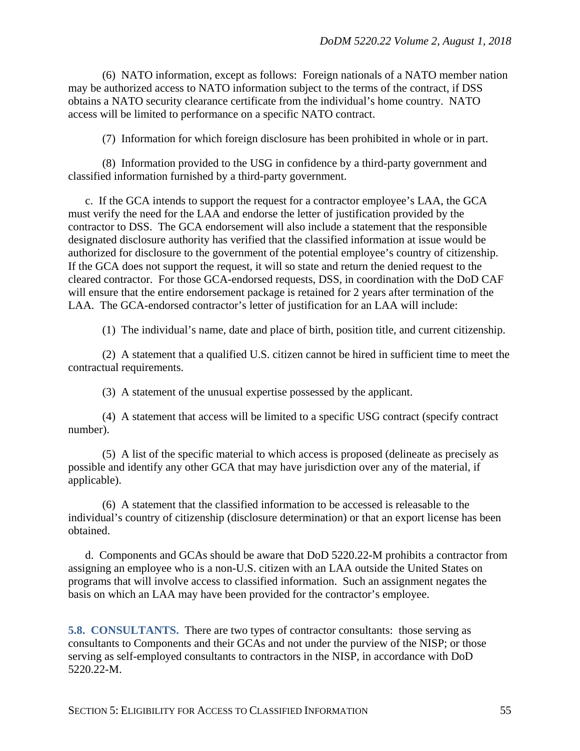(6) NATO information, except as follows: Foreign nationals of a NATO member nation may be authorized access to NATO information subject to the terms of the contract, if DSS obtains a NATO security clearance certificate from the individual's home country. NATO access will be limited to performance on a specific NATO contract.

(7) Information for which foreign disclosure has been prohibited in whole or in part.

(8) Information provided to the USG in confidence by a third-party government and classified information furnished by a third-party government.

c. If the GCA intends to support the request for a contractor employee's LAA, the GCA must verify the need for the LAA and endorse the letter of justification provided by the contractor to DSS. The GCA endorsement will also include a statement that the responsible designated disclosure authority has verified that the classified information at issue would be authorized for disclosure to the government of the potential employee's country of citizenship. If the GCA does not support the request, it will so state and return the denied request to the cleared contractor. For those GCA-endorsed requests, DSS, in coordination with the DoD CAF will ensure that the entire endorsement package is retained for 2 years after termination of the LAA. The GCA-endorsed contractor's letter of justification for an LAA will include:

(1) The individual's name, date and place of birth, position title, and current citizenship.

(2) A statement that a qualified U.S. citizen cannot be hired in sufficient time to meet the contractual requirements.

(3) A statement of the unusual expertise possessed by the applicant.

(4) A statement that access will be limited to a specific USG contract (specify contract number).

(5) A list of the specific material to which access is proposed (delineate as precisely as possible and identify any other GCA that may have jurisdiction over any of the material, if applicable).

(6) A statement that the classified information to be accessed is releasable to the individual's country of citizenship (disclosure determination) or that an export license has been obtained.

d. Components and GCAs should be aware that DoD 5220.22-M prohibits a contractor from assigning an employee who is a non-U.S. citizen with an LAA outside the United States on programs that will involve access to classified information. Such an assignment negates the basis on which an LAA may have been provided for the contractor's employee.

**5.8. CONSULTANTS.** There are two types of contractor consultants: those serving as consultants to Components and their GCAs and not under the purview of the NISP; or those serving as self-employed consultants to contractors in the NISP, in accordance with DoD 5220.22-M.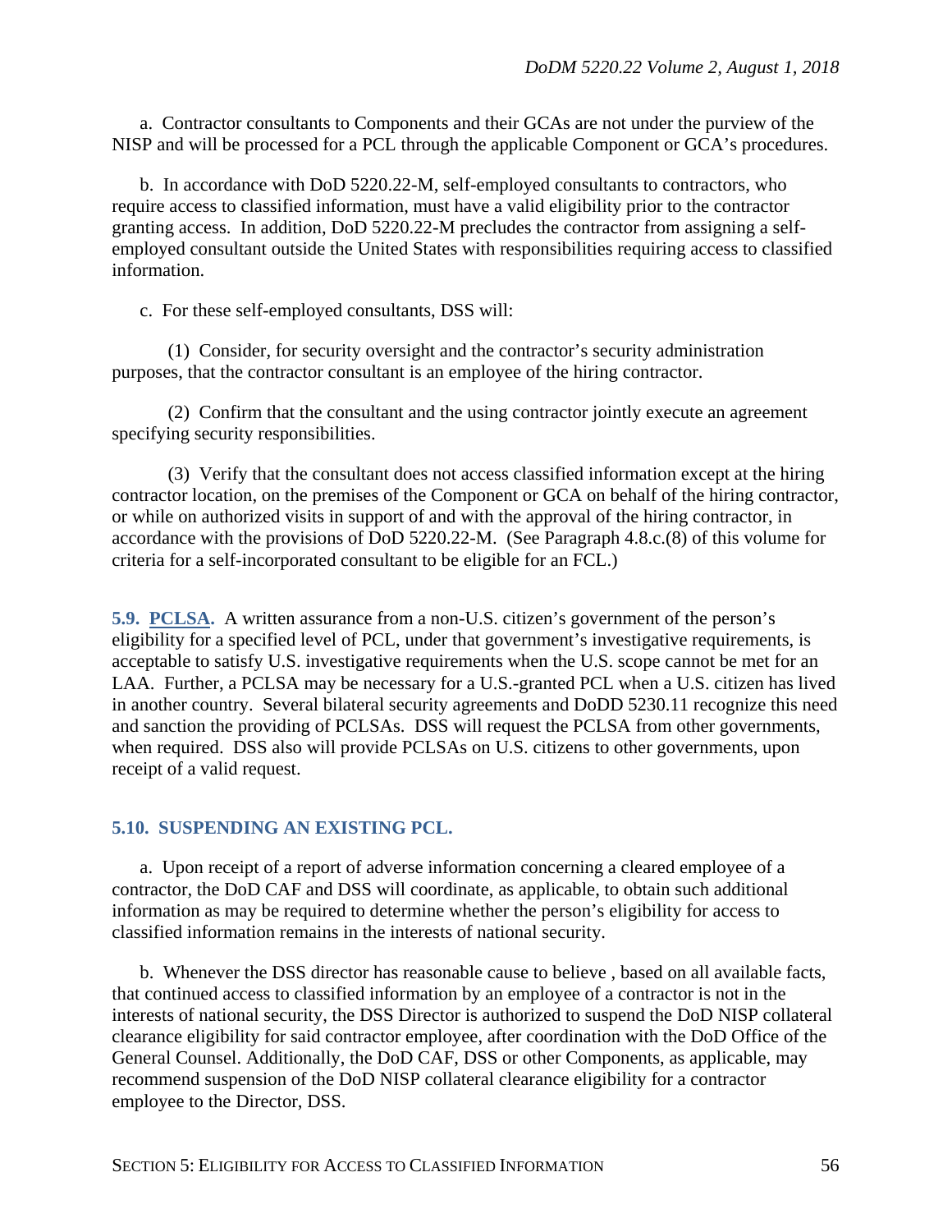a. Contractor consultants to Components and their GCAs are not under the purview of the NISP and will be processed for a PCL through the applicable Component or GCA's procedures.

b. In accordance with DoD 5220.22-M, self-employed consultants to contractors, who require access to classified information, must have a valid eligibility prior to the contractor granting access. In addition, DoD 5220.22-M precludes the contractor from assigning a self-employed consultant outside the United States with responsibilities requiring access to classified information.

c. For these self-employed consultants, DSS will:

(1) Consider, for security oversight and the contractor's security administration purposes, that the contractor consultant is an employee of the hiring contractor.

(2) Confirm that the consultant and the using contractor jointly execute an agreement specifying security responsibilities.

(3) Verify that the consultant does not access classified information except at the hiring contractor location, on the premises of the Component or GCA on behalf of the hiring contractor, or while on authorized visits in support of and with the approval of the hiring contractor, in accordance with the provisions of DoD 5220.22-M. (See Paragraph 4.8.c.(8) of this volume for criteria for a self-incorporated consultant to be eligible for an FCL.)

**5.9. PCLSA.** A written assurance from a non-U.S. citizen's government of the person's eligibility for a specified level of PCL, under that government's investigative requirements, is acceptable to satisfy U.S. investigative requirements when the U.S. scope cannot be met for an LAA. Further, a PCLSA may be necessary for a U.S.-granted PCL when a U.S. citizen has lived in another country. Several bilateral security agreements and DoDD 5230.11 recognize this need and sanction the providing of PCLSAs. DSS will request the PCLSA from other governments, when required. DSS also will provide PCLSAs on U.S. citizens to other governments, upon receipt of a valid request.

## 5.10. SUSPENDING AN EXISTING PCL.

a. Upon receipt of a report of adverse information concerning a cleared employee of a contractor, the DoD CAF and DSS will coordinate, as applicable, to obtain such additional information as may be required to determine whether the person's eligibility for access to classified information remains in the interests of national security.

b. Whenever the DSS director has reasonable cause to believe , based on all available facts, that continued access to classified information by an employee of a contractor is not in the interests of national security, the DSS Director is authorized to suspend the DoD NISP collateral clearance eligibility for said contractor employee, after coordination with the DoD Office of the General Counsel. Additionally, the DoD CAF, DSS or other Components, as applicable, may recommend suspension of the DoD NISP collateral clearance eligibility for a contractor employee to the Director, DSS.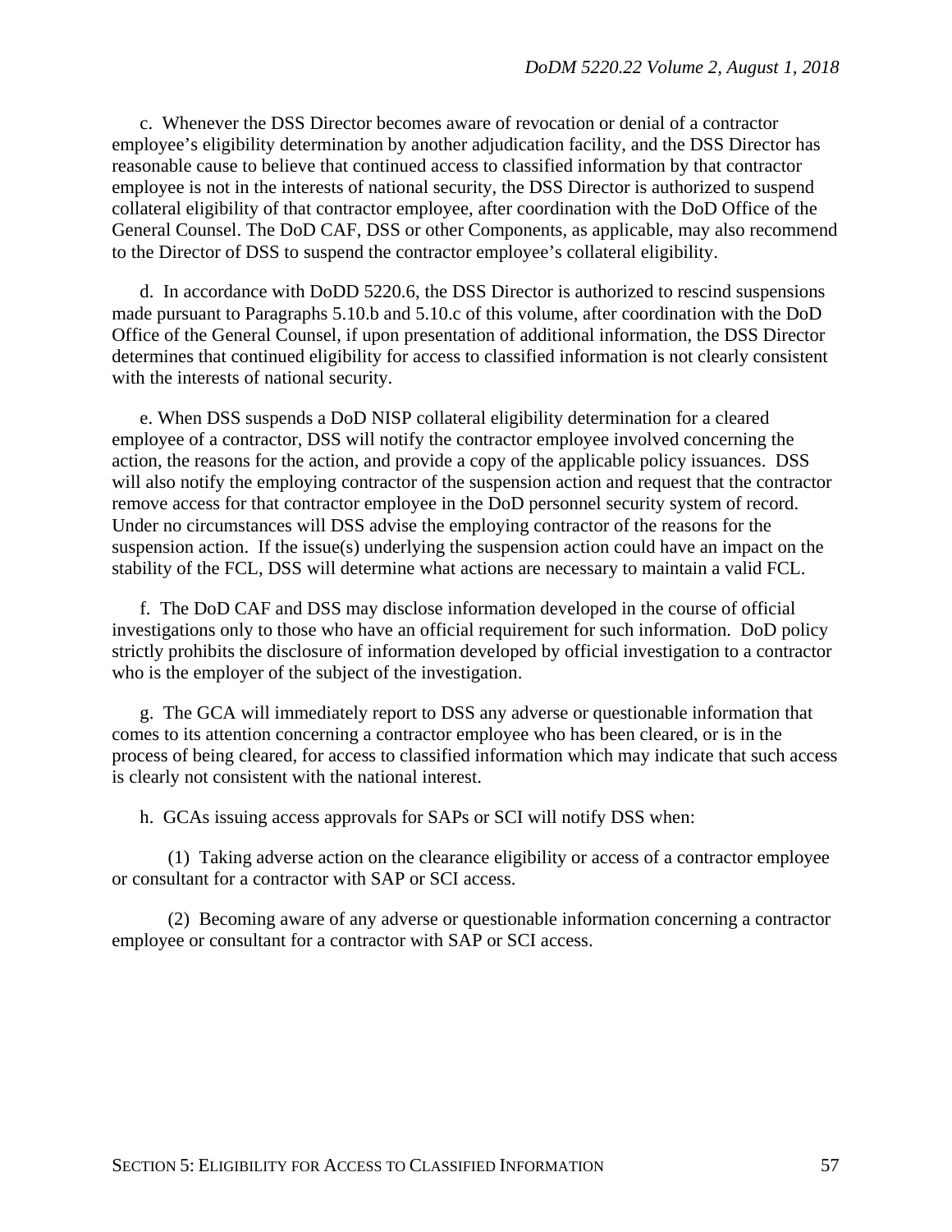c. Whenever the DSS Director becomes aware of revocation or denial of a contractor employee's eligibility determination by another adjudication facility, and the DSS Director has reasonable cause to believe that continued access to classified information by that contractor employee is not in the interests of national security, the DSS Director is authorized to suspend collateral eligibility of that contractor employee, after coordination with the DoD Office of the General Counsel. The DoD CAF, DSS or other Components, as applicable, may also recommend to the Director of DSS to suspend the contractor employee's collateral eligibility.

d. In accordance with DoDD 5220.6, the DSS Director is authorized to rescind suspensions made pursuant to Paragraphs 5.10.b and 5.10.c of this volume, after coordination with the DoD Office of the General Counsel, if upon presentation of additional information, the DSS Director determines that continued eligibility for access to classified information is not clearly consistent with the interests of national security.

e. When DSS suspends a DoD NISP collateral eligibility determination for a cleared employee of a contractor, DSS will notify the contractor employee involved concerning the action, the reasons for the action, and provide a copy of the applicable policy issuances. DSS will also notify the employing contractor of the suspension action and request that the contractor remove access for that contractor employee in the DoD personnel security system of record. Under no circumstances will DSS advise the employing contractor of the reasons for the suspension action. If the issue(s) underlying the suspension action could have an impact on the stability of the FCL, DSS will determine what actions are necessary to maintain a valid FCL.

f. The DoD CAF and DSS may disclose information developed in the course of official investigations only to those who have an official requirement for such information. DoD policy strictly prohibits the disclosure of information developed by official investigation to a contractor who is the employer of the subject of the investigation.

g. The GCA will immediately report to DSS any adverse or questionable information that comes to its attention concerning a contractor employee who has been cleared, or is in the process of being cleared, for access to classified information which may indicate that such access is clearly not consistent with the national interest.

h. GCAs issuing access approvals for SAPs or SCI will notify DSS when:

(1) Taking adverse action on the clearance eligibility or access of a contractor employee or consultant for a contractor with SAP or SCI access.

(2) Becoming aware of any adverse or questionable information concerning a contractor employee or consultant for a contractor with SAP or SCI access.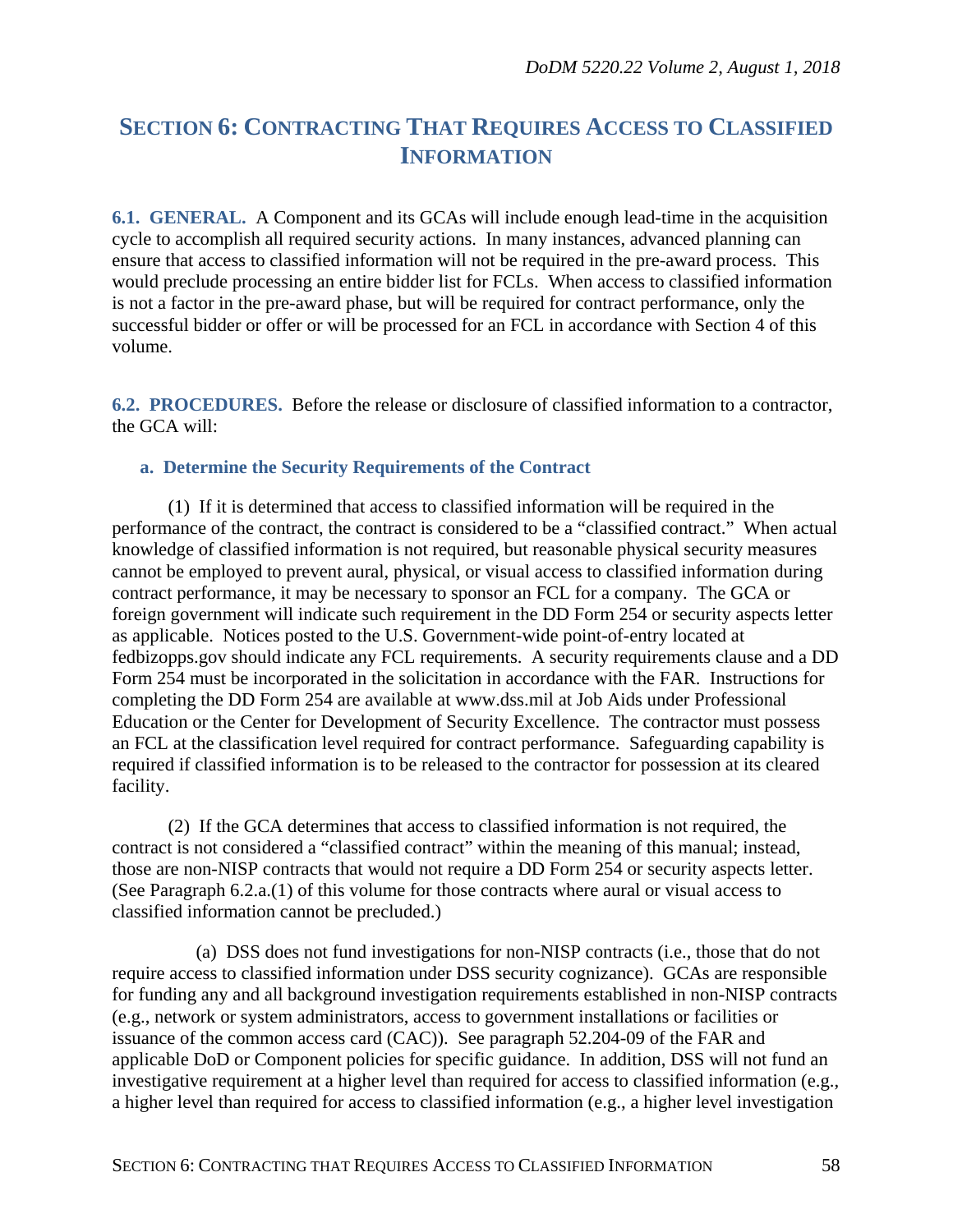# SECTION 6: CONTRACTING THAT REQUIRES ACCESS TO CLASSIFIED INFORMATION

**6.1. GENERAL.** A Component and its GCAs will include enough lead-time in the acquisition cycle to accomplish all required security actions. In many instances, advanced planning can ensure that access to classified information will not be required in the pre-award process. This would preclude processing an entire bidder list for FCLs. When access to classified information is not a factor in the pre-award phase, but will be required for contract performance, only the successful bidder or offer or will be processed for an FCL in accordance with Section 4 of this volume.

**6.2. PROCEDURES.** Before the release or disclosure of classified information to a contractor, the GCA will:

**a. Determine the Security Requirements of the Contract**

(1) If it is determined that access to classified information will be required in the performance of the contract, the contract is considered to be a "classified contract." When actual knowledge of classified information is not required, but reasonable physical security measures cannot be employed to prevent aural, physical, or visual access to classified information during contract performance, it may be necessary to sponsor an FCL for a company. The GCA or foreign government will indicate such requirement in the DD Form 254 or security aspects letter as applicable. Notices posted to the U.S. Government-wide point-of-entry located at fedbizopps.gov should indicate any FCL requirements. A security requirements clause and a DD Form 254 must be incorporated in the solicitation in accordance with the FAR. Instructions for completing the DD Form 254 are available at www.dss.mil at Job Aids under Professional Education or the Center for Development of Security Excellence. The contractor must possess an FCL at the classification level required for contract performance. Safeguarding capability is required if classified information is to be released to the contractor for possession at its cleared facility.

(2) If the GCA determines that access to classified information is not required, the contract is not considered a "classified contract" within the meaning of this manual; instead, those are non-NISP contracts that would not require a DD Form 254 or security aspects letter. (See Paragraph 6.2.a.(1) of this volume for those contracts where aural or visual access to classified information cannot be precluded.)

(a) DSS does not fund investigations for non-NISP contracts (i.e., those that do not require access to classified information under DSS security cognizance). GCAs are responsible for funding any and all background investigation requirements established in non-NISP contracts (e.g., network or system administrators, access to government installations or facilities or issuance of the common access card (CAC)). See paragraph 52.204-09 of the FAR and applicable DoD or Component policies for specific guidance. In addition, DSS will not fund an investigative requirement at a higher level than required for access to classified information (e.g., a higher level than required for access to classified information (e.g., a higher level investigation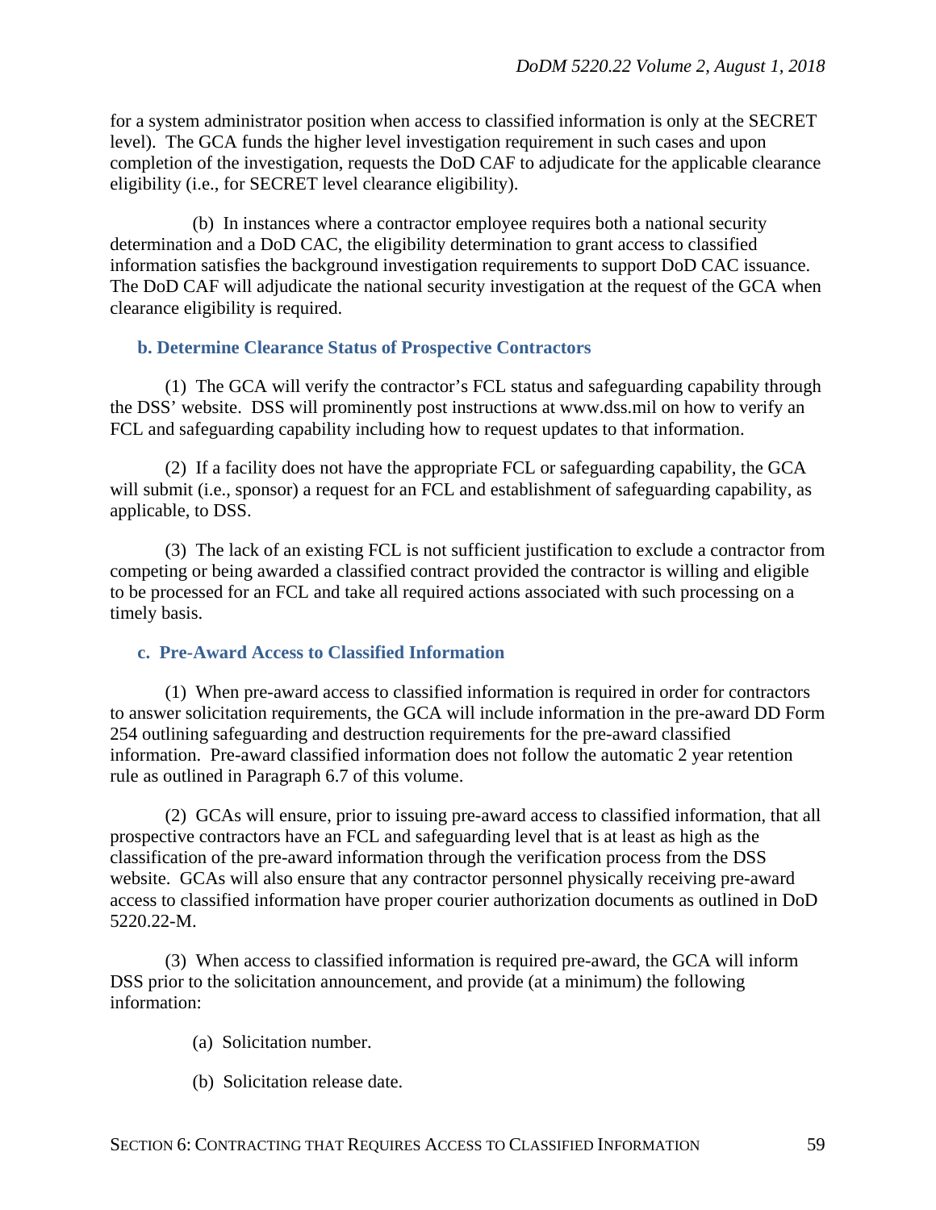for a system administrator position when access to classified information is only at the SECRET level). The GCA funds the higher level investigation requirement in such cases and upon completion of the investigation, requests the DoD CAF to adjudicate for the applicable clearance eligibility (i.e., for SECRET level clearance eligibility).

(b) In instances where a contractor employee requires both a national security determination and a DoD CAC, the eligibility determination to grant access to classified information satisfies the background investigation requirements to support DoD CAC issuance. The DoD CAF will adjudicate the national security investigation at the request of the GCA when clearance eligibility is required.

### b. Determine Clearance Status of Prospective Contractors

(1) The GCA will verify the contractor's FCL status and safeguarding capability through the DSS' website. DSS will prominently post instructions at www.dss.mil on how to verify an FCL and safeguarding capability including how to request updates to that information.

(2) If a facility does not have the appropriate FCL or safeguarding capability, the GCA will submit (i.e., sponsor) a request for an FCL and establishment of safeguarding capability, as applicable, to DSS.

(3) The lack of an existing FCL is not sufficient justification to exclude a contractor from competing or being awarded a classified contract provided the contractor is willing and eligible to be processed for an FCL and take all required actions associated with such processing on a timely basis.

### c. Pre-Award Access to Classified Information

(1) When pre-award access to classified information is required in order for contractors to answer solicitation requirements, the GCA will include information in the pre-award DD Form 254 outlining safeguarding and destruction requirements for the pre-award classified information. Pre-award classified information does not follow the automatic 2 year retention rule as outlined in Paragraph 6.7 of this volume.

(2) GCAs will ensure, prior to issuing pre-award access to classified information, that all prospective contractors have an FCL and safeguarding level that is at least as high as the classification of the pre-award information through the verification process from the DSS website. GCAs will also ensure that any contractor personnel physically receiving pre-award access to classified information have proper courier authorization documents as outlined in DoD 5220.22-M.

(3) When access to classified information is required pre-award, the GCA will inform DSS prior to the solicitation announcement, and provide (at a minimum) the following information:

(a) Solicitation number.

(b) Solicitation release date.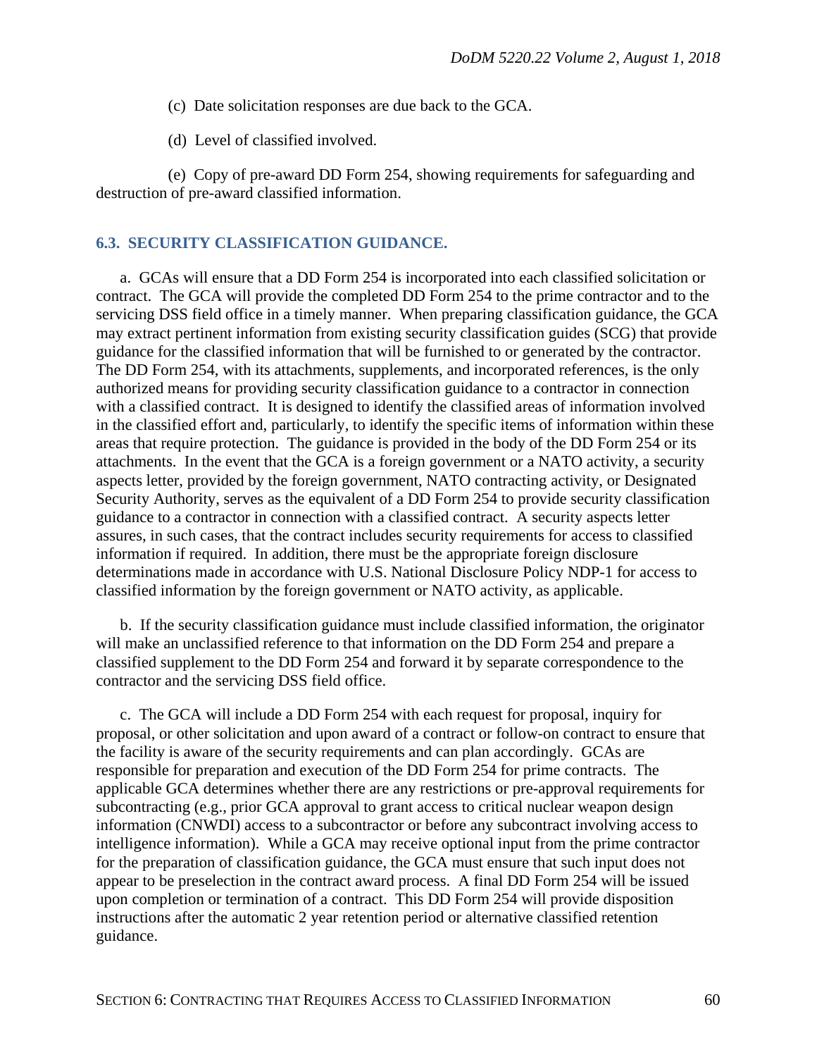(c) Date solicitation responses are due back to the GCA.

(d) Level of classified involved.

(e) Copy of pre-award DD Form 254, showing requirements for safeguarding and destruction of pre-award classified information.

## 6.3. SECURITY CLASSIFICATION GUIDANCE.

a. GCAs will ensure that a DD Form 254 is incorporated into each classified solicitation or contract. The GCA will provide the completed DD Form 254 to the prime contractor and to the servicing DSS field office in a timely manner. When preparing classification guidance, the GCA may extract pertinent information from existing security classification guides (SCG) that provide guidance for the classified information that will be furnished to or generated by the contractor. The DD Form 254, with its attachments, supplements, and incorporated references, is the only authorized means for providing security classification guidance to a contractor in connection with a classified contract. It is designed to identify the classified areas of information involved in the classified effort and, particularly, to identify the specific items of information within these areas that require protection. The guidance is provided in the body of the DD Form 254 or its attachments. In the event that the GCA is a foreign government or a NATO activity, a security aspects letter, provided by the foreign government, NATO contracting activity, or Designated Security Authority, serves as the equivalent of a DD Form 254 to provide security classification guidance to a contractor in connection with a classified contract. A security aspects letter assures, in such cases, that the contract includes security requirements for access to classified information if required. In addition, there must be the appropriate foreign disclosure determinations made in accordance with U.S. National Disclosure Policy NDP-1 for access to classified information by the foreign government or NATO activity, as applicable.

b. If the security classification guidance must include classified information, the originator will make an unclassified reference to that information on the DD Form 254 and prepare a classified supplement to the DD Form 254 and forward it by separate correspondence to the contractor and the servicing DSS field office.

c. The GCA will include a DD Form 254 with each request for proposal, inquiry for proposal, or other solicitation and upon award of a contract or follow-on contract to ensure that the facility is aware of the security requirements and can plan accordingly. GCAs are responsible for preparation and execution of the DD Form 254 for prime contracts. The applicable GCA determines whether there are any restrictions or pre-approval requirements for subcontracting (e.g., prior GCA approval to grant access to critical nuclear weapon design information (CNWDI) access to a subcontractor or before any subcontract involving access to intelligence information). While a GCA may receive optional input from the prime contractor for the preparation of classification guidance, the GCA must ensure that such input does not appear to be preselection in the contract award process. A final DD Form 254 will be issued upon completion or termination of a contract. This DD Form 254 will provide disposition instructions after the automatic 2 year retention period or alternative classified retention guidance.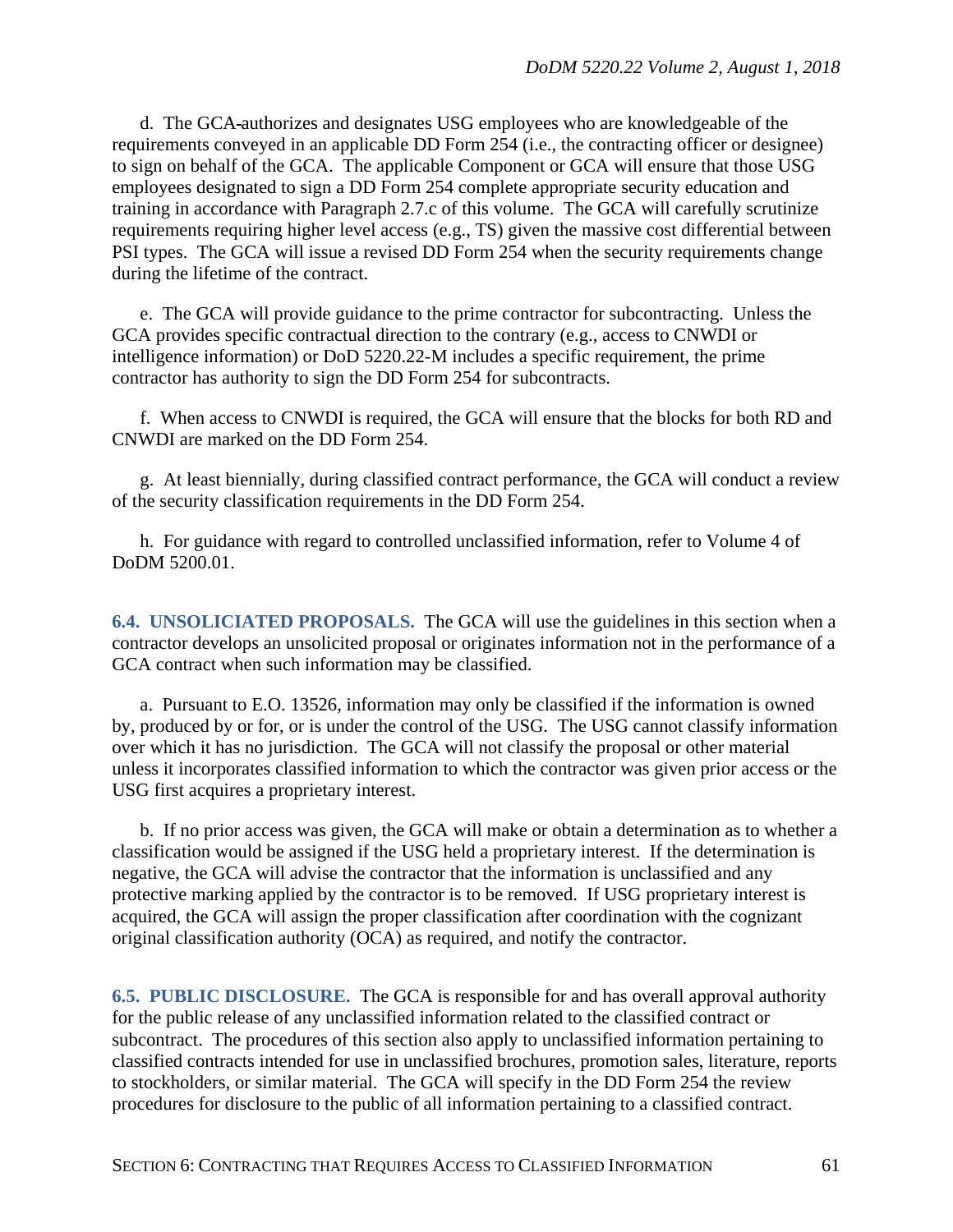d. The GCA authorizes and designates USG employees who are knowledgeable of the requirements conveyed in an applicable DD Form 254 (i.e., the contracting officer or designee) to sign on behalf of the GCA. The applicable Component or GCA will ensure that those USG employees designated to sign a DD Form 254 complete appropriate security education and training in accordance with Paragraph 2.7.c of this volume. The GCA will carefully scrutinize requirements requiring higher level access (e.g., TS) given the massive cost differential between PSI types. The GCA will issue a revised DD Form 254 when the security requirements change during the lifetime of the contract.

e. The GCA will provide guidance to the prime contractor for subcontracting. Unless the GCA provides specific contractual direction to the contrary (e.g., access to CNWDI or intelligence information) or DoD 5220.22-M includes a specific requirement, the prime contractor has authority to sign the DD Form 254 for subcontracts.

f. When access to CNWDI is required, the GCA will ensure that the blocks for both RD and CNWDI are marked on the DD Form 254.

g. At least biennially, during classified contract performance, the GCA will conduct a review of the security classification requirements in the DD Form 254.

h. For guidance with regard to controlled unclassified information, refer to Volume 4 of DoDM 5200.01.

## 6.4. UNSOLICIATED PROPOSALS.

The GCA will use the guidelines in this section when a contractor develops an unsolicited proposal or originates information not in the performance of a GCA contract when such information may be classified.

a. Pursuant to E.O. 13526, information may only be classified if the information is owned by, produced by or for, or is under the control of the USG. The USG cannot classify information over which it has no jurisdiction. The GCA will not classify the proposal or other material unless it incorporates classified information to which the contractor was given prior access or the USG first acquires a proprietary interest.

b. If no prior access was given, the GCA will make or obtain a determination as to whether a classification would be assigned if the USG held a proprietary interest. If the determination is negative, the GCA will advise the contractor that the information is unclassified and any protective marking applied by the contractor is to be removed. If USG proprietary interest is acquired, the GCA will assign the proper classification after coordination with the cognizant original classification authority (OCA) as required, and notify the contractor.

## 6.5. PUBLIC DISCLOSURE.

The GCA is responsible for and has overall approval authority for the public release of any unclassified information related to the classified contract or subcontract. The procedures of this section also apply to unclassified information pertaining to classified contracts intended for use in unclassified brochures, promotion sales, literature, reports to stockholders, or similar material. The GCA will specify in the DD Form 254 the review procedures for disclosure to the public of all information pertaining to a classified contract.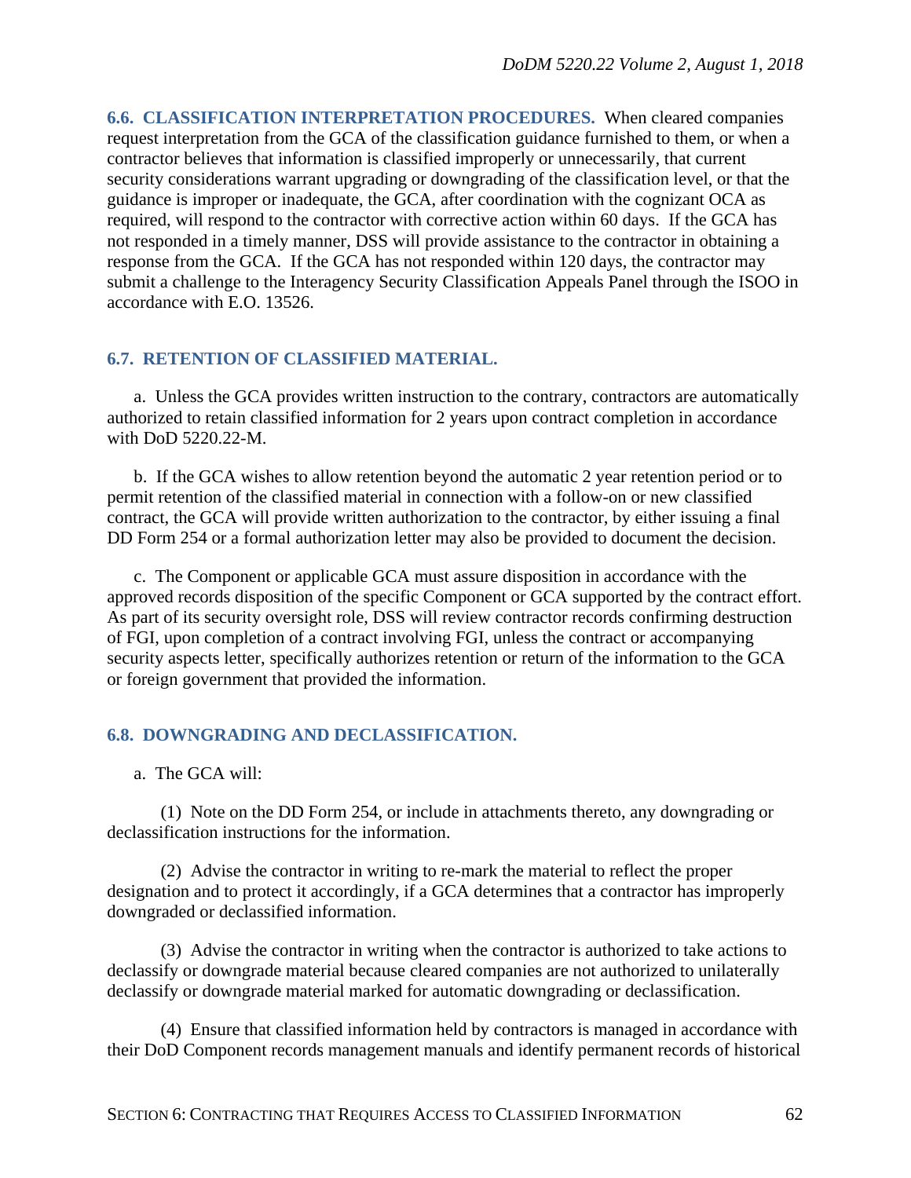**6.6. CLASSIFICATION INTERPRETATION PROCEDURES.** When cleared companies request interpretation from the GCA of the classification guidance furnished to them, or when a contractor believes that information is classified improperly or unnecessarily, that current security considerations warrant upgrading or downgrading of the classification level, or that the guidance is improper or inadequate, the GCA, after coordination with the cognizant OCA as required, will respond to the contractor with corrective action within 60 days. If the GCA has not responded in a timely manner, DSS will provide assistance to the contractor in obtaining a response from the GCA. If the GCA has not responded within 120 days, the contractor may submit a challenge to the Interagency Security Classification Appeals Panel through the ISOO in accordance with E.O. 13526.

## 6.7. RETENTION OF CLASSIFIED MATERIAL.

a. Unless the GCA provides written instruction to the contrary, contractors are automatically authorized to retain classified information for 2 years upon contract completion in accordance with DoD 5220.22-M.

b. If the GCA wishes to allow retention beyond the automatic 2 year retention period or to permit retention of the classified material in connection with a follow-on or new classified contract, the GCA will provide written authorization to the contractor, by either issuing a final DD Form 254 or a formal authorization letter may also be provided to document the decision.

c. The Component or applicable GCA must assure disposition in accordance with the approved records disposition of the specific Component or GCA supported by the contract effort. As part of its security oversight role, DSS will review contractor records confirming destruction of FGI, upon completion of a contract involving FGI, unless the contract or accompanying security aspects letter, specifically authorizes retention or return of the information to the GCA or foreign government that provided the information.

## 6.8. DOWNGRADING AND DECLASSIFICATION.

a. The GCA will:

(1) Note on the DD Form 254, or include in attachments thereto, any downgrading or declassification instructions for the information.

(2) Advise the contractor in writing to re-mark the material to reflect the proper designation and to protect it accordingly, if a GCA determines that a contractor has improperly downgraded or declassified information.

(3) Advise the contractor in writing when the contractor is authorized to take actions to declassify or downgrade material because cleared companies are not authorized to unilaterally declassify or downgrade material marked for automatic downgrading or declassification.

(4) Ensure that classified information held by contractors is managed in accordance with their DoD Component records management manuals and identify permanent records of historical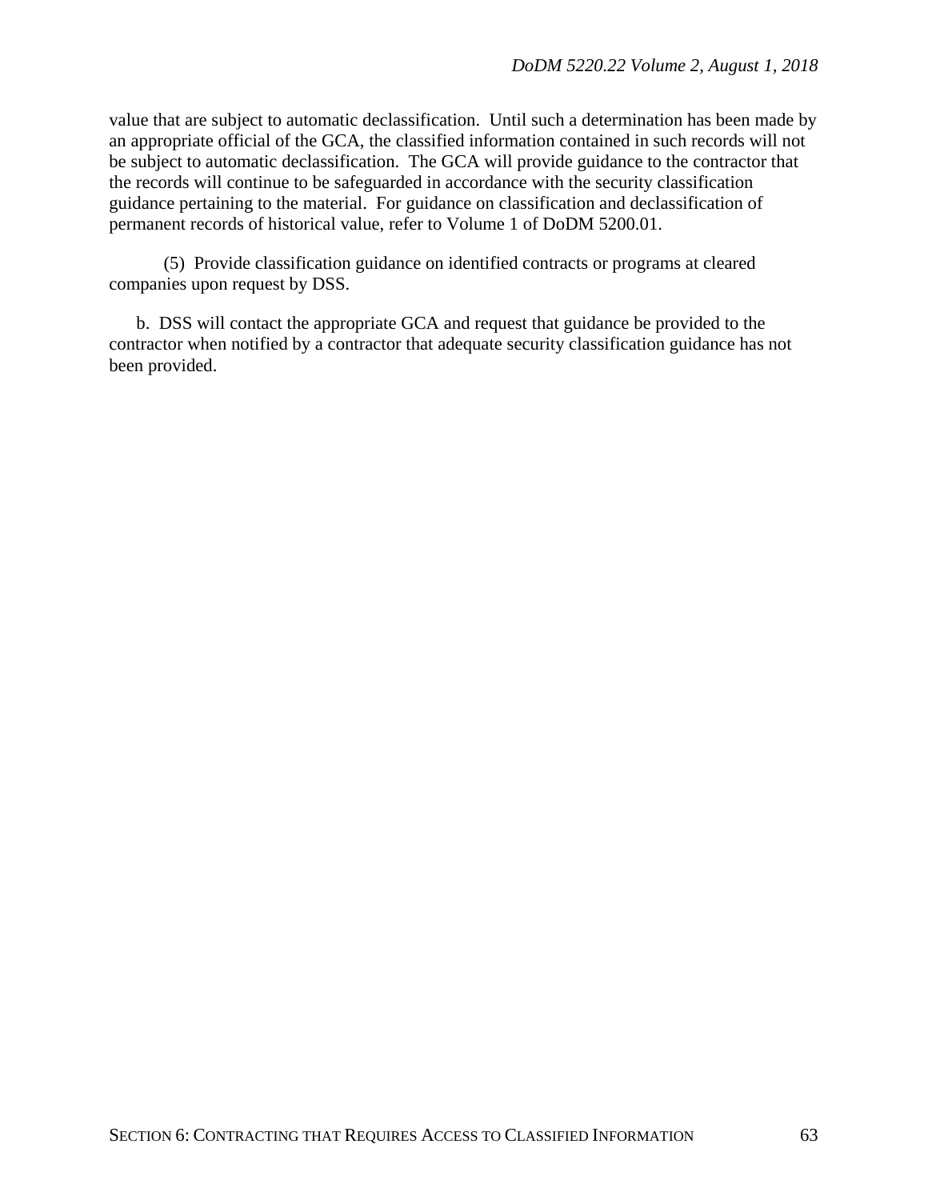value that are subject to automatic declassification. Until such a determination has been made by an appropriate official of the GCA, the classified information contained in such records will not be subject to automatic declassification. The GCA will provide guidance to the contractor that the records will continue to be safeguarded in accordance with the security classification guidance pertaining to the material. For guidance on classification and declassification of permanent records of historical value, refer to Volume 1 of DoDM 5200.01.

(5) Provide classification guidance on identified contracts or programs at cleared companies upon request by DSS.

b. DSS will contact the appropriate GCA and request that guidance be provided to the contractor when notified by a contractor that adequate security classification guidance has not been provided.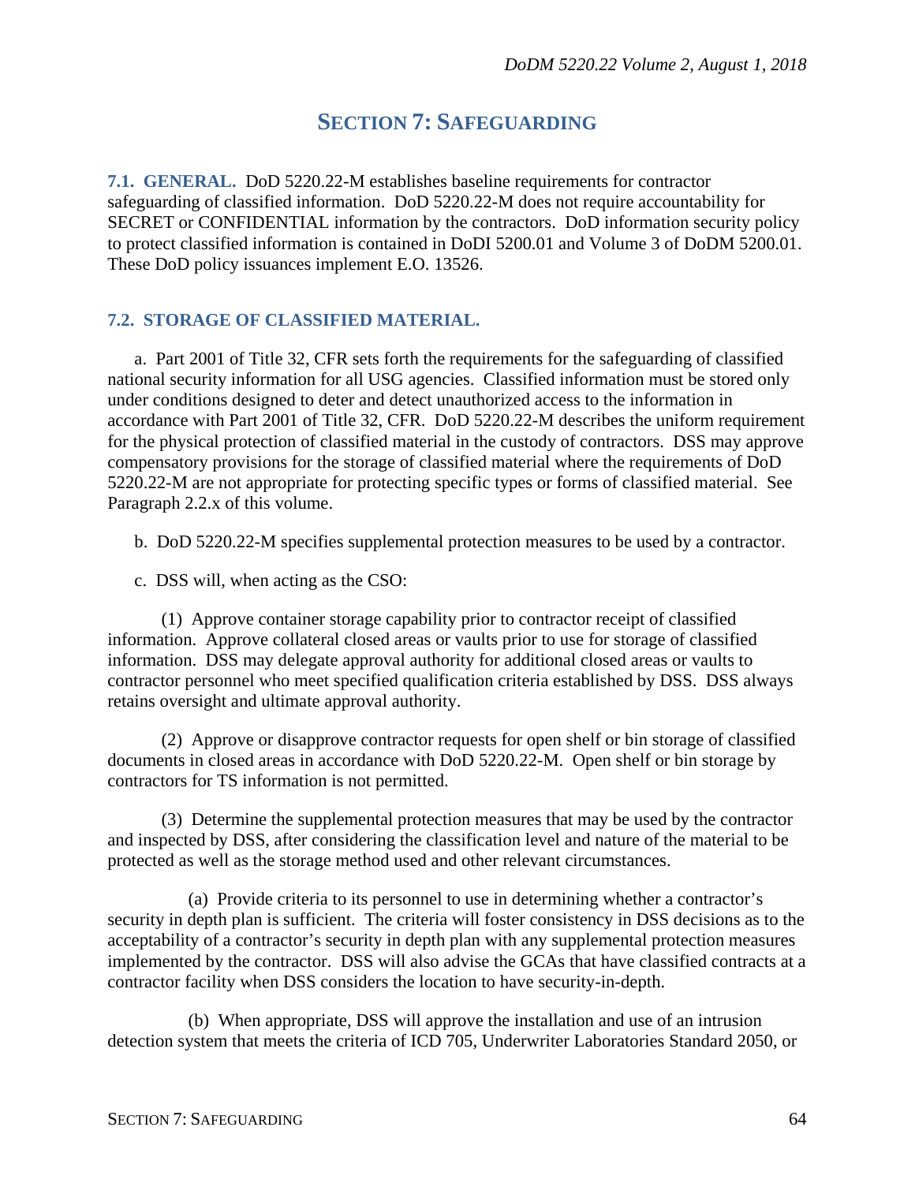# SECTION 7: SAFEGUARDING

**7.1. GENERAL.** DoD 5220.22-M establishes baseline requirements for contractor safeguarding of classified information. DoD 5220.22-M does not require accountability for SECRET or CONFIDENTIAL information by the contractors. DoD information security policy to protect classified information is contained in DoDI 5200.01 and Volume 3 of DoDM 5200.01. These DoD policy issuances implement E.O. 13526.

## 7.2. STORAGE OF CLASSIFIED MATERIAL.

a. Part 2001 of Title 32, CFR sets forth the requirements for the safeguarding of classified national security information for all USG agencies. Classified information must be stored only under conditions designed to deter and detect unauthorized access to the information in accordance with Part 2001 of Title 32, CFR. DoD 5220.22-M describes the uniform requirement for the physical protection of classified material in the custody of contractors. DSS may approve compensatory provisions for the storage of classified material where the requirements of DoD 5220.22-M are not appropriate for protecting specific types or forms of classified material. See Paragraph 2.2.x of this volume.

b. DoD 5220.22-M specifies supplemental protection measures to be used by a contractor.

c. DSS will, when acting as the CSO:

(1) Approve container storage capability prior to contractor receipt of classified information. Approve collateral closed areas or vaults prior to use for storage of classified information. DSS may delegate approval authority for additional closed areas or vaults to contractor personnel who meet specified qualification criteria established by DSS. DSS always retains oversight and ultimate approval authority.

(2) Approve or disapprove contractor requests for open shelf or bin storage of classified documents in closed areas in accordance with DoD 5220.22-M. Open shelf or bin storage by contractors for TS information is not permitted.

(3) Determine the supplemental protection measures that may be used by the contractor and inspected by DSS, after considering the classification level and nature of the material to be protected as well as the storage method used and other relevant circumstances.

(a) Provide criteria to its personnel to use in determining whether a contractor's security in depth plan is sufficient. The criteria will foster consistency in DSS decisions as to the acceptability of a contractor's security in depth plan with any supplemental protection measures implemented by the contractor. DSS will also advise the GCAs that have classified contracts at a contractor facility when DSS considers the location to have security-in-depth.

(b) When appropriate, DSS will approve the installation and use of an intrusion detection system that meets the criteria of ICD 705, Underwriter Laboratories Standard 2050, or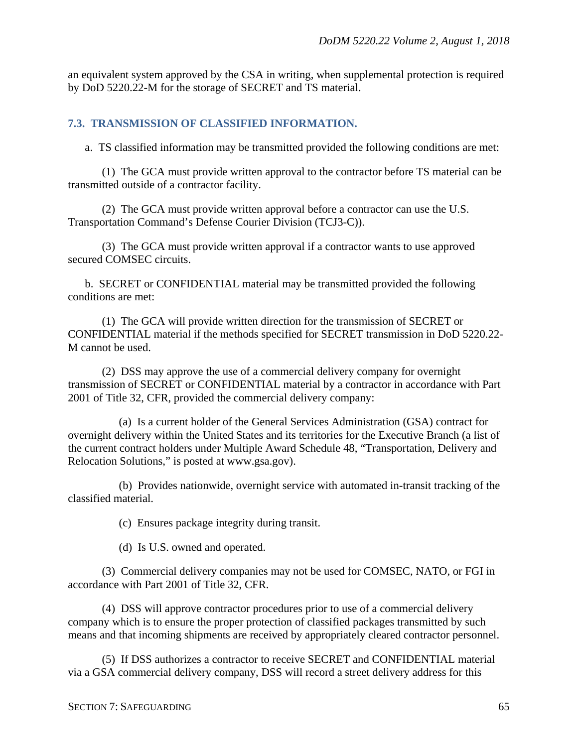an equivalent system approved by the CSA in writing, when supplemental protection is required by DoD 5220.22-M for the storage of SECRET and TS material.

## 7.3. TRANSMISSION OF CLASSIFIED INFORMATION.

a. TS classified information may be transmitted provided the following conditions are met:

(1) The GCA must provide written approval to the contractor before TS material can be transmitted outside of a contractor facility.

(2) The GCA must provide written approval before a contractor can use the U.S. Transportation Command's Defense Courier Division (TCJ3-C)).

(3) The GCA must provide written approval if a contractor wants to use approved secured COMSEC circuits.

b. SECRET or CONFIDENTIAL material may be transmitted provided the following conditions are met:

(1) The GCA will provide written direction for the transmission of SECRET or CONFIDENTIAL material if the methods specified for SECRET transmission in DoD 5220.22-M cannot be used.

(2) DSS may approve the use of a commercial delivery company for overnight transmission of SECRET or CONFIDENTIAL material by a contractor in accordance with Part 2001 of Title 32, CFR, provided the commercial delivery company:

(a) Is a current holder of the General Services Administration (GSA) contract for overnight delivery within the United States and its territories for the Executive Branch (a list of the current contract holders under Multiple Award Schedule 48, "Transportation, Delivery and Relocation Solutions," is posted at www.gsa.gov).

(b) Provides nationwide, overnight service with automated in-transit tracking of the classified material.

(c) Ensures package integrity during transit.

(d) Is U.S. owned and operated.

(3) Commercial delivery companies may not be used for COMSEC, NATO, or FGI in accordance with Part 2001 of Title 32, CFR.

(4) DSS will approve contractor procedures prior to use of a commercial delivery company which is to ensure the proper protection of classified packages transmitted by such means and that incoming shipments are received by appropriately cleared contractor personnel.

(5) If DSS authorizes a contractor to receive SECRET and CONFIDENTIAL material via a GSA commercial delivery company, DSS will record a street delivery address for this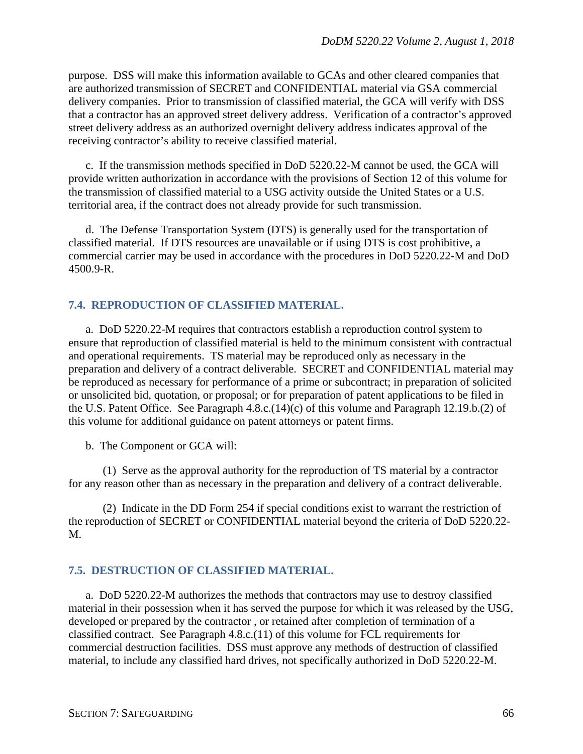purpose. DSS will make this information available to GCAs and other cleared companies that are authorized transmission of SECRET and CONFIDENTIAL material via GSA commercial delivery companies. Prior to transmission of classified material, the GCA will verify with DSS that a contractor has an approved street delivery address. Verification of a contractor's approved street delivery address as an authorized overnight delivery address indicates approval of the receiving contractor's ability to receive classified material.

c. If the transmission methods specified in DoD 5220.22-M cannot be used, the GCA will provide written authorization in accordance with the provisions of Section 12 of this volume for the transmission of classified material to a USG activity outside the United States or a U.S. territorial area, if the contract does not already provide for such transmission.

d. The Defense Transportation System (DTS) is generally used for the transportation of classified material. If DTS resources are unavailable or if using DTS is cost prohibitive, a commercial carrier may be used in accordance with the procedures in DoD 5220.22-M and DoD 4500.9-R.

## 7.4. REPRODUCTION OF CLASSIFIED MATERIAL.

a. DoD 5220.22-M requires that contractors establish a reproduction control system to ensure that reproduction of classified material is held to the minimum consistent with contractual and operational requirements. TS material may be reproduced only as necessary in the preparation and delivery of a contract deliverable. SECRET and CONFIDENTIAL material may be reproduced as necessary for performance of a prime or subcontract; in preparation of solicited or unsolicited bid, quotation, or proposal; or for preparation of patent applications to be filed in the U.S. Patent Office. See Paragraph 4.8.c.(14)(c) of this volume and Paragraph 12.19.b.(2) of this volume for additional guidance on patent attorneys or patent firms.

b. The Component or GCA will:

(1) Serve as the approval authority for the reproduction of TS material by a contractor for any reason other than as necessary in the preparation and delivery of a contract deliverable.

(2) Indicate in the DD Form 254 if special conditions exist to warrant the restriction of the reproduction of SECRET or CONFIDENTIAL material beyond the criteria of DoD 5220.22-M.

## 7.5. DESTRUCTION OF CLASSIFIED MATERIAL.

a. DoD 5220.22-M authorizes the methods that contractors may use to destroy classified material in their possession when it has served the purpose for which it was released by the USG, developed or prepared by the contractor , or retained after completion of termination of a classified contract. See Paragraph 4.8.c.(11) of this volume for FCL requirements for commercial destruction facilities. DSS must approve any methods of destruction of classified material, to include any classified hard drives, not specifically authorized in DoD 5220.22-M.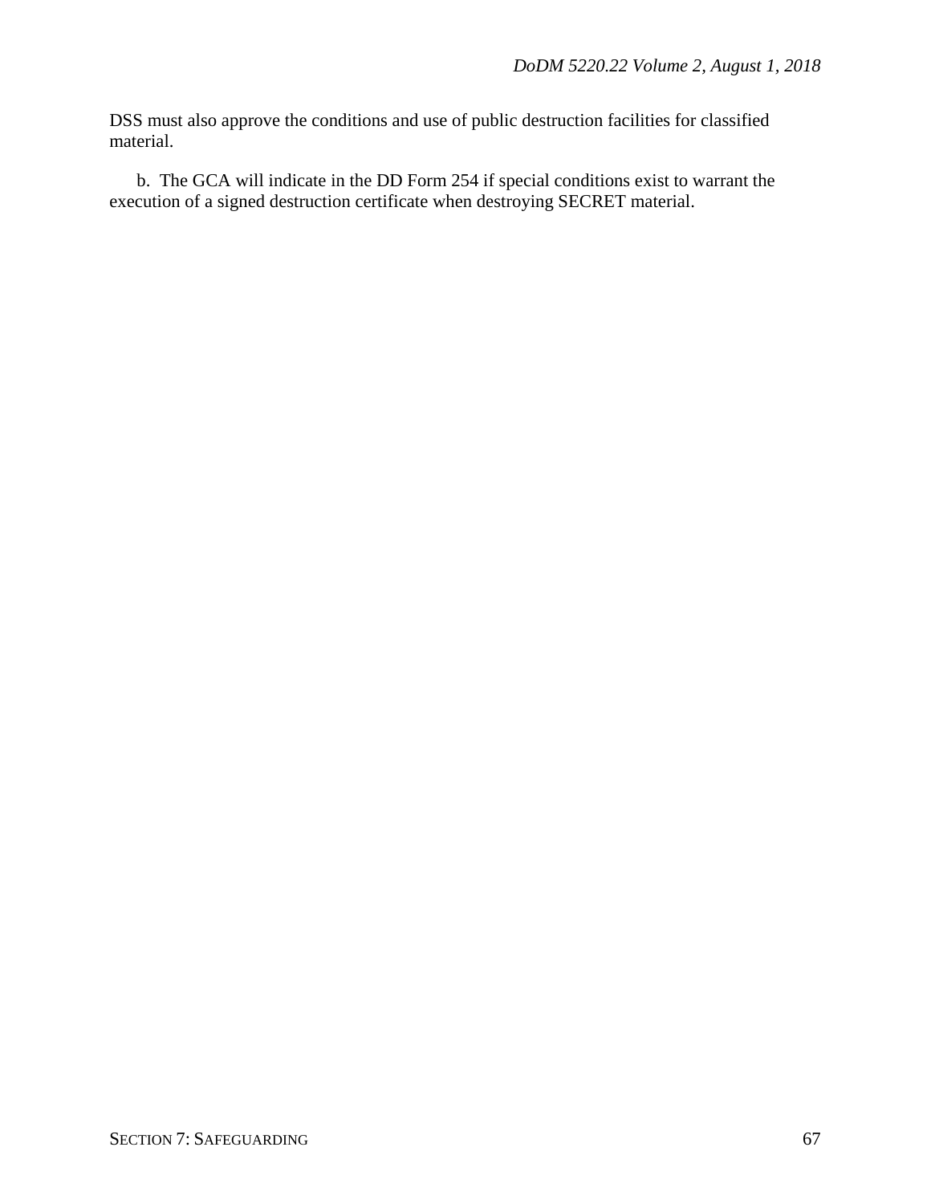DSS must also approve the conditions and use of public destruction facilities for classified material.

b. The GCA will indicate in the DD Form 254 if special conditions exist to warrant the execution of a signed destruction certificate when destroying SECRET material.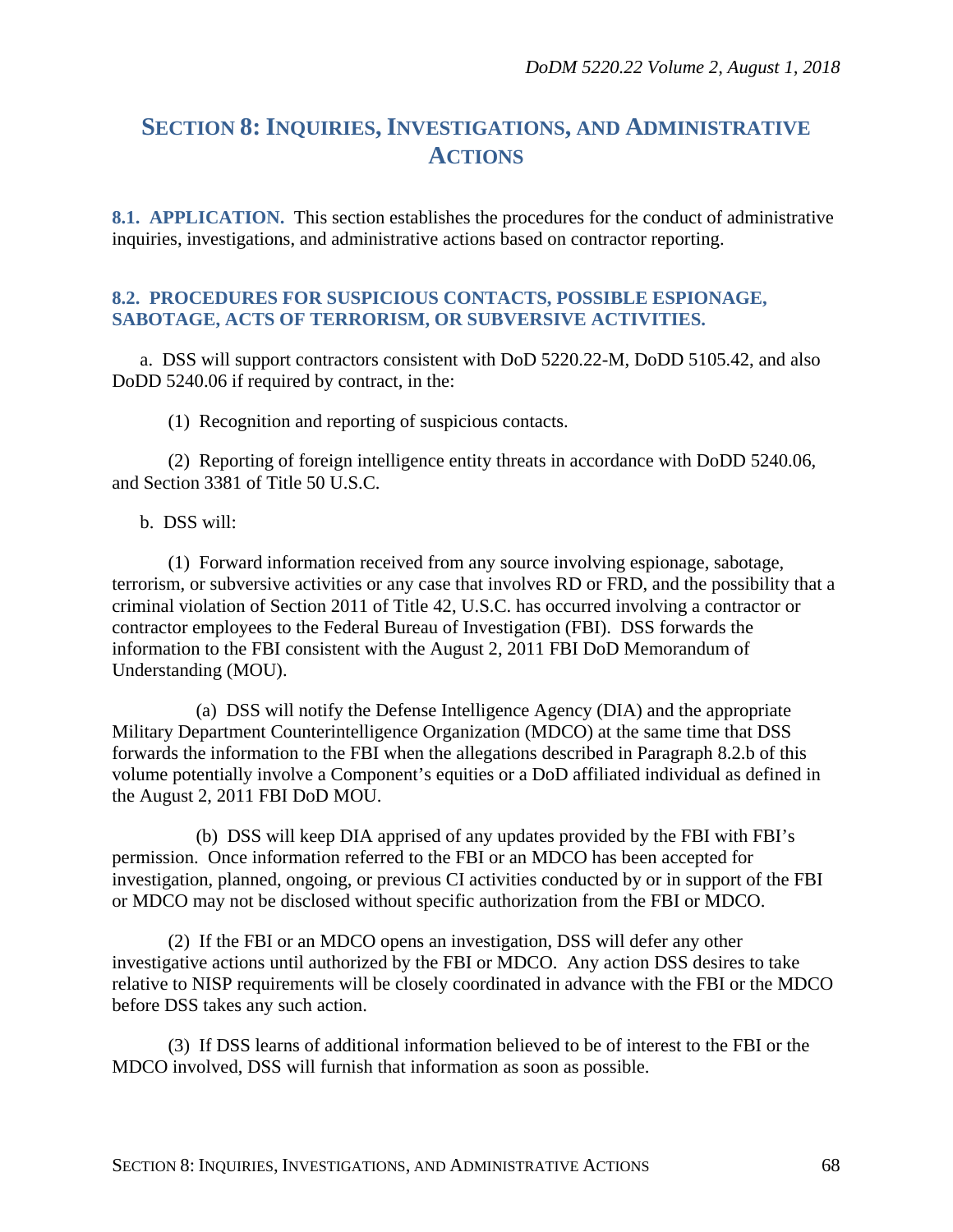# SECTION 8: INQUIRIES, INVESTIGATIONS, AND ADMINISTRATIVE ACTIONS

**8.1. APPLICATION.** This section establishes the procedures for the conduct of administrative inquiries, investigations, and administrative actions based on contractor reporting.

## 8.2. PROCEDURES FOR SUSPICIOUS CONTACTS, POSSIBLE ESPIONAGE, SABOTAGE, ACTS OF TERRORISM, OR SUBVERSIVE ACTIVITIES.

a. DSS will support contractors consistent with DoD 5220.22-M, DoDD 5105.42, and also DoDD 5240.06 if required by contract, in the:

(1) Recognition and reporting of suspicious contacts.

(2) Reporting of foreign intelligence entity threats in accordance with DoDD 5240.06, and Section 3381 of Title 50 U.S.C.

b. DSS will:

(1) Forward information received from any source involving espionage, sabotage, terrorism, or subversive activities or any case that involves RD or FRD, and the possibility that a criminal violation of Section 2011 of Title 42, U.S.C. has occurred involving a contractor or contractor employees to the Federal Bureau of Investigation (FBI). DSS forwards the information to the FBI consistent with the August 2, 2011 FBI DoD Memorandum of Understanding (MOU).

(a) DSS will notify the Defense Intelligence Agency (DIA) and the appropriate Military Department Counterintelligence Organization (MDCO) at the same time that DSS forwards the information to the FBI when the allegations described in Paragraph 8.2.b of this volume potentially involve a Component's equities or a DoD affiliated individual as defined in the August 2, 2011 FBI DoD MOU.

(b) DSS will keep DIA apprised of any updates provided by the FBI with FBI's permission. Once information referred to the FBI or an MDCO has been accepted for investigation, planned, ongoing, or previous CI activities conducted by or in support of the FBI or MDCO may not be disclosed without specific authorization from the FBI or MDCO.

(2) If the FBI or an MDCO opens an investigation, DSS will defer any other investigative actions until authorized by the FBI or MDCO. Any action DSS desires to take relative to NISP requirements will be closely coordinated in advance with the FBI or the MDCO before DSS takes any such action.

(3) If DSS learns of additional information believed to be of interest to the FBI or the MDCO involved, DSS will furnish that information as soon as possible.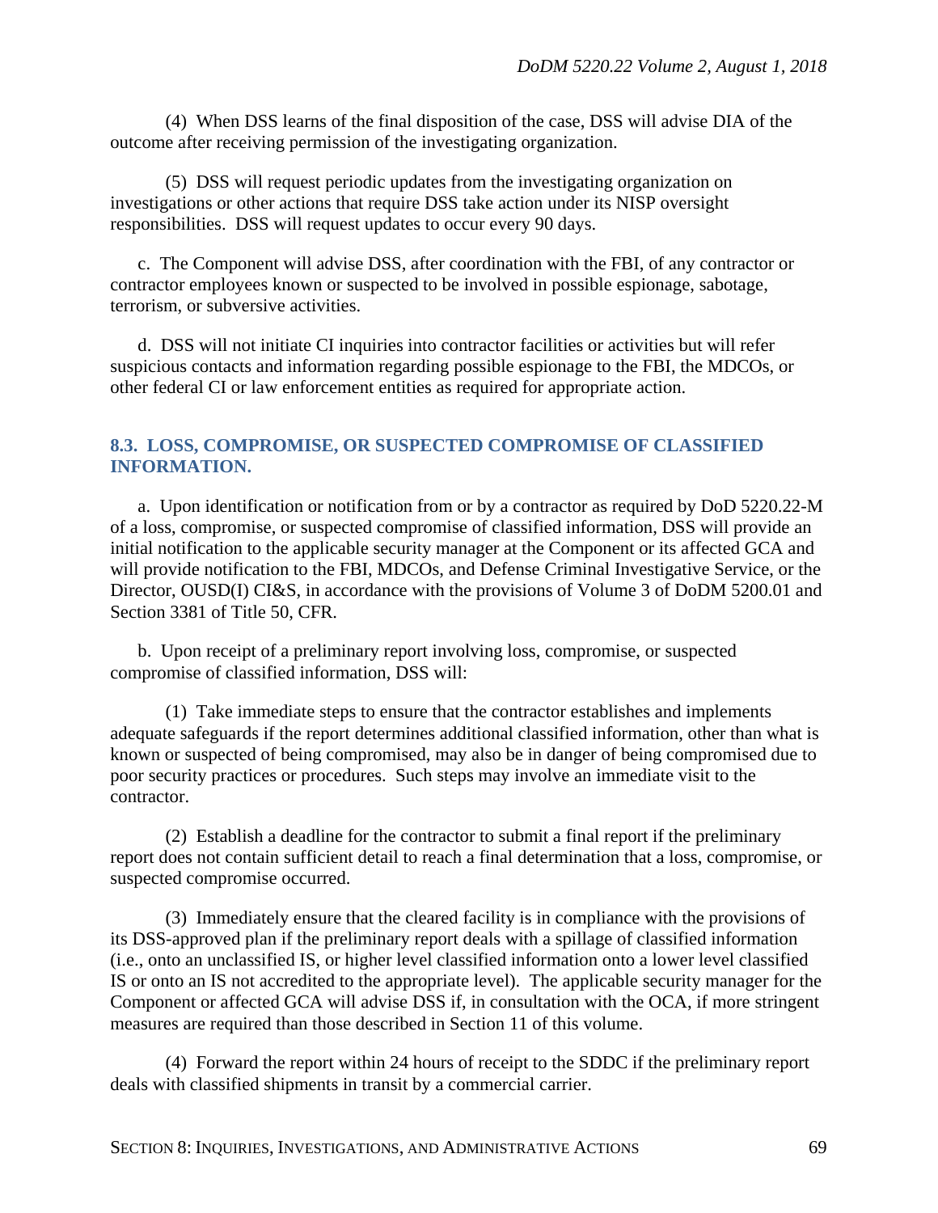(4) When DSS learns of the final disposition of the case, DSS will advise DIA of the outcome after receiving permission of the investigating organization.

(5) DSS will request periodic updates from the investigating organization on investigations or other actions that require DSS take action under its NISP oversight responsibilities. DSS will request updates to occur every 90 days.

c. The Component will advise DSS, after coordination with the FBI, of any contractor or contractor employees known or suspected to be involved in possible espionage, sabotage, terrorism, or subversive activities.

d. DSS will not initiate CI inquiries into contractor facilities or activities but will refer suspicious contacts and information regarding possible espionage to the FBI, the MDCOs, or other federal CI or law enforcement entities as required for appropriate action.

## 8.3. LOSS, COMPROMISE, OR SUSPECTED COMPROMISE OF CLASSIFIED INFORMATION.

a. Upon identification or notification from or by a contractor as required by DoD 5220.22-M of a loss, compromise, or suspected compromise of classified information, DSS will provide an initial notification to the applicable security manager at the Component or its affected GCA and will provide notification to the FBI, MDCOs, and Defense Criminal Investigative Service, or the Director, OUSD(I) CI&S, in accordance with the provisions of Volume 3 of DoDM 5200.01 and Section 3381 of Title 50, CFR.

b. Upon receipt of a preliminary report involving loss, compromise, or suspected compromise of classified information, DSS will:

(1) Take immediate steps to ensure that the contractor establishes and implements adequate safeguards if the report determines additional classified information, other than what is known or suspected of being compromised, may also be in danger of being compromised due to poor security practices or procedures. Such steps may involve an immediate visit to the contractor.

(2) Establish a deadline for the contractor to submit a final report if the preliminary report does not contain sufficient detail to reach a final determination that a loss, compromise, or suspected compromise occurred.

(3) Immediately ensure that the cleared facility is in compliance with the provisions of its DSS-approved plan if the preliminary report deals with a spillage of classified information (i.e., onto an unclassified IS, or higher level classified information onto a lower level classified IS or onto an IS not accredited to the appropriate level). The applicable security manager for the Component or affected GCA will advise DSS if, in consultation with the OCA, if more stringent measures are required than those described in Section 11 of this volume.

(4) Forward the report within 24 hours of receipt to the SDDC if the preliminary report deals with classified shipments in transit by a commercial carrier.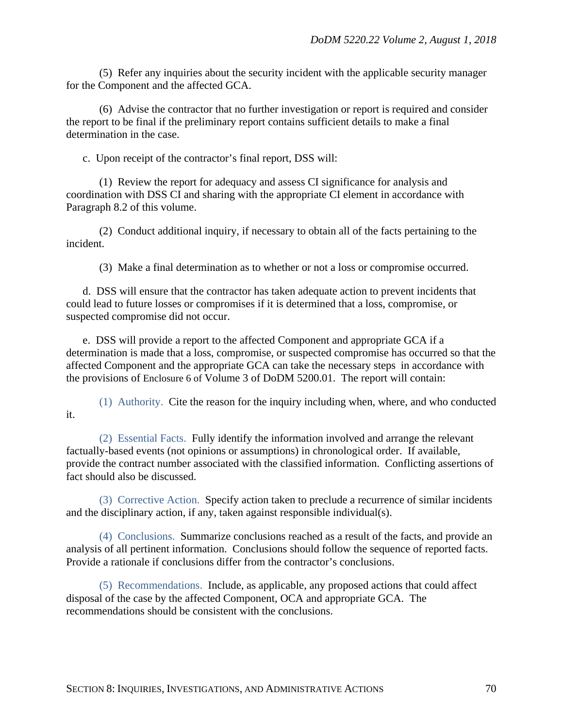(5) Refer any inquiries about the security incident with the applicable security manager for the Component and the affected GCA.

(6) Advise the contractor that no further investigation or report is required and consider the report to be final if the preliminary report contains sufficient details to make a final determination in the case.

c. Upon receipt of the contractor's final report, DSS will:

(1) Review the report for adequacy and assess CI significance for analysis and coordination with DSS CI and sharing with the appropriate CI element in accordance with Paragraph 8.2 of this volume.

(2) Conduct additional inquiry, if necessary to obtain all of the facts pertaining to the incident.

(3) Make a final determination as to whether or not a loss or compromise occurred.

d. DSS will ensure that the contractor has taken adequate action to prevent incidents that could lead to future losses or compromises if it is determined that a loss, compromise, or suspected compromise did not occur.

e. DSS will provide a report to the affected Component and appropriate GCA if a determination is made that a loss, compromise, or suspected compromise has occurred so that the affected Component and the appropriate GCA can take the necessary steps in accordance with the provisions of Enclosure 6 of Volume 3 of DoDM 5200.01. The report will contain:

(1) Authority. Cite the reason for the inquiry including when, where, and who conducted it.

(2) Essential Facts. Fully identify the information involved and arrange the relevant factually-based events (not opinions or assumptions) in chronological order. If available, provide the contract number associated with the classified information. Conflicting assertions of fact should also be discussed.

(3) Corrective Action. Specify action taken to preclude a recurrence of similar incidents and the disciplinary action, if any, taken against responsible individual(s).

(4) Conclusions. Summarize conclusions reached as a result of the facts, and provide an analysis of all pertinent information. Conclusions should follow the sequence of reported facts. Provide a rationale if conclusions differ from the contractor's conclusions.

(5) Recommendations. Include, as applicable, any proposed actions that could affect disposal of the case by the affected Component, OCA and appropriate GCA. The recommendations should be consistent with the conclusions.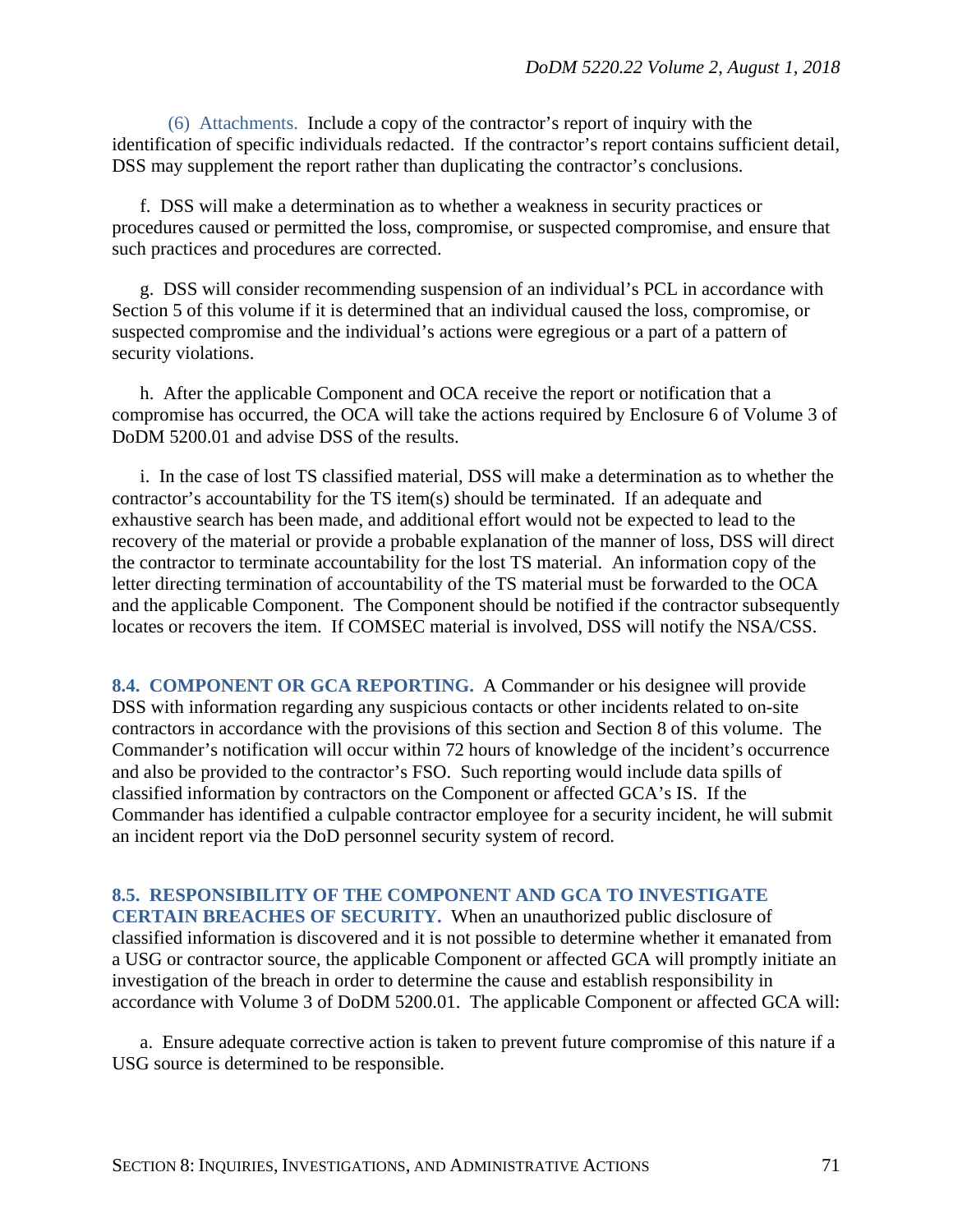(6) Attachments. Include a copy of the contractor's report of inquiry with the identification of specific individuals redacted. If the contractor's report contains sufficient detail, DSS may supplement the report rather than duplicating the contractor's conclusions.

f. DSS will make a determination as to whether a weakness in security practices or procedures caused or permitted the loss, compromise, or suspected compromise, and ensure that such practices and procedures are corrected.

g. DSS will consider recommending suspension of an individual's PCL in accordance with Section 5 of this volume if it is determined that an individual caused the loss, compromise, or suspected compromise and the individual's actions were egregious or a part of a pattern of security violations.

h. After the applicable Component and OCA receive the report or notification that a compromise has occurred, the OCA will take the actions required by Enclosure 6 of Volume 3 of DoDM 5200.01 and advise DSS of the results.

i. In the case of lost TS classified material, DSS will make a determination as to whether the contractor's accountability for the TS item(s) should be terminated. If an adequate and exhaustive search has been made, and additional effort would not be expected to lead to the recovery of the material or provide a probable explanation of the manner of loss, DSS will direct the contractor to terminate accountability for the lost TS material. An information copy of the letter directing termination of accountability of the TS material must be forwarded to the OCA and the applicable Component. The Component should be notified if the contractor subsequently locates or recovers the item. If COMSEC material is involved, DSS will notify the NSA/CSS.

## 8.4. COMPONENT OR GCA REPORTING.

A Commander or his designee will provide DSS with information regarding any suspicious contacts or other incidents related to on-site contractors in accordance with the provisions of this section and Section 8 of this volume. The Commander's notification will occur within 72 hours of knowledge of the incident's occurrence and also be provided to the contractor's FSO. Such reporting would include data spills of classified information by contractors on the Component or affected GCA's IS. If the Commander has identified a culpable contractor employee for a security incident, he will submit an incident report via the DoD personnel security system of record.

## 8.5. RESPONSIBILITY OF THE COMPONENT AND GCA TO INVESTIGATE CERTAIN BREACHES OF SECURITY.

When an unauthorized public disclosure of classified information is discovered and it is not possible to determine whether it emanated from a USG or contractor source, the applicable Component or affected GCA will promptly initiate an investigation of the breach in order to determine the cause and establish responsibility in accordance with Volume 3 of DoDM 5200.01. The applicable Component or affected GCA will:

a. Ensure adequate corrective action is taken to prevent future compromise of this nature if a USG source is determined to be responsible.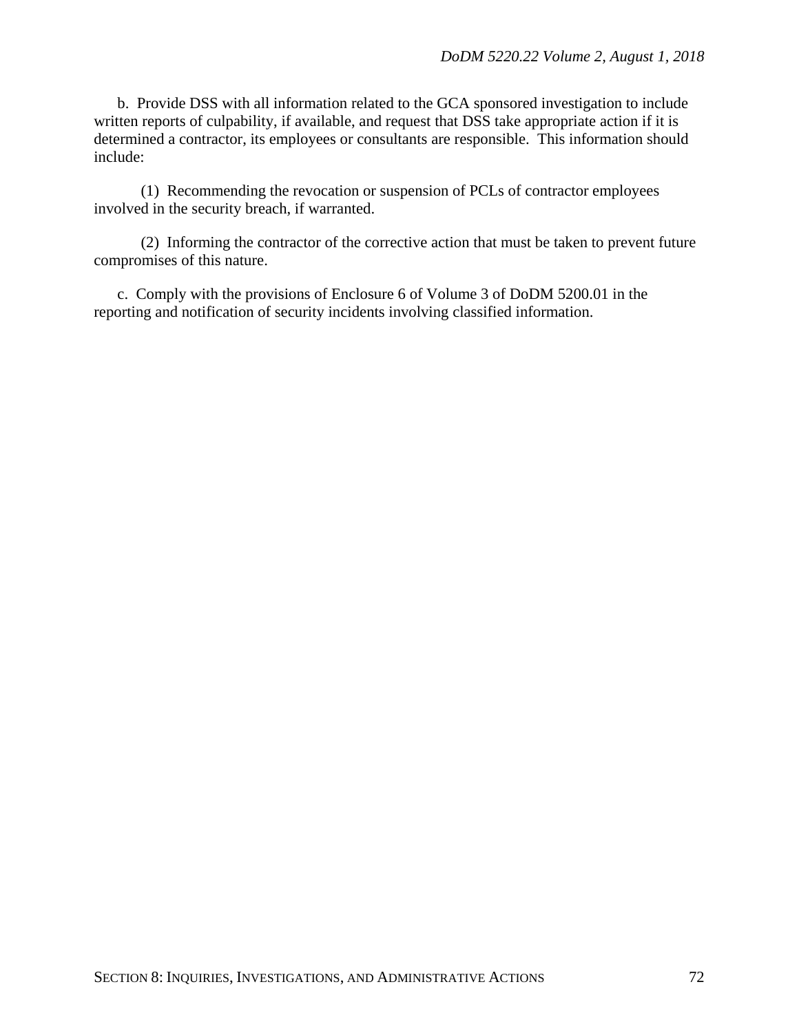b. Provide DSS with all information related to the GCA sponsored investigation to include written reports of culpability, if available, and request that DSS take appropriate action if it is determined a contractor, its employees or consultants are responsible. This information should include:

(1) Recommending the revocation or suspension of PCLs of contractor employees involved in the security breach, if warranted.

(2) Informing the contractor of the corrective action that must be taken to prevent future compromises of this nature.

c. Comply with the provisions of Enclosure 6 of Volume 3 of DoDM 5200.01 in the reporting and notification of security incidents involving classified information.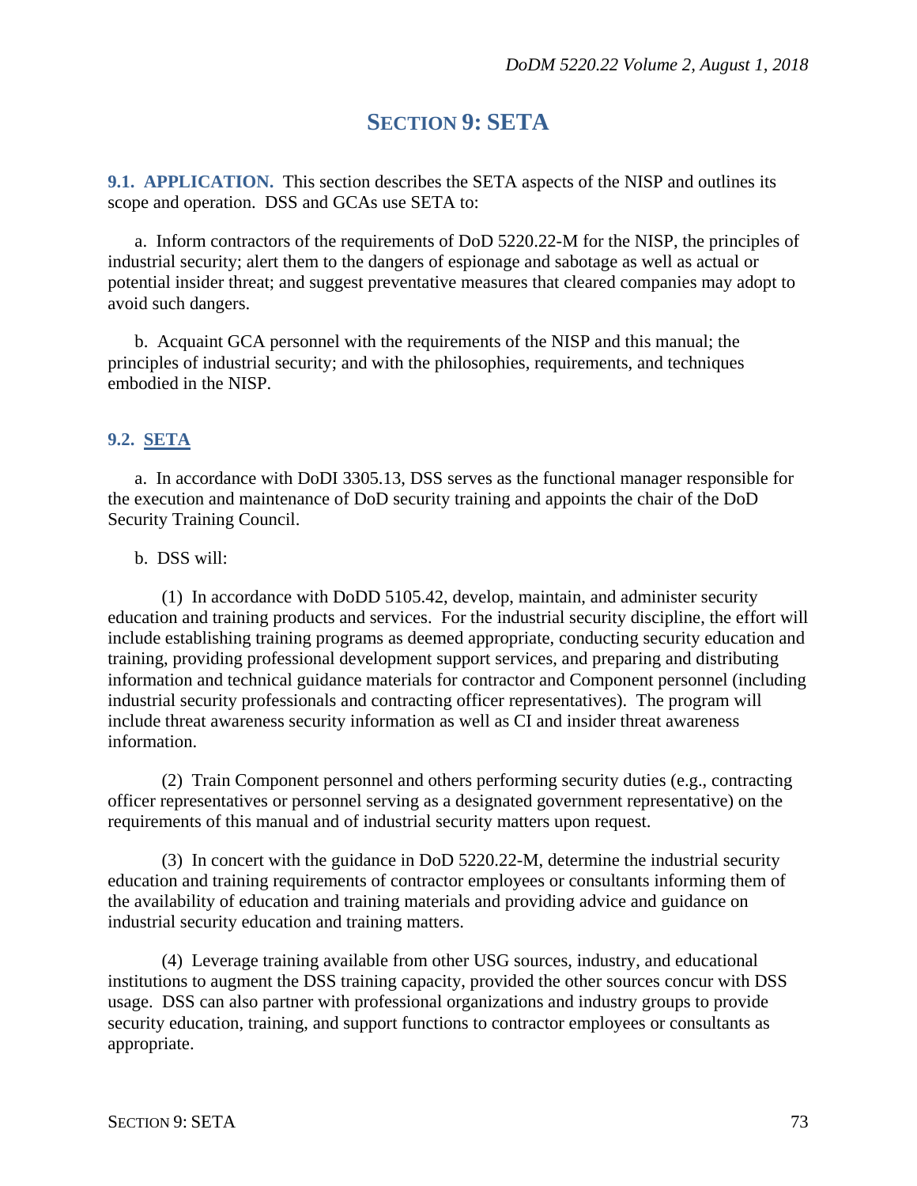# SECTION 9: SETA

**9.1. APPLICATION.** This section describes the SETA aspects of the NISP and outlines its scope and operation. DSS and GCAs use SETA to:

a. Inform contractors of the requirements of DoD 5220.22-M for the NISP, the principles of industrial security; alert them to the dangers of espionage and sabotage as well as actual or potential insider threat; and suggest preventative measures that cleared companies may adopt to avoid such dangers.

b. Acquaint GCA personnel with the requirements of the NISP and this manual; the principles of industrial security; and with the philosophies, requirements, and techniques embodied in the NISP.

## 9.2. SETA

a. In accordance with DoDI 3305.13, DSS serves as the functional manager responsible for the execution and maintenance of DoD security training and appoints the chair of the DoD Security Training Council.

b. DSS will:

(1) In accordance with DoDD 5105.42, develop, maintain, and administer security education and training products and services. For the industrial security discipline, the effort will include establishing training programs as deemed appropriate, conducting security education and training, providing professional development support services, and preparing and distributing information and technical guidance materials for contractor and Component personnel (including industrial security professionals and contracting officer representatives). The program will include threat awareness security information as well as CI and insider threat awareness information.

(2) Train Component personnel and others performing security duties (e.g., contracting officer representatives or personnel serving as a designated government representative) on the requirements of this manual and of industrial security matters upon request.

(3) In concert with the guidance in DoD 5220.22-M, determine the industrial security education and training requirements of contractor employees or consultants informing them of the availability of education and training materials and providing advice and guidance on industrial security education and training matters.

(4) Leverage training available from other USG sources, industry, and educational institutions to augment the DSS training capacity, provided the other sources concur with DSS usage. DSS can also partner with professional organizations and industry groups to provide security education, training, and support functions to contractor employees or consultants as appropriate.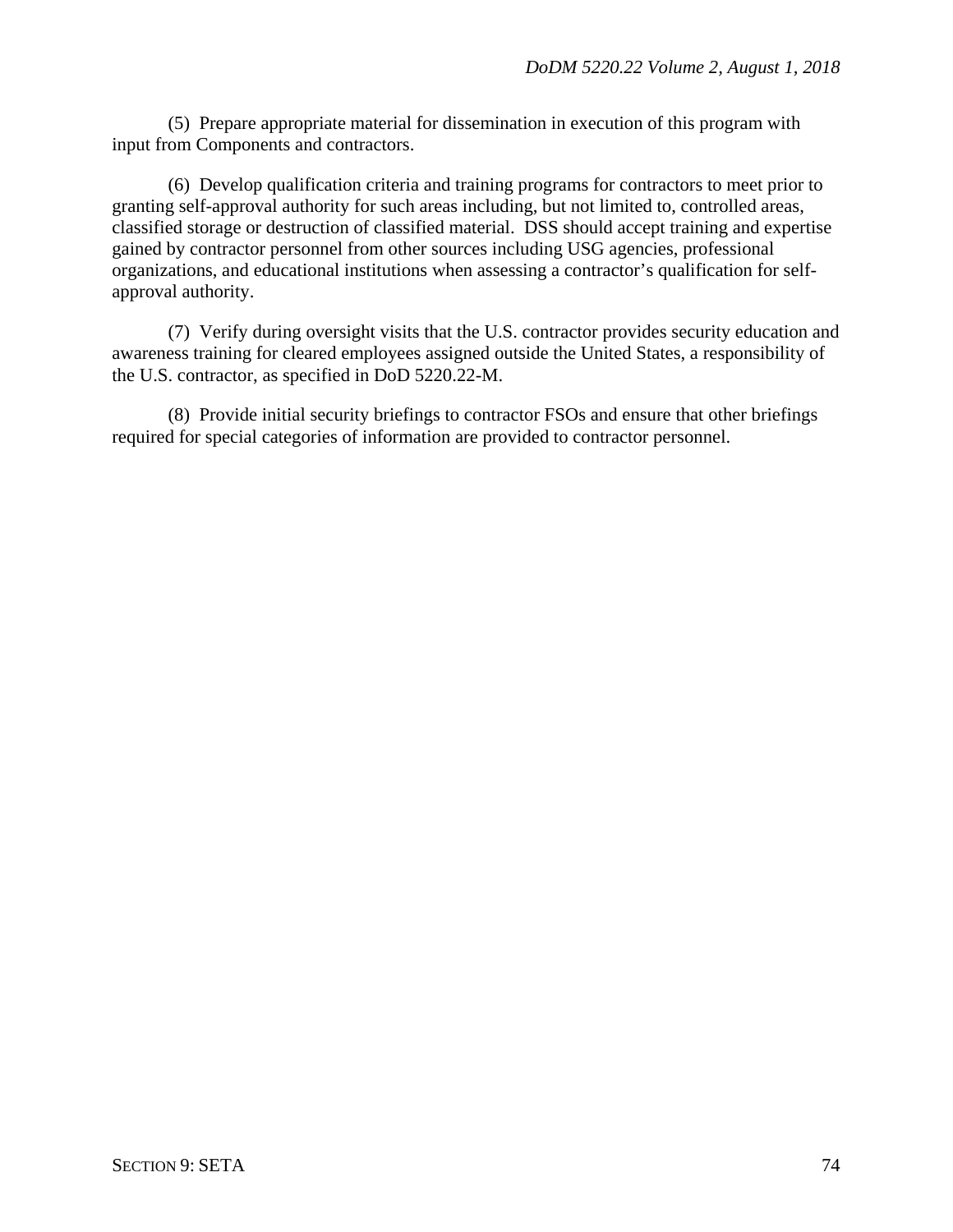(5) Prepare appropriate material for dissemination in execution of this program with input from Components and contractors.

(6) Develop qualification criteria and training programs for contractors to meet prior to granting self-approval authority for such areas including, but not limited to, controlled areas, classified storage or destruction of classified material. DSS should accept training and expertise gained by contractor personnel from other sources including USG agencies, professional organizations, and educational institutions when assessing a contractor's qualification for self-approval authority.

(7) Verify during oversight visits that the U.S. contractor provides security education and awareness training for cleared employees assigned outside the United States, a responsibility of the U.S. contractor, as specified in DoD 5220.22-M.

(8) Provide initial security briefings to contractor FSOs and ensure that other briefings required for special categories of information are provided to contractor personnel.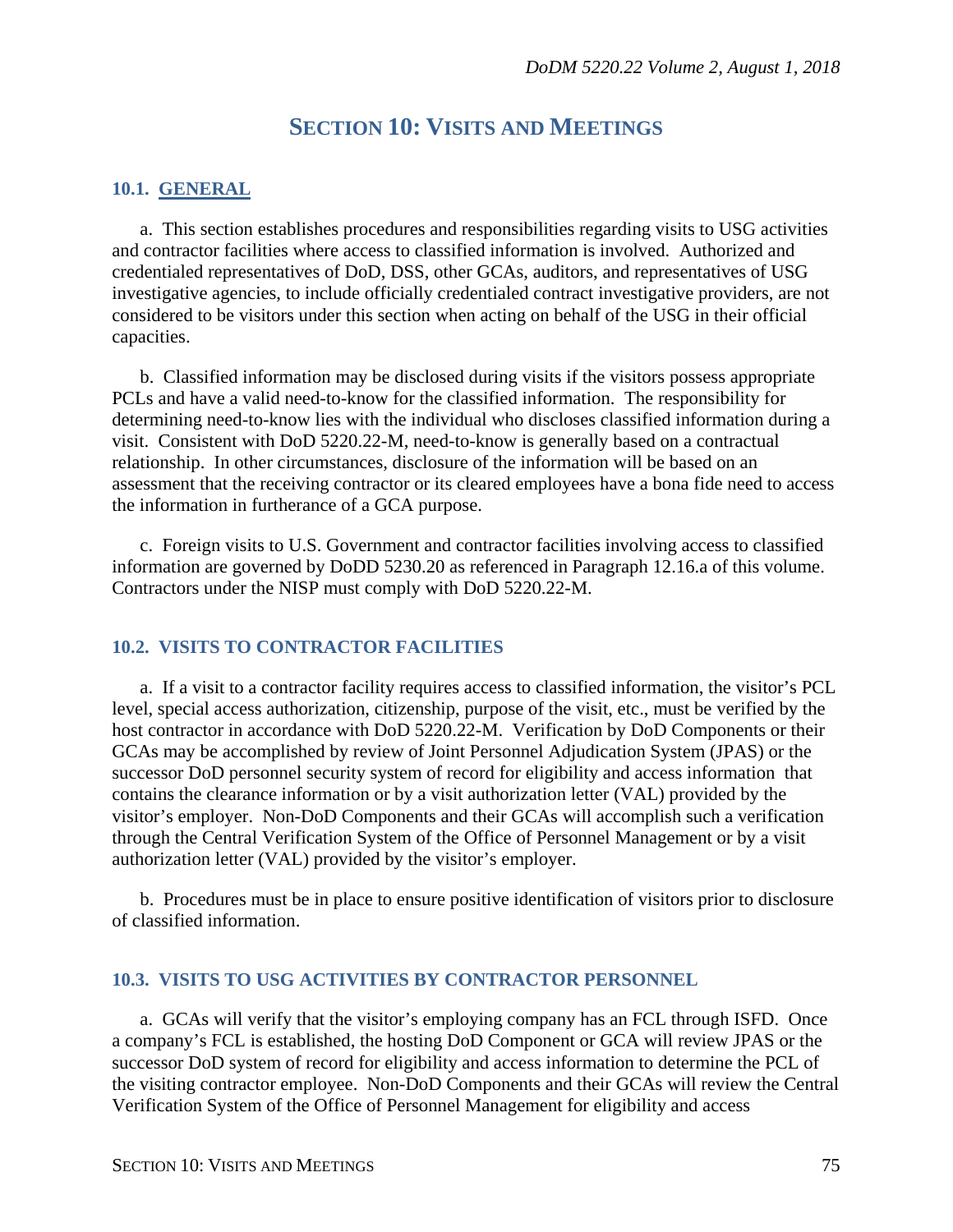# SECTION 10: VISITS AND MEETINGS

## 10.1. GENERAL

a. This section establishes procedures and responsibilities regarding visits to USG activities and contractor facilities where access to classified information is involved. Authorized and credentialed representatives of DoD, DSS, other GCAs, auditors, and representatives of USG investigative agencies, to include officially credentialed contract investigative providers, are not considered to be visitors under this section when acting on behalf of the USG in their official capacities.

b. Classified information may be disclosed during visits if the visitors possess appropriate PCLs and have a valid need-to-know for the classified information. The responsibility for determining need-to-know lies with the individual who discloses classified information during a visit. Consistent with DoD 5220.22-M, need-to-know is generally based on a contractual relationship. In other circumstances, disclosure of the information will be based on an assessment that the receiving contractor or its cleared employees have a bona fide need to access the information in furtherance of a GCA purpose.

c. Foreign visits to U.S. Government and contractor facilities involving access to classified information are governed by DoDD 5230.20 as referenced in Paragraph 12.16.a of this volume. Contractors under the NISP must comply with DoD 5220.22-M.

## 10.2. VISITS TO CONTRACTOR FACILITIES

a. If a visit to a contractor facility requires access to classified information, the visitor's PCL level, special access authorization, citizenship, purpose of the visit, etc., must be verified by the host contractor in accordance with DoD 5220.22-M. Verification by DoD Components or their GCAs may be accomplished by review of Joint Personnel Adjudication System (JPAS) or the successor DoD personnel security system of record for eligibility and access information that contains the clearance information or by a visit authorization letter (VAL) provided by the visitor's employer. Non-DoD Components and their GCAs will accomplish such a verification through the Central Verification System of the Office of Personnel Management or by a visit authorization letter (VAL) provided by the visitor's employer.

b. Procedures must be in place to ensure positive identification of visitors prior to disclosure of classified information.

## 10.3. VISITS TO USG ACTIVITIES BY CONTRACTOR PERSONNEL

a. GCAs will verify that the visitor's employing company has an FCL through ISFD. Once a company's FCL is established, the hosting DoD Component or GCA will review JPAS or the successor DoD system of record for eligibility and access information to determine the PCL of the visiting contractor employee. Non-DoD Components and their GCAs will review the Central Verification System of the Office of Personnel Management for eligibility and access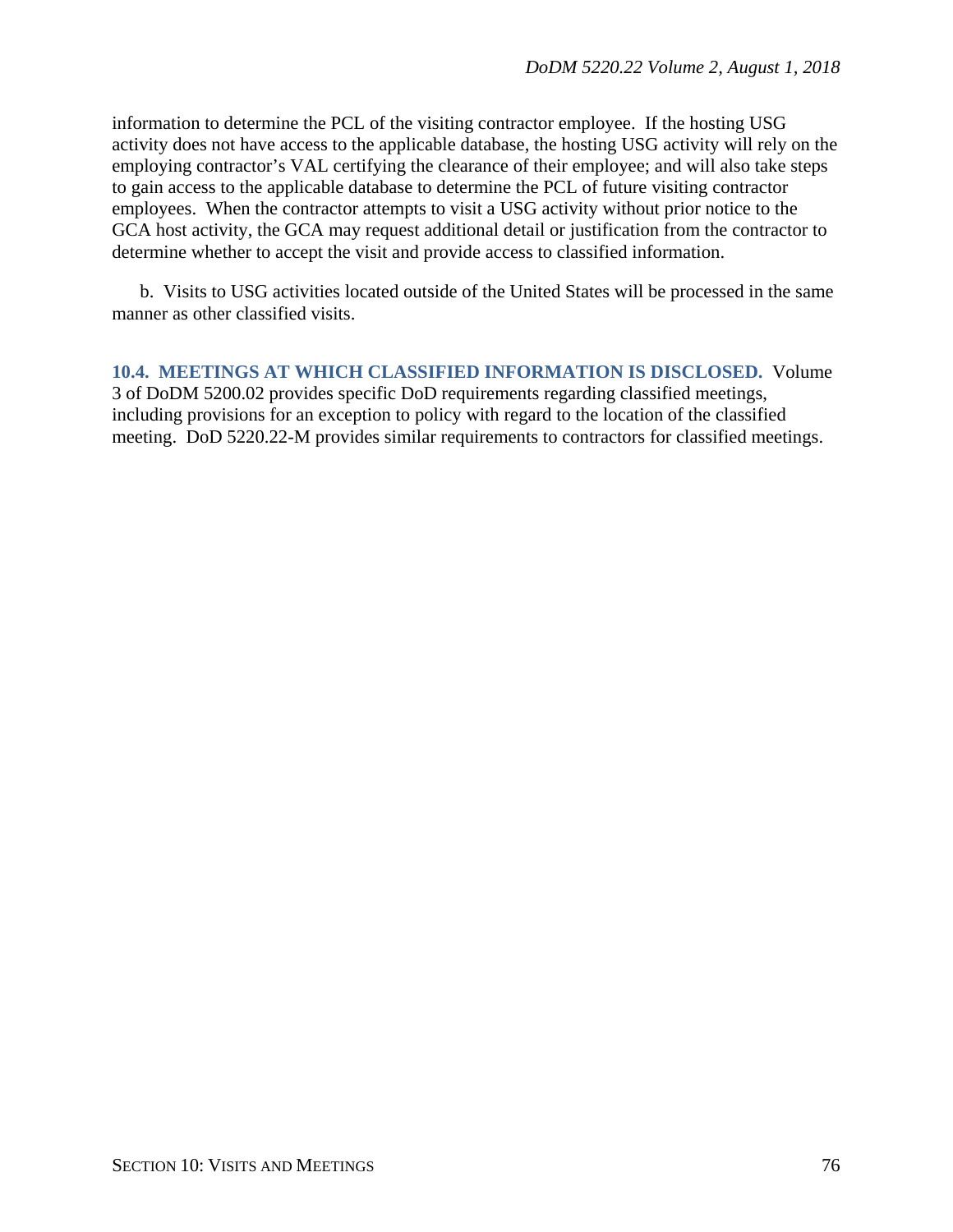information to determine the PCL of the visiting contractor employee. If the hosting USG activity does not have access to the applicable database, the hosting USG activity will rely on the employing contractor's VAL certifying the clearance of their employee; and will also take steps to gain access to the applicable database to determine the PCL of future visiting contractor employees. When the contractor attempts to visit a USG activity without prior notice to the GCA host activity, the GCA may request additional detail or justification from the contractor to determine whether to accept the visit and provide access to classified information.

b. Visits to USG activities located outside of the United States will be processed in the same manner as other classified visits.

## 10.4. MEETINGS AT WHICH CLASSIFIED INFORMATION IS DISCLOSED.

Volume 3 of DoDM 5200.02 provides specific DoD requirements regarding classified meetings, including provisions for an exception to policy with regard to the location of the classified meeting. DoD 5220.22-M provides similar requirements to contractors for classified meetings.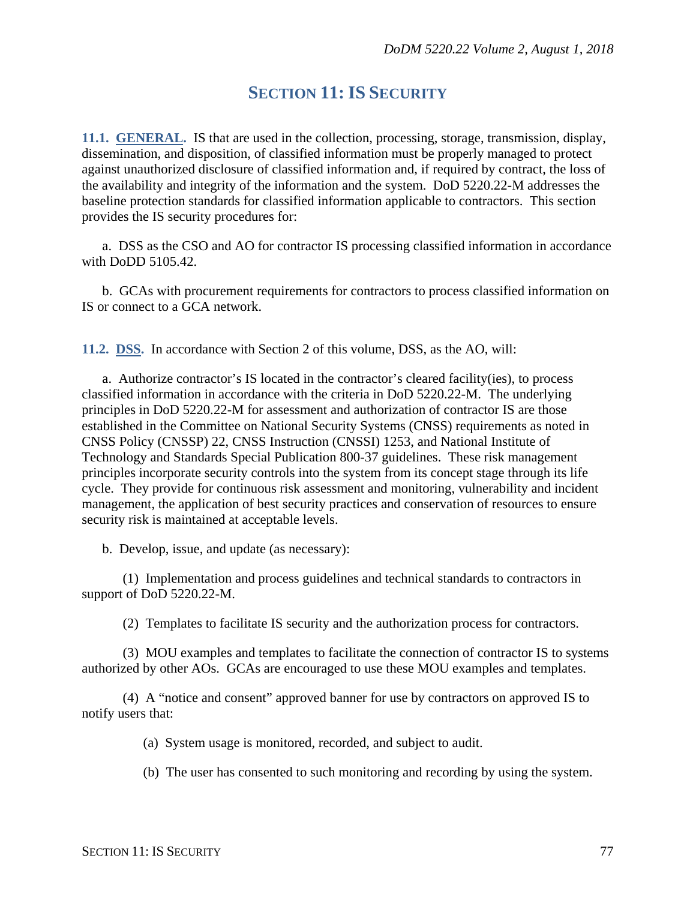# SECTION 11: IS SECURITY

**11.1. GENERAL.** IS that are used in the collection, processing, storage, transmission, display, dissemination, and disposition, of classified information must be properly managed to protect against unauthorized disclosure of classified information and, if required by contract, the loss of the availability and integrity of the information and the system. DoD 5220.22-M addresses the baseline protection standards for classified information applicable to contractors. This section provides the IS security procedures for:

a. DSS as the CSO and AO for contractor IS processing classified information in accordance with DoDD 5105.42.

b. GCAs with procurement requirements for contractors to process classified information on IS or connect to a GCA network.

**11.2. DSS.** In accordance with Section 2 of this volume, DSS, as the AO, will:

a. Authorize contractor's IS located in the contractor's cleared facility(ies), to process classified information in accordance with the criteria in DoD 5220.22-M. The underlying principles in DoD 5220.22-M for assessment and authorization of contractor IS are those established in the Committee on National Security Systems (CNSS) requirements as noted in CNSS Policy (CNSSP) 22, CNSS Instruction (CNSSI) 1253, and National Institute of Technology and Standards Special Publication 800-37 guidelines. These risk management principles incorporate security controls into the system from its concept stage through its life cycle. They provide for continuous risk assessment and monitoring, vulnerability and incident management, the application of best security practices and conservation of resources to ensure security risk is maintained at acceptable levels.

b. Develop, issue, and update (as necessary):

(1) Implementation and process guidelines and technical standards to contractors in support of DoD 5220.22-M.

(2) Templates to facilitate IS security and the authorization process for contractors.

(3) MOU examples and templates to facilitate the connection of contractor IS to systems authorized by other AOs. GCAs are encouraged to use these MOU examples and templates.

(4) A "notice and consent" approved banner for use by contractors on approved IS to notify users that:

(a) System usage is monitored, recorded, and subject to audit.

(b) The user has consented to such monitoring and recording by using the system.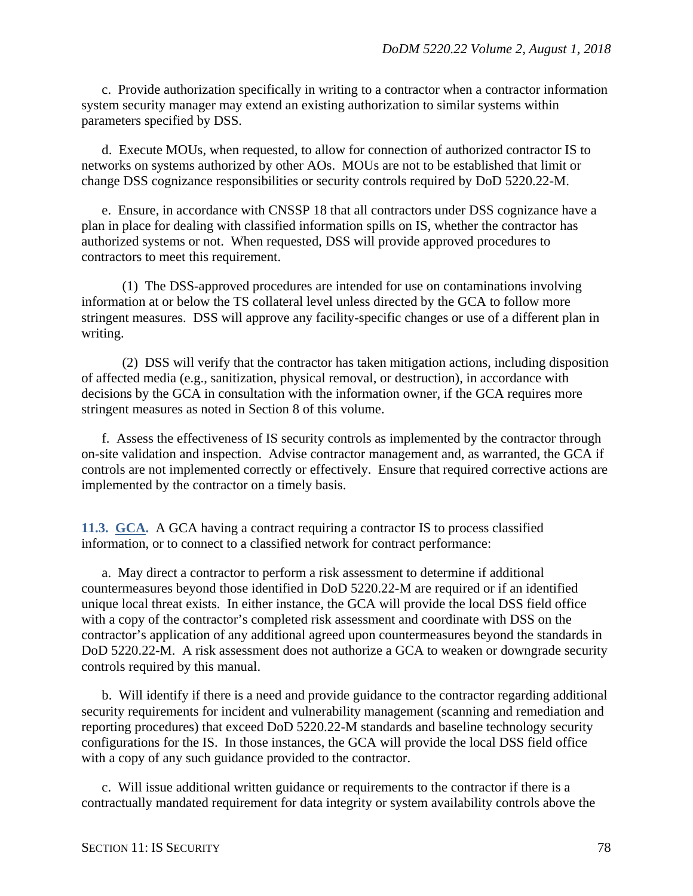c. Provide authorization specifically in writing to a contractor when a contractor information system security manager may extend an existing authorization to similar systems within parameters specified by DSS.

d. Execute MOUs, when requested, to allow for connection of authorized contractor IS to networks on systems authorized by other AOs. MOUs are not to be established that limit or change DSS cognizance responsibilities or security controls required by DoD 5220.22-M.

e. Ensure, in accordance with CNSSP 18 that all contractors under DSS cognizance have a plan in place for dealing with classified information spills on IS, whether the contractor has authorized systems or not. When requested, DSS will provide approved procedures to contractors to meet this requirement.

(1) The DSS-approved procedures are intended for use on contaminations involving information at or below the TS collateral level unless directed by the GCA to follow more stringent measures. DSS will approve any facility-specific changes or use of a different plan in writing.

(2) DSS will verify that the contractor has taken mitigation actions, including disposition of affected media (e.g., sanitization, physical removal, or destruction), in accordance with decisions by the GCA in consultation with the information owner, if the GCA requires more stringent measures as noted in Section 8 of this volume.

f. Assess the effectiveness of IS security controls as implemented by the contractor through on-site validation and inspection. Advise contractor management and, as warranted, the GCA if controls are not implemented correctly or effectively. Ensure that required corrective actions are implemented by the contractor on a timely basis.

**11.3. GCA.** A GCA having a contract requiring a contractor IS to process classified information, or to connect to a classified network for contract performance:

a. May direct a contractor to perform a risk assessment to determine if additional countermeasures beyond those identified in DoD 5220.22-M are required or if an identified unique local threat exists. In either instance, the GCA will provide the local DSS field office with a copy of the contractor's completed risk assessment and coordinate with DSS on the contractor's application of any additional agreed upon countermeasures beyond the standards in DoD 5220.22-M. A risk assessment does not authorize a GCA to weaken or downgrade security controls required by this manual.

b. Will identify if there is a need and provide guidance to the contractor regarding additional security requirements for incident and vulnerability management (scanning and remediation and reporting procedures) that exceed DoD 5220.22-M standards and baseline technology security configurations for the IS. In those instances, the GCA will provide the local DSS field office with a copy of any such guidance provided to the contractor.

c. Will issue additional written guidance or requirements to the contractor if there is a contractually mandated requirement for data integrity or system availability controls above the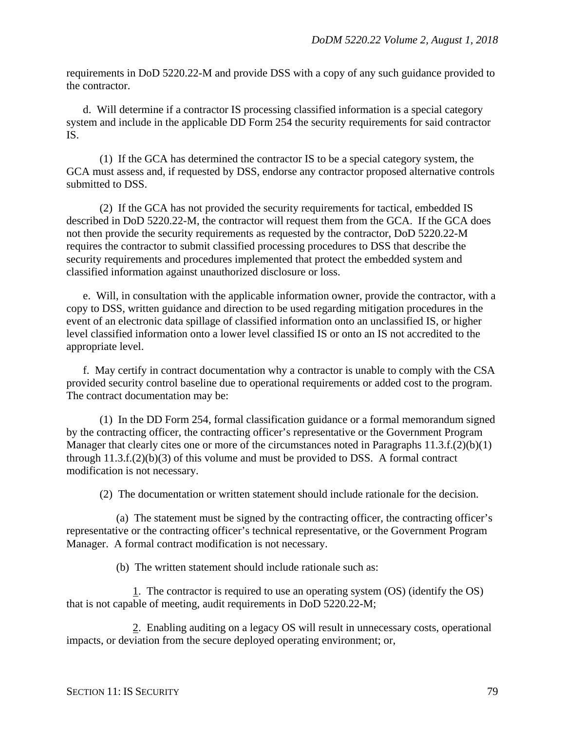requirements in DoD 5220.22-M and provide DSS with a copy of any such guidance provided to the contractor.

d. Will determine if a contractor IS processing classified information is a special category system and include in the applicable DD Form 254 the security requirements for said contractor IS.

(1) If the GCA has determined the contractor IS to be a special category system, the GCA must assess and, if requested by DSS, endorse any contractor proposed alternative controls submitted to DSS.

(2) If the GCA has not provided the security requirements for tactical, embedded IS described in DoD 5220.22-M, the contractor will request them from the GCA. If the GCA does not then provide the security requirements as requested by the contractor, DoD 5220.22-M requires the contractor to submit classified processing procedures to DSS that describe the security requirements and procedures implemented that protect the embedded system and classified information against unauthorized disclosure or loss.

e. Will, in consultation with the applicable information owner, provide the contractor, with a copy to DSS, written guidance and direction to be used regarding mitigation procedures in the event of an electronic data spillage of classified information onto an unclassified IS, or higher level classified information onto a lower level classified IS or onto an IS not accredited to the appropriate level.

f. May certify in contract documentation why a contractor is unable to comply with the CSA provided security control baseline due to operational requirements or added cost to the program. The contract documentation may be:

(1) In the DD Form 254, formal classification guidance or a formal memorandum signed by the contracting officer, the contracting officer's representative or the Government Program Manager that clearly cites one or more of the circumstances noted in Paragraphs 11.3.f.(2)(b)(1) through 11.3.f.(2)(b)(3) of this volume and must be provided to DSS. A formal contract modification is not necessary.

(2) The documentation or written statement should include rationale for the decision.

(a) The statement must be signed by the contracting officer, the contracting officer's representative or the contracting officer's technical representative, or the Government Program Manager. A formal contract modification is not necessary.

(b) The written statement should include rationale such as:

1. The contractor is required to use an operating system (OS) (identify the OS) that is not capable of meeting, audit requirements in DoD 5220.22-M;

2. Enabling auditing on a legacy OS will result in unnecessary costs, operational impacts, or deviation from the secure deployed operating environment; or,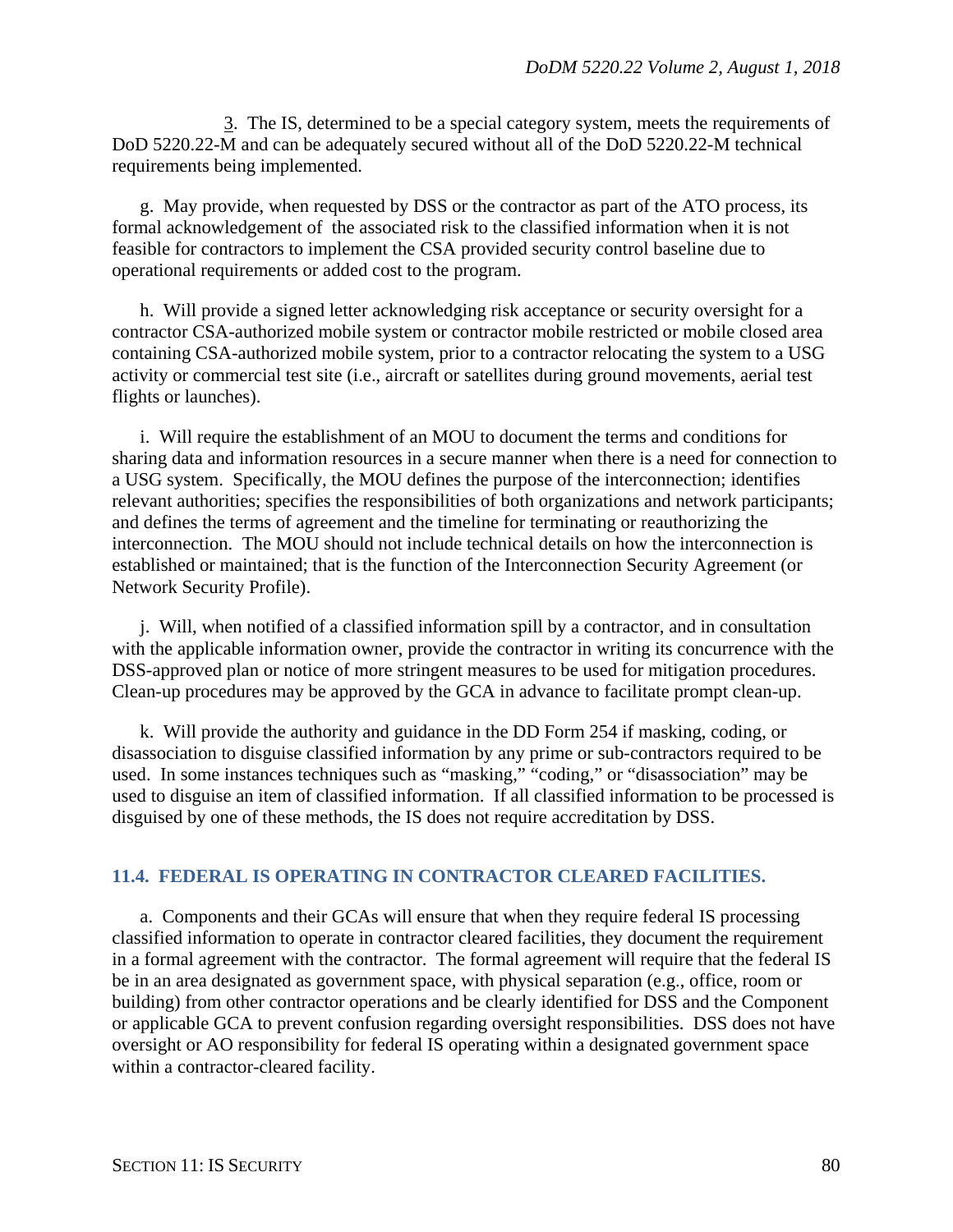3. The IS, determined to be a special category system, meets the requirements of DoD 5220.22-M and can be adequately secured without all of the DoD 5220.22-M technical requirements being implemented.

g. May provide, when requested by DSS or the contractor as part of the ATO process, its formal acknowledgement of the associated risk to the classified information when it is not feasible for contractors to implement the CSA provided security control baseline due to operational requirements or added cost to the program.

h. Will provide a signed letter acknowledging risk acceptance or security oversight for a contractor CSA-authorized mobile system or contractor mobile restricted or mobile closed area containing CSA-authorized mobile system, prior to a contractor relocating the system to a USG activity or commercial test site (i.e., aircraft or satellites during ground movements, aerial test flights or launches).

i. Will require the establishment of an MOU to document the terms and conditions for sharing data and information resources in a secure manner when there is a need for connection to a USG system. Specifically, the MOU defines the purpose of the interconnection; identifies relevant authorities; specifies the responsibilities of both organizations and network participants; and defines the terms of agreement and the timeline for terminating or reauthorizing the interconnection. The MOU should not include technical details on how the interconnection is established or maintained; that is the function of the Interconnection Security Agreement (or Network Security Profile).

j. Will, when notified of a classified information spill by a contractor, and in consultation with the applicable information owner, provide the contractor in writing its concurrence with the DSS-approved plan or notice of more stringent measures to be used for mitigation procedures. Clean-up procedures may be approved by the GCA in advance to facilitate prompt clean-up.

k. Will provide the authority and guidance in the DD Form 254 if masking, coding, or disassociation to disguise classified information by any prime or sub-contractors required to be used. In some instances techniques such as "masking," "coding," or "disassociation" may be used to disguise an item of classified information. If all classified information to be processed is disguised by one of these methods, the IS does not require accreditation by DSS.

## 11.4. FEDERAL IS OPERATING IN CONTRACTOR CLEARED FACILITIES.

a. Components and their GCAs will ensure that when they require federal IS processing classified information to operate in contractor cleared facilities, they document the requirement in a formal agreement with the contractor. The formal agreement will require that the federal IS be in an area designated as government space, with physical separation (e.g., office, room or building) from other contractor operations and be clearly identified for DSS and the Component or applicable GCA to prevent confusion regarding oversight responsibilities. DSS does not have oversight or AO responsibility for federal IS operating within a designated government space within a contractor-cleared facility.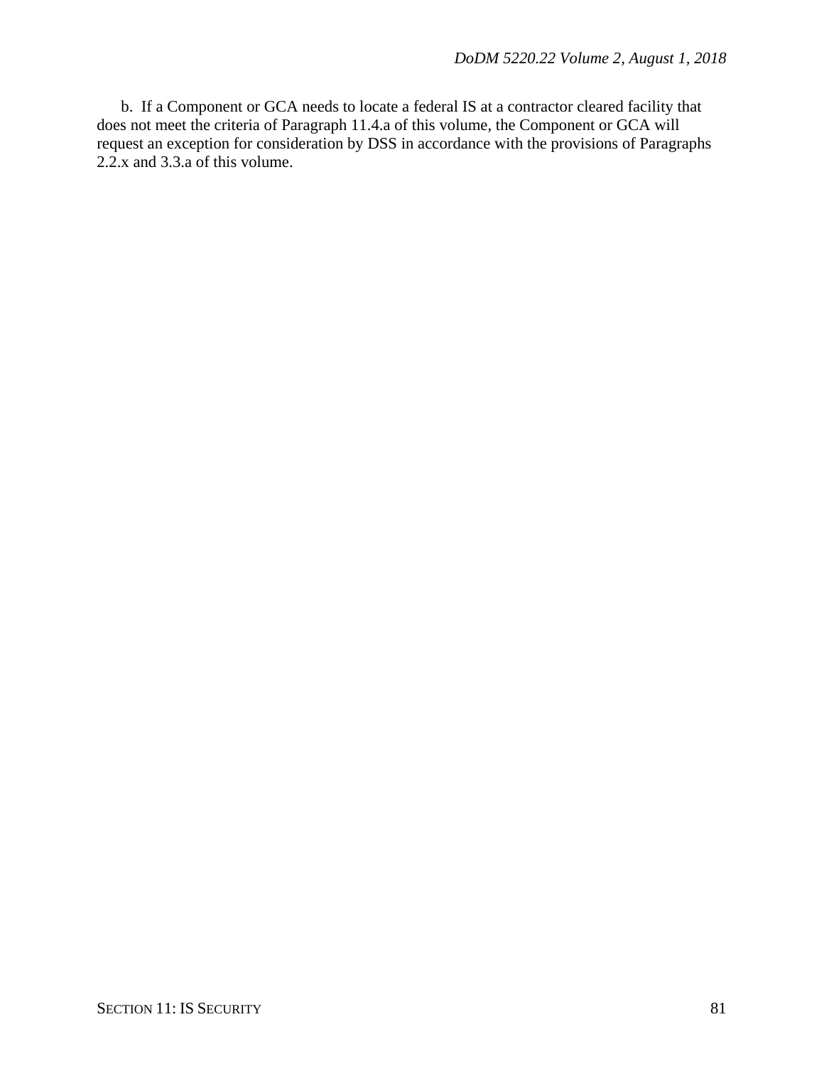b. If a Component or GCA needs to locate a federal IS at a contractor cleared facility that does not meet the criteria of Paragraph 11.4.a of this volume, the Component or GCA will request an exception for consideration by DSS in accordance with the provisions of Paragraphs 2.2.x and 3.3.a of this volume.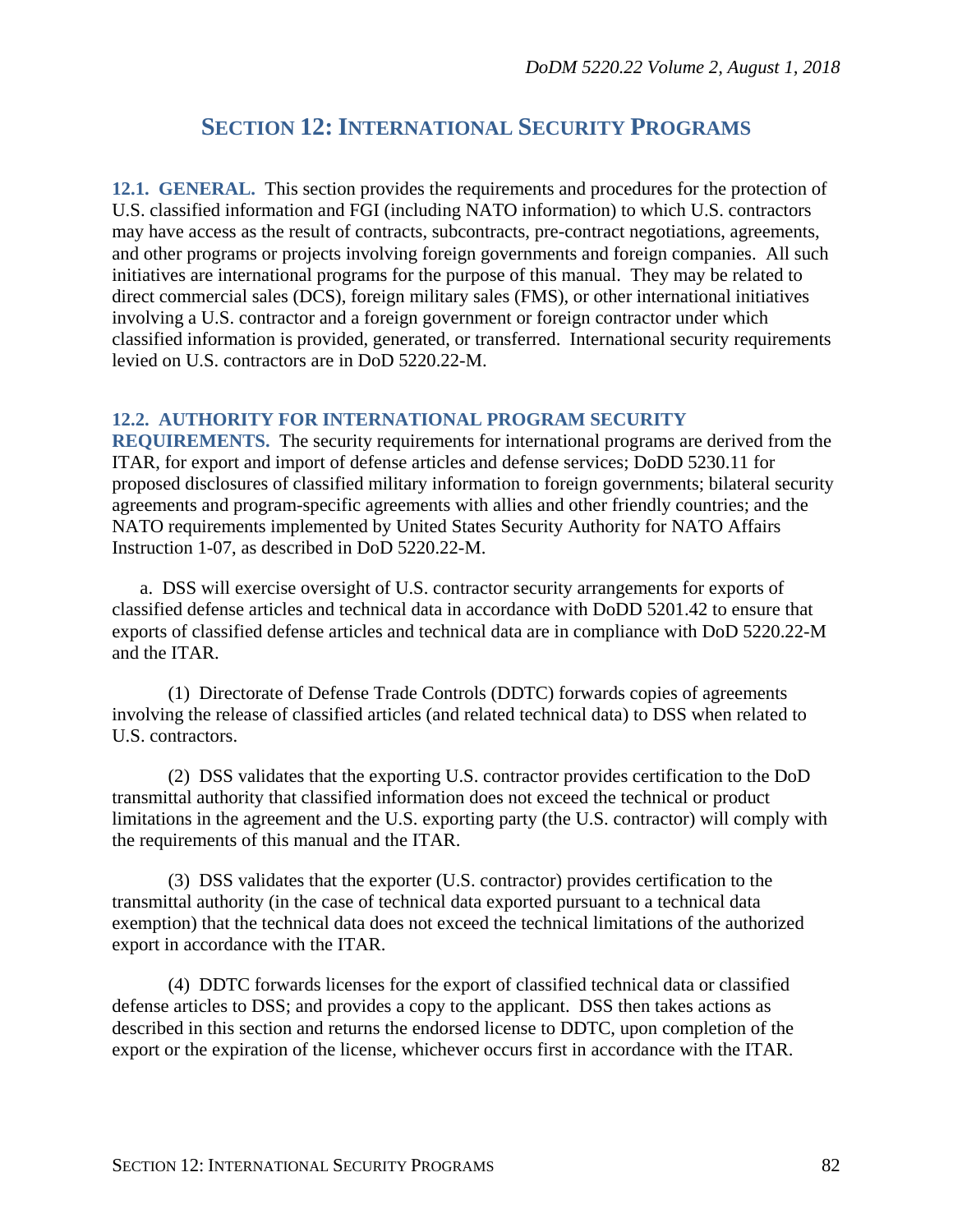# SECTION 12: INTERNATIONAL SECURITY PROGRAMS

**12.1. GENERAL.** This section provides the requirements and procedures for the protection of U.S. classified information and FGI (including NATO information) to which U.S. contractors may have access as the result of contracts, subcontracts, pre-contract negotiations, agreements, and other programs or projects involving foreign governments and foreign companies. All such initiatives are international programs for the purpose of this manual. They may be related to direct commercial sales (DCS), foreign military sales (FMS), or other international initiatives involving a U.S. contractor and a foreign government or foreign contractor under which classified information is provided, generated, or transferred. International security requirements levied on U.S. contractors are in DoD 5220.22-M.

**12.2. AUTHORITY FOR INTERNATIONAL PROGRAM SECURITY REQUIREMENTS.** The security requirements for international programs are derived from the ITAR, for export and import of defense articles and defense services; DoDD 5230.11 for proposed disclosures of classified military information to foreign governments; bilateral security agreements and program-specific agreements with allies and other friendly countries; and the NATO requirements implemented by United States Security Authority for NATO Affairs Instruction 1-07, as described in DoD 5220.22-M.

a. DSS will exercise oversight of U.S. contractor security arrangements for exports of classified defense articles and technical data in accordance with DoDD 5201.42 to ensure that exports of classified defense articles and technical data are in compliance with DoD 5220.22-M and the ITAR.

(1) Directorate of Defense Trade Controls (DDTC) forwards copies of agreements involving the release of classified articles (and related technical data) to DSS when related to U.S. contractors.

(2) DSS validates that the exporting U.S. contractor provides certification to the DoD transmittal authority that classified information does not exceed the technical or product limitations in the agreement and the U.S. exporting party (the U.S. contractor) will comply with the requirements of this manual and the ITAR.

(3) DSS validates that the exporter (U.S. contractor) provides certification to the transmittal authority (in the case of technical data exported pursuant to a technical data exemption) that the technical data does not exceed the technical limitations of the authorized export in accordance with the ITAR.

(4) DDTC forwards licenses for the export of classified technical data or classified defense articles to DSS; and provides a copy to the applicant. DSS then takes actions as described in this section and returns the endorsed license to DDTC, upon completion of the export or the expiration of the license, whichever occurs first in accordance with the ITAR.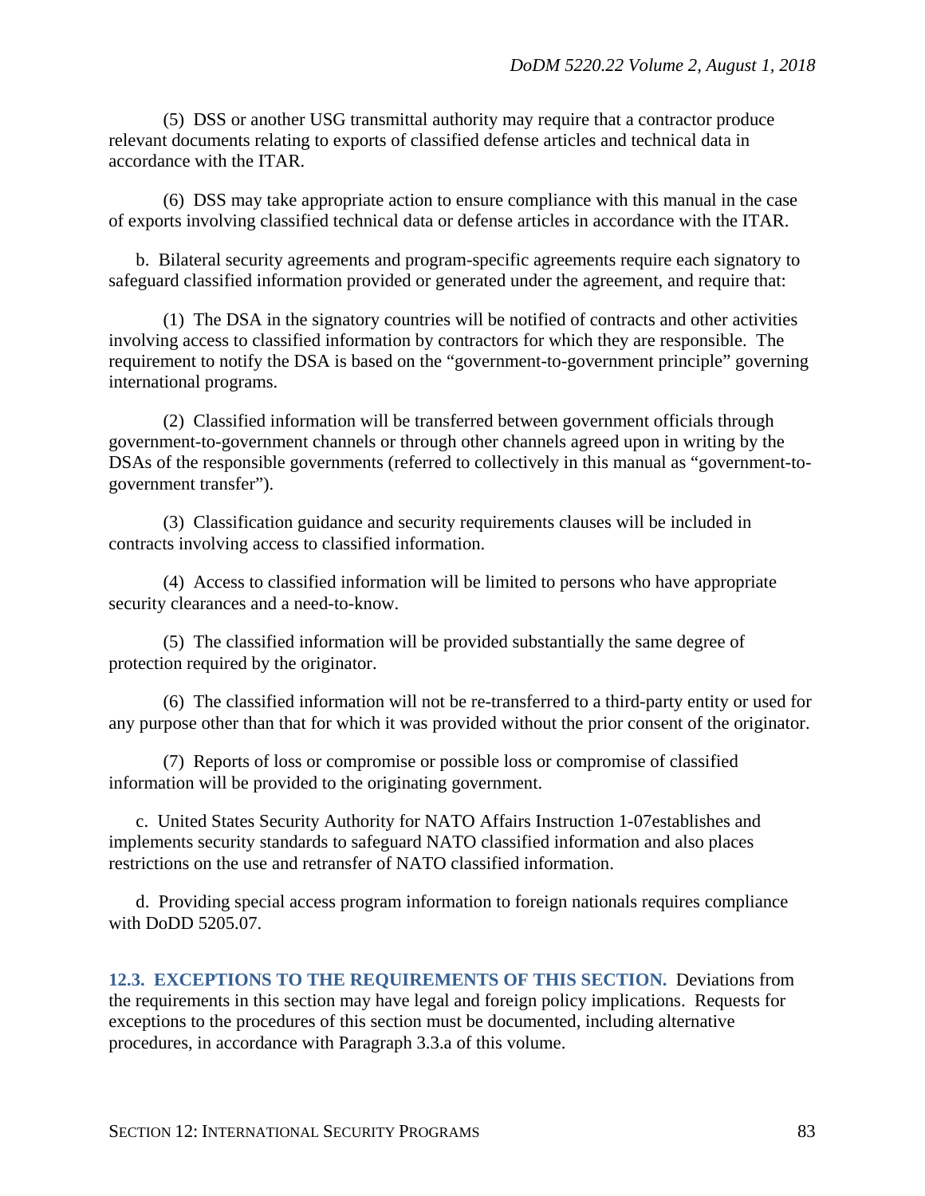(5) DSS or another USG transmittal authority may require that a contractor produce relevant documents relating to exports of classified defense articles and technical data in accordance with the ITAR.

(6) DSS may take appropriate action to ensure compliance with this manual in the case of exports involving classified technical data or defense articles in accordance with the ITAR.

b. Bilateral security agreements and program-specific agreements require each signatory to safeguard classified information provided or generated under the agreement, and require that:

(1) The DSA in the signatory countries will be notified of contracts and other activities involving access to classified information by contractors for which they are responsible. The requirement to notify the DSA is based on the "government-to-government principle" governing international programs.

(2) Classified information will be transferred between government officials through government-to-government channels or through other channels agreed upon in writing by the DSAs of the responsible governments (referred to collectively in this manual as "government-to-government transfer").

(3) Classification guidance and security requirements clauses will be included in contracts involving access to classified information.

(4) Access to classified information will be limited to persons who have appropriate security clearances and a need-to-know.

(5) The classified information will be provided substantially the same degree of protection required by the originator.

(6) The classified information will not be re-transferred to a third-party entity or used for any purpose other than that for which it was provided without the prior consent of the originator.

(7) Reports of loss or compromise or possible loss or compromise of classified information will be provided to the originating government.

c. United States Security Authority for NATO Affairs Instruction 1-07establishes and implements security standards to safeguard NATO classified information and also places restrictions on the use and retransfer of NATO classified information.

d. Providing special access program information to foreign nationals requires compliance with DoDD 5205.07.

**12.3. EXCEPTIONS TO THE REQUIREMENTS OF THIS SECTION.** Deviations from the requirements in this section may have legal and foreign policy implications. Requests for exceptions to the procedures of this section must be documented, including alternative procedures, in accordance with Paragraph 3.3.a of this volume.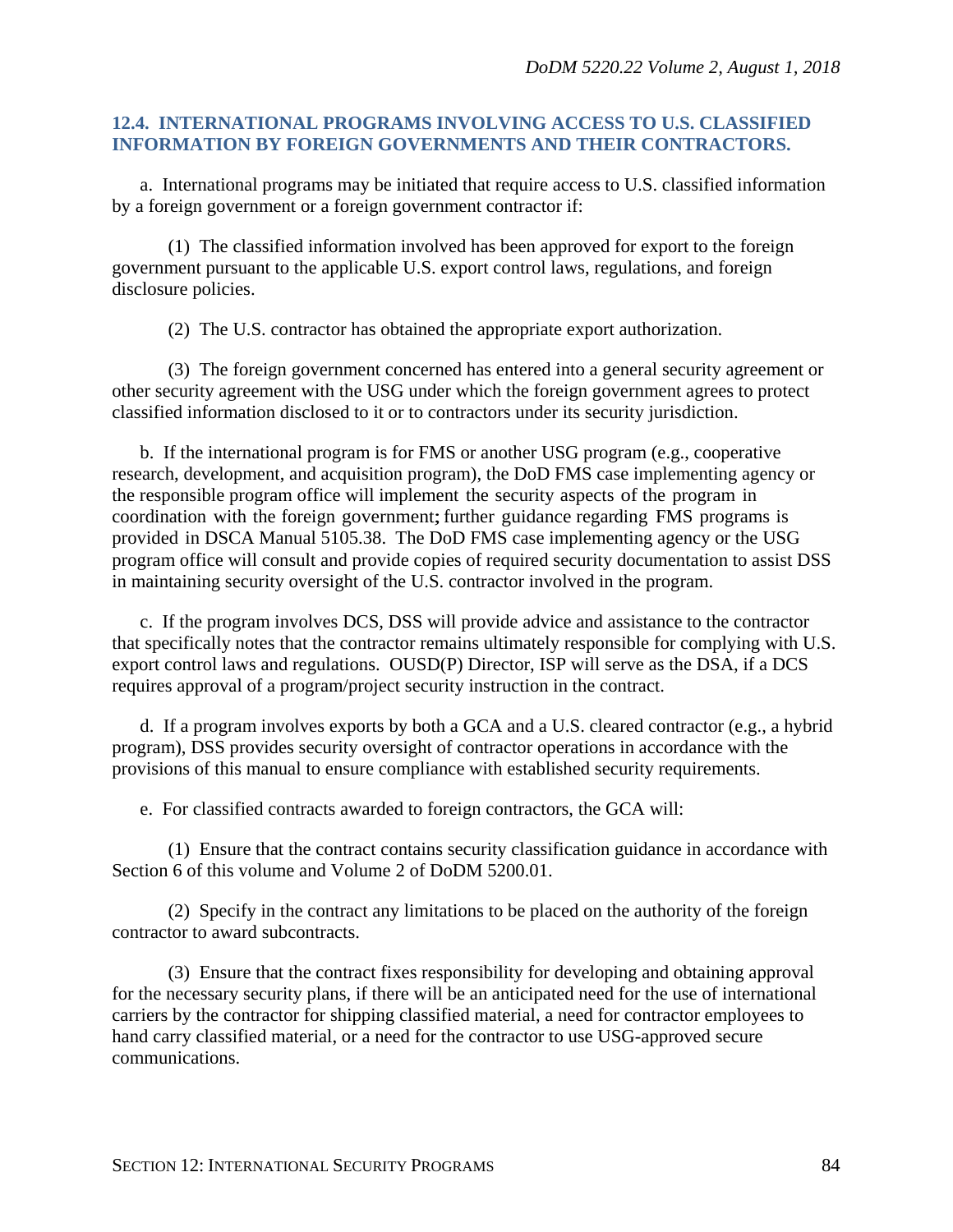## 12.4. INTERNATIONAL PROGRAMS INVOLVING ACCESS TO U.S. CLASSIFIED INFORMATION BY FOREIGN GOVERNMENTS AND THEIR CONTRACTORS.

a. International programs may be initiated that require access to U.S. classified information by a foreign government or a foreign government contractor if:

(1) The classified information involved has been approved for export to the foreign government pursuant to the applicable U.S. export control laws, regulations, and foreign disclosure policies.

(2) The U.S. contractor has obtained the appropriate export authorization.

(3) The foreign government concerned has entered into a general security agreement or other security agreement with the USG under which the foreign government agrees to protect classified information disclosed to it or to contractors under its security jurisdiction.

b. If the international program is for FMS or another USG program (e.g., cooperative research, development, and acquisition program), the DoD FMS case implementing agency or the responsible program office will implement the security aspects of the program in coordination with the foreign government; further guidance regarding FMS programs is provided in DSCA Manual 5105.38. The DoD FMS case implementing agency or the USG program office will consult and provide copies of required security documentation to assist DSS in maintaining security oversight of the U.S. contractor involved in the program.

c. If the program involves DCS, DSS will provide advice and assistance to the contractor that specifically notes that the contractor remains ultimately responsible for complying with U.S. export control laws and regulations. OUSD(P) Director, ISP will serve as the DSA, if a DCS requires approval of a program/project security instruction in the contract.

d. If a program involves exports by both a GCA and a U.S. cleared contractor (e.g., a hybrid program), DSS provides security oversight of contractor operations in accordance with the provisions of this manual to ensure compliance with established security requirements.

e. For classified contracts awarded to foreign contractors, the GCA will:

(1) Ensure that the contract contains security classification guidance in accordance with Section 6 of this volume and Volume 2 of DoDM 5200.01.

(2) Specify in the contract any limitations to be placed on the authority of the foreign contractor to award subcontracts.

(3) Ensure that the contract fixes responsibility for developing and obtaining approval for the necessary security plans, if there will be an anticipated need for the use of international carriers by the contractor for shipping classified material, a need for contractor employees to hand carry classified material, or a need for the contractor to use USG-approved secure communications.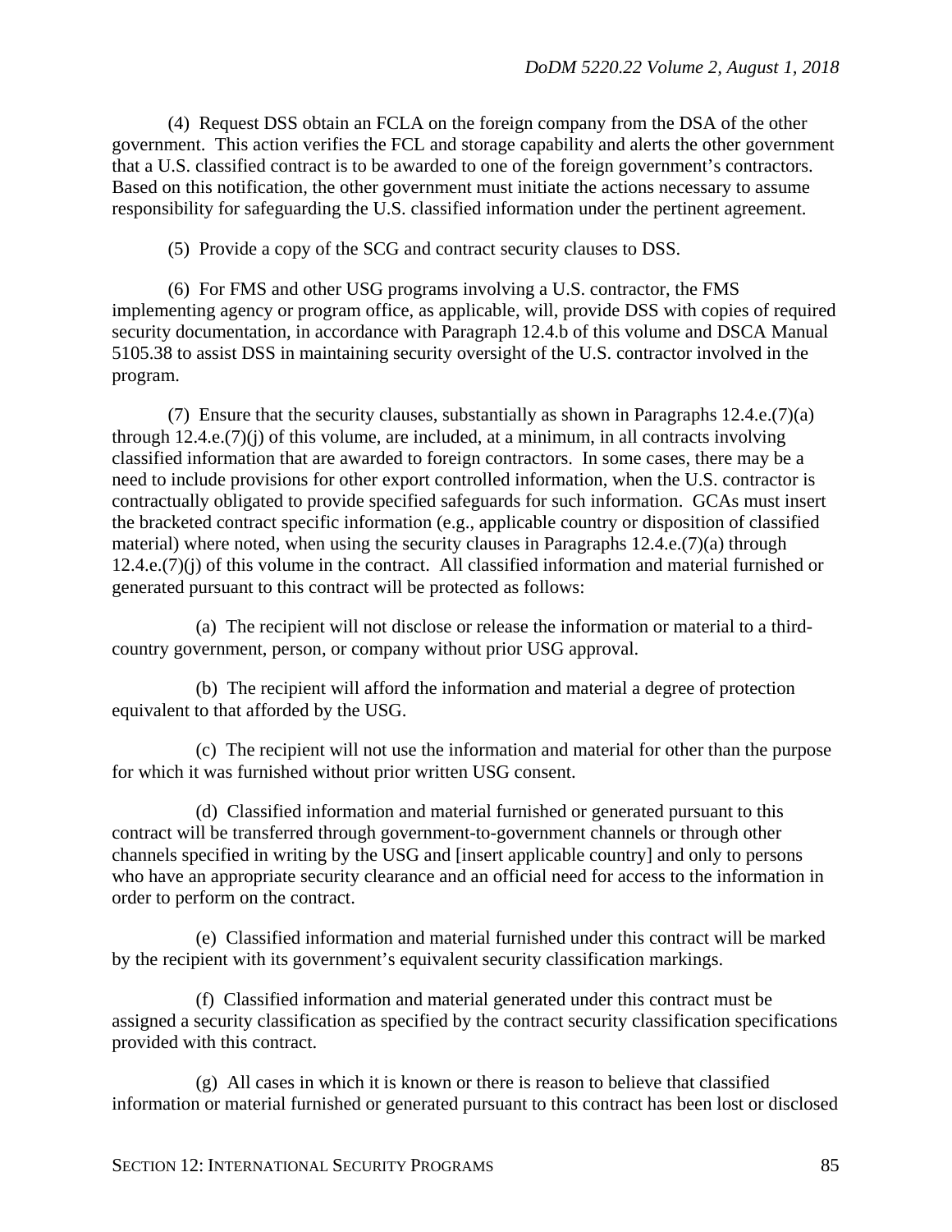(4) Request DSS obtain an FCLA on the foreign company from the DSA of the other government. This action verifies the FCL and storage capability and alerts the other government that a U.S. classified contract is to be awarded to one of the foreign government's contractors. Based on this notification, the other government must initiate the actions necessary to assume responsibility for safeguarding the U.S. classified information under the pertinent agreement.

(5) Provide a copy of the SCG and contract security clauses to DSS.

(6) For FMS and other USG programs involving a U.S. contractor, the FMS implementing agency or program office, as applicable, will, provide DSS with copies of required security documentation, in accordance with Paragraph 12.4.b of this volume and DSCA Manual 5105.38 to assist DSS in maintaining security oversight of the U.S. contractor involved in the program.

(7) Ensure that the security clauses, substantially as shown in Paragraphs 12.4.e.(7)(a) through 12.4.e.(7)(j) of this volume, are included, at a minimum, in all contracts involving classified information that are awarded to foreign contractors. In some cases, there may be a need to include provisions for other export controlled information, when the U.S. contractor is contractually obligated to provide specified safeguards for such information. GCAs must insert the bracketed contract specific information (e.g., applicable country or disposition of classified material) where noted, when using the security clauses in Paragraphs 12.4.e.(7)(a) through 12.4.e.(7)(j) of this volume in the contract. All classified information and material furnished or generated pursuant to this contract will be protected as follows:

(a) The recipient will not disclose or release the information or material to a third-country government, person, or company without prior USG approval.

(b) The recipient will afford the information and material a degree of protection equivalent to that afforded by the USG.

(c) The recipient will not use the information and material for other than the purpose for which it was furnished without prior written USG consent.

(d) Classified information and material furnished or generated pursuant to this contract will be transferred through government-to-government channels or through other channels specified in writing by the USG and [insert applicable country] and only to persons who have an appropriate security clearance and an official need for access to the information in order to perform on the contract.

(e) Classified information and material furnished under this contract will be marked by the recipient with its government's equivalent security classification markings.

(f) Classified information and material generated under this contract must be assigned a security classification as specified by the contract security classification specifications provided with this contract.

(g) All cases in which it is known or there is reason to believe that classified information or material furnished or generated pursuant to this contract has been lost or disclosed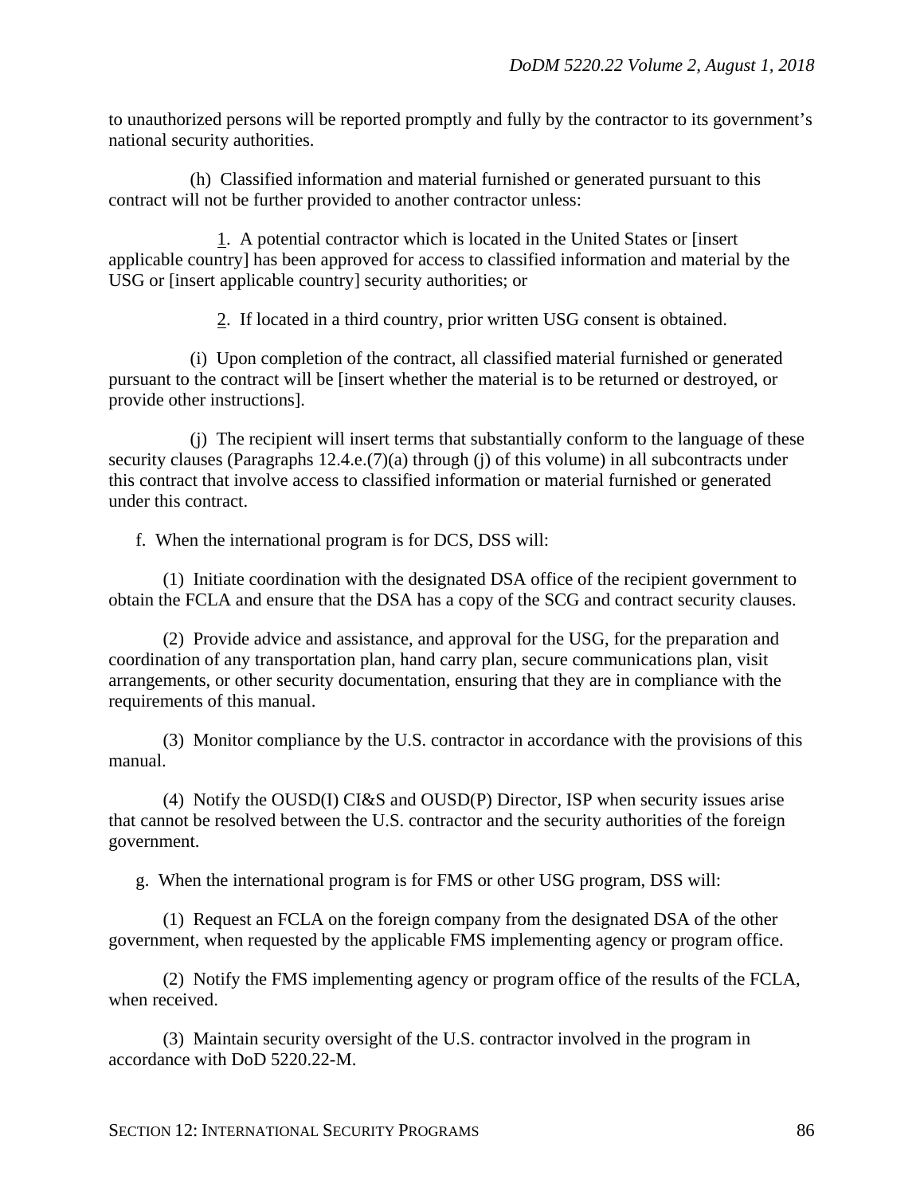to unauthorized persons will be reported promptly and fully by the contractor to its government's national security authorities.

(h) Classified information and material furnished or generated pursuant to this contract will not be further provided to another contractor unless:

1. A potential contractor which is located in the United States or [insert applicable country] has been approved for access to classified information and material by the USG or [insert applicable country] security authorities; or

2. If located in a third country, prior written USG consent is obtained.

(i) Upon completion of the contract, all classified material furnished or generated pursuant to the contract will be [insert whether the material is to be returned or destroyed, or provide other instructions].

(j) The recipient will insert terms that substantially conform to the language of these security clauses (Paragraphs 12.4.e.(7)(a) through (j) of this volume) in all subcontracts under this contract that involve access to classified information or material furnished or generated under this contract.

f. When the international program is for DCS, DSS will:

(1) Initiate coordination with the designated DSA office of the recipient government to obtain the FCLA and ensure that the DSA has a copy of the SCG and contract security clauses.

(2) Provide advice and assistance, and approval for the USG, for the preparation and coordination of any transportation plan, hand carry plan, secure communications plan, visit arrangements, or other security documentation, ensuring that they are in compliance with the requirements of this manual.

(3) Monitor compliance by the U.S. contractor in accordance with the provisions of this manual.

(4) Notify the OUSD(I) CI&S and OUSD(P) Director, ISP when security issues arise that cannot be resolved between the U.S. contractor and the security authorities of the foreign government.

g. When the international program is for FMS or other USG program, DSS will:

(1) Request an FCLA on the foreign company from the designated DSA of the other government, when requested by the applicable FMS implementing agency or program office.

(2) Notify the FMS implementing agency or program office of the results of the FCLA, when received.

(3) Maintain security oversight of the U.S. contractor involved in the program in accordance with DoD 5220.22-M.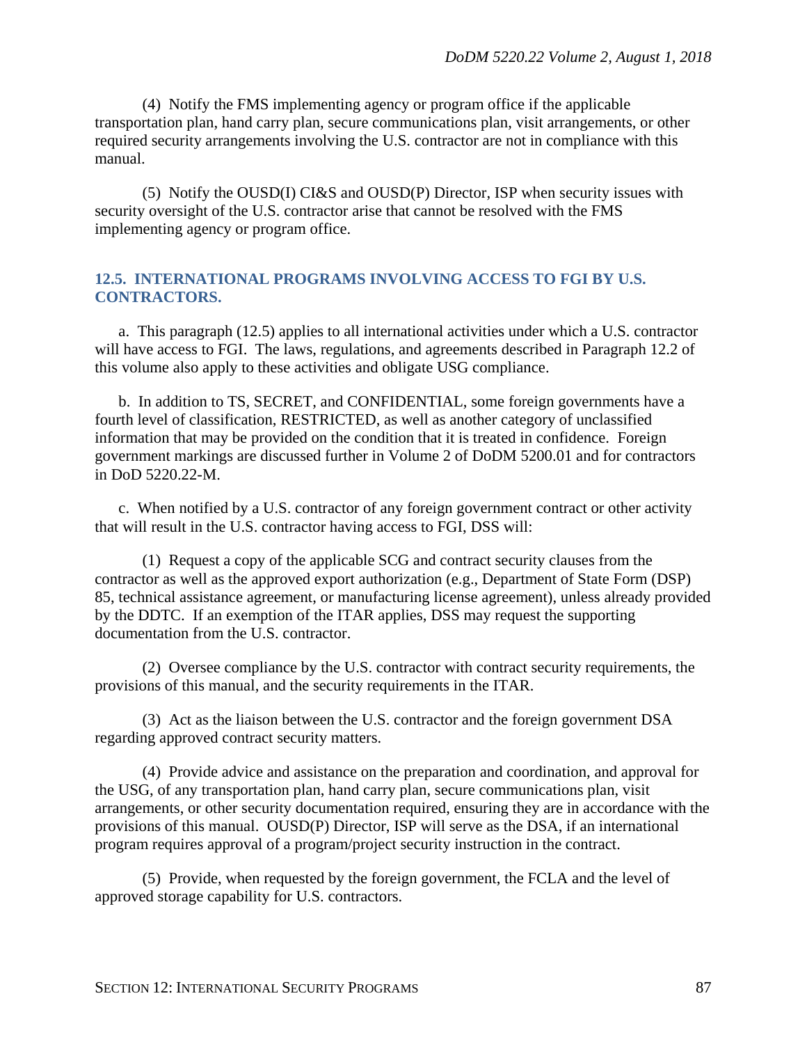(4) Notify the FMS implementing agency or program office if the applicable transportation plan, hand carry plan, secure communications plan, visit arrangements, or other required security arrangements involving the U.S. contractor are not in compliance with this manual.

(5) Notify the OUSD(I) CI&S and OUSD(P) Director, ISP when security issues with security oversight of the U.S. contractor arise that cannot be resolved with the FMS implementing agency or program office.

## 12.5. INTERNATIONAL PROGRAMS INVOLVING ACCESS TO FGI BY U.S. CONTRACTORS.

a. This paragraph (12.5) applies to all international activities under which a U.S. contractor will have access to FGI. The laws, regulations, and agreements described in Paragraph 12.2 of this volume also apply to these activities and obligate USG compliance.

b. In addition to TS, SECRET, and CONFIDENTIAL, some foreign governments have a fourth level of classification, RESTRICTED, as well as another category of unclassified information that may be provided on the condition that it is treated in confidence. Foreign government markings are discussed further in Volume 2 of DoDM 5200.01 and for contractors in DoD 5220.22-M.

c. When notified by a U.S. contractor of any foreign government contract or other activity that will result in the U.S. contractor having access to FGI, DSS will:

(1) Request a copy of the applicable SCG and contract security clauses from the contractor as well as the approved export authorization (e.g., Department of State Form (DSP) 85, technical assistance agreement, or manufacturing license agreement), unless already provided by the DDTC. If an exemption of the ITAR applies, DSS may request the supporting documentation from the U.S. contractor.

(2) Oversee compliance by the U.S. contractor with contract security requirements, the provisions of this manual, and the security requirements in the ITAR.

(3) Act as the liaison between the U.S. contractor and the foreign government DSA regarding approved contract security matters.

(4) Provide advice and assistance on the preparation and coordination, and approval for the USG, of any transportation plan, hand carry plan, secure communications plan, visit arrangements, or other security documentation required, ensuring they are in accordance with the provisions of this manual. OUSD(P) Director, ISP will serve as the DSA, if an international program requires approval of a program/project security instruction in the contract.

(5) Provide, when requested by the foreign government, the FCLA and the level of approved storage capability for U.S. contractors.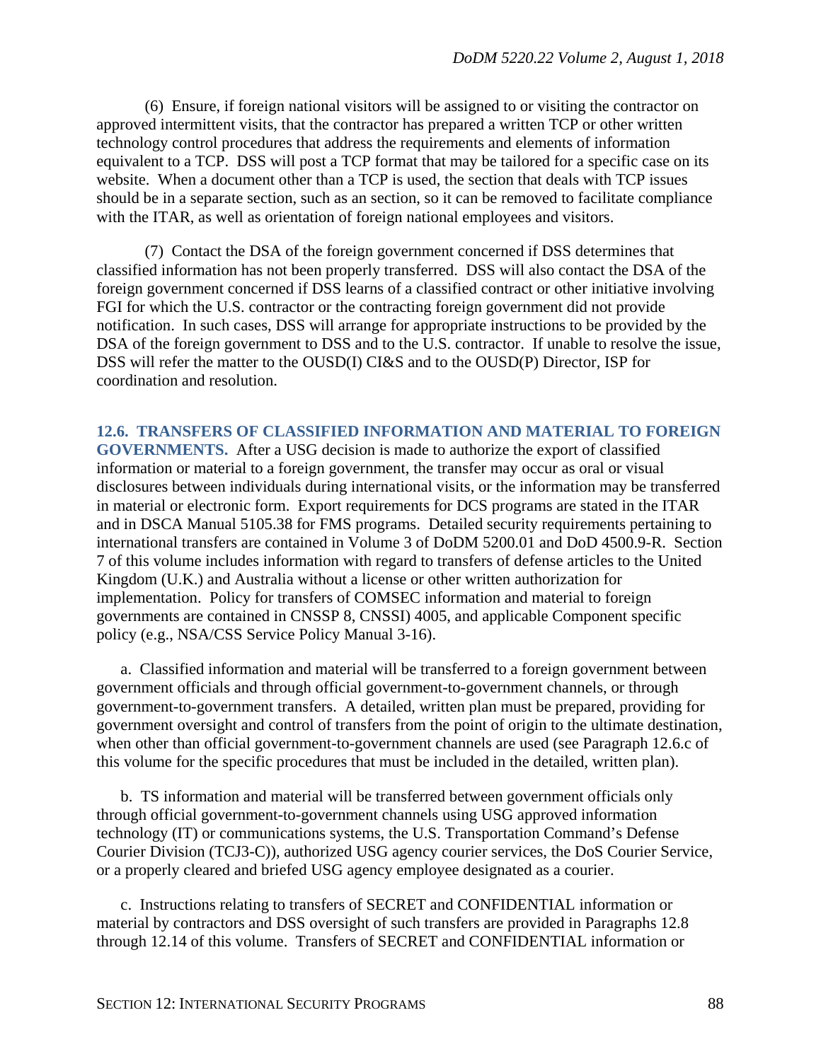(6) Ensure, if foreign national visitors will be assigned to or visiting the contractor on approved intermittent visits, that the contractor has prepared a written TCP or other written technology control procedures that address the requirements and elements of information equivalent to a TCP. DSS will post a TCP format that may be tailored for a specific case on its website. When a document other than a TCP is used, the section that deals with TCP issues should be in a separate section, such as an section, so it can be removed to facilitate compliance with the ITAR, as well as orientation of foreign national employees and visitors.

(7) Contact the DSA of the foreign government concerned if DSS determines that classified information has not been properly transferred. DSS will also contact the DSA of the foreign government concerned if DSS learns of a classified contract or other initiative involving FGI for which the U.S. contractor or the contracting foreign government did not provide notification. In such cases, DSS will arrange for appropriate instructions to be provided by the DSA of the foreign government to DSS and to the U.S. contractor. If unable to resolve the issue, DSS will refer the matter to the OUSD(I) CI&S and to the OUSD(P) Director, ISP for coordination and resolution.

**12.6. TRANSFERS OF CLASSIFIED INFORMATION AND MATERIAL TO FOREIGN GOVERNMENTS.** After a USG decision is made to authorize the export of classified information or material to a foreign government, the transfer may occur as oral or visual disclosures between individuals during international visits, or the information may be transferred in material or electronic form. Export requirements for DCS programs are stated in the ITAR and in DSCA Manual 5105.38 for FMS programs. Detailed security requirements pertaining to international transfers are contained in Volume 3 of DoDM 5200.01 and DoD 4500.9-R. Section 7 of this volume includes information with regard to transfers of defense articles to the United Kingdom (U.K.) and Australia without a license or other written authorization for implementation. Policy for transfers of COMSEC information and material to foreign governments are contained in CNSSP 8, CNSSI) 4005, and applicable Component specific policy (e.g., NSA/CSS Service Policy Manual 3-16).

a. Classified information and material will be transferred to a foreign government between government officials and through official government-to-government channels, or through government-to-government transfers. A detailed, written plan must be prepared, providing for government oversight and control of transfers from the point of origin to the ultimate destination, when other than official government-to-government channels are used (see Paragraph 12.6.c of this volume for the specific procedures that must be included in the detailed, written plan).

b. TS information and material will be transferred between government officials only through official government-to-government channels using USG approved information technology (IT) or communications systems, the U.S. Transportation Command's Defense Courier Division (TCJ3-C)), authorized USG agency courier services, the DoS Courier Service, or a properly cleared and briefed USG agency employee designated as a courier.

c. Instructions relating to transfers of SECRET and CONFIDENTIAL information or material by contractors and DSS oversight of such transfers are provided in Paragraphs 12.8 through 12.14 of this volume. Transfers of SECRET and CONFIDENTIAL information or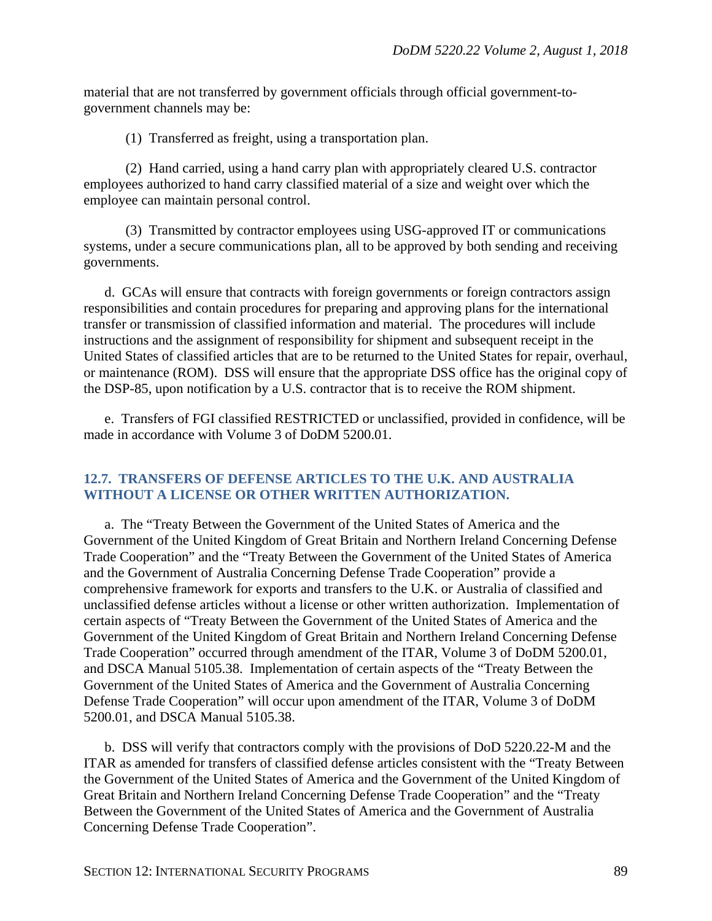material that are not transferred by government officials through official government-to-government channels may be:

(1) Transferred as freight, using a transportation plan.

(2) Hand carried, using a hand carry plan with appropriately cleared U.S. contractor employees authorized to hand carry classified material of a size and weight over which the employee can maintain personal control.

(3) Transmitted by contractor employees using USG-approved IT or communications systems, under a secure communications plan, all to be approved by both sending and receiving governments.

d. GCAs will ensure that contracts with foreign governments or foreign contractors assign responsibilities and contain procedures for preparing and approving plans for the international transfer or transmission of classified information and material. The procedures will include instructions and the assignment of responsibility for shipment and subsequent receipt in the United States of classified articles that are to be returned to the United States for repair, overhaul, or maintenance (ROM). DSS will ensure that the appropriate DSS office has the original copy of the DSP-85, upon notification by a U.S. contractor that is to receive the ROM shipment.

e. Transfers of FGI classified RESTRICTED or unclassified, provided in confidence, will be made in accordance with Volume 3 of DoDM 5200.01.

## 12.7. TRANSFERS OF DEFENSE ARTICLES TO THE U.K. AND AUSTRALIA WITHOUT A LICENSE OR OTHER WRITTEN AUTHORIZATION.

a. The "Treaty Between the Government of the United States of America and the Government of the United Kingdom of Great Britain and Northern Ireland Concerning Defense Trade Cooperation" and the "Treaty Between the Government of the United States of America and the Government of Australia Concerning Defense Trade Cooperation" provide a comprehensive framework for exports and transfers to the U.K. or Australia of classified and unclassified defense articles without a license or other written authorization. Implementation of certain aspects of "Treaty Between the Government of the United States of America and the Government of the United Kingdom of Great Britain and Northern Ireland Concerning Defense Trade Cooperation" occurred through amendment of the ITAR, Volume 3 of DoDM 5200.01, and DSCA Manual 5105.38. Implementation of certain aspects of the "Treaty Between the Government of the United States of America and the Government of Australia Concerning Defense Trade Cooperation" will occur upon amendment of the ITAR, Volume 3 of DoDM 5200.01, and DSCA Manual 5105.38.

b. DSS will verify that contractors comply with the provisions of DoD 5220.22-M and the ITAR as amended for transfers of classified defense articles consistent with the "Treaty Between the Government of the United States of America and the Government of the United Kingdom of Great Britain and Northern Ireland Concerning Defense Trade Cooperation" and the "Treaty Between the Government of the United States of America and the Government of Australia Concerning Defense Trade Cooperation".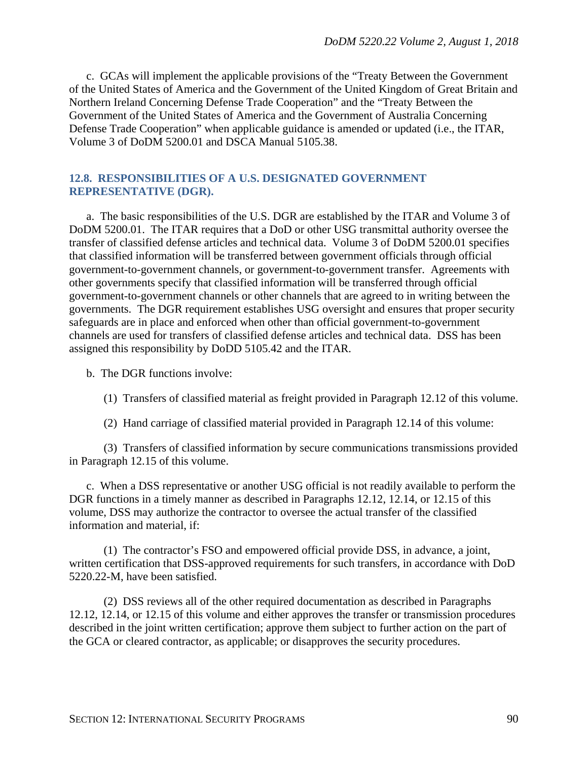c. GCAs will implement the applicable provisions of the "Treaty Between the Government of the United States of America and the Government of the United Kingdom of Great Britain and Northern Ireland Concerning Defense Trade Cooperation" and the "Treaty Between the Government of the United States of America and the Government of Australia Concerning Defense Trade Cooperation" when applicable guidance is amended or updated (i.e., the ITAR, Volume 3 of DoDM 5200.01 and DSCA Manual 5105.38.

## 12.8. RESPONSIBILITIES OF A U.S. DESIGNATED GOVERNMENT REPRESENTATIVE (DGR).

a. The basic responsibilities of the U.S. DGR are established by the ITAR and Volume 3 of DoDM 5200.01. The ITAR requires that a DoD or other USG transmittal authority oversee the transfer of classified defense articles and technical data. Volume 3 of DoDM 5200.01 specifies that classified information will be transferred between government officials through official government-to-government channels, or government-to-government transfer. Agreements with other governments specify that classified information will be transferred through official government-to-government channels or other channels that are agreed to in writing between the governments. The DGR requirement establishes USG oversight and ensures that proper security safeguards are in place and enforced when other than official government-to-government channels are used for transfers of classified defense articles and technical data. DSS has been assigned this responsibility by DoDD 5105.42 and the ITAR.

b. The DGR functions involve:

(1) Transfers of classified material as freight provided in Paragraph 12.12 of this volume.

(2) Hand carriage of classified material provided in Paragraph 12.14 of this volume:

(3) Transfers of classified information by secure communications transmissions provided in Paragraph 12.15 of this volume.

c. When a DSS representative or another USG official is not readily available to perform the DGR functions in a timely manner as described in Paragraphs 12.12, 12.14, or 12.15 of this volume, DSS may authorize the contractor to oversee the actual transfer of the classified information and material, if:

(1) The contractor's FSO and empowered official provide DSS, in advance, a joint, written certification that DSS-approved requirements for such transfers, in accordance with DoD 5220.22-M, have been satisfied.

(2) DSS reviews all of the other required documentation as described in Paragraphs 12.12, 12.14, or 12.15 of this volume and either approves the transfer or transmission procedures described in the joint written certification; approve them subject to further action on the part of the GCA or cleared contractor, as applicable; or disapproves the security procedures.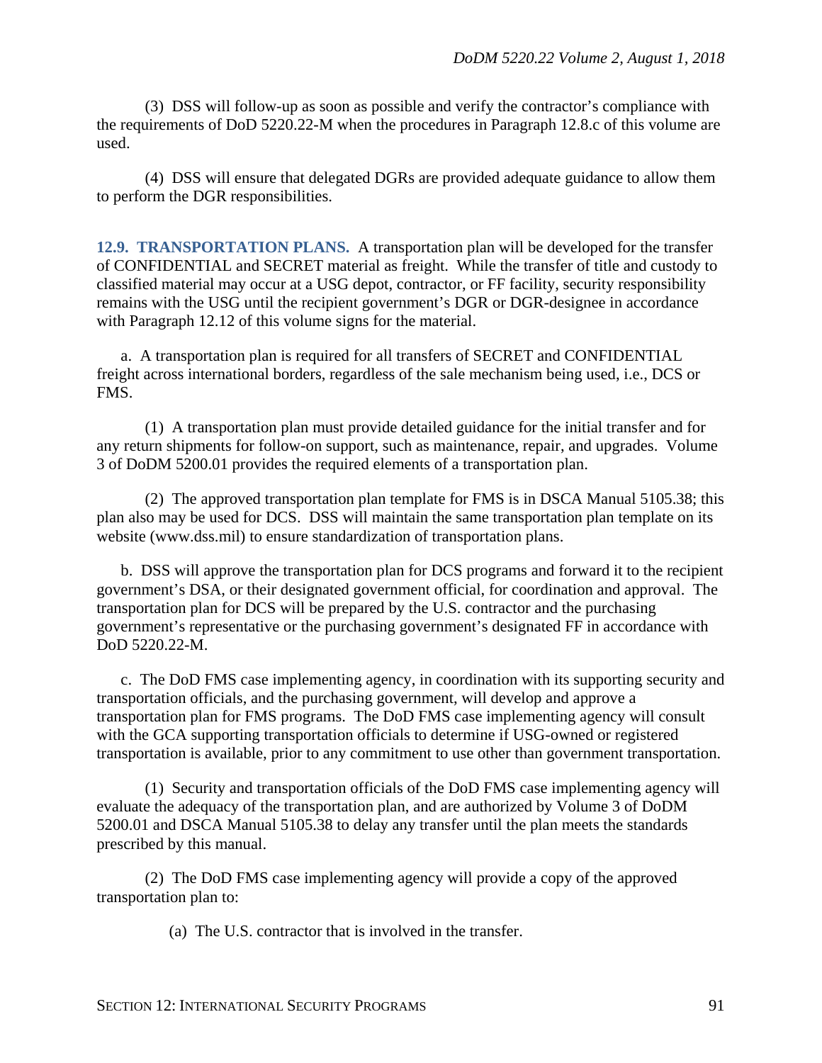(3) DSS will follow-up as soon as possible and verify the contractor's compliance with the requirements of DoD 5220.22-M when the procedures in Paragraph 12.8.c of this volume are used.

(4) DSS will ensure that delegated DGRs are provided adequate guidance to allow them to perform the DGR responsibilities.

## 12.9. TRANSPORTATION PLANS.

A transportation plan will be developed for the transfer of CONFIDENTIAL and SECRET material as freight. While the transfer of title and custody to classified material may occur at a USG depot, contractor, or FF facility, security responsibility remains with the USG until the recipient government's DGR or DGR-designee in accordance with Paragraph 12.12 of this volume signs for the material.

a. A transportation plan is required for all transfers of SECRET and CONFIDENTIAL freight across international borders, regardless of the sale mechanism being used, i.e., DCS or FMS.

(1) A transportation plan must provide detailed guidance for the initial transfer and for any return shipments for follow-on support, such as maintenance, repair, and upgrades. Volume 3 of DoDM 5200.01 provides the required elements of a transportation plan.

(2) The approved transportation plan template for FMS is in DSCA Manual 5105.38; this plan also may be used for DCS. DSS will maintain the same transportation plan template on its website (www.dss.mil) to ensure standardization of transportation plans.

b. DSS will approve the transportation plan for DCS programs and forward it to the recipient government's DSA, or their designated government official, for coordination and approval. The transportation plan for DCS will be prepared by the U.S. contractor and the purchasing government's representative or the purchasing government's designated FF in accordance with DoD 5220.22-M.

c. The DoD FMS case implementing agency, in coordination with its supporting security and transportation officials, and the purchasing government, will develop and approve a transportation plan for FMS programs. The DoD FMS case implementing agency will consult with the GCA supporting transportation officials to determine if USG-owned or registered transportation is available, prior to any commitment to use other than government transportation.

(1) Security and transportation officials of the DoD FMS case implementing agency will evaluate the adequacy of the transportation plan, and are authorized by Volume 3 of DoDM 5200.01 and DSCA Manual 5105.38 to delay any transfer until the plan meets the standards prescribed by this manual.

(2) The DoD FMS case implementing agency will provide a copy of the approved transportation plan to:

(a) The U.S. contractor that is involved in the transfer.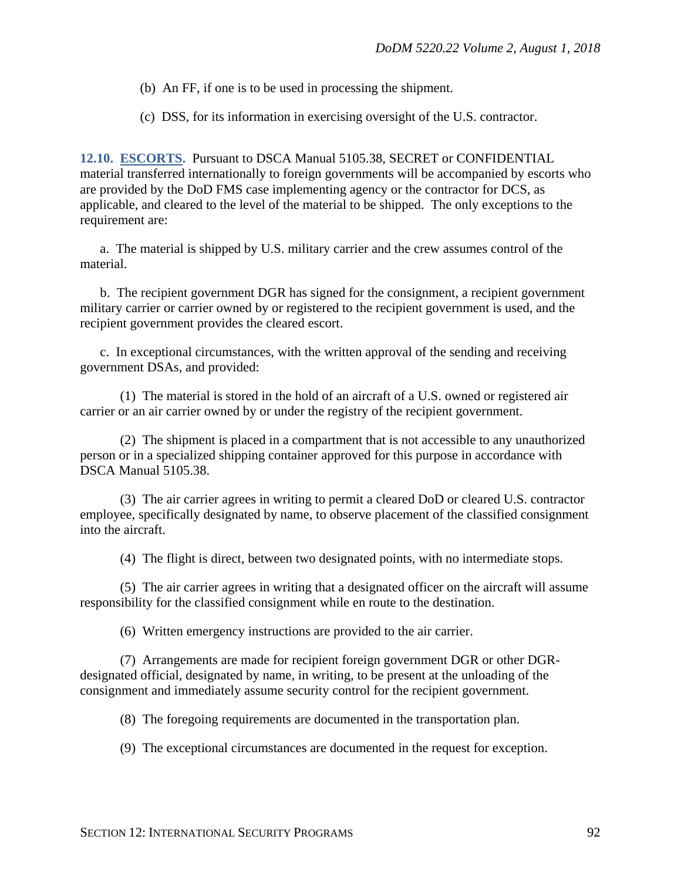(b) An FF, if one is to be used in processing the shipment.

(c) DSS, for its information in exercising oversight of the U.S. contractor.

**12.10. ESCORTS.** Pursuant to DSCA Manual 5105.38, SECRET or CONFIDENTIAL material transferred internationally to foreign governments will be accompanied by escorts who are provided by the DoD FMS case implementing agency or the contractor for DCS, as applicable, and cleared to the level of the material to be shipped. The only exceptions to the requirement are:

a. The material is shipped by U.S. military carrier and the crew assumes control of the material.

b. The recipient government DGR has signed for the consignment, a recipient government military carrier or carrier owned by or registered to the recipient government is used, and the recipient government provides the cleared escort.

c. In exceptional circumstances, with the written approval of the sending and receiving government DSAs, and provided:

(1) The material is stored in the hold of an aircraft of a U.S. owned or registered air carrier or an air carrier owned by or under the registry of the recipient government.

(2) The shipment is placed in a compartment that is not accessible to any unauthorized person or in a specialized shipping container approved for this purpose in accordance with DSCA Manual 5105.38.

(3) The air carrier agrees in writing to permit a cleared DoD or cleared U.S. contractor employee, specifically designated by name, to observe placement of the classified consignment into the aircraft.

(4) The flight is direct, between two designated points, with no intermediate stops.

(5) The air carrier agrees in writing that a designated officer on the aircraft will assume responsibility for the classified consignment while en route to the destination.

(6) Written emergency instructions are provided to the air carrier.

(7) Arrangements are made for recipient foreign government DGR or other DGR-designated official, designated by name, in writing, to be present at the unloading of the consignment and immediately assume security control for the recipient government.

(8) The foregoing requirements are documented in the transportation plan.

(9) The exceptional circumstances are documented in the request for exception.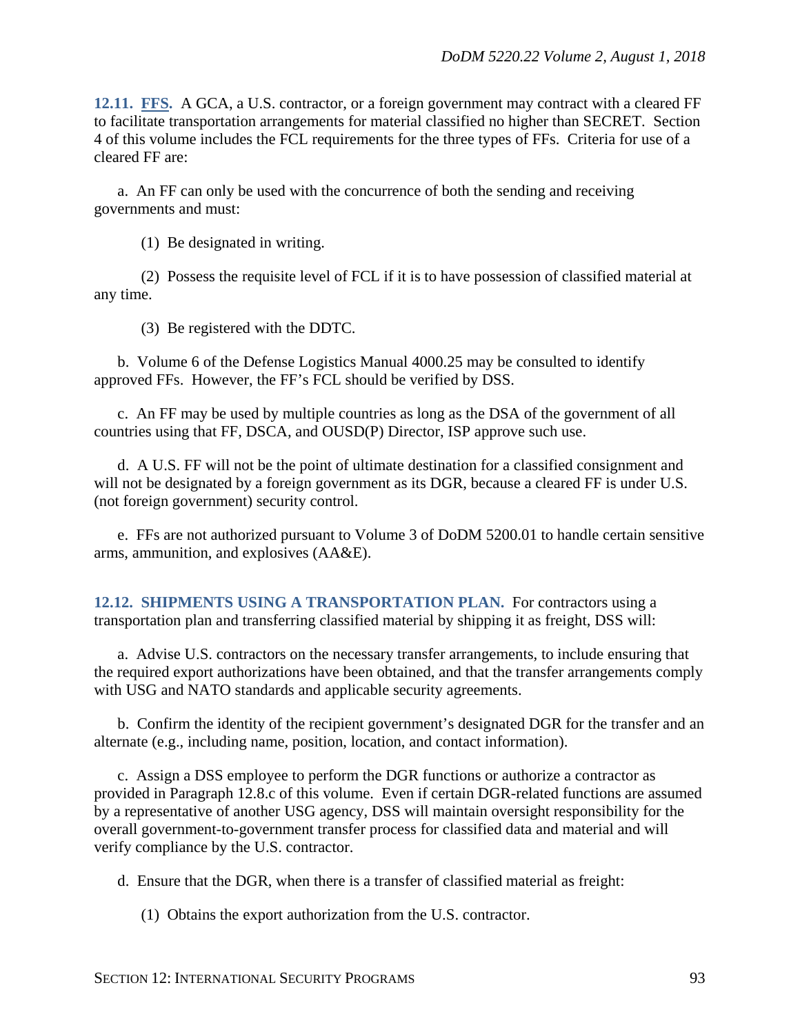**12.11. FFS.** A GCA, a U.S. contractor, or a foreign government may contract with a cleared FF to facilitate transportation arrangements for material classified no higher than SECRET. Section 4 of this volume includes the FCL requirements for the three types of FFs. Criteria for use of a cleared FF are:

a. An FF can only be used with the concurrence of both the sending and receiving governments and must:

(1) Be designated in writing.

(2) Possess the requisite level of FCL if it is to have possession of classified material at any time.

(3) Be registered with the DDTC.

b. Volume 6 of the Defense Logistics Manual 4000.25 may be consulted to identify approved FFs. However, the FF's FCL should be verified by DSS.

c. An FF may be used by multiple countries as long as the DSA of the government of all countries using that FF, DSCA, and OUSD(P) Director, ISP approve such use.

d. A U.S. FF will not be the point of ultimate destination for a classified consignment and will not be designated by a foreign government as its DGR, because a cleared FF is under U.S. (not foreign government) security control.

e. FFs are not authorized pursuant to Volume 3 of DoDM 5200.01 to handle certain sensitive arms, ammunition, and explosives (AA&E).

**12.12. SHIPMENTS USING A TRANSPORTATION PLAN.** For contractors using a transportation plan and transferring classified material by shipping it as freight, DSS will:

a. Advise U.S. contractors on the necessary transfer arrangements, to include ensuring that the required export authorizations have been obtained, and that the transfer arrangements comply with USG and NATO standards and applicable security agreements.

b. Confirm the identity of the recipient government's designated DGR for the transfer and an alternate (e.g., including name, position, location, and contact information).

c. Assign a DSS employee to perform the DGR functions or authorize a contractor as provided in Paragraph 12.8.c of this volume. Even if certain DGR-related functions are assumed by a representative of another USG agency, DSS will maintain oversight responsibility for the overall government-to-government transfer process for classified data and material and will verify compliance by the U.S. contractor.

d. Ensure that the DGR, when there is a transfer of classified material as freight:

(1) Obtains the export authorization from the U.S. contractor.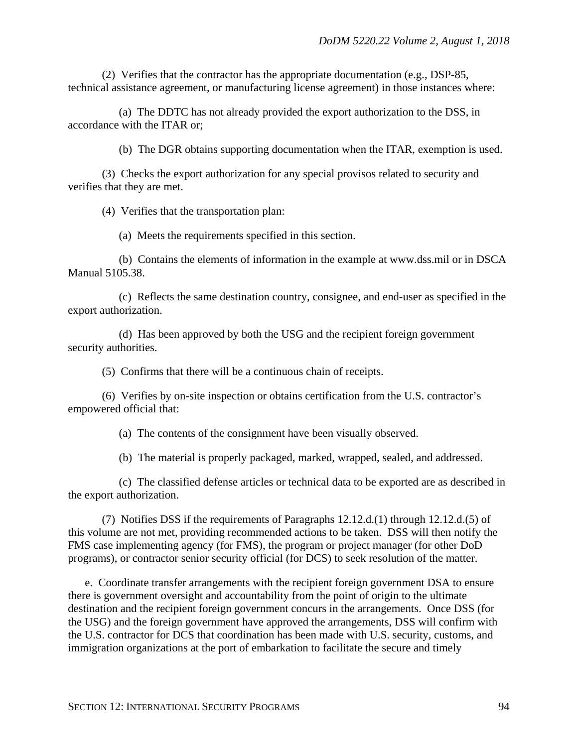(2) Verifies that the contractor has the appropriate documentation (e.g., DSP-85, technical assistance agreement, or manufacturing license agreement) in those instances where:

(a) The DDTC has not already provided the export authorization to the DSS, in accordance with the ITAR or;

(b) The DGR obtains supporting documentation when the ITAR, exemption is used.

(3) Checks the export authorization for any special provisos related to security and verifies that they are met.

(4) Verifies that the transportation plan:

(a) Meets the requirements specified in this section.

(b) Contains the elements of information in the example at www.dss.mil or in DSCA Manual 5105.38.

(c) Reflects the same destination country, consignee, and end-user as specified in the export authorization.

(d) Has been approved by both the USG and the recipient foreign government security authorities.

(5) Confirms that there will be a continuous chain of receipts.

(6) Verifies by on-site inspection or obtains certification from the U.S. contractor's empowered official that:

(a) The contents of the consignment have been visually observed.

(b) The material is properly packaged, marked, wrapped, sealed, and addressed.

(c) The classified defense articles or technical data to be exported are as described in the export authorization.

(7) Notifies DSS if the requirements of Paragraphs 12.12.d.(1) through 12.12.d.(5) of this volume are not met, providing recommended actions to be taken. DSS will then notify the FMS case implementing agency (for FMS), the program or project manager (for other DoD programs), or contractor senior security official (for DCS) to seek resolution of the matter.

e. Coordinate transfer arrangements with the recipient foreign government DSA to ensure there is government oversight and accountability from the point of origin to the ultimate destination and the recipient foreign government concurs in the arrangements. Once DSS (for the USG) and the foreign government have approved the arrangements, DSS will confirm with the U.S. contractor for DCS that coordination has been made with U.S. security, customs, and immigration organizations at the port of embarkation to facilitate the secure and timely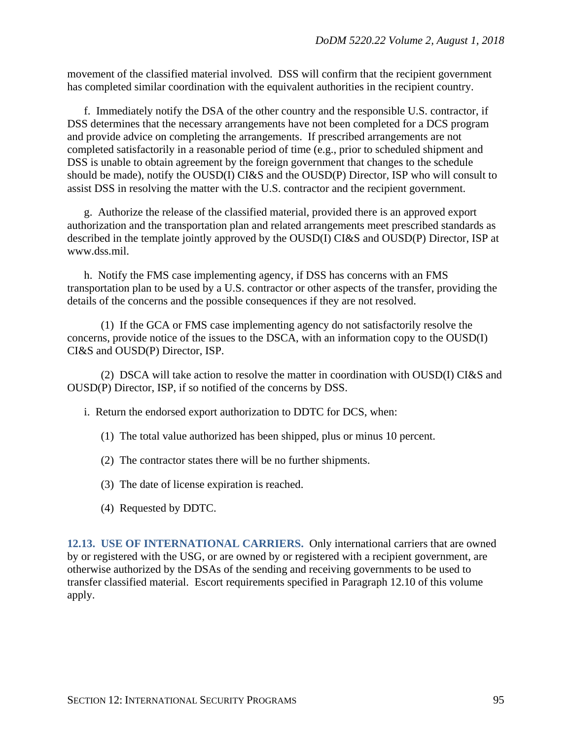movement of the classified material involved. DSS will confirm that the recipient government has completed similar coordination with the equivalent authorities in the recipient country.

f. Immediately notify the DSA of the other country and the responsible U.S. contractor, if DSS determines that the necessary arrangements have not been completed for a DCS program and provide advice on completing the arrangements. If prescribed arrangements are not completed satisfactorily in a reasonable period of time (e.g., prior to scheduled shipment and DSS is unable to obtain agreement by the foreign government that changes to the schedule should be made), notify the OUSD(I) CI&S and the OUSD(P) Director, ISP who will consult to assist DSS in resolving the matter with the U.S. contractor and the recipient government.

g. Authorize the release of the classified material, provided there is an approved export authorization and the transportation plan and related arrangements meet prescribed standards as described in the template jointly approved by the OUSD(I) CI&S and OUSD(P) Director, ISP at www.dss.mil.

h. Notify the FMS case implementing agency, if DSS has concerns with an FMS transportation plan to be used by a U.S. contractor or other aspects of the transfer, providing the details of the concerns and the possible consequences if they are not resolved.

(1) If the GCA or FMS case implementing agency do not satisfactorily resolve the concerns, provide notice of the issues to the DSCA, with an information copy to the OUSD(I) CI&S and OUSD(P) Director, ISP.

(2) DSCA will take action to resolve the matter in coordination with OUSD(I) CI&S and OUSD(P) Director, ISP, if so notified of the concerns by DSS.

i. Return the endorsed export authorization to DDTC for DCS, when:

(1) The total value authorized has been shipped, plus or minus 10 percent.

(2) The contractor states there will be no further shipments.

(3) The date of license expiration is reached.

(4) Requested by DDTC.

**12.13. USE OF INTERNATIONAL CARRIERS.** Only international carriers that are owned by or registered with the USG, or are owned by or registered with a recipient government, are otherwise authorized by the DSAs of the sending and receiving governments to be used to transfer classified material. Escort requirements specified in Paragraph 12.10 of this volume apply.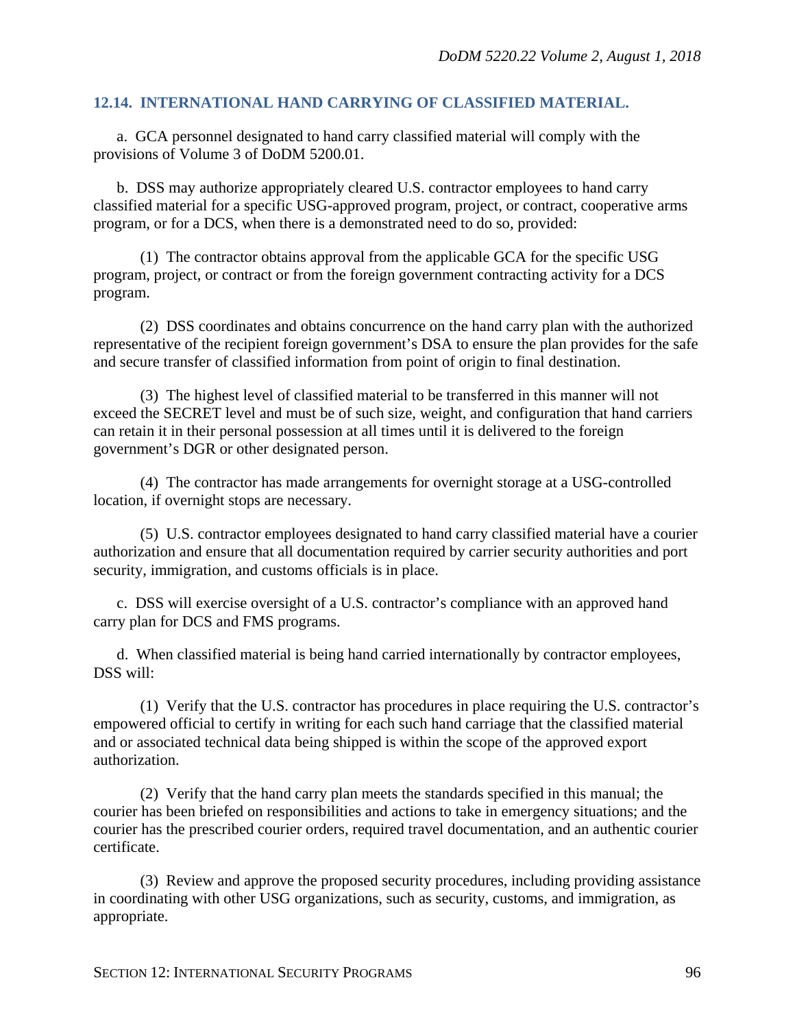## 12.14. INTERNATIONAL HAND CARRYING OF CLASSIFIED MATERIAL.

a. GCA personnel designated to hand carry classified material will comply with the provisions of Volume 3 of DoDM 5200.01.

b. DSS may authorize appropriately cleared U.S. contractor employees to hand carry classified material for a specific USG-approved program, project, or contract, cooperative arms program, or for a DCS, when there is a demonstrated need to do so, provided:

(1) The contractor obtains approval from the applicable GCA for the specific USG program, project, or contract or from the foreign government contracting activity for a DCS program.

(2) DSS coordinates and obtains concurrence on the hand carry plan with the authorized representative of the recipient foreign government's DSA to ensure the plan provides for the safe and secure transfer of classified information from point of origin to final destination.

(3) The highest level of classified material to be transferred in this manner will not exceed the SECRET level and must be of such size, weight, and configuration that hand carriers can retain it in their personal possession at all times until it is delivered to the foreign government's DGR or other designated person.

(4) The contractor has made arrangements for overnight storage at a USG-controlled location, if overnight stops are necessary.

(5) U.S. contractor employees designated to hand carry classified material have a courier authorization and ensure that all documentation required by carrier security authorities and port security, immigration, and customs officials is in place.

c. DSS will exercise oversight of a U.S. contractor's compliance with an approved hand carry plan for DCS and FMS programs.

d. When classified material is being hand carried internationally by contractor employees, DSS will:

(1) Verify that the U.S. contractor has procedures in place requiring the U.S. contractor's empowered official to certify in writing for each such hand carriage that the classified material and or associated technical data being shipped is within the scope of the approved export authorization.

(2) Verify that the hand carry plan meets the standards specified in this manual; the courier has been briefed on responsibilities and actions to take in emergency situations; and the courier has the prescribed courier orders, required travel documentation, and an authentic courier certificate.

(3) Review and approve the proposed security procedures, including providing assistance in coordinating with other USG organizations, such as security, customs, and immigration, as appropriate.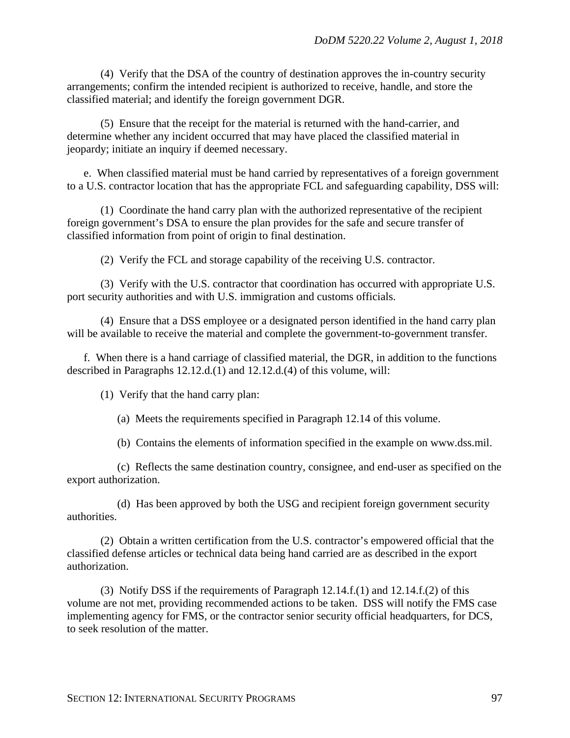(4) Verify that the DSA of the country of destination approves the in-country security arrangements; confirm the intended recipient is authorized to receive, handle, and store the classified material; and identify the foreign government DGR.

(5) Ensure that the receipt for the material is returned with the hand-carrier, and determine whether any incident occurred that may have placed the classified material in jeopardy; initiate an inquiry if deemed necessary.

e. When classified material must be hand carried by representatives of a foreign government to a U.S. contractor location that has the appropriate FCL and safeguarding capability, DSS will:

(1) Coordinate the hand carry plan with the authorized representative of the recipient foreign government's DSA to ensure the plan provides for the safe and secure transfer of classified information from point of origin to final destination.

(2) Verify the FCL and storage capability of the receiving U.S. contractor.

(3) Verify with the U.S. contractor that coordination has occurred with appropriate U.S. port security authorities and with U.S. immigration and customs officials.

(4) Ensure that a DSS employee or a designated person identified in the hand carry plan will be available to receive the material and complete the government-to-government transfer.

f. When there is a hand carriage of classified material, the DGR, in addition to the functions described in Paragraphs 12.12.d.(1) and 12.12.d.(4) of this volume, will:

(1) Verify that the hand carry plan:

(a) Meets the requirements specified in Paragraph 12.14 of this volume.

(b) Contains the elements of information specified in the example on www.dss.mil.

(c) Reflects the same destination country, consignee, and end-user as specified on the export authorization.

(d) Has been approved by both the USG and recipient foreign government security authorities.

(2) Obtain a written certification from the U.S. contractor's empowered official that the classified defense articles or technical data being hand carried are as described in the export authorization.

(3) Notify DSS if the requirements of Paragraph 12.14.f.(1) and 12.14.f.(2) of this volume are not met, providing recommended actions to be taken. DSS will notify the FMS case implementing agency for FMS, or the contractor senior security official headquarters, for DCS, to seek resolution of the matter.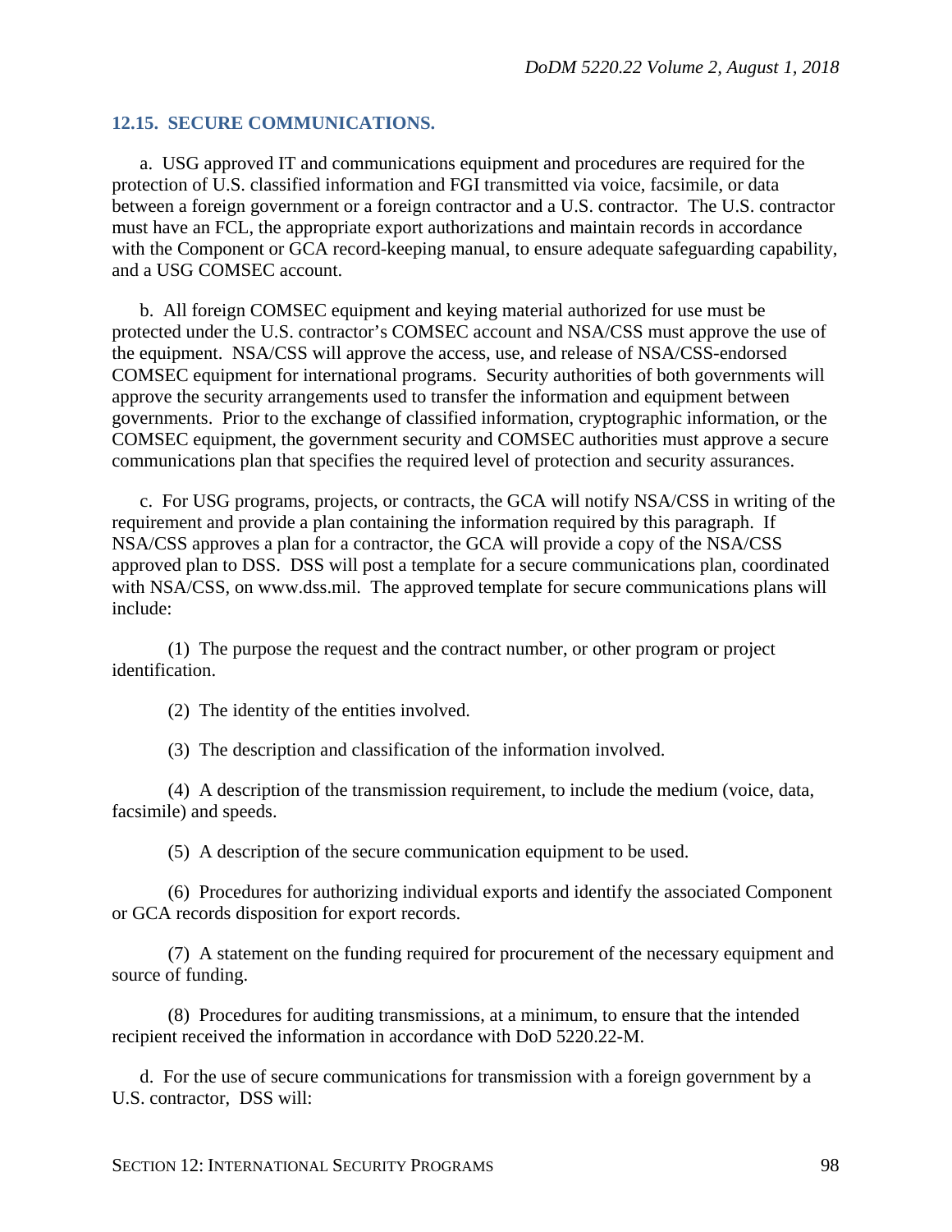### 12.15. SECURE COMMUNICATIONS.

a. USG approved IT and communications equipment and procedures are required for the protection of U.S. classified information and FGI transmitted via voice, facsimile, or data between a foreign government or a foreign contractor and a U.S. contractor. The U.S. contractor must have an FCL, the appropriate export authorizations and maintain records in accordance with the Component or GCA record-keeping manual, to ensure adequate safeguarding capability, and a USG COMSEC account.

b. All foreign COMSEC equipment and keying material authorized for use must be protected under the U.S. contractor's COMSEC account and NSA/CSS must approve the use of the equipment. NSA/CSS will approve the access, use, and release of NSA/CSS-endorsed COMSEC equipment for international programs. Security authorities of both governments will approve the security arrangements used to transfer the information and equipment between governments. Prior to the exchange of classified information, cryptographic information, or the COMSEC equipment, the government security and COMSEC authorities must approve a secure communications plan that specifies the required level of protection and security assurances.

c. For USG programs, projects, or contracts, the GCA will notify NSA/CSS in writing of the requirement and provide a plan containing the information required by this paragraph. If NSA/CSS approves a plan for a contractor, the GCA will provide a copy of the NSA/CSS approved plan to DSS. DSS will post a template for a secure communications plan, coordinated with NSA/CSS, on www.dss.mil. The approved template for secure communications plans will include:

(1) The purpose the request and the contract number, or other program or project identification.

(2) The identity of the entities involved.

(3) The description and classification of the information involved.

(4) A description of the transmission requirement, to include the medium (voice, data, facsimile) and speeds.

(5) A description of the secure communication equipment to be used.

(6) Procedures for authorizing individual exports and identify the associated Component or GCA records disposition for export records.

(7) A statement on the funding required for procurement of the necessary equipment and source of funding.

(8) Procedures for auditing transmissions, at a minimum, to ensure that the intended recipient received the information in accordance with DoD 5220.22-M.

d. For the use of secure communications for transmission with a foreign government by a U.S. contractor, DSS will: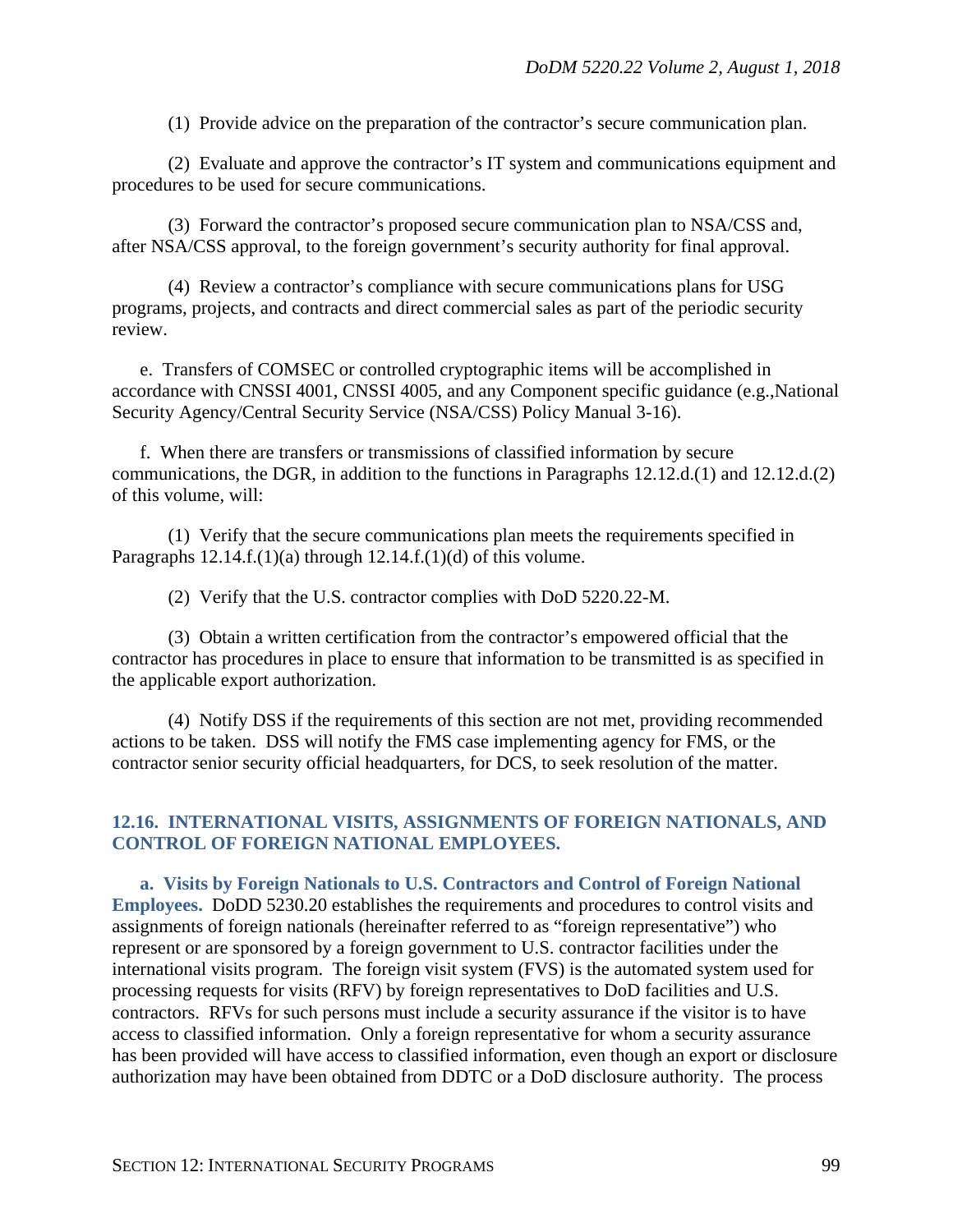(1) Provide advice on the preparation of the contractor's secure communication plan.

(2) Evaluate and approve the contractor's IT system and communications equipment and procedures to be used for secure communications.

(3) Forward the contractor's proposed secure communication plan to NSA/CSS and, after NSA/CSS approval, to the foreign government's security authority for final approval.

(4) Review a contractor's compliance with secure communications plans for USG programs, projects, and contracts and direct commercial sales as part of the periodic security review.

e. Transfers of COMSEC or controlled cryptographic items will be accomplished in accordance with CNSSI 4001, CNSSI 4005, and any Component specific guidance (e.g.,National Security Agency/Central Security Service (NSA/CSS) Policy Manual 3-16).

f. When there are transfers or transmissions of classified information by secure communications, the DGR, in addition to the functions in Paragraphs 12.12.d.(1) and 12.12.d.(2) of this volume, will:

(1) Verify that the secure communications plan meets the requirements specified in Paragraphs 12.14.f.(1)(a) through 12.14.f.(1)(d) of this volume.

(2) Verify that the U.S. contractor complies with DoD 5220.22-M.

(3) Obtain a written certification from the contractor's empowered official that the contractor has procedures in place to ensure that information to be transmitted is as specified in the applicable export authorization.

(4) Notify DSS if the requirements of this section are not met, providing recommended actions to be taken. DSS will notify the FMS case implementing agency for FMS, or the contractor senior security official headquarters, for DCS, to seek resolution of the matter.

## 12.16. INTERNATIONAL VISITS, ASSIGNMENTS OF FOREIGN NATIONALS, AND CONTROL OF FOREIGN NATIONAL EMPLOYEES.

**a. Visits by Foreign Nationals to U.S. Contractors and Control of Foreign National Employees.** DoDD 5230.20 establishes the requirements and procedures to control visits and assignments of foreign nationals (hereinafter referred to as "foreign representative") who represent or are sponsored by a foreign government to U.S. contractor facilities under the international visits program. The foreign visit system (FVS) is the automated system used for processing requests for visits (RFV) by foreign representatives to DoD facilities and U.S. contractors. RFVs for such persons must include a security assurance if the visitor is to have access to classified information. Only a foreign representative for whom a security assurance has been provided will have access to classified information, even though an export or disclosure authorization may have been obtained from DDTC or a DoD disclosure authority. The process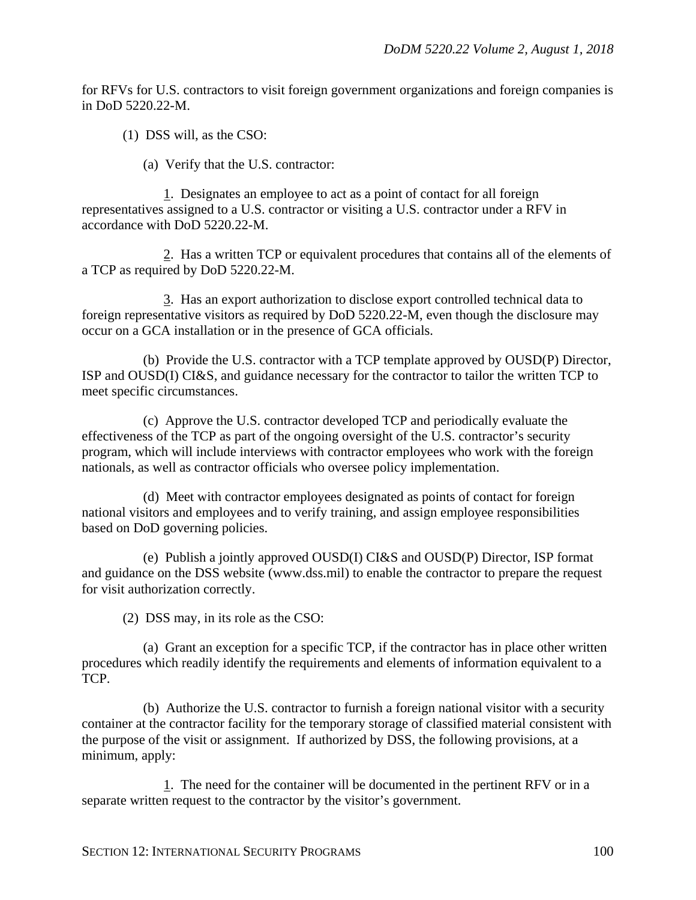for RFVs for U.S. contractors to visit foreign government organizations and foreign companies is in DoD 5220.22-M.

(1) DSS will, as the CSO:

(a) Verify that the U.S. contractor:

1. Designates an employee to act as a point of contact for all foreign representatives assigned to a U.S. contractor or visiting a U.S. contractor under a RFV in accordance with DoD 5220.22-M.

2. Has a written TCP or equivalent procedures that contains all of the elements of a TCP as required by DoD 5220.22-M.

3. Has an export authorization to disclose export controlled technical data to foreign representative visitors as required by DoD 5220.22-M, even though the disclosure may occur on a GCA installation or in the presence of GCA officials.

(b) Provide the U.S. contractor with a TCP template approved by OUSD(P) Director, ISP and OUSD(I) CI&S, and guidance necessary for the contractor to tailor the written TCP to meet specific circumstances.

(c) Approve the U.S. contractor developed TCP and periodically evaluate the effectiveness of the TCP as part of the ongoing oversight of the U.S. contractor's security program, which will include interviews with contractor employees who work with the foreign nationals, as well as contractor officials who oversee policy implementation.

(d) Meet with contractor employees designated as points of contact for foreign national visitors and employees and to verify training, and assign employee responsibilities based on DoD governing policies.

(e) Publish a jointly approved OUSD(I) CI&S and OUSD(P) Director, ISP format and guidance on the DSS website (www.dss.mil) to enable the contractor to prepare the request for visit authorization correctly.

(2) DSS may, in its role as the CSO:

(a) Grant an exception for a specific TCP, if the contractor has in place other written procedures which readily identify the requirements and elements of information equivalent to a TCP.

(b) Authorize the U.S. contractor to furnish a foreign national visitor with a security container at the contractor facility for the temporary storage of classified material consistent with the purpose of the visit or assignment. If authorized by DSS, the following provisions, at a minimum, apply:

1. The need for the container will be documented in the pertinent RFV or in a separate written request to the contractor by the visitor's government.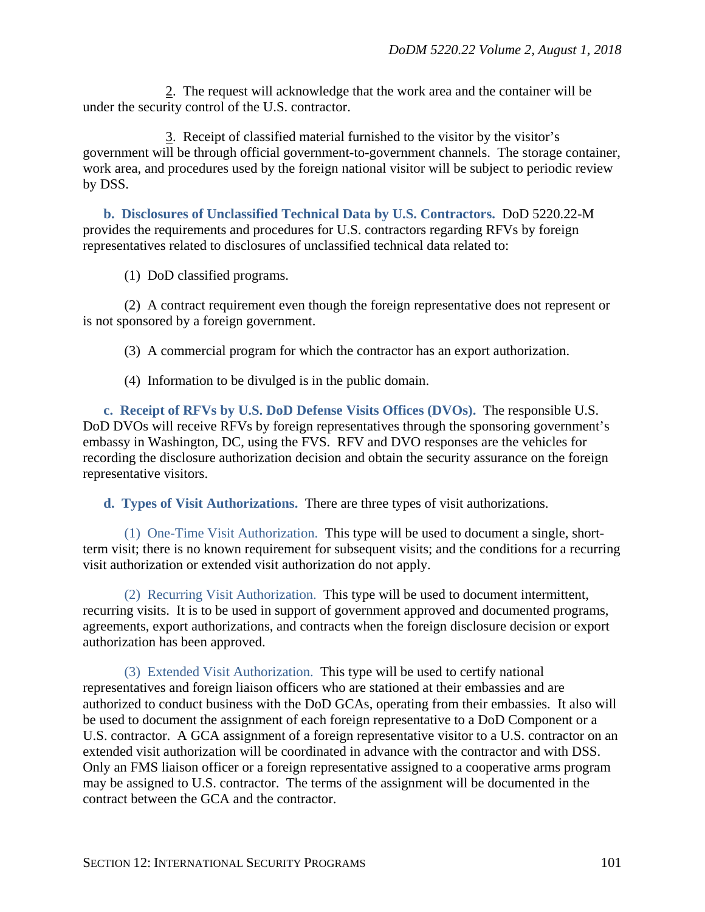2. The request will acknowledge that the work area and the container will be under the security control of the U.S. contractor.

3. Receipt of classified material furnished to the visitor by the visitor's government will be through official government-to-government channels. The storage container, work area, and procedures used by the foreign national visitor will be subject to periodic review by DSS.

**b. Disclosures of Unclassified Technical Data by U.S. Contractors.** DoD 5220.22-M provides the requirements and procedures for U.S. contractors regarding RFVs by foreign representatives related to disclosures of unclassified technical data related to:

(1) DoD classified programs.

(2) A contract requirement even though the foreign representative does not represent or is not sponsored by a foreign government.

(3) A commercial program for which the contractor has an export authorization.

(4) Information to be divulged is in the public domain.

**c. Receipt of RFVs by U.S. DoD Defense Visits Offices (DVOs).** The responsible U.S. DoD DVOs will receive RFVs by foreign representatives through the sponsoring government's embassy in Washington, DC, using the FVS. RFV and DVO responses are the vehicles for recording the disclosure authorization decision and obtain the security assurance on the foreign representative visitors.

**d. Types of Visit Authorizations.** There are three types of visit authorizations.

(1) One-Time Visit Authorization. This type will be used to document a single, short-term visit; there is no known requirement for subsequent visits; and the conditions for a recurring visit authorization or extended visit authorization do not apply.

(2) Recurring Visit Authorization. This type will be used to document intermittent, recurring visits. It is to be used in support of government approved and documented programs, agreements, export authorizations, and contracts when the foreign disclosure decision or export authorization has been approved.

(3) Extended Visit Authorization. This type will be used to certify national representatives and foreign liaison officers who are stationed at their embassies and are authorized to conduct business with the DoD GCAs, operating from their embassies. It also will be used to document the assignment of each foreign representative to a DoD Component or a U.S. contractor. A GCA assignment of a foreign representative visitor to a U.S. contractor on an extended visit authorization will be coordinated in advance with the contractor and with DSS. Only an FMS liaison officer or a foreign representative assigned to a cooperative arms program may be assigned to U.S. contractor. The terms of the assignment will be documented in the contract between the GCA and the contractor.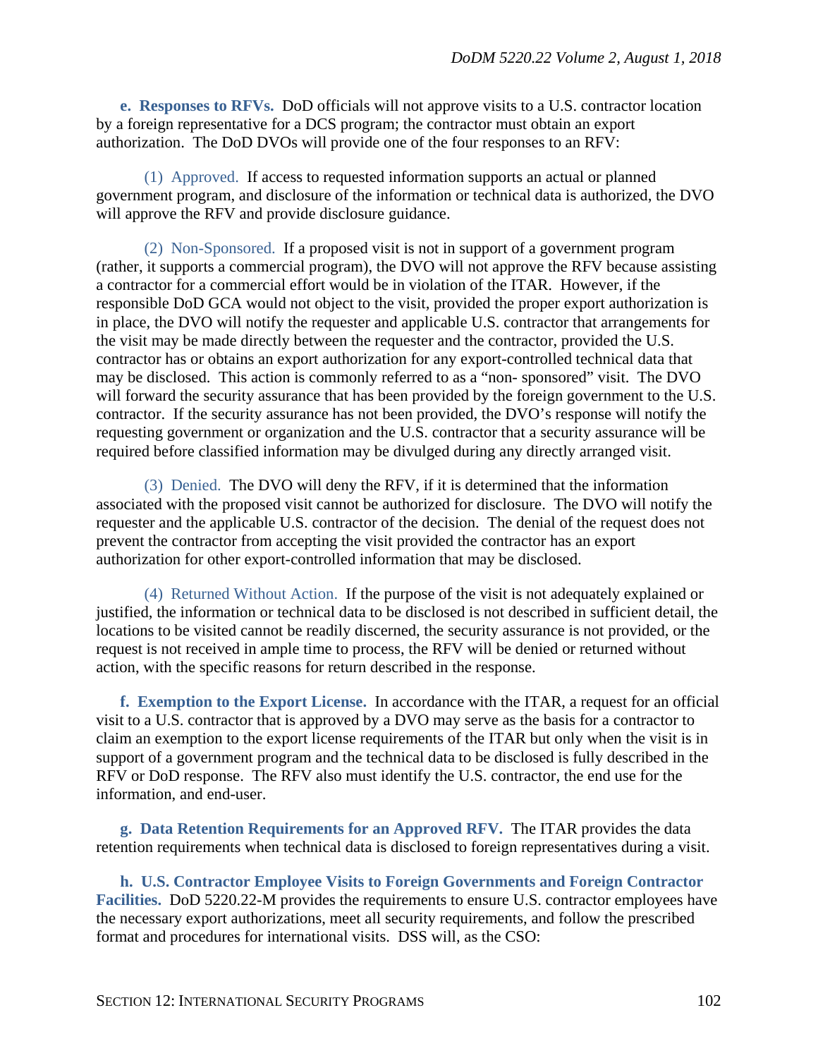**e. Responses to RFVs.** DoD officials will not approve visits to a U.S. contractor location by a foreign representative for a DCS program; the contractor must obtain an export authorization. The DoD DVOs will provide one of the four responses to an RFV:

(1) Approved. If access to requested information supports an actual or planned government program, and disclosure of the information or technical data is authorized, the DVO will approve the RFV and provide disclosure guidance.

(2) Non-Sponsored. If a proposed visit is not in support of a government program (rather, it supports a commercial program), the DVO will not approve the RFV because assisting a contractor for a commercial effort would be in violation of the ITAR. However, if the responsible DoD GCA would not object to the visit, provided the proper export authorization is in place, the DVO will notify the requester and applicable U.S. contractor that arrangements for the visit may be made directly between the requester and the contractor, provided the U.S. contractor has or obtains an export authorization for any export-controlled technical data that may be disclosed. This action is commonly referred to as a "non- sponsored" visit. The DVO will forward the security assurance that has been provided by the foreign government to the U.S. contractor. If the security assurance has not been provided, the DVO's response will notify the requesting government or organization and the U.S. contractor that a security assurance will be required before classified information may be divulged during any directly arranged visit.

(3) Denied. The DVO will deny the RFV, if it is determined that the information associated with the proposed visit cannot be authorized for disclosure. The DVO will notify the requester and the applicable U.S. contractor of the decision. The denial of the request does not prevent the contractor from accepting the visit provided the contractor has an export authorization for other export-controlled information that may be disclosed.

(4) Returned Without Action. If the purpose of the visit is not adequately explained or justified, the information or technical data to be disclosed is not described in sufficient detail, the locations to be visited cannot be readily discerned, the security assurance is not provided, or the request is not received in ample time to process, the RFV will be denied or returned without action, with the specific reasons for return described in the response.

**f. Exemption to the Export License.** In accordance with the ITAR, a request for an official visit to a U.S. contractor that is approved by a DVO may serve as the basis for a contractor to claim an exemption to the export license requirements of the ITAR but only when the visit is in support of a government program and the technical data to be disclosed is fully described in the RFV or DoD response. The RFV also must identify the U.S. contractor, the end use for the information, and end-user.

**g. Data Retention Requirements for an Approved RFV.** The ITAR provides the data retention requirements when technical data is disclosed to foreign representatives during a visit.

**h. U.S. Contractor Employee Visits to Foreign Governments and Foreign Contractor Facilities.** DoD 5220.22-M provides the requirements to ensure U.S. contractor employees have the necessary export authorizations, meet all security requirements, and follow the prescribed format and procedures for international visits. DSS will, as the CSO: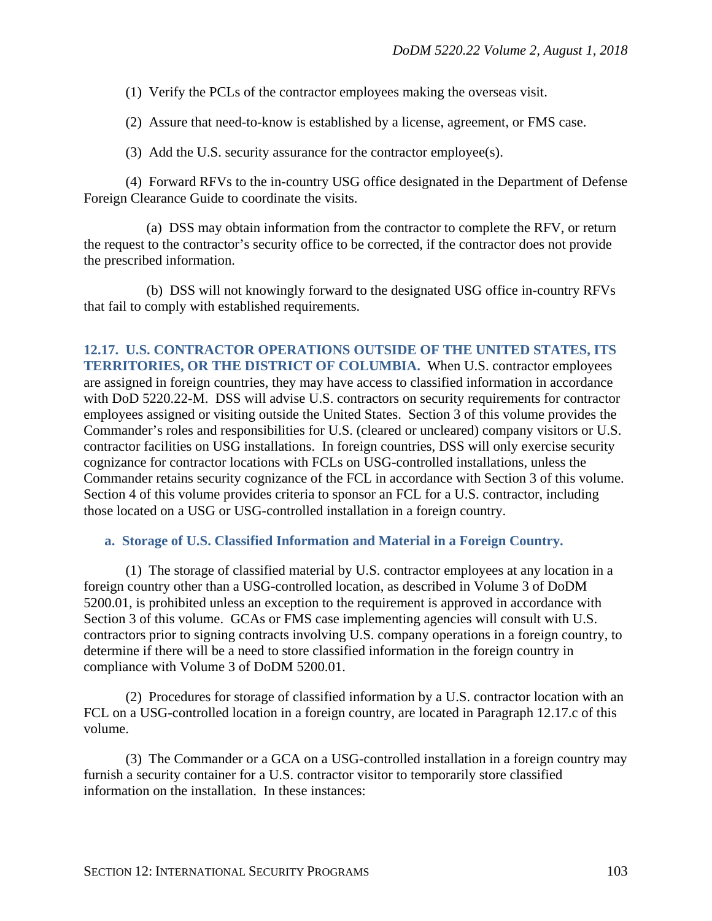(1) Verify the PCLs of the contractor employees making the overseas visit.

(2) Assure that need-to-know is established by a license, agreement, or FMS case.

(3) Add the U.S. security assurance for the contractor employee(s).

(4) Forward RFVs to the in-country USG office designated in the Department of Defense Foreign Clearance Guide to coordinate the visits.

(a) DSS may obtain information from the contractor to complete the RFV, or return the request to the contractor's security office to be corrected, if the contractor does not provide the prescribed information.

(b) DSS will not knowingly forward to the designated USG office in-country RFVs that fail to comply with established requirements.

## 12.17. U.S. CONTRACTOR OPERATIONS OUTSIDE OF THE UNITED STATES, ITS TERRITORIES, OR THE DISTRICT OF COLUMBIA.

When U.S. contractor employees are assigned in foreign countries, they may have access to classified information in accordance with DoD 5220.22-M. DSS will advise U.S. contractors on security requirements for contractor employees assigned or visiting outside the United States. Section 3 of this volume provides the Commander's roles and responsibilities for U.S. (cleared or uncleared) company visitors or U.S. contractor facilities on USG installations. In foreign countries, DSS will only exercise security cognizance for contractor locations with FCLs on USG-controlled installations, unless the Commander retains security cognizance of the FCL in accordance with Section 3 of this volume. Section 4 of this volume provides criteria to sponsor an FCL for a U.S. contractor, including those located on a USG or USG-controlled installation in a foreign country.

### a. Storage of U.S. Classified Information and Material in a Foreign Country.

(1) The storage of classified material by U.S. contractor employees at any location in a foreign country other than a USG-controlled location, as described in Volume 3 of DoDM 5200.01, is prohibited unless an exception to the requirement is approved in accordance with Section 3 of this volume. GCAs or FMS case implementing agencies will consult with U.S. contractors prior to signing contracts involving U.S. company operations in a foreign country, to determine if there will be a need to store classified information in the foreign country in compliance with Volume 3 of DoDM 5200.01.

(2) Procedures for storage of classified information by a U.S. contractor location with an FCL on a USG-controlled location in a foreign country, are located in Paragraph 12.17.c of this volume.

(3) The Commander or a GCA on a USG-controlled installation in a foreign country may furnish a security container for a U.S. contractor visitor to temporarily store classified information on the installation. In these instances: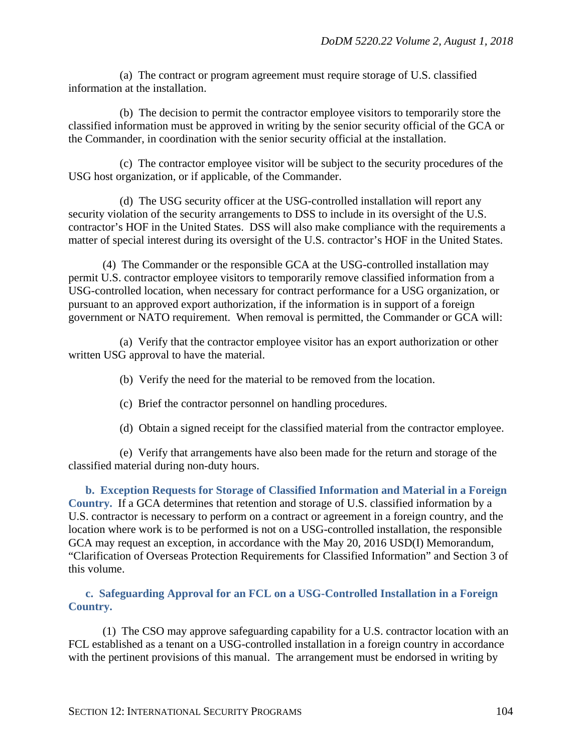(a) The contract or program agreement must require storage of U.S. classified information at the installation.

(b) The decision to permit the contractor employee visitors to temporarily store the classified information must be approved in writing by the senior security official of the GCA or the Commander, in coordination with the senior security official at the installation.

(c) The contractor employee visitor will be subject to the security procedures of the USG host organization, or if applicable, of the Commander.

(d) The USG security officer at the USG-controlled installation will report any security violation of the security arrangements to DSS to include in its oversight of the U.S. contractor's HOF in the United States. DSS will also make compliance with the requirements a matter of special interest during its oversight of the U.S. contractor's HOF in the United States.

(4) The Commander or the responsible GCA at the USG-controlled installation may permit U.S. contractor employee visitors to temporarily remove classified information from a USG-controlled location, when necessary for contract performance for a USG organization, or pursuant to an approved export authorization, if the information is in support of a foreign government or NATO requirement. When removal is permitted, the Commander or GCA will:

(a) Verify that the contractor employee visitor has an export authorization or other written USG approval to have the material.

(b) Verify the need for the material to be removed from the location.

(c) Brief the contractor personnel on handling procedures.

(d) Obtain a signed receipt for the classified material from the contractor employee.

(e) Verify that arrangements have also been made for the return and storage of the classified material during non-duty hours.

**b. Exception Requests for Storage of Classified Information and Material in a Foreign Country.** If a GCA determines that retention and storage of U.S. classified information by a U.S. contractor is necessary to perform on a contract or agreement in a foreign country, and the location where work is to be performed is not on a USG-controlled installation, the responsible GCA may request an exception, in accordance with the May 20, 2016 USD(I) Memorandum, "Clarification of Overseas Protection Requirements for Classified Information" and Section 3 of this volume.

**c. Safeguarding Approval for an FCL on a USG-Controlled Installation in a Foreign Country.**

(1) The CSO may approve safeguarding capability for a U.S. contractor location with an FCL established as a tenant on a USG-controlled installation in a foreign country in accordance with the pertinent provisions of this manual. The arrangement must be endorsed in writing by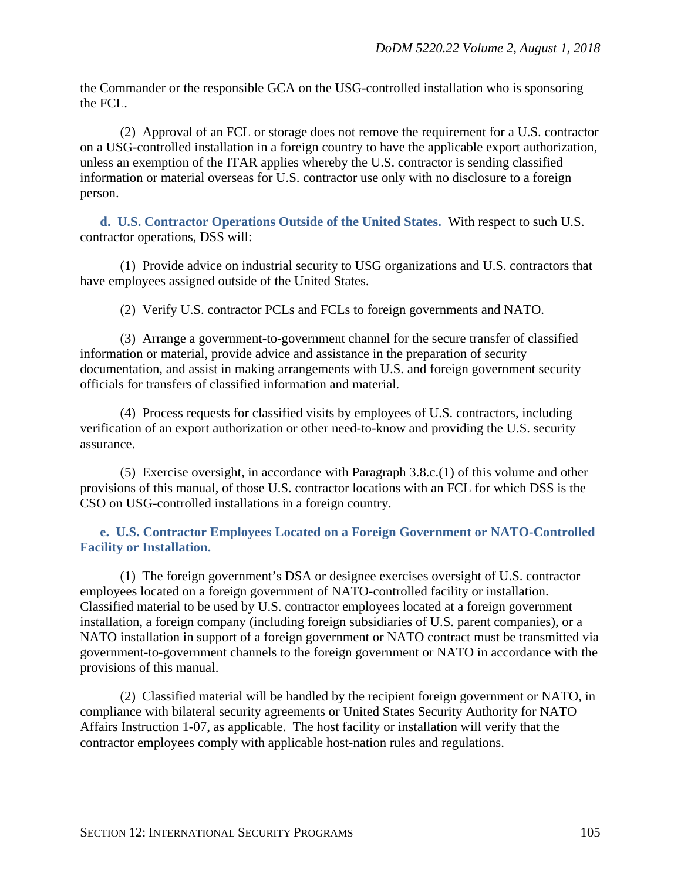the Commander or the responsible GCA on the USG-controlled installation who is sponsoring the FCL.

(2) Approval of an FCL or storage does not remove the requirement for a U.S. contractor on a USG-controlled installation in a foreign country to have the applicable export authorization, unless an exemption of the ITAR applies whereby the U.S. contractor is sending classified information or material overseas for U.S. contractor use only with no disclosure to a foreign person.

**d. U.S. Contractor Operations Outside of the United States.** With respect to such U.S. contractor operations, DSS will:

(1) Provide advice on industrial security to USG organizations and U.S. contractors that have employees assigned outside of the United States.

(2) Verify U.S. contractor PCLs and FCLs to foreign governments and NATO.

(3) Arrange a government-to-government channel for the secure transfer of classified information or material, provide advice and assistance in the preparation of security documentation, and assist in making arrangements with U.S. and foreign government security officials for transfers of classified information and material.

(4) Process requests for classified visits by employees of U.S. contractors, including verification of an export authorization or other need-to-know and providing the U.S. security assurance.

(5) Exercise oversight, in accordance with Paragraph 3.8.c.(1) of this volume and other provisions of this manual, of those U.S. contractor locations with an FCL for which DSS is the CSO on USG-controlled installations in a foreign country.

**e. U.S. Contractor Employees Located on a Foreign Government or NATO-Controlled Facility or Installation.**

(1) The foreign government's DSA or designee exercises oversight of U.S. contractor employees located on a foreign government of NATO-controlled facility or installation. Classified material to be used by U.S. contractor employees located at a foreign government installation, a foreign company (including foreign subsidiaries of U.S. parent companies), or a NATO installation in support of a foreign government or NATO contract must be transmitted via government-to-government channels to the foreign government or NATO in accordance with the provisions of this manual.

(2) Classified material will be handled by the recipient foreign government or NATO, in compliance with bilateral security agreements or United States Security Authority for NATO Affairs Instruction 1-07, as applicable. The host facility or installation will verify that the contractor employees comply with applicable host-nation rules and regulations.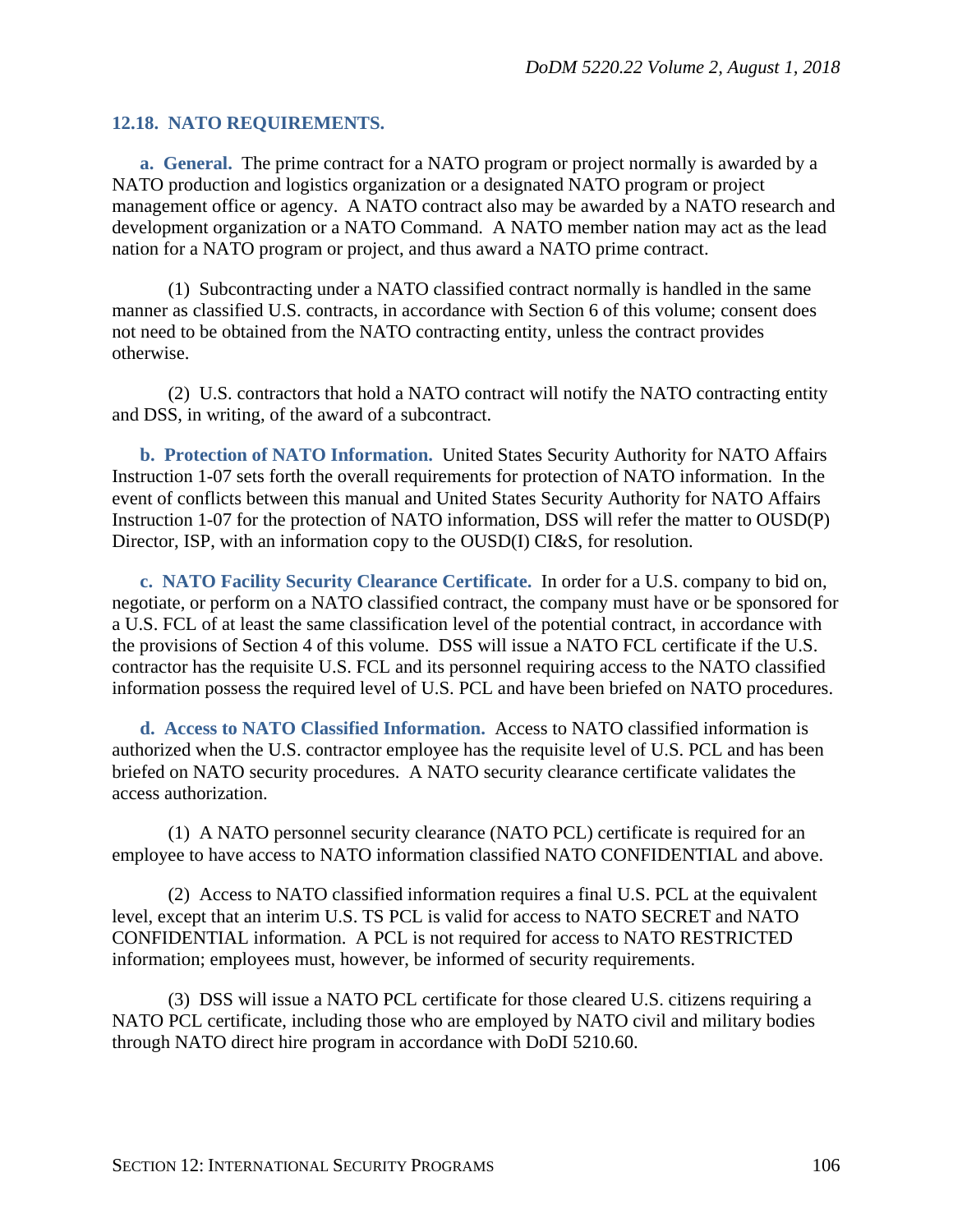### 12.18. NATO REQUIREMENTS.

**a. General.** The prime contract for a NATO program or project normally is awarded by a NATO production and logistics organization or a designated NATO program or project management office or agency. A NATO contract also may be awarded by a NATO research and development organization or a NATO Command. A NATO member nation may act as the lead nation for a NATO program or project, and thus award a NATO prime contract.

(1) Subcontracting under a NATO classified contract normally is handled in the same manner as classified U.S. contracts, in accordance with Section 6 of this volume; consent does not need to be obtained from the NATO contracting entity, unless the contract provides otherwise.

(2) U.S. contractors that hold a NATO contract will notify the NATO contracting entity and DSS, in writing, of the award of a subcontract.

**b. Protection of NATO Information.** United States Security Authority for NATO Affairs Instruction 1-07 sets forth the overall requirements for protection of NATO information. In the event of conflicts between this manual and United States Security Authority for NATO Affairs Instruction 1-07 for the protection of NATO information, DSS will refer the matter to OUSD(P) Director, ISP, with an information copy to the OUSD(I) CI&S, for resolution.

**c. NATO Facility Security Clearance Certificate.** In order for a U.S. company to bid on, negotiate, or perform on a NATO classified contract, the company must have or be sponsored for a U.S. FCL of at least the same classification level of the potential contract, in accordance with the provisions of Section 4 of this volume. DSS will issue a NATO FCL certificate if the U.S. contractor has the requisite U.S. FCL and its personnel requiring access to the NATO classified information possess the required level of U.S. PCL and have been briefed on NATO procedures.

**d. Access to NATO Classified Information.** Access to NATO classified information is authorized when the U.S. contractor employee has the requisite level of U.S. PCL and has been briefed on NATO security procedures. A NATO security clearance certificate validates the access authorization.

(1) A NATO personnel security clearance (NATO PCL) certificate is required for an employee to have access to NATO information classified NATO CONFIDENTIAL and above.

(2) Access to NATO classified information requires a final U.S. PCL at the equivalent level, except that an interim U.S. TS PCL is valid for access to NATO SECRET and NATO CONFIDENTIAL information. A PCL is not required for access to NATO RESTRICTED information; employees must, however, be informed of security requirements.

(3) DSS will issue a NATO PCL certificate for those cleared U.S. citizens requiring a NATO PCL certificate, including those who are employed by NATO civil and military bodies through NATO direct hire program in accordance with DoDI 5210.60.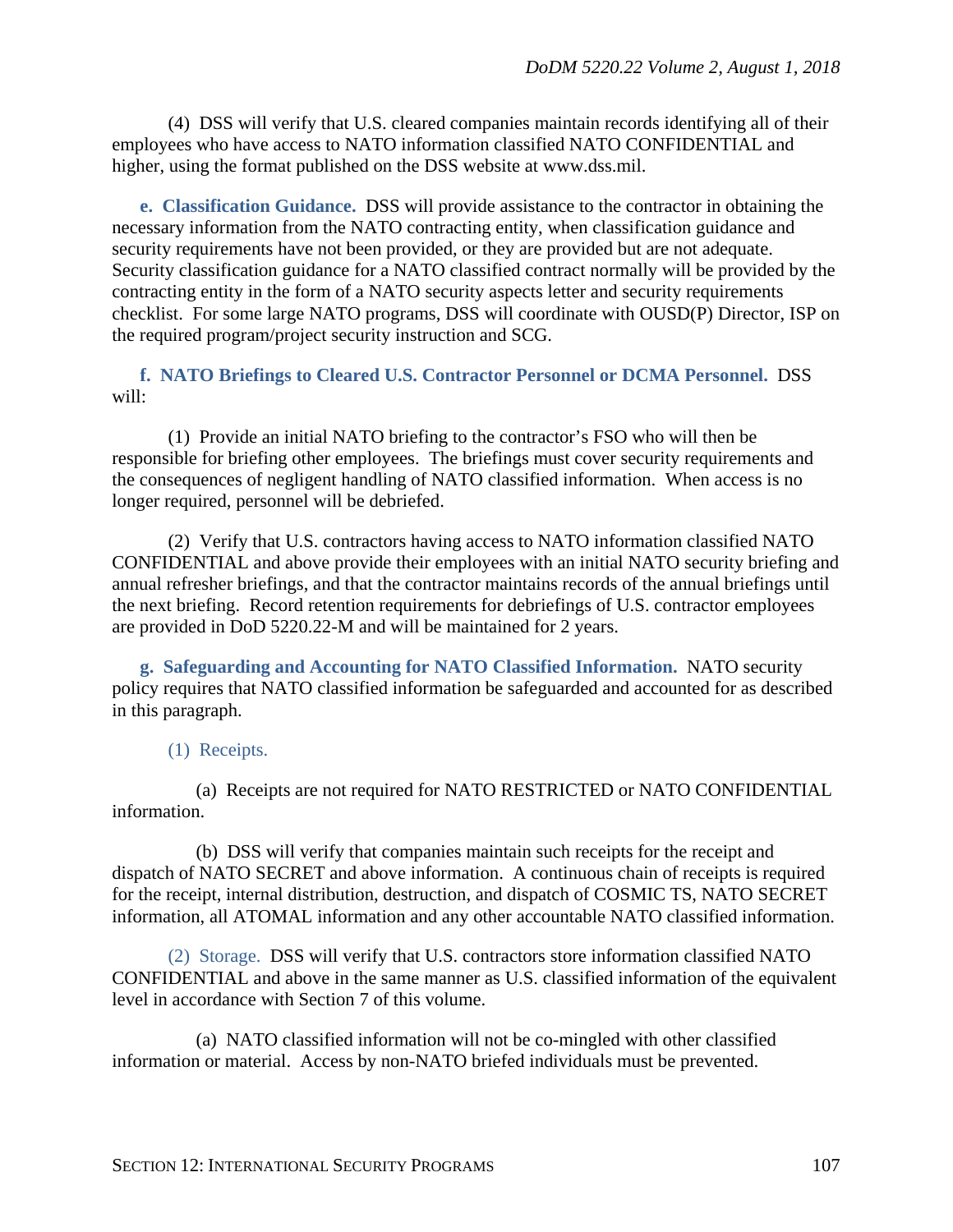(4) DSS will verify that U.S. cleared companies maintain records identifying all of their employees who have access to NATO information classified NATO CONFIDENTIAL and higher, using the format published on the DSS website at www.dss.mil.

**e. Classification Guidance.** DSS will provide assistance to the contractor in obtaining the necessary information from the NATO contracting entity, when classification guidance and security requirements have not been provided, or they are provided but are not adequate. Security classification guidance for a NATO classified contract normally will be provided by the contracting entity in the form of a NATO security aspects letter and security requirements checklist. For some large NATO programs, DSS will coordinate with OUSD(P) Director, ISP on the required program/project security instruction and SCG.

**f. NATO Briefings to Cleared U.S. Contractor Personnel or DCMA Personnel.** DSS will:

(1) Provide an initial NATO briefing to the contractor's FSO who will then be responsible for briefing other employees. The briefings must cover security requirements and the consequences of negligent handling of NATO classified information. When access is no longer required, personnel will be debriefed.

(2) Verify that U.S. contractors having access to NATO information classified NATO CONFIDENTIAL and above provide their employees with an initial NATO security briefing and annual refresher briefings, and that the contractor maintains records of the annual briefings until the next briefing. Record retention requirements for debriefings of U.S. contractor employees are provided in DoD 5220.22-M and will be maintained for 2 years.

**g. Safeguarding and Accounting for NATO Classified Information.** NATO security policy requires that NATO classified information be safeguarded and accounted for as described in this paragraph.

(1) Receipts.

(a) Receipts are not required for NATO RESTRICTED or NATO CONFIDENTIAL information.

(b) DSS will verify that companies maintain such receipts for the receipt and dispatch of NATO SECRET and above information. A continuous chain of receipts is required for the receipt, internal distribution, destruction, and dispatch of COSMIC TS, NATO SECRET information, all ATOMAL information and any other accountable NATO classified information.

(2) Storage. DSS will verify that U.S. contractors store information classified NATO CONFIDENTIAL and above in the same manner as U.S. classified information of the equivalent level in accordance with Section 7 of this volume.

(a) NATO classified information will not be co-mingled with other classified information or material. Access by non-NATO briefed individuals must be prevented.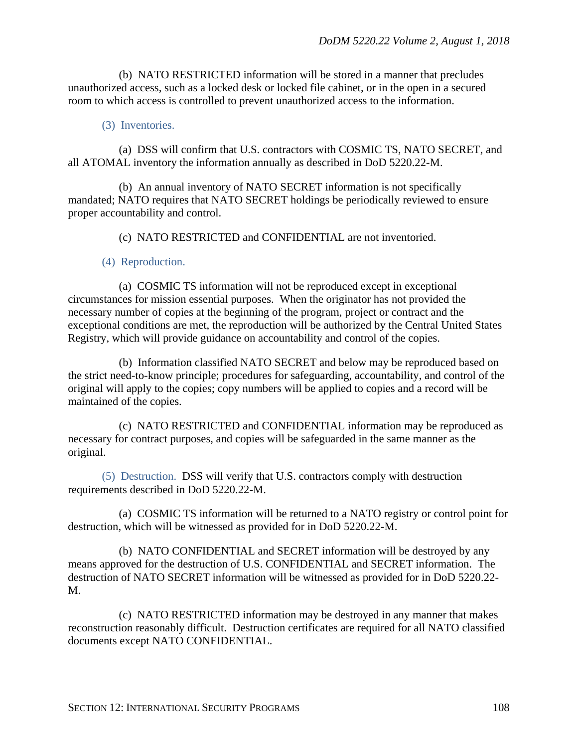(b) NATO RESTRICTED information will be stored in a manner that precludes unauthorized access, such as a locked desk or locked file cabinet, or in the open in a secured room to which access is controlled to prevent unauthorized access to the information.

(3) Inventories.

(a) DSS will confirm that U.S. contractors with COSMIC TS, NATO SECRET, and all ATOMAL inventory the information annually as described in DoD 5220.22-M.

(b) An annual inventory of NATO SECRET information is not specifically mandated; NATO requires that NATO SECRET holdings be periodically reviewed to ensure proper accountability and control.

(c) NATO RESTRICTED and CONFIDENTIAL are not inventoried.

(4) Reproduction.

(a) COSMIC TS information will not be reproduced except in exceptional circumstances for mission essential purposes. When the originator has not provided the necessary number of copies at the beginning of the program, project or contract and the exceptional conditions are met, the reproduction will be authorized by the Central United States Registry, which will provide guidance on accountability and control of the copies.

(b) Information classified NATO SECRET and below may be reproduced based on the strict need-to-know principle; procedures for safeguarding, accountability, and control of the original will apply to the copies; copy numbers will be applied to copies and a record will be maintained of the copies.

(c) NATO RESTRICTED and CONFIDENTIAL information may be reproduced as necessary for contract purposes, and copies will be safeguarded in the same manner as the original.

(5) Destruction. DSS will verify that U.S. contractors comply with destruction requirements described in DoD 5220.22-M.

(a) COSMIC TS information will be returned to a NATO registry or control point for destruction, which will be witnessed as provided for in DoD 5220.22-M.

(b) NATO CONFIDENTIAL and SECRET information will be destroyed by any means approved for the destruction of U.S. CONFIDENTIAL and SECRET information. The destruction of NATO SECRET information will be witnessed as provided for in DoD 5220.22-M.

(c) NATO RESTRICTED information may be destroyed in any manner that makes reconstruction reasonably difficult. Destruction certificates are required for all NATO classified documents except NATO CONFIDENTIAL.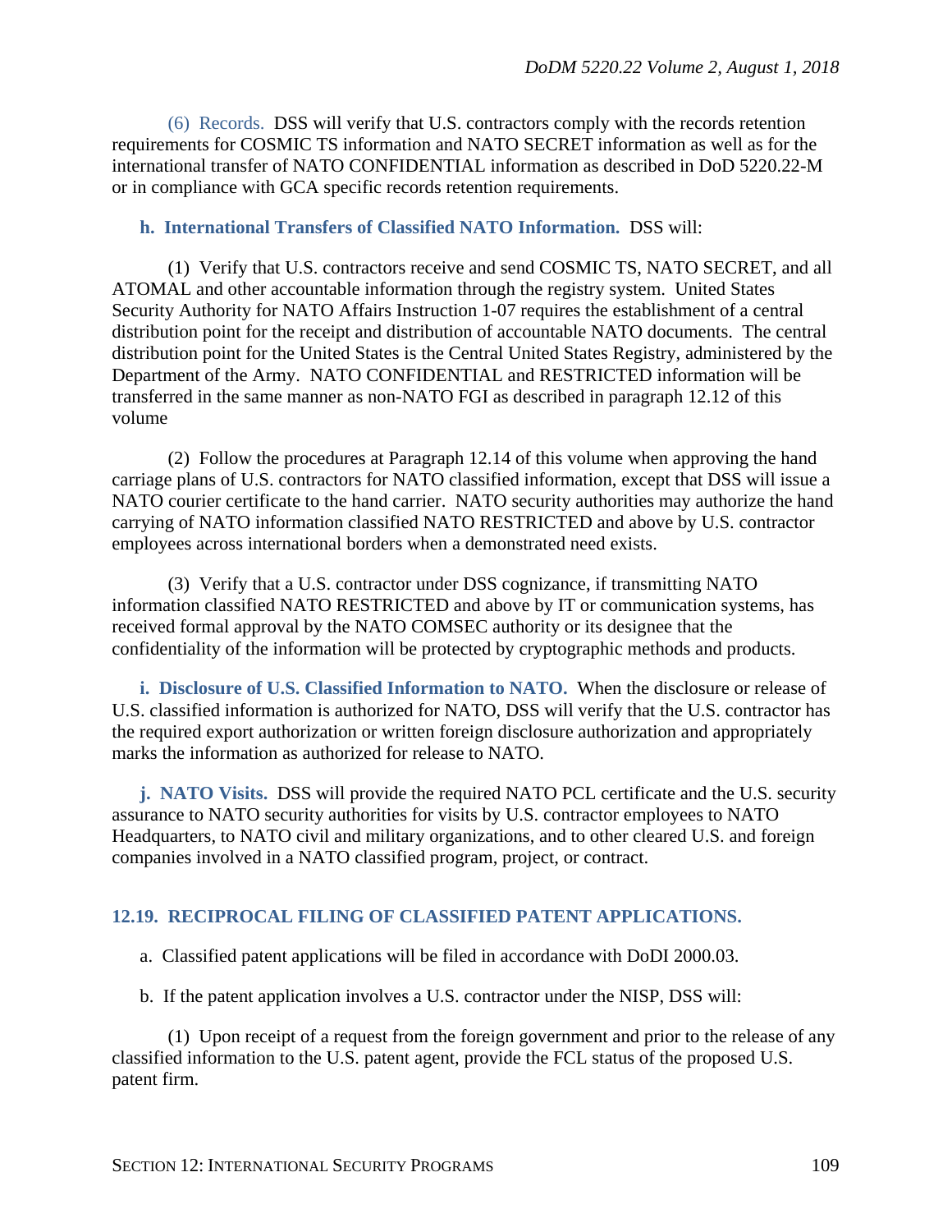(6) Records. DSS will verify that U.S. contractors comply with the records retention requirements for COSMIC TS information and NATO SECRET information as well as for the international transfer of NATO CONFIDENTIAL information as described in DoD 5220.22-M or in compliance with GCA specific records retention requirements.

**h. International Transfers of Classified NATO Information.** DSS will:

(1) Verify that U.S. contractors receive and send COSMIC TS, NATO SECRET, and all ATOMAL and other accountable information through the registry system. United States Security Authority for NATO Affairs Instruction 1-07 requires the establishment of a central distribution point for the receipt and distribution of accountable NATO documents. The central distribution point for the United States is the Central United States Registry, administered by the Department of the Army. NATO CONFIDENTIAL and RESTRICTED information will be transferred in the same manner as non-NATO FGI as described in paragraph 12.12 of this volume

(2) Follow the procedures at Paragraph 12.14 of this volume when approving the hand carriage plans of U.S. contractors for NATO classified information, except that DSS will issue a NATO courier certificate to the hand carrier. NATO security authorities may authorize the hand carrying of NATO information classified NATO RESTRICTED and above by U.S. contractor employees across international borders when a demonstrated need exists.

(3) Verify that a U.S. contractor under DSS cognizance, if transmitting NATO information classified NATO RESTRICTED and above by IT or communication systems, has received formal approval by the NATO COMSEC authority or its designee that the confidentiality of the information will be protected by cryptographic methods and products.

**i. Disclosure of U.S. Classified Information to NATO.** When the disclosure or release of U.S. classified information is authorized for NATO, DSS will verify that the U.S. contractor has the required export authorization or written foreign disclosure authorization and appropriately marks the information as authorized for release to NATO.

**j. NATO Visits.** DSS will provide the required NATO PCL certificate and the U.S. security assurance to NATO security authorities for visits by U.S. contractor employees to NATO Headquarters, to NATO civil and military organizations, and to other cleared U.S. and foreign companies involved in a NATO classified program, project, or contract.

## 12.19. RECIPROCAL FILING OF CLASSIFIED PATENT APPLICATIONS.

a. Classified patent applications will be filed in accordance with DoDI 2000.03.

b. If the patent application involves a U.S. contractor under the NISP, DSS will:

(1) Upon receipt of a request from the foreign government and prior to the release of any classified information to the U.S. patent agent, provide the FCL status of the proposed U.S. patent firm.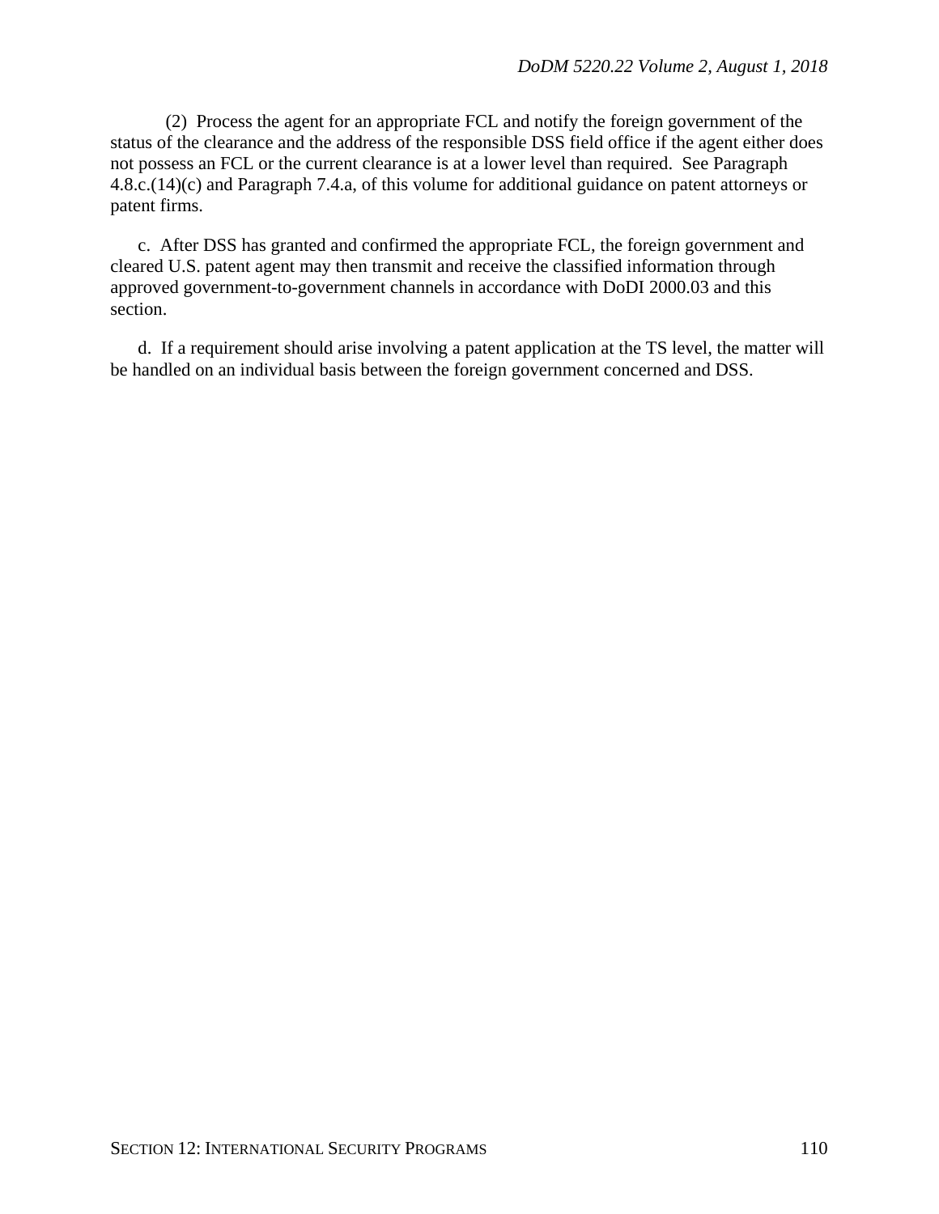(2) Process the agent for an appropriate FCL and notify the foreign government of the status of the clearance and the address of the responsible DSS field office if the agent either does not possess an FCL or the current clearance is at a lower level than required. See Paragraph 4.8.c.(14)(c) and Paragraph 7.4.a, of this volume for additional guidance on patent attorneys or patent firms.

c. After DSS has granted and confirmed the appropriate FCL, the foreign government and cleared U.S. patent agent may then transmit and receive the classified information through approved government-to-government channels in accordance with DoDI 2000.03 and this section.

d. If a requirement should arise involving a patent application at the TS level, the matter will be handled on an individual basis between the foreign government concerned and DSS.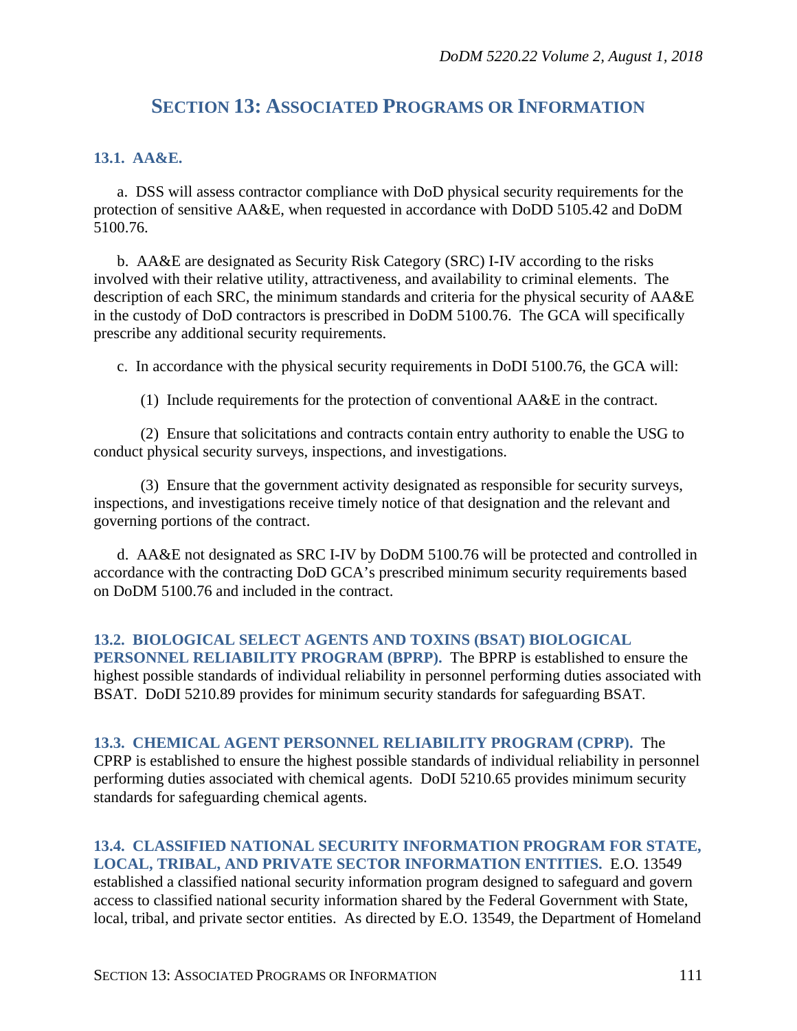# SECTION 13: ASSOCIATED PROGRAMS OR INFORMATION

## 13.1. AA&E.

a. DSS will assess contractor compliance with DoD physical security requirements for the protection of sensitive AA&E, when requested in accordance with DoDD 5105.42 and DoDM 5100.76.

b. AA&E are designated as Security Risk Category (SRC) I-IV according to the risks involved with their relative utility, attractiveness, and availability to criminal elements. The description of each SRC, the minimum standards and criteria for the physical security of AA&E in the custody of DoD contractors is prescribed in DoDM 5100.76. The GCA will specifically prescribe any additional security requirements.

c. In accordance with the physical security requirements in DoDI 5100.76, the GCA will:

(1) Include requirements for the protection of conventional AA&E in the contract.

(2) Ensure that solicitations and contracts contain entry authority to enable the USG to conduct physical security surveys, inspections, and investigations.

(3) Ensure that the government activity designated as responsible for security surveys, inspections, and investigations receive timely notice of that designation and the relevant and governing portions of the contract.

d. AA&E not designated as SRC I-IV by DoDM 5100.76 will be protected and controlled in accordance with the contracting DoD GCA's prescribed minimum security requirements based on DoDM 5100.76 and included in the contract.

**13.2. BIOLOGICAL SELECT AGENTS AND TOXINS (BSAT) BIOLOGICAL PERSONNEL RELIABILITY PROGRAM (BPRP).** The BPRP is established to ensure the highest possible standards of individual reliability in personnel performing duties associated with BSAT. DoDI 5210.89 provides for minimum security standards for safeguarding BSAT.

**13.3. CHEMICAL AGENT PERSONNEL RELIABILITY PROGRAM (CPRP).** The CPRP is established to ensure the highest possible standards of individual reliability in personnel performing duties associated with chemical agents. DoDI 5210.65 provides minimum security standards for safeguarding chemical agents.

**13.4. CLASSIFIED NATIONAL SECURITY INFORMATION PROGRAM FOR STATE, LOCAL, TRIBAL, AND PRIVATE SECTOR INFORMATION ENTITIES.** E.O. 13549 established a classified national security information program designed to safeguard and govern access to classified national security information shared by the Federal Government with State, local, tribal, and private sector entities. As directed by E.O. 13549, the Department of Homeland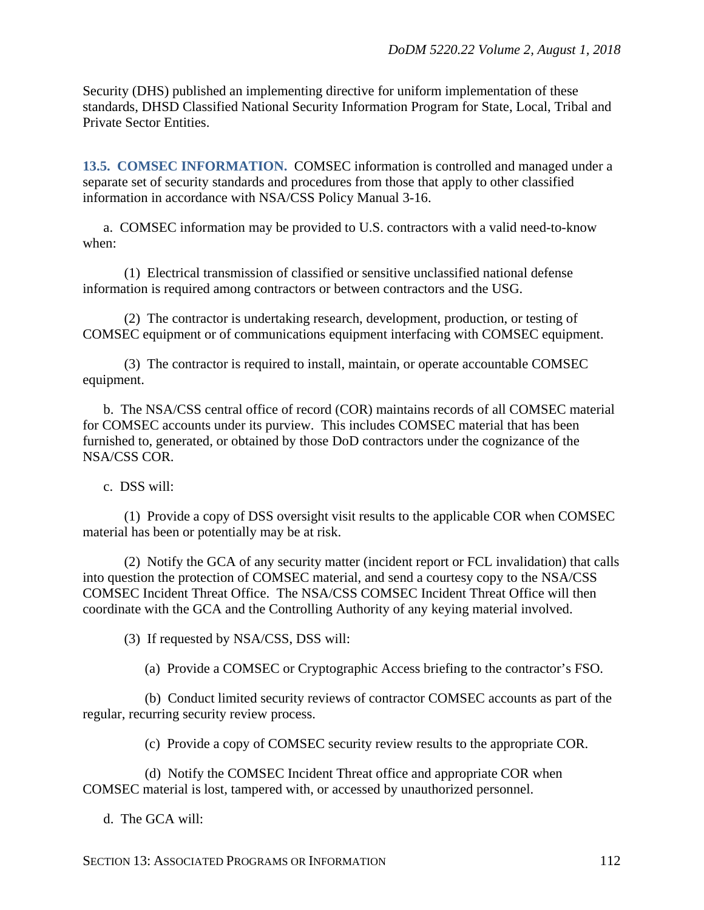Security (DHS) published an implementing directive for uniform implementation of these standards, DHSD Classified National Security Information Program for State, Local, Tribal and Private Sector Entities.

**13.5. COMSEC INFORMATION.** COMSEC information is controlled and managed under a separate set of security standards and procedures from those that apply to other classified information in accordance with NSA/CSS Policy Manual 3-16.

a. COMSEC information may be provided to U.S. contractors with a valid need-to-know when:

(1) Electrical transmission of classified or sensitive unclassified national defense information is required among contractors or between contractors and the USG.

(2) The contractor is undertaking research, development, production, or testing of COMSEC equipment or of communications equipment interfacing with COMSEC equipment.

(3) The contractor is required to install, maintain, or operate accountable COMSEC equipment.

b. The NSA/CSS central office of record (COR) maintains records of all COMSEC material for COMSEC accounts under its purview. This includes COMSEC material that has been furnished to, generated, or obtained by those DoD contractors under the cognizance of the NSA/CSS COR.

c. DSS will:

(1) Provide a copy of DSS oversight visit results to the applicable COR when COMSEC material has been or potentially may be at risk.

(2) Notify the GCA of any security matter (incident report or FCL invalidation) that calls into question the protection of COMSEC material, and send a courtesy copy to the NSA/CSS COMSEC Incident Threat Office. The NSA/CSS COMSEC Incident Threat Office will then coordinate with the GCA and the Controlling Authority of any keying material involved.

(3) If requested by NSA/CSS, DSS will:

(a) Provide a COMSEC or Cryptographic Access briefing to the contractor's FSO.

(b) Conduct limited security reviews of contractor COMSEC accounts as part of the regular, recurring security review process.

(c) Provide a copy of COMSEC security review results to the appropriate COR.

(d) Notify the COMSEC Incident Threat office and appropriate COR when COMSEC material is lost, tampered with, or accessed by unauthorized personnel.

d. The GCA will: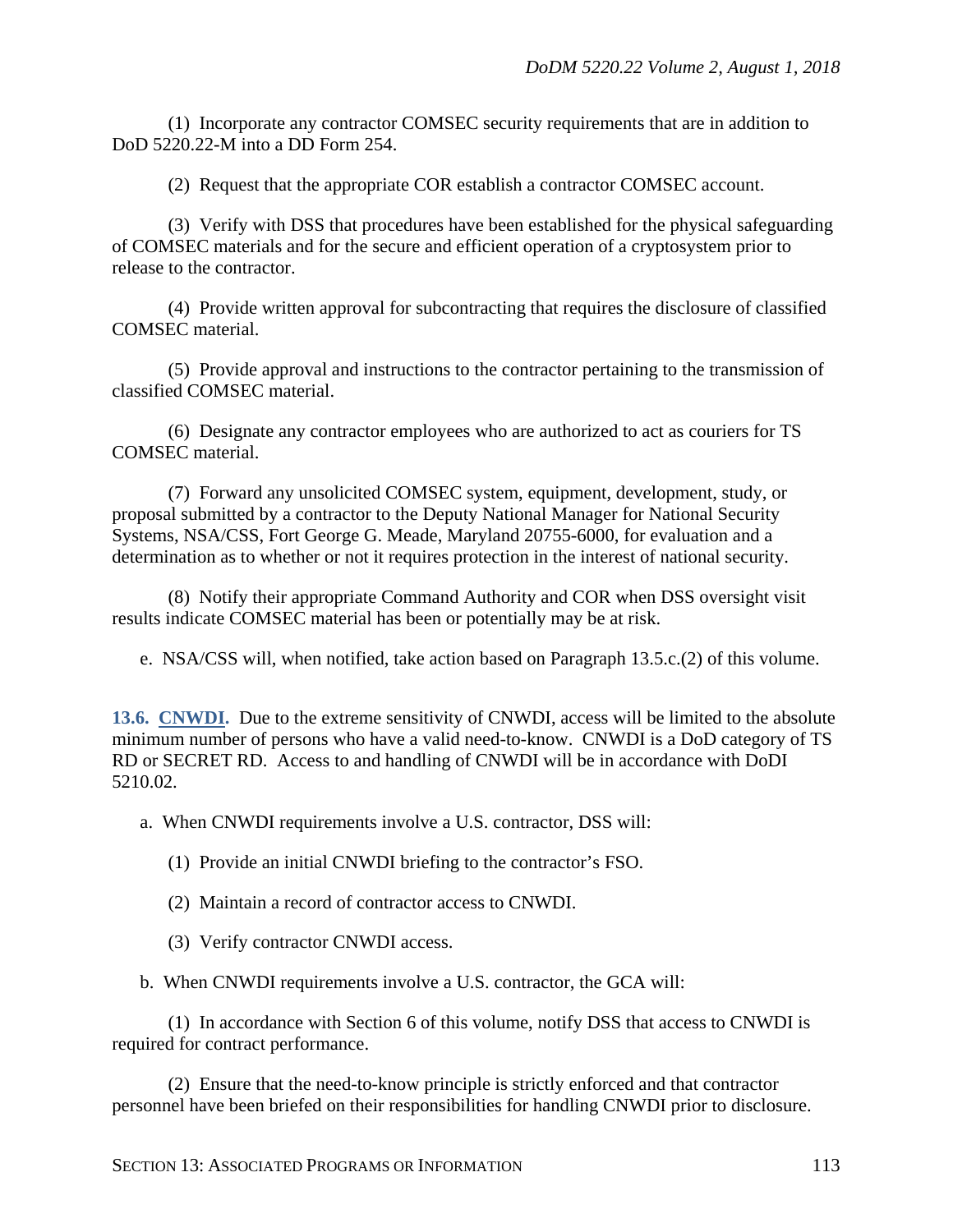(1) Incorporate any contractor COMSEC security requirements that are in addition to DoD 5220.22-M into a DD Form 254.

(2) Request that the appropriate COR establish a contractor COMSEC account.

(3) Verify with DSS that procedures have been established for the physical safeguarding of COMSEC materials and for the secure and efficient operation of a cryptosystem prior to release to the contractor.

(4) Provide written approval for subcontracting that requires the disclosure of classified COMSEC material.

(5) Provide approval and instructions to the contractor pertaining to the transmission of classified COMSEC material.

(6) Designate any contractor employees who are authorized to act as couriers for TS COMSEC material.

(7) Forward any unsolicited COMSEC system, equipment, development, study, or proposal submitted by a contractor to the Deputy National Manager for National Security Systems, NSA/CSS, Fort George G. Meade, Maryland 20755-6000, for evaluation and a determination as to whether or not it requires protection in the interest of national security.

(8) Notify their appropriate Command Authority and COR when DSS oversight visit results indicate COMSEC material has been or potentially may be at risk.

e. NSA/CSS will, when notified, take action based on Paragraph 13.5.c.(2) of this volume.

**13.6. CNWDI.** Due to the extreme sensitivity of CNWDI, access will be limited to the absolute minimum number of persons who have a valid need-to-know. CNWDI is a DoD category of TS RD or SECRET RD. Access to and handling of CNWDI will be in accordance with DoDI 5210.02.

a. When CNWDI requirements involve a U.S. contractor, DSS will:

(1) Provide an initial CNWDI briefing to the contractor's FSO.

(2) Maintain a record of contractor access to CNWDI.

(3) Verify contractor CNWDI access.

b. When CNWDI requirements involve a U.S. contractor, the GCA will:

(1) In accordance with Section 6 of this volume, notify DSS that access to CNWDI is required for contract performance.

(2) Ensure that the need-to-know principle is strictly enforced and that contractor personnel have been briefed on their responsibilities for handling CNWDI prior to disclosure.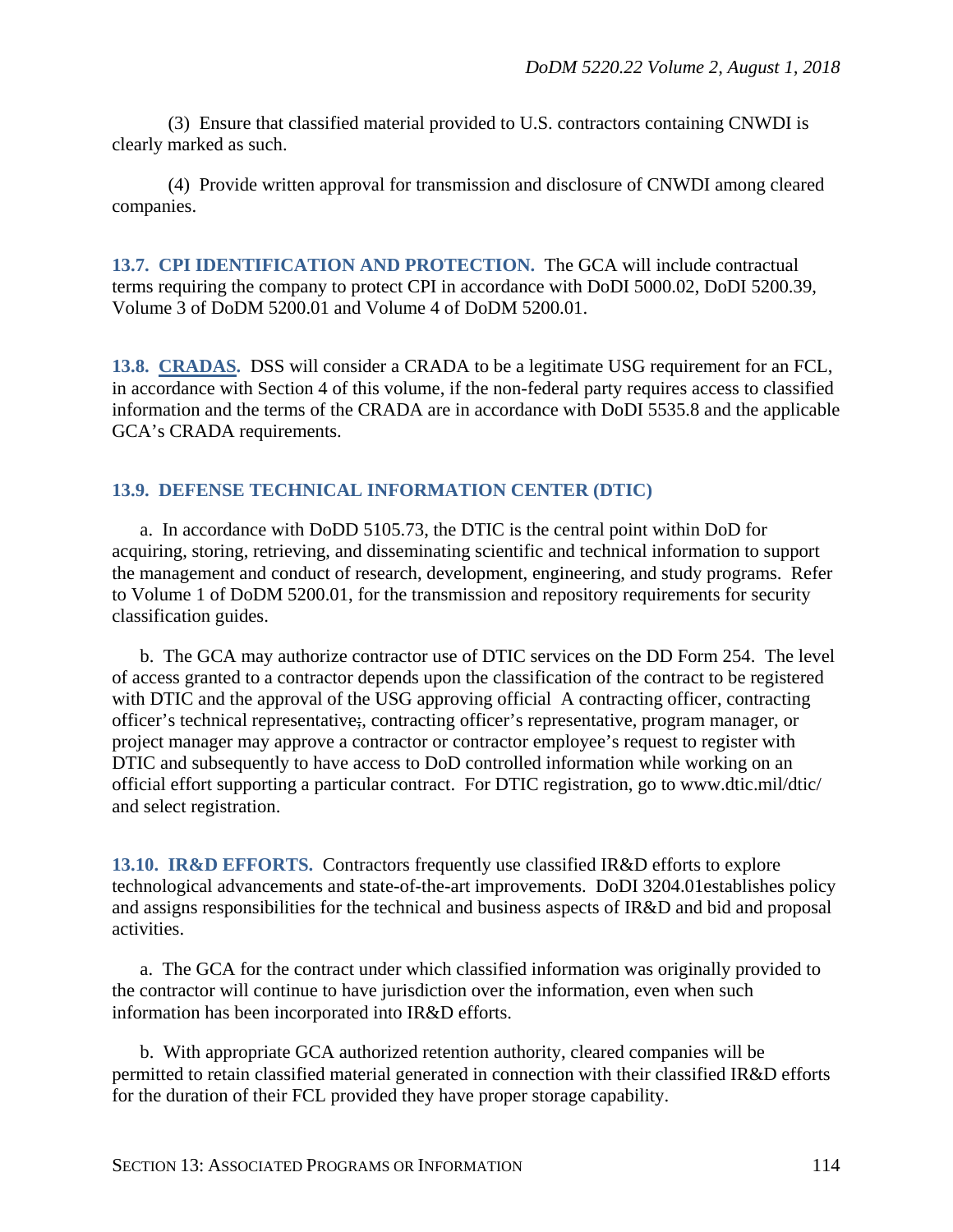(3) Ensure that classified material provided to U.S. contractors containing CNWDI is clearly marked as such.

(4) Provide written approval for transmission and disclosure of CNWDI among cleared companies.

## 13.7. CPI IDENTIFICATION AND PROTECTION.

The GCA will include contractual terms requiring the company to protect CPI in accordance with DoDI 5000.02, DoDI 5200.39, Volume 3 of DoDM 5200.01 and Volume 4 of DoDM 5200.01.

## 13.8. CRADAS.

DSS will consider a CRADA to be a legitimate USG requirement for an FCL, in accordance with Section 4 of this volume, if the non-federal party requires access to classified information and the terms of the CRADA are in accordance with DoDI 5535.8 and the applicable GCA's CRADA requirements.

## 13.9. DEFENSE TECHNICAL INFORMATION CENTER (DTIC)

a. In accordance with DoDD 5105.73, the DTIC is the central point within DoD for acquiring, storing, retrieving, and disseminating scientific and technical information to support the management and conduct of research, development, engineering, and study programs. Refer to Volume 1 of DoDM 5200.01, for the transmission and repository requirements for security classification guides.

b. The GCA may authorize contractor use of DTIC services on the DD Form 254. The level of access granted to a contractor depends upon the classification of the contract to be registered with DTIC and the approval of the USG approving official A contracting officer, contracting officer's technical representative;, contracting officer's representative, program manager, or project manager may approve a contractor or contractor employee's request to register with DTIC and subsequently to have access to DoD controlled information while working on an official effort supporting a particular contract. For DTIC registration, go to www.dtic.mil/dtic/ and select registration.

## 13.10. IR&D EFFORTS.

Contractors frequently use classified IR&D efforts to explore technological advancements and state-of-the-art improvements. DoDI 3204.01establishes policy and assigns responsibilities for the technical and business aspects of IR&D and bid and proposal activities.

a. The GCA for the contract under which classified information was originally provided to the contractor will continue to have jurisdiction over the information, even when such information has been incorporated into IR&D efforts.

b. With appropriate GCA authorized retention authority, cleared companies will be permitted to retain classified material generated in connection with their classified IR&D efforts for the duration of their FCL provided they have proper storage capability.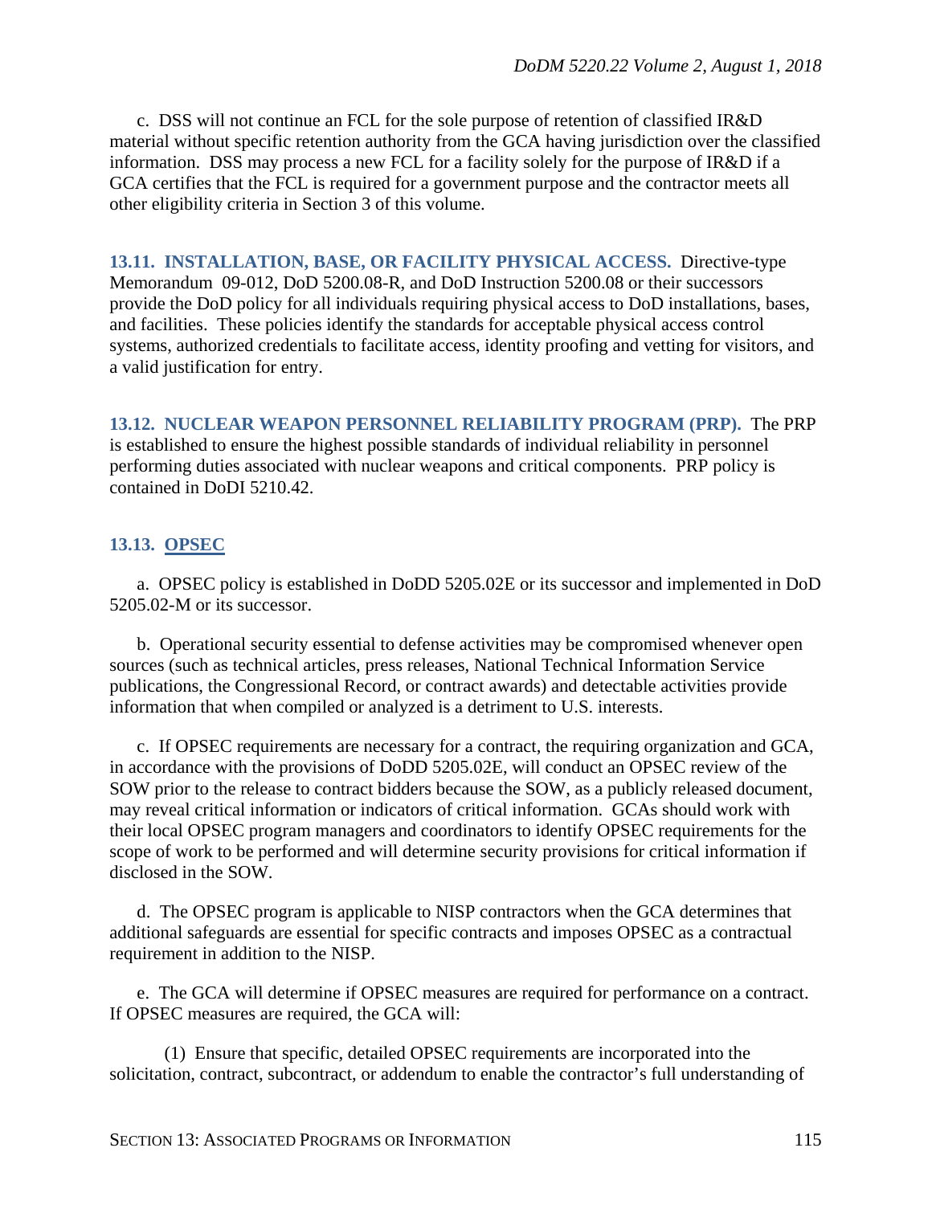c. DSS will not continue an FCL for the sole purpose of retention of classified IR&D material without specific retention authority from the GCA having jurisdiction over the classified information. DSS may process a new FCL for a facility solely for the purpose of IR&D if a GCA certifies that the FCL is required for a government purpose and the contractor meets all other eligibility criteria in Section 3 of this volume.

**13.11. INSTALLATION, BASE, OR FACILITY PHYSICAL ACCESS.** Directive-type Memorandum 09-012, DoD 5200.08-R, and DoD Instruction 5200.08 or their successors provide the DoD policy for all individuals requiring physical access to DoD installations, bases, and facilities. These policies identify the standards for acceptable physical access control systems, authorized credentials to facilitate access, identity proofing and vetting for visitors, and a valid justification for entry.

**13.12. NUCLEAR WEAPON PERSONNEL RELIABILITY PROGRAM (PRP).** The PRP is established to ensure the highest possible standards of individual reliability in personnel performing duties associated with nuclear weapons and critical components. PRP policy is contained in DoDI 5210.42.

## 13.13. OPSEC

a. OPSEC policy is established in DoDD 5205.02E or its successor and implemented in DoD 5205.02-M or its successor.

b. Operational security essential to defense activities may be compromised whenever open sources (such as technical articles, press releases, National Technical Information Service publications, the Congressional Record, or contract awards) and detectable activities provide information that when compiled or analyzed is a detriment to U.S. interests.

c. If OPSEC requirements are necessary for a contract, the requiring organization and GCA, in accordance with the provisions of DoDD 5205.02E, will conduct an OPSEC review of the SOW prior to the release to contract bidders because the SOW, as a publicly released document, may reveal critical information or indicators of critical information. GCAs should work with their local OPSEC program managers and coordinators to identify OPSEC requirements for the scope of work to be performed and will determine security provisions for critical information if disclosed in the SOW.

d. The OPSEC program is applicable to NISP contractors when the GCA determines that additional safeguards are essential for specific contracts and imposes OPSEC as a contractual requirement in addition to the NISP.

e. The GCA will determine if OPSEC measures are required for performance on a contract. If OPSEC measures are required, the GCA will:

(1) Ensure that specific, detailed OPSEC requirements are incorporated into the solicitation, contract, subcontract, or addendum to enable the contractor's full understanding of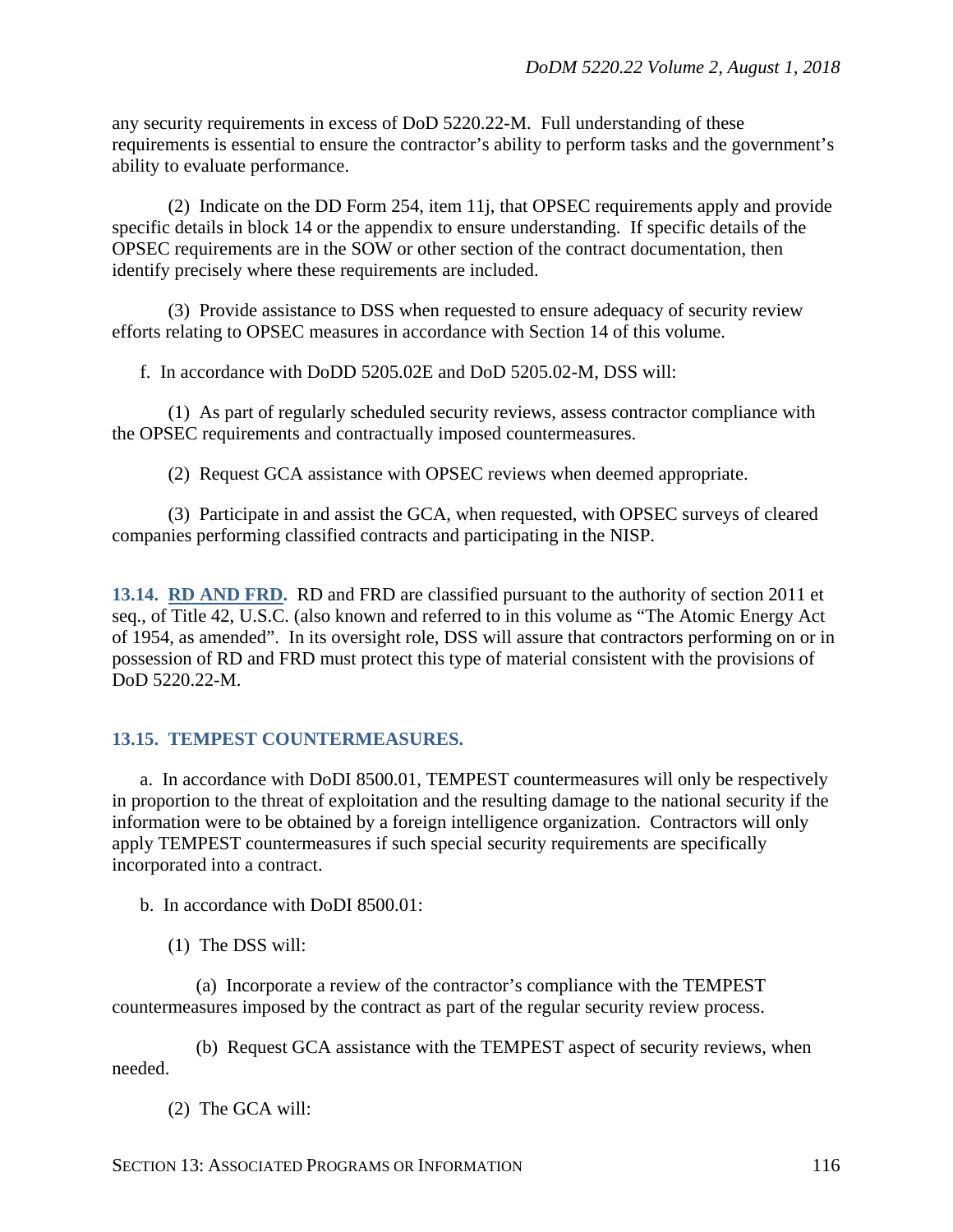any security requirements in excess of DoD 5220.22-M. Full understanding of these requirements is essential to ensure the contractor's ability to perform tasks and the government's ability to evaluate performance.

(2) Indicate on the DD Form 254, item 11j, that OPSEC requirements apply and provide specific details in block 14 or the appendix to ensure understanding. If specific details of the OPSEC requirements are in the SOW or other section of the contract documentation, then identify precisely where these requirements are included.

(3) Provide assistance to DSS when requested to ensure adequacy of security review efforts relating to OPSEC measures in accordance with Section 14 of this volume.

f. In accordance with DoDD 5205.02E and DoD 5205.02-M, DSS will:

(1) As part of regularly scheduled security reviews, assess contractor compliance with the OPSEC requirements and contractually imposed countermeasures.

(2) Request GCA assistance with OPSEC reviews when deemed appropriate.

(3) Participate in and assist the GCA, when requested, with OPSEC surveys of cleared companies performing classified contracts and participating in the NISP.

**13.14. RD AND FRD.** RD and FRD are classified pursuant to the authority of section 2011 et seq., of Title 42, U.S.C. (also known and referred to in this volume as "The Atomic Energy Act of 1954, as amended". In its oversight role, DSS will assure that contractors performing on or in possession of RD and FRD must protect this type of material consistent with the provisions of DoD 5220.22-M.

## 13.15. TEMPEST COUNTERMEASURES.

a. In accordance with DoDI 8500.01, TEMPEST countermeasures will only be respectively in proportion to the threat of exploitation and the resulting damage to the national security if the information were to be obtained by a foreign intelligence organization. Contractors will only apply TEMPEST countermeasures if such special security requirements are specifically incorporated into a contract.

b. In accordance with DoDI 8500.01:

(1) The DSS will:

(a) Incorporate a review of the contractor's compliance with the TEMPEST countermeasures imposed by the contract as part of the regular security review process.

(b) Request GCA assistance with the TEMPEST aspect of security reviews, when needed.

(2) The GCA will: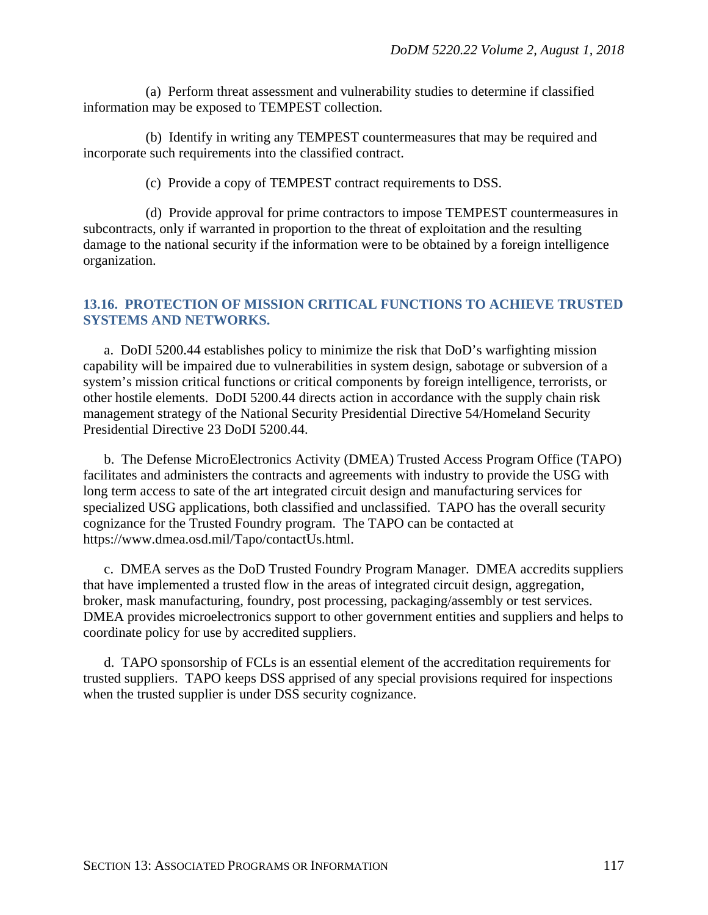(a) Perform threat assessment and vulnerability studies to determine if classified information may be exposed to TEMPEST collection.

(b) Identify in writing any TEMPEST countermeasures that may be required and incorporate such requirements into the classified contract.

(c) Provide a copy of TEMPEST contract requirements to DSS.

(d) Provide approval for prime contractors to impose TEMPEST countermeasures in subcontracts, only if warranted in proportion to the threat of exploitation and the resulting damage to the national security if the information were to be obtained by a foreign intelligence organization.

## 13.16. PROTECTION OF MISSION CRITICAL FUNCTIONS TO ACHIEVE TRUSTED SYSTEMS AND NETWORKS.

a. DoDI 5200.44 establishes policy to minimize the risk that DoD's warfighting mission capability will be impaired due to vulnerabilities in system design, sabotage or subversion of a system's mission critical functions or critical components by foreign intelligence, terrorists, or other hostile elements. DoDI 5200.44 directs action in accordance with the supply chain risk management strategy of the National Security Presidential Directive 54/Homeland Security Presidential Directive 23 DoDI 5200.44.

b. The Defense MicroElectronics Activity (DMEA) Trusted Access Program Office (TAPO) facilitates and administers the contracts and agreements with industry to provide the USG with long term access to sate of the art integrated circuit design and manufacturing services for specialized USG applications, both classified and unclassified. TAPO has the overall security cognizance for the Trusted Foundry program. The TAPO can be contacted at https://www.dmea.osd.mil/Tapo/contactUs.html.

c. DMEA serves as the DoD Trusted Foundry Program Manager. DMEA accredits suppliers that have implemented a trusted flow in the areas of integrated circuit design, aggregation, broker, mask manufacturing, foundry, post processing, packaging/assembly or test services. DMEA provides microelectronics support to other government entities and suppliers and helps to coordinate policy for use by accredited suppliers.

d. TAPO sponsorship of FCLs is an essential element of the accreditation requirements for trusted suppliers. TAPO keeps DSS apprised of any special provisions required for inspections when the trusted supplier is under DSS security cognizance.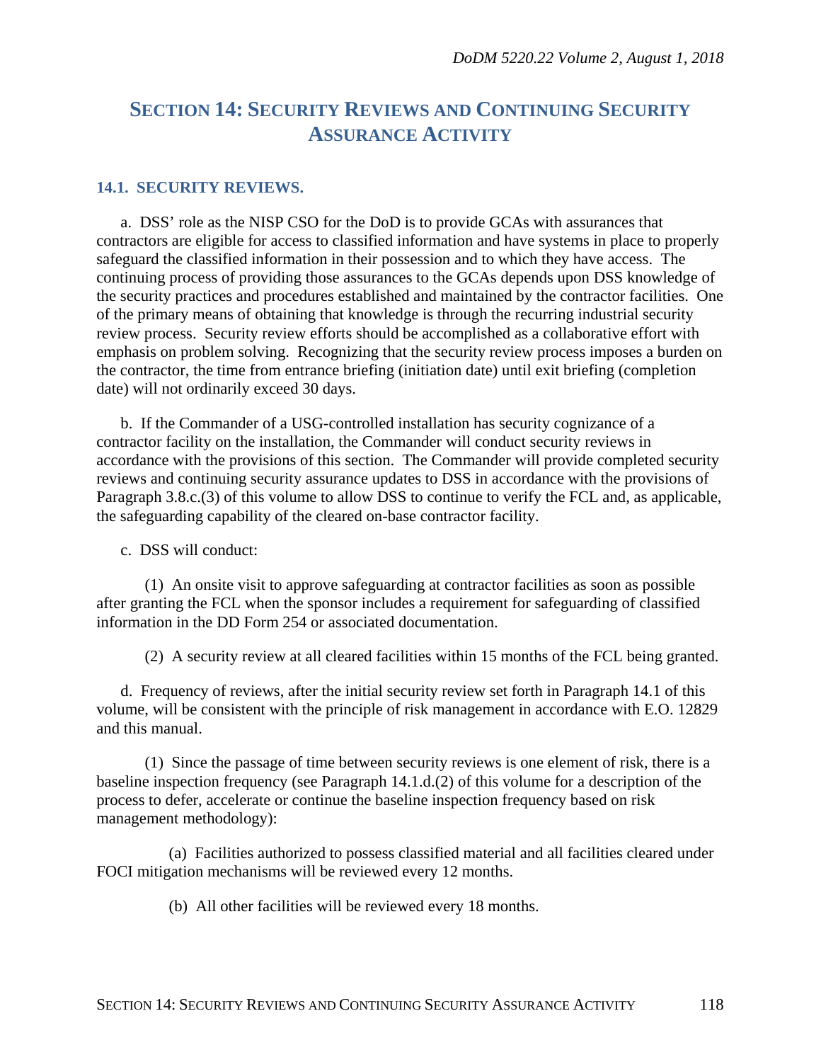# SECTION 14: SECURITY REVIEWS AND CONTINUING SECURITY ASSURANCE ACTIVITY

## 14.1. SECURITY REVIEWS.

a. DSS' role as the NISP CSO for the DoD is to provide GCAs with assurances that contractors are eligible for access to classified information and have systems in place to properly safeguard the classified information in their possession and to which they have access. The continuing process of providing those assurances to the GCAs depends upon DSS knowledge of the security practices and procedures established and maintained by the contractor facilities. One of the primary means of obtaining that knowledge is through the recurring industrial security review process. Security review efforts should be accomplished as a collaborative effort with emphasis on problem solving. Recognizing that the security review process imposes a burden on the contractor, the time from entrance briefing (initiation date) until exit briefing (completion date) will not ordinarily exceed 30 days.

b. If the Commander of a USG-controlled installation has security cognizance of a contractor facility on the installation, the Commander will conduct security reviews in accordance with the provisions of this section. The Commander will provide completed security reviews and continuing security assurance updates to DSS in accordance with the provisions of Paragraph 3.8.c.(3) of this volume to allow DSS to continue to verify the FCL and, as applicable, the safeguarding capability of the cleared on-base contractor facility.

c. DSS will conduct:

(1) An onsite visit to approve safeguarding at contractor facilities as soon as possible after granting the FCL when the sponsor includes a requirement for safeguarding of classified information in the DD Form 254 or associated documentation.

(2) A security review at all cleared facilities within 15 months of the FCL being granted.

d. Frequency of reviews, after the initial security review set forth in Paragraph 14.1 of this volume, will be consistent with the principle of risk management in accordance with E.O. 12829 and this manual.

(1) Since the passage of time between security reviews is one element of risk, there is a baseline inspection frequency (see Paragraph 14.1.d.(2) of this volume for a description of the process to defer, accelerate or continue the baseline inspection frequency based on risk management methodology):

(a) Facilities authorized to possess classified material and all facilities cleared under FOCI mitigation mechanisms will be reviewed every 12 months.

(b) All other facilities will be reviewed every 18 months.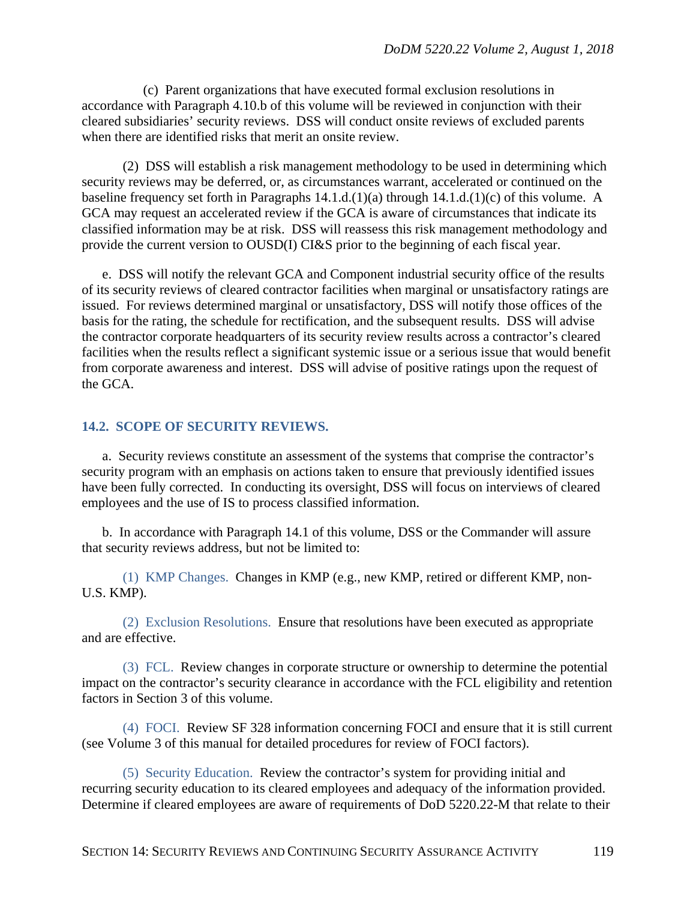(c) Parent organizations that have executed formal exclusion resolutions in accordance with Paragraph 4.10.b of this volume will be reviewed in conjunction with their cleared subsidiaries' security reviews. DSS will conduct onsite reviews of excluded parents when there are identified risks that merit an onsite review.

(2) DSS will establish a risk management methodology to be used in determining which security reviews may be deferred, or, as circumstances warrant, accelerated or continued on the baseline frequency set forth in Paragraphs 14.1.d.(1)(a) through 14.1.d.(1)(c) of this volume. A GCA may request an accelerated review if the GCA is aware of circumstances that indicate its classified information may be at risk. DSS will reassess this risk management methodology and provide the current version to OUSD(I) CI&S prior to the beginning of each fiscal year.

e. DSS will notify the relevant GCA and Component industrial security office of the results of its security reviews of cleared contractor facilities when marginal or unsatisfactory ratings are issued. For reviews determined marginal or unsatisfactory, DSS will notify those offices of the basis for the rating, the schedule for rectification, and the subsequent results. DSS will advise the contractor corporate headquarters of its security review results across a contractor's cleared facilities when the results reflect a significant systemic issue or a serious issue that would benefit from corporate awareness and interest. DSS will advise of positive ratings upon the request of the GCA.

## 14.2. SCOPE OF SECURITY REVIEWS.

a. Security reviews constitute an assessment of the systems that comprise the contractor's security program with an emphasis on actions taken to ensure that previously identified issues have been fully corrected. In conducting its oversight, DSS will focus on interviews of cleared employees and the use of IS to process classified information.

b. In accordance with Paragraph 14.1 of this volume, DSS or the Commander will assure that security reviews address, but not be limited to:

(1) KMP Changes. Changes in KMP (e.g., new KMP, retired or different KMP, non-U.S. KMP).

(2) Exclusion Resolutions. Ensure that resolutions have been executed as appropriate and are effective.

(3) FCL. Review changes in corporate structure or ownership to determine the potential impact on the contractor's security clearance in accordance with the FCL eligibility and retention factors in Section 3 of this volume.

(4) FOCI. Review SF 328 information concerning FOCI and ensure that it is still current (see Volume 3 of this manual for detailed procedures for review of FOCI factors).

(5) Security Education. Review the contractor's system for providing initial and recurring security education to its cleared employees and adequacy of the information provided. Determine if cleared employees are aware of requirements of DoD 5220.22-M that relate to their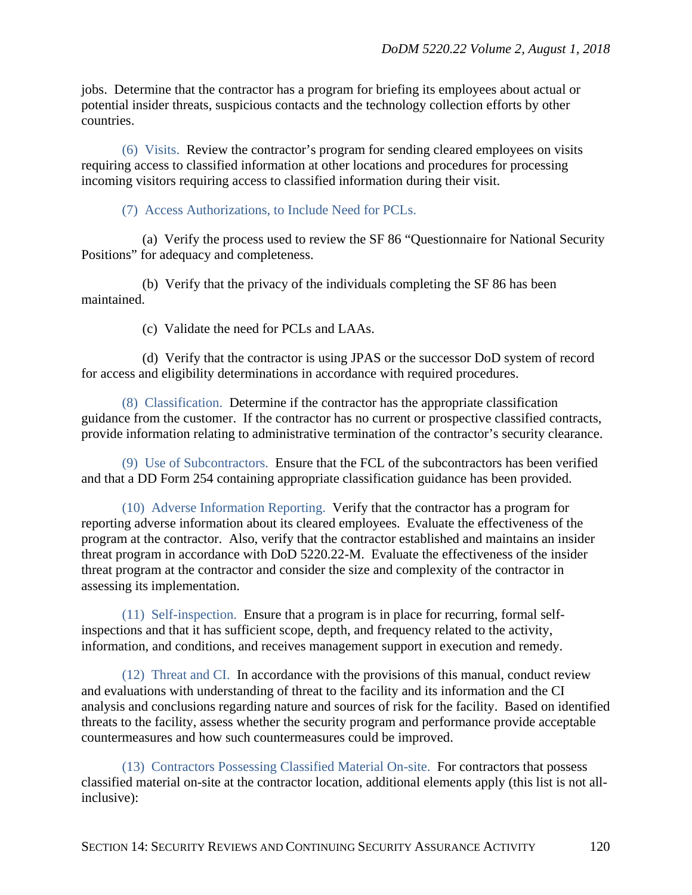jobs. Determine that the contractor has a program for briefing its employees about actual or potential insider threats, suspicious contacts and the technology collection efforts by other countries.

(6) Visits. Review the contractor's program for sending cleared employees on visits requiring access to classified information at other locations and procedures for processing incoming visitors requiring access to classified information during their visit.

(7) Access Authorizations, to Include Need for PCLs.

(a) Verify the process used to review the SF 86 "Questionnaire for National Security Positions" for adequacy and completeness.

(b) Verify that the privacy of the individuals completing the SF 86 has been maintained.

(c) Validate the need for PCLs and LAAs.

(d) Verify that the contractor is using JPAS or the successor DoD system of record for access and eligibility determinations in accordance with required procedures.

(8) Classification. Determine if the contractor has the appropriate classification guidance from the customer. If the contractor has no current or prospective classified contracts, provide information relating to administrative termination of the contractor's security clearance.

(9) Use of Subcontractors. Ensure that the FCL of the subcontractors has been verified and that a DD Form 254 containing appropriate classification guidance has been provided.

(10) Adverse Information Reporting. Verify that the contractor has a program for reporting adverse information about its cleared employees. Evaluate the effectiveness of the program at the contractor. Also, verify that the contractor established and maintains an insider threat program in accordance with DoD 5220.22-M. Evaluate the effectiveness of the insider threat program at the contractor and consider the size and complexity of the contractor in assessing its implementation.

(11) Self-inspection. Ensure that a program is in place for recurring, formal self-inspections and that it has sufficient scope, depth, and frequency related to the activity, information, and conditions, and receives management support in execution and remedy.

(12) Threat and CI. In accordance with the provisions of this manual, conduct review and evaluations with understanding of threat to the facility and its information and the CI analysis and conclusions regarding nature and sources of risk for the facility. Based on identified threats to the facility, assess whether the security program and performance provide acceptable countermeasures and how such countermeasures could be improved.

(13) Contractors Possessing Classified Material On-site. For contractors that possess classified material on-site at the contractor location, additional elements apply (this list is not all-inclusive):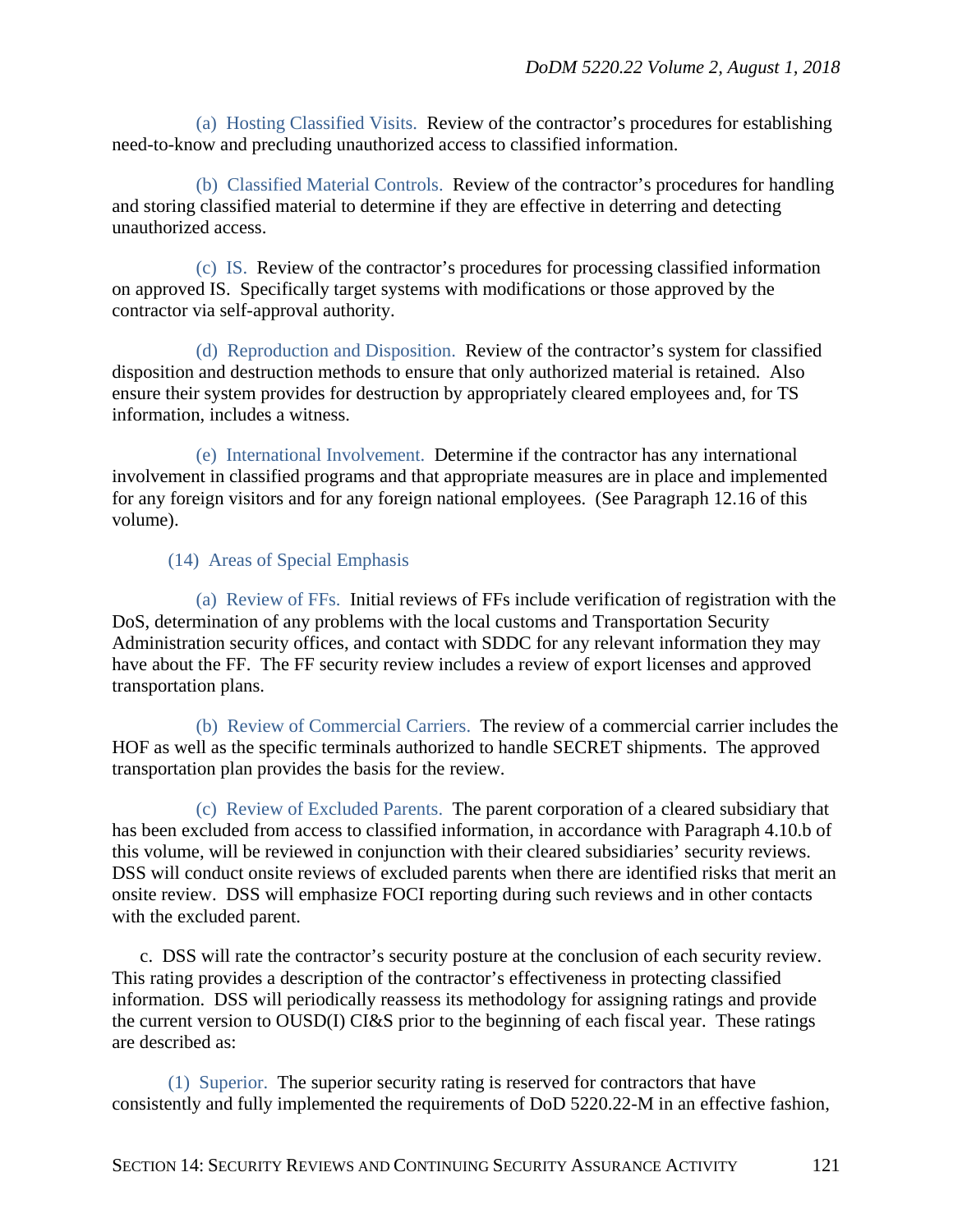(a) Hosting Classified Visits. Review of the contractor's procedures for establishing need-to-know and precluding unauthorized access to classified information.

(b) Classified Material Controls. Review of the contractor's procedures for handling and storing classified material to determine if they are effective in deterring and detecting unauthorized access.

(c) IS. Review of the contractor's procedures for processing classified information on approved IS. Specifically target systems with modifications or those approved by the contractor via self-approval authority.

(d) Reproduction and Disposition. Review of the contractor's system for classified disposition and destruction methods to ensure that only authorized material is retained. Also ensure their system provides for destruction by appropriately cleared employees and, for TS information, includes a witness.

(e) International Involvement. Determine if the contractor has any international involvement in classified programs and that appropriate measures are in place and implemented for any foreign visitors and for any foreign national employees. (See Paragraph 12.16 of this volume).

(14) Areas of Special Emphasis

(a) Review of FFs. Initial reviews of FFs include verification of registration with the DoS, determination of any problems with the local customs and Transportation Security Administration security offices, and contact with SDDC for any relevant information they may have about the FF. The FF security review includes a review of export licenses and approved transportation plans.

(b) Review of Commercial Carriers. The review of a commercial carrier includes the HOF as well as the specific terminals authorized to handle SECRET shipments. The approved transportation plan provides the basis for the review.

(c) Review of Excluded Parents. The parent corporation of a cleared subsidiary that has been excluded from access to classified information, in accordance with Paragraph 4.10.b of this volume, will be reviewed in conjunction with their cleared subsidiaries' security reviews. DSS will conduct onsite reviews of excluded parents when there are identified risks that merit an onsite review. DSS will emphasize FOCI reporting during such reviews and in other contacts with the excluded parent.

c. DSS will rate the contractor's security posture at the conclusion of each security review. This rating provides a description of the contractor's effectiveness in protecting classified information. DSS will periodically reassess its methodology for assigning ratings and provide the current version to OUSD(I) CI&S prior to the beginning of each fiscal year. These ratings are described as:

(1) Superior. The superior security rating is reserved for contractors that have consistently and fully implemented the requirements of DoD 5220.22-M in an effective fashion,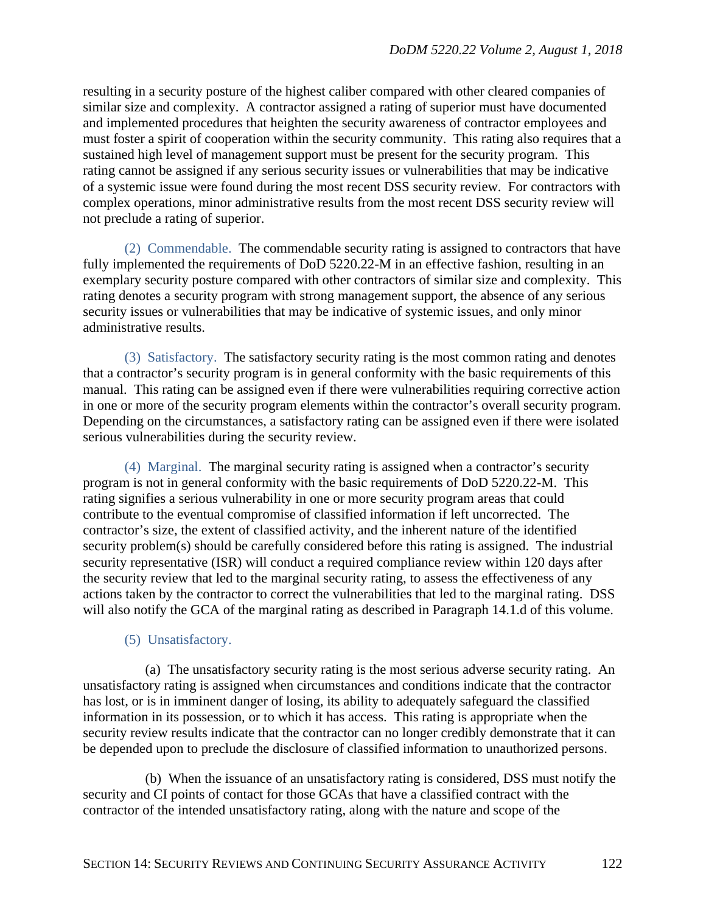resulting in a security posture of the highest caliber compared with other cleared companies of similar size and complexity. A contractor assigned a rating of superior must have documented and implemented procedures that heighten the security awareness of contractor employees and must foster a spirit of cooperation within the security community. This rating also requires that a sustained high level of management support must be present for the security program. This rating cannot be assigned if any serious security issues or vulnerabilities that may be indicative of a systemic issue were found during the most recent DSS security review. For contractors with complex operations, minor administrative results from the most recent DSS security review will not preclude a rating of superior.

(2) Commendable. The commendable security rating is assigned to contractors that have fully implemented the requirements of DoD 5220.22-M in an effective fashion, resulting in an exemplary security posture compared with other contractors of similar size and complexity. This rating denotes a security program with strong management support, the absence of any serious security issues or vulnerabilities that may be indicative of systemic issues, and only minor administrative results.

(3) Satisfactory. The satisfactory security rating is the most common rating and denotes that a contractor's security program is in general conformity with the basic requirements of this manual. This rating can be assigned even if there were vulnerabilities requiring corrective action in one or more of the security program elements within the contractor's overall security program. Depending on the circumstances, a satisfactory rating can be assigned even if there were isolated serious vulnerabilities during the security review.

(4) Marginal. The marginal security rating is assigned when a contractor's security program is not in general conformity with the basic requirements of DoD 5220.22-M. This rating signifies a serious vulnerability in one or more security program areas that could contribute to the eventual compromise of classified information if left uncorrected. The contractor's size, the extent of classified activity, and the inherent nature of the identified security problem(s) should be carefully considered before this rating is assigned. The industrial security representative (ISR) will conduct a required compliance review within 120 days after the security review that led to the marginal security rating, to assess the effectiveness of any actions taken by the contractor to correct the vulnerabilities that led to the marginal rating. DSS will also notify the GCA of the marginal rating as described in Paragraph 14.1.d of this volume.

(5) Unsatisfactory.

(a) The unsatisfactory security rating is the most serious adverse security rating. An unsatisfactory rating is assigned when circumstances and conditions indicate that the contractor has lost, or is in imminent danger of losing, its ability to adequately safeguard the classified information in its possession, or to which it has access. This rating is appropriate when the security review results indicate that the contractor can no longer credibly demonstrate that it can be depended upon to preclude the disclosure of classified information to unauthorized persons.

(b) When the issuance of an unsatisfactory rating is considered, DSS must notify the security and CI points of contact for those GCAs that have a classified contract with the contractor of the intended unsatisfactory rating, along with the nature and scope of the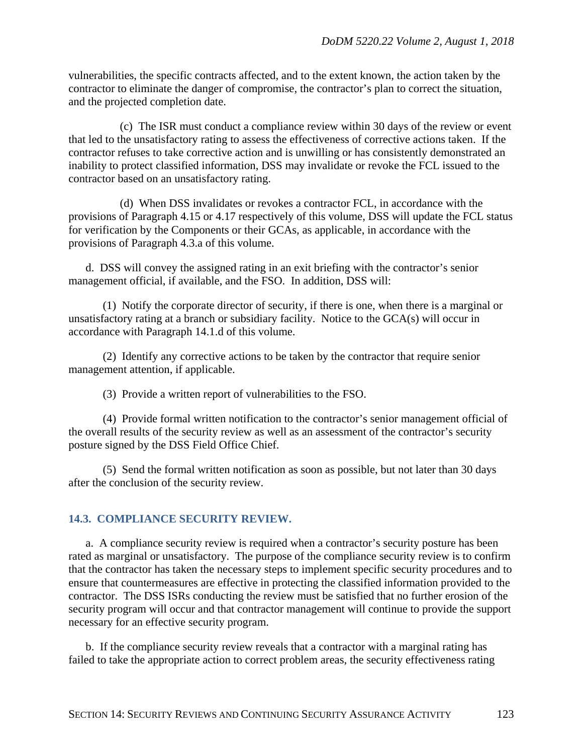vulnerabilities, the specific contracts affected, and to the extent known, the action taken by the contractor to eliminate the danger of compromise, the contractor's plan to correct the situation, and the projected completion date.

(c) The ISR must conduct a compliance review within 30 days of the review or event that led to the unsatisfactory rating to assess the effectiveness of corrective actions taken. If the contractor refuses to take corrective action and is unwilling or has consistently demonstrated an inability to protect classified information, DSS may invalidate or revoke the FCL issued to the contractor based on an unsatisfactory rating.

(d) When DSS invalidates or revokes a contractor FCL, in accordance with the provisions of Paragraph 4.15 or 4.17 respectively of this volume, DSS will update the FCL status for verification by the Components or their GCAs, as applicable, in accordance with the provisions of Paragraph 4.3.a of this volume.

d. DSS will convey the assigned rating in an exit briefing with the contractor's senior management official, if available, and the FSO. In addition, DSS will:

(1) Notify the corporate director of security, if there is one, when there is a marginal or unsatisfactory rating at a branch or subsidiary facility. Notice to the GCA(s) will occur in accordance with Paragraph 14.1.d of this volume.

(2) Identify any corrective actions to be taken by the contractor that require senior management attention, if applicable.

(3) Provide a written report of vulnerabilities to the FSO.

(4) Provide formal written notification to the contractor's senior management official of the overall results of the security review as well as an assessment of the contractor's security posture signed by the DSS Field Office Chief.

(5) Send the formal written notification as soon as possible, but not later than 30 days after the conclusion of the security review.

## 14.3. COMPLIANCE SECURITY REVIEW.

a. A compliance security review is required when a contractor's security posture has been rated as marginal or unsatisfactory. The purpose of the compliance security review is to confirm that the contractor has taken the necessary steps to implement specific security procedures and to ensure that countermeasures are effective in protecting the classified information provided to the contractor. The DSS ISRs conducting the review must be satisfied that no further erosion of the security program will occur and that contractor management will continue to provide the support necessary for an effective security program.

b. If the compliance security review reveals that a contractor with a marginal rating has failed to take the appropriate action to correct problem areas, the security effectiveness rating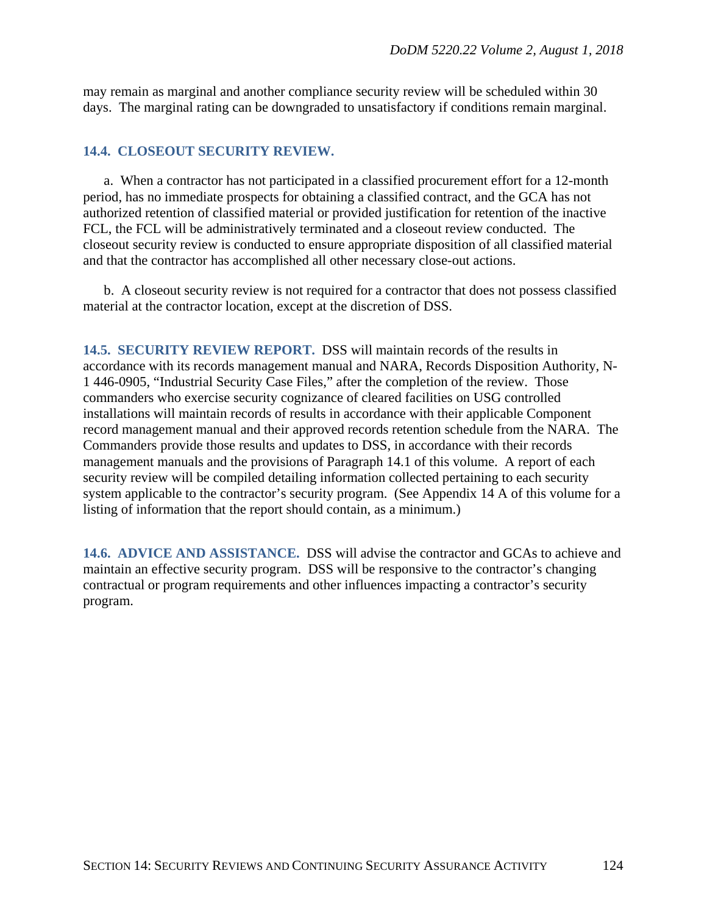may remain as marginal and another compliance security review will be scheduled within 30 days. The marginal rating can be downgraded to unsatisfactory if conditions remain marginal.

## 14.4. CLOSEOUT SECURITY REVIEW.

a. When a contractor has not participated in a classified procurement effort for a 12-month period, has no immediate prospects for obtaining a classified contract, and the GCA has not authorized retention of classified material or provided justification for retention of the inactive FCL, the FCL will be administratively terminated and a closeout review conducted. The closeout security review is conducted to ensure appropriate disposition of all classified material and that the contractor has accomplished all other necessary close-out actions.

b. A closeout security review is not required for a contractor that does not possess classified material at the contractor location, except at the discretion of DSS.

**14.5. SECURITY REVIEW REPORT.** DSS will maintain records of the results in accordance with its records management manual and NARA, Records Disposition Authority, N-1 446-0905, "Industrial Security Case Files," after the completion of the review. Those commanders who exercise security cognizance of cleared facilities on USG controlled installations will maintain records of results in accordance with their applicable Component record management manual and their approved records retention schedule from the NARA. The Commanders provide those results and updates to DSS, in accordance with their records management manuals and the provisions of Paragraph 14.1 of this volume. A report of each security review will be compiled detailing information collected pertaining to each security system applicable to the contractor's security program. (See Appendix 14 A of this volume for a listing of information that the report should contain, as a minimum.)

**14.6. ADVICE AND ASSISTANCE.** DSS will advise the contractor and GCAs to achieve and maintain an effective security program. DSS will be responsive to the contractor's changing contractual or program requirements and other influences impacting a contractor's security program.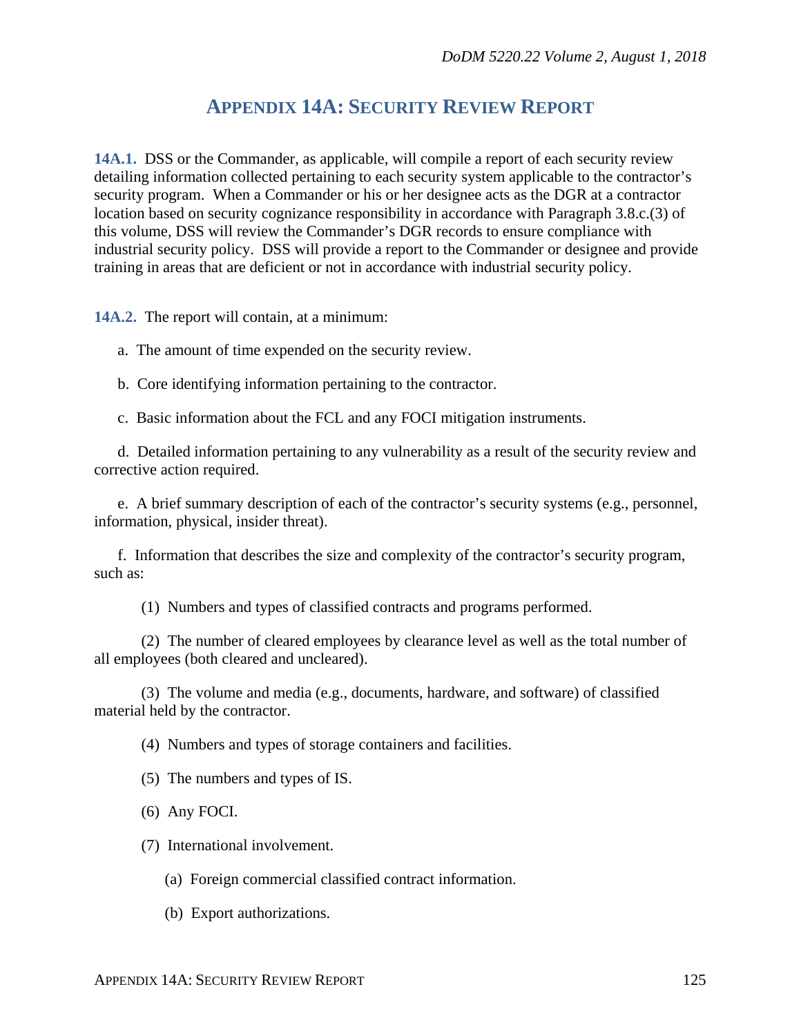# APPENDIX 14A: SECURITY REVIEW REPORT

**14A.1.** DSS or the Commander, as applicable, will compile a report of each security review detailing information collected pertaining to each security system applicable to the contractor's security program. When a Commander or his or her designee acts as the DGR at a contractor location based on security cognizance responsibility in accordance with Paragraph 3.8.c.(3) of this volume, DSS will review the Commander's DGR records to ensure compliance with industrial security policy. DSS will provide a report to the Commander or designee and provide training in areas that are deficient or not in accordance with industrial security policy.

**14A.2.** The report will contain, at a minimum:

a. The amount of time expended on the security review.

b. Core identifying information pertaining to the contractor.

c. Basic information about the FCL and any FOCI mitigation instruments.

d. Detailed information pertaining to any vulnerability as a result of the security review and corrective action required.

e. A brief summary description of each of the contractor's security systems (e.g., personnel, information, physical, insider threat).

f. Information that describes the size and complexity of the contractor's security program, such as:

(1) Numbers and types of classified contracts and programs performed.

(2) The number of cleared employees by clearance level as well as the total number of all employees (both cleared and uncleared).

(3) The volume and media (e.g., documents, hardware, and software) of classified material held by the contractor.

(4) Numbers and types of storage containers and facilities.

(5) The numbers and types of IS.

(6) Any FOCI.

(7) International involvement.

(a) Foreign commercial classified contract information.

(b) Export authorizations.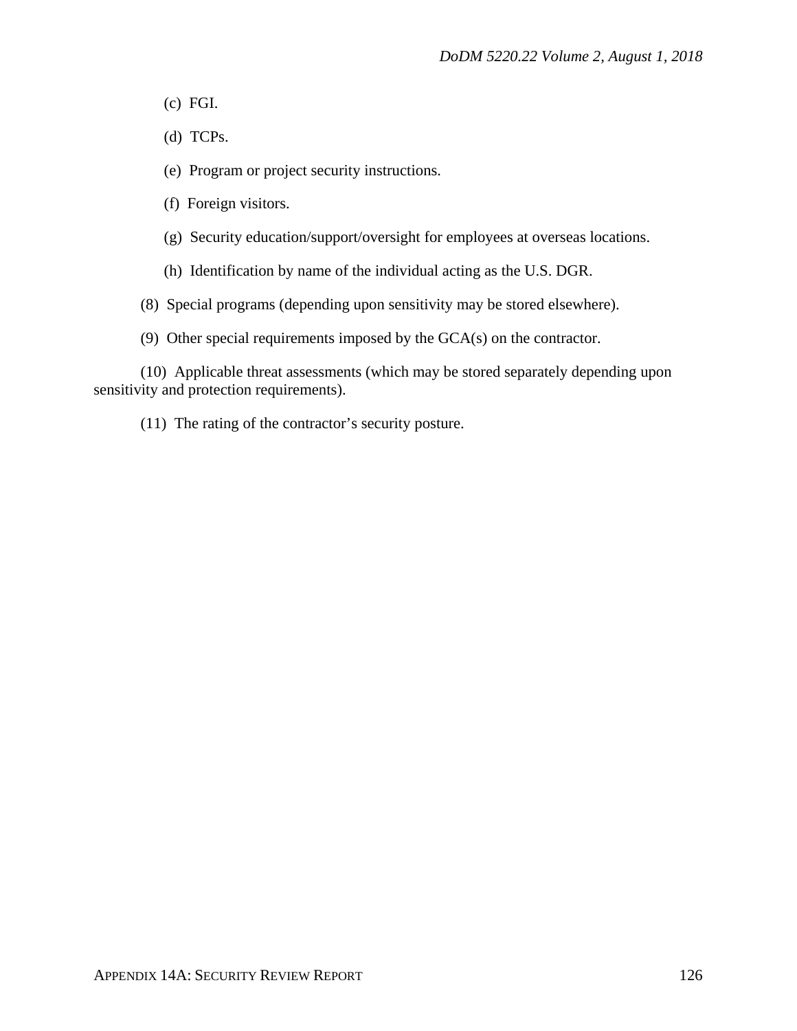(c) FGI.

(d) TCPs.

(e) Program or project security instructions.

(f) Foreign visitors.

(g) Security education/support/oversight for employees at overseas locations.

(h) Identification by name of the individual acting as the U.S. DGR.

(8) Special programs (depending upon sensitivity may be stored elsewhere).

(9) Other special requirements imposed by the GCA(s) on the contractor.

(10) Applicable threat assessments (which may be stored separately depending upon sensitivity and protection requirements).

(11) The rating of the contractor's security posture.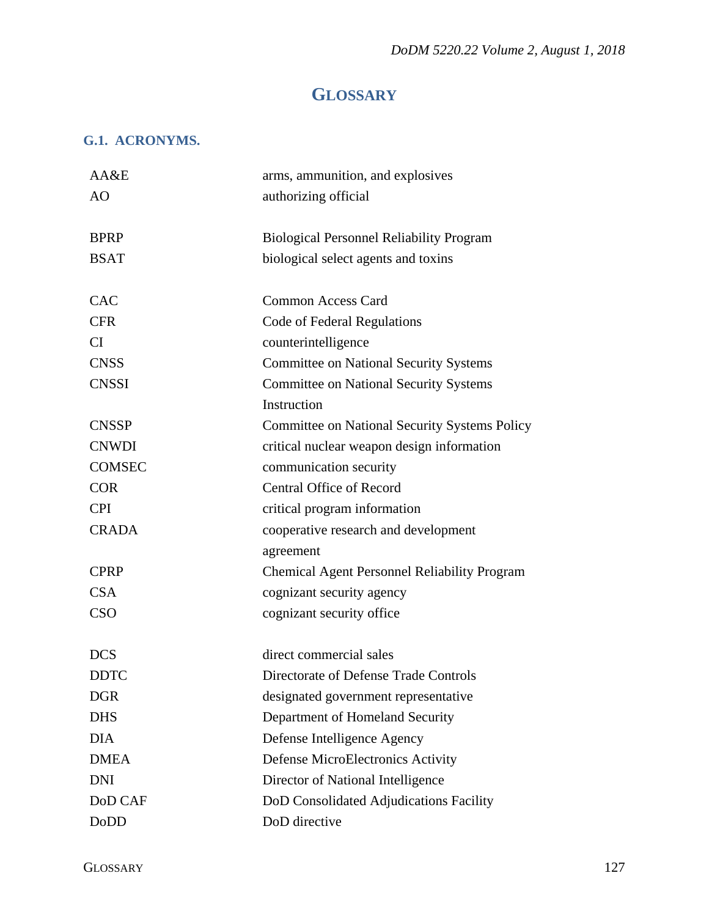# GLOSSARY

## G.1. ACRONYMS.

| | |
|---|---|
| AA&E | arms, ammunition, and explosives |
| AO | authorizing official |
| | |
| BPRP | Biological Personnel Reliability Program |
| BSAT | biological select agents and toxins |
| | |
| CAC | Common Access Card |
| CFR | Code of Federal Regulations |
| CI | counterintelligence |
| CNSS | Committee on National Security Systems |
| CNSSI | Committee on National Security Systems Instruction |
| CNSSP | Committee on National Security Systems Policy |
| CNWDI | critical nuclear weapon design information |
| COMSEC | communication security |
| COR | Central Office of Record |
| CPI | critical program information |
| CRADA | cooperative research and development agreement |
| CPRP | Chemical Agent Personnel Reliability Program |
| CSA | cognizant security agency |
| CSO | cognizant security office |
| | |
| DCS | direct commercial sales |
| DDTC | Directorate of Defense Trade Controls |
| DGR | designated government representative |
| DHS | Department of Homeland Security |
| DIA | Defense Intelligence Agency |
| DMEA | Defense MicroElectronics Activity |
| DNI | Director of National Intelligence |
| DoD CAF | DoD Consolidated Adjudications Facility |
| DoDD | DoD directive |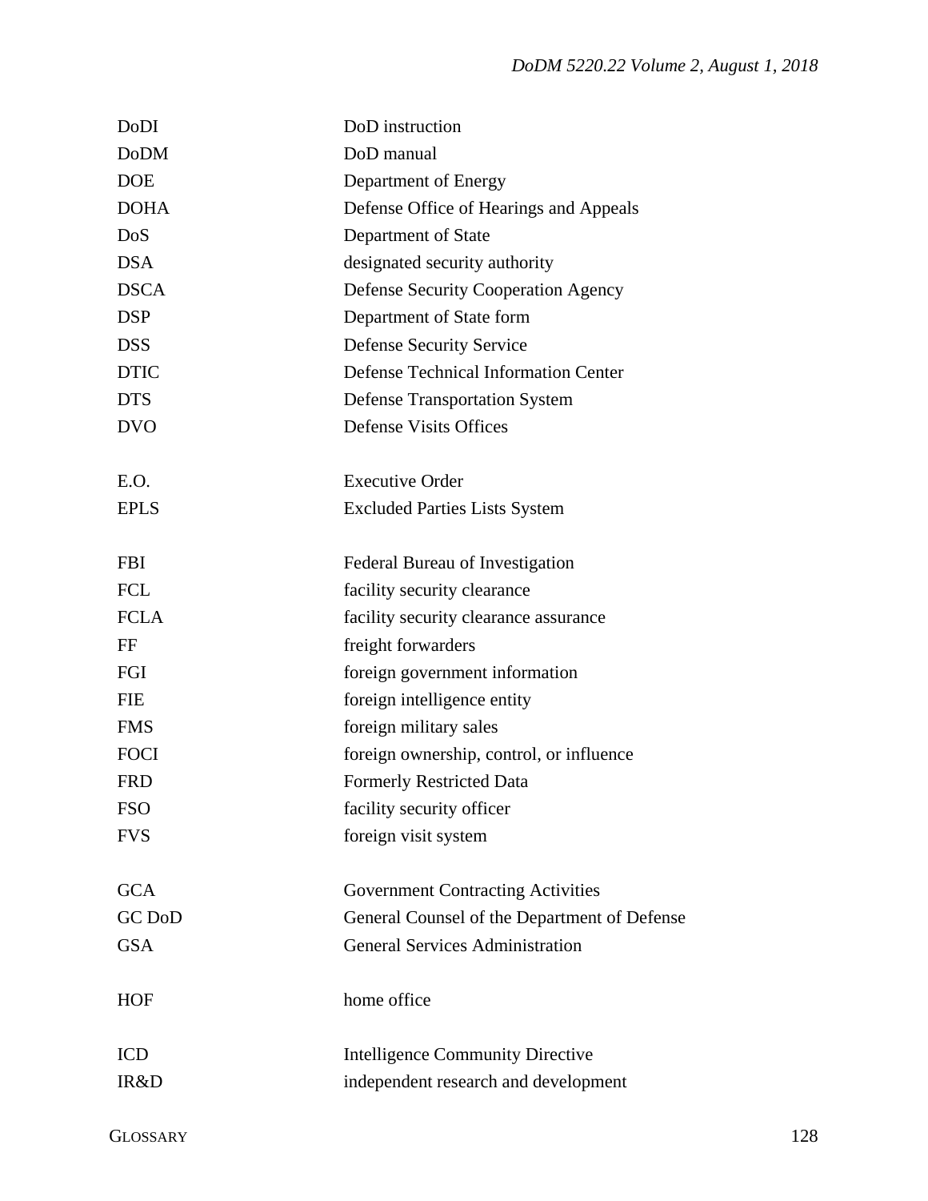| | |
|---|---|
| DoDI | DoD instruction |
| DoDM | DoD manual |
| DOE | Department of Energy |
| DOHA | Defense Office of Hearings and Appeals |
| DoS | Department of State |
| DSA | designated security authority |
| DSCA | Defense Security Cooperation Agency |
| DSP | Department of State form |
| DSS | Defense Security Service |
| DTIC | Defense Technical Information Center |
| DTS | Defense Transportation System |
| DVO | Defense Visits Offices |
| | |
| E.O. | Executive Order |
| EPLS | Excluded Parties Lists System |
| | |
| FBI | Federal Bureau of Investigation |
| FCL | facility security clearance |
| FCLA | facility security clearance assurance |
| FF | freight forwarders |
| FGI | foreign government information |
| FIE | foreign intelligence entity |
| FMS | foreign military sales |
| FOCI | foreign ownership, control, or influence |
| FRD | Formerly Restricted Data |
| FSO | facility security officer |
| FVS | foreign visit system |
| | |
| GCA | Government Contracting Activities |
| GC DoD | General Counsel of the Department of Defense |
| GSA | General Services Administration |
| | |
| HOF | home office |
| | |
| ICD | Intelligence Community Directive |
| IR&D | independent research and development |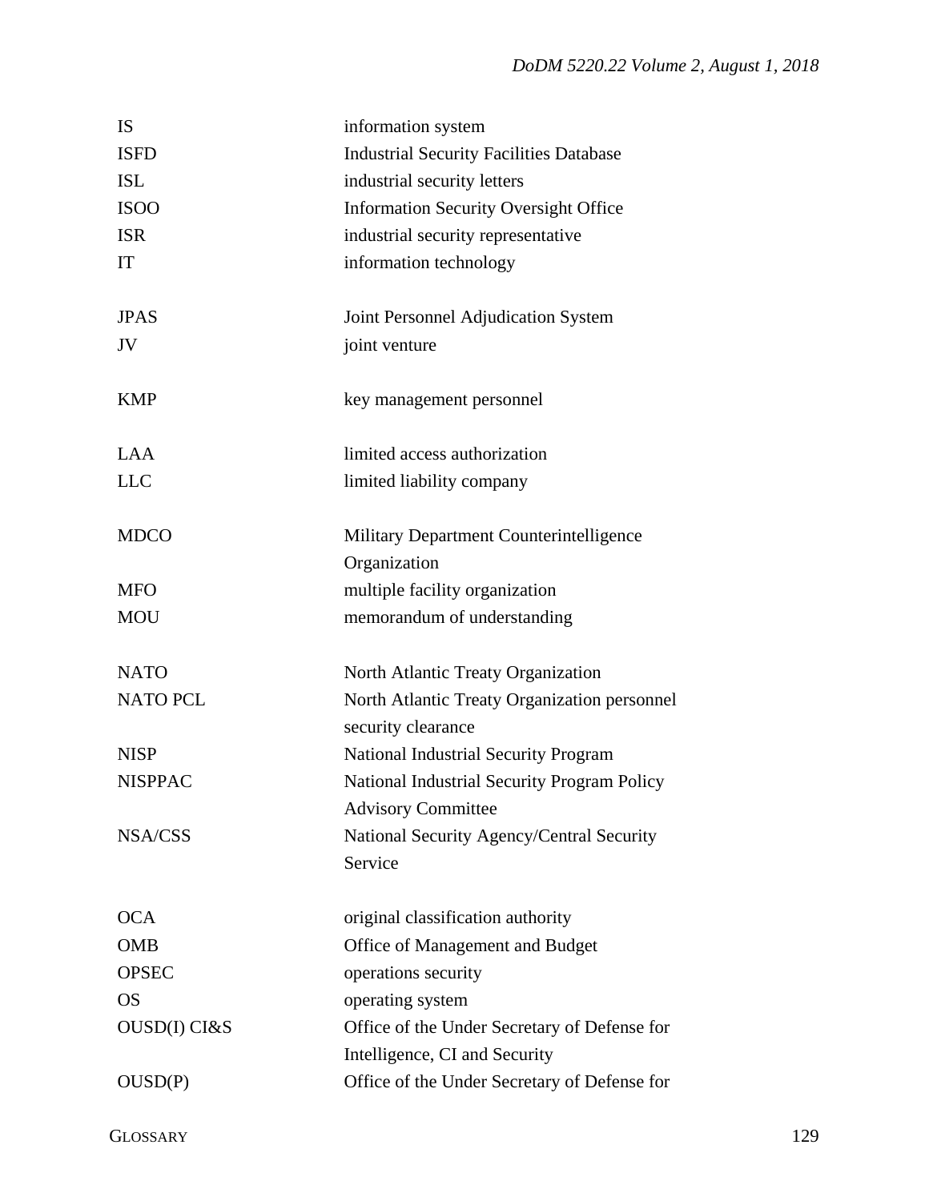| | |
|---|---|
| IS | information system |
| ISFD | Industrial Security Facilities Database |
| ISL | industrial security letters |
| ISOO | Information Security Oversight Office |
| ISR | industrial security representative |
| IT | information technology |
| | |
| JPAS | Joint Personnel Adjudication System |
| JV | joint venture |
| | |
| KMP | key management personnel |
| | |
| LAA | limited access authorization |
| LLC | limited liability company |
| | |
| MDCO | Military Department Counterintelligence Organization |
| MFO | multiple facility organization |
| MOU | memorandum of understanding |
| | |
| NATO | North Atlantic Treaty Organization |
| NATO PCL | North Atlantic Treaty Organization personnel security clearance |
| NISP | National Industrial Security Program |
| NISPPAC | National Industrial Security Program Policy Advisory Committee |
| NSA/CSS | National Security Agency/Central Security Service |
| | |
| OCA | original classification authority |
| OMB | Office of Management and Budget |
| OPSEC | operations security |
| OS | operating system |
| OUSD(I) CI&S | Office of the Under Secretary of Defense for Intelligence, CI and Security |
| OUSD(P) | Office of the Under Secretary of Defense for |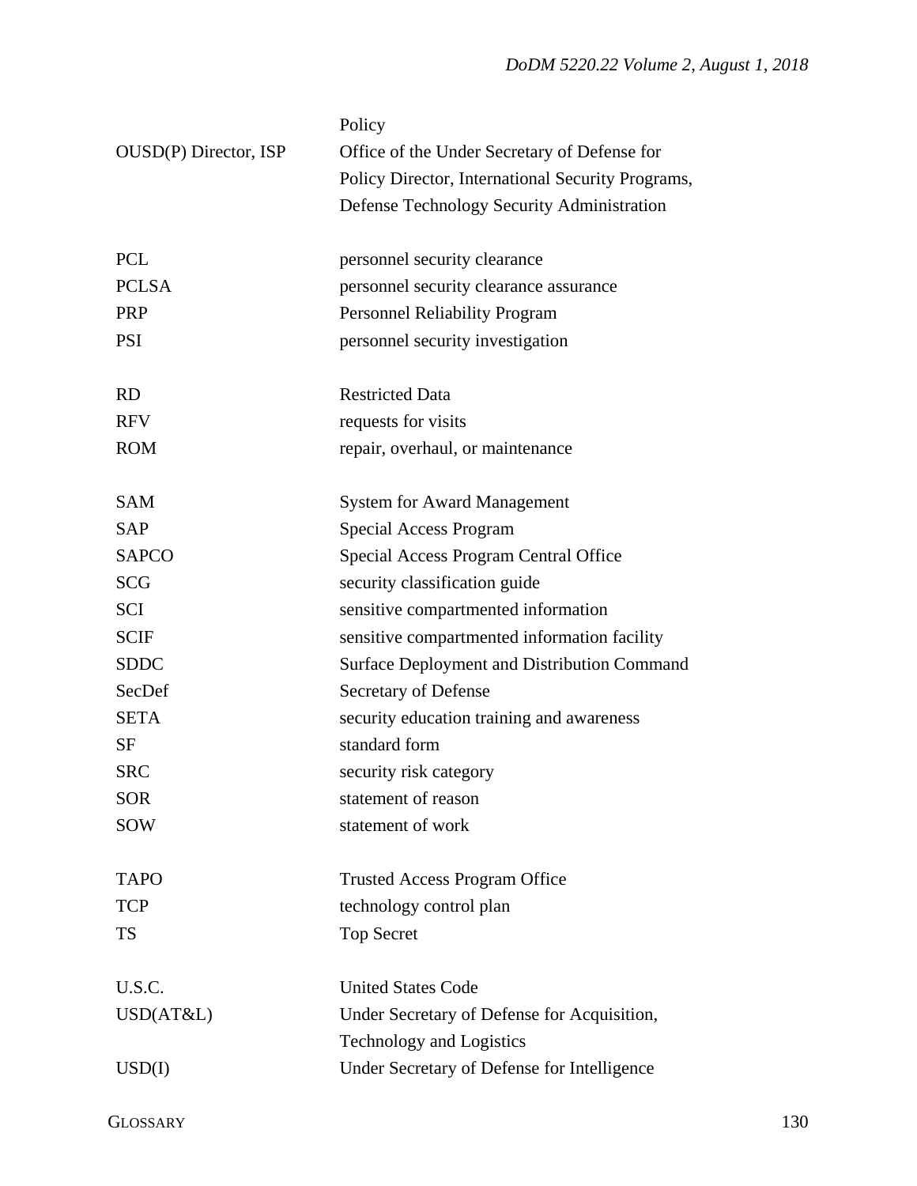| | |
|---|---|
| | Policy |
| OUSD(P) Director, ISP | Office of the Under Secretary of Defense for Policy Director, International Security Programs, Defense Technology Security Administration |
| | |
| PCL | personnel security clearance |
| PCLSA | personnel security clearance assurance |
| PRP | Personnel Reliability Program |
| PSI | personnel security investigation |
| | |
| RD | Restricted Data |
| RFV | requests for visits |
| ROM | repair, overhaul, or maintenance |
| | |
| SAM | System for Award Management |
| SAP | Special Access Program |
| SAPCO | Special Access Program Central Office |
| SCG | security classification guide |
| SCI | sensitive compartmented information |
| SCIF | sensitive compartmented information facility |
| SDDC | Surface Deployment and Distribution Command |
| SecDef | Secretary of Defense |
| SETA | security education training and awareness |
| SF | standard form |
| SRC | security risk category |
| SOR | statement of reason |
| SOW | statement of work |
| | |
| TAPO | Trusted Access Program Office |
| TCP | technology control plan |
| TS | Top Secret |
| | |
| U.S.C. | United States Code |
| USD(AT&L) | Under Secretary of Defense for Acquisition, Technology and Logistics |
| USD(I) | Under Secretary of Defense for Intelligence |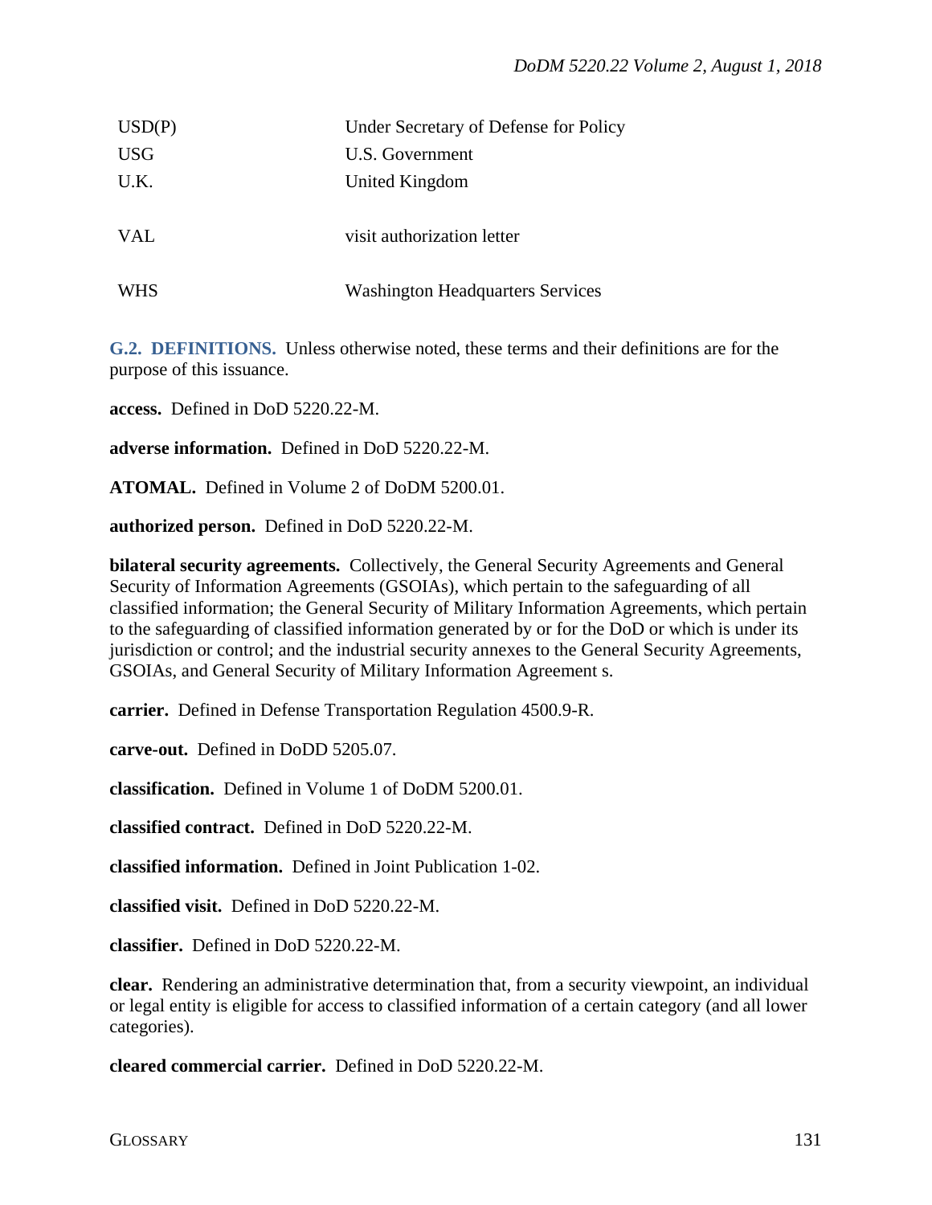| | |
|---|---|
| USD(P) | Under Secretary of Defense for Policy |
| USG | U.S. Government |
| U.K. | United Kingdom |
| VAL | visit authorization letter |
| WHS | Washington Headquarters Services |

**G.2. DEFINITIONS.** Unless otherwise noted, these terms and their definitions are for the purpose of this issuance.

**access.** Defined in DoD 5220.22-M.

**adverse information.** Defined in DoD 5220.22-M.

**ATOMAL.** Defined in Volume 2 of DoDM 5200.01.

**authorized person.** Defined in DoD 5220.22-M.

**bilateral security agreements.** Collectively, the General Security Agreements and General Security of Information Agreements (GSOIAs), which pertain to the safeguarding of all classified information; the General Security of Military Information Agreements, which pertain to the safeguarding of classified information generated by or for the DoD or which is under its jurisdiction or control; and the industrial security annexes to the General Security Agreements, GSOIAs, and General Security of Military Information Agreement s.

**carrier.** Defined in Defense Transportation Regulation 4500.9-R.

**carve-out.** Defined in DoDD 5205.07.

**classification.** Defined in Volume 1 of DoDM 5200.01.

**classified contract.** Defined in DoD 5220.22-M.

**classified information.** Defined in Joint Publication 1-02.

**classified visit.** Defined in DoD 5220.22-M.

**classifier.** Defined in DoD 5220.22-M.

**clear.** Rendering an administrative determination that, from a security viewpoint, an individual or legal entity is eligible for access to classified information of a certain category (and all lower categories).

**cleared commercial carrier.** Defined in DoD 5220.22-M.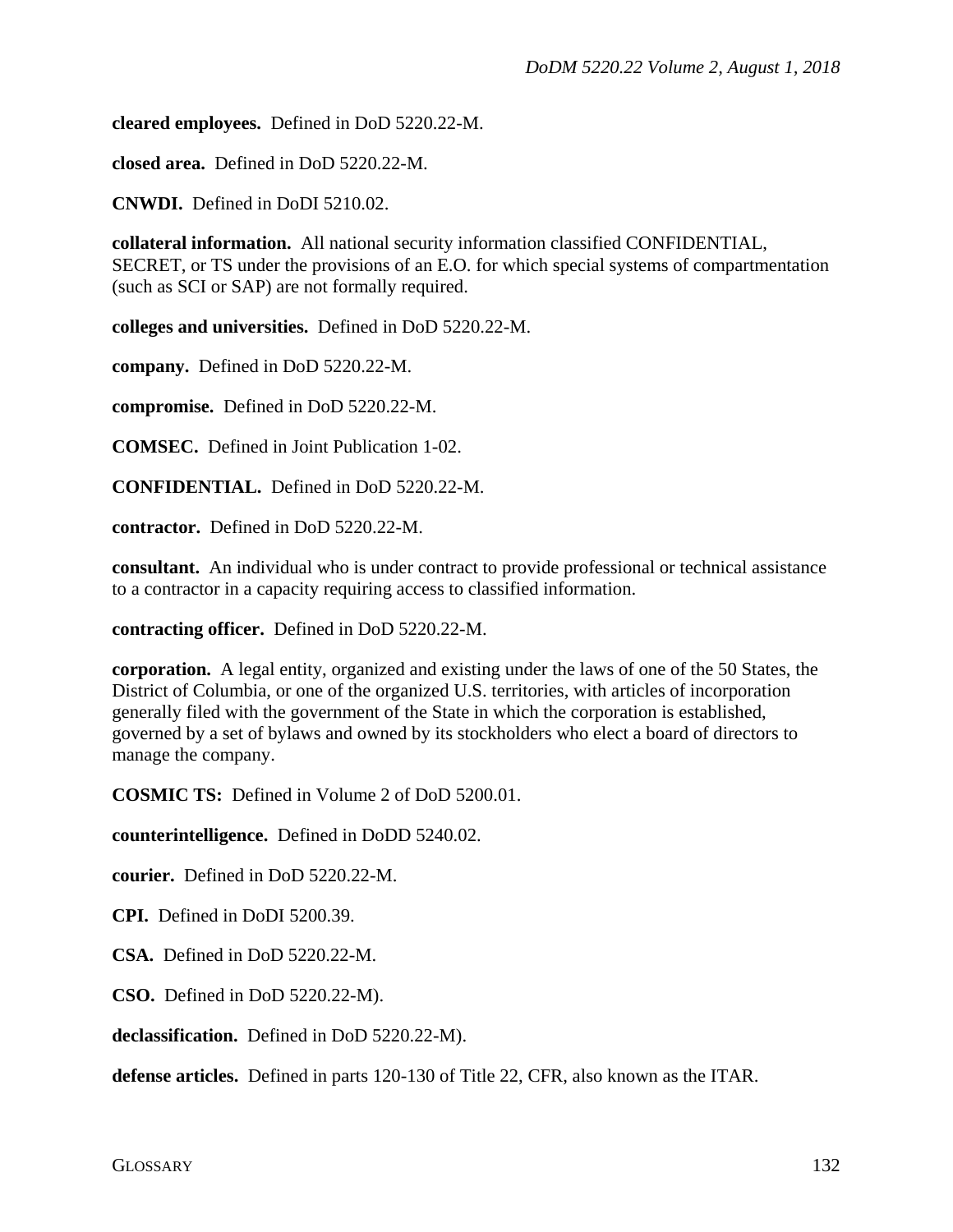**cleared employees.** Defined in DoD 5220.22-M.

**closed area.** Defined in DoD 5220.22-M.

**CNWDI.** Defined in DoDI 5210.02.

**collateral information.** All national security information classified CONFIDENTIAL, SECRET, or TS under the provisions of an E.O. for which special systems of compartmentation (such as SCI or SAP) are not formally required.

**colleges and universities.** Defined in DoD 5220.22-M.

**company.** Defined in DoD 5220.22-M.

**compromise.** Defined in DoD 5220.22-M.

**COMSEC.** Defined in Joint Publication 1-02.

**CONFIDENTIAL.** Defined in DoD 5220.22-M.

**contractor.** Defined in DoD 5220.22-M.

**consultant.** An individual who is under contract to provide professional or technical assistance to a contractor in a capacity requiring access to classified information.

**contracting officer.** Defined in DoD 5220.22-M.

**corporation.** A legal entity, organized and existing under the laws of one of the 50 States, the District of Columbia, or one of the organized U.S. territories, with articles of incorporation generally filed with the government of the State in which the corporation is established, governed by a set of bylaws and owned by its stockholders who elect a board of directors to manage the company.

**COSMIC TS:** Defined in Volume 2 of DoD 5200.01.

**counterintelligence.** Defined in DoDD 5240.02.

**courier.** Defined in DoD 5220.22-M.

**CPI.** Defined in DoDI 5200.39.

**CSA.** Defined in DoD 5220.22-M.

**CSO.** Defined in DoD 5220.22-M).

**declassification.** Defined in DoD 5220.22-M).

**defense articles.** Defined in parts 120-130 of Title 22, CFR, also known as the ITAR.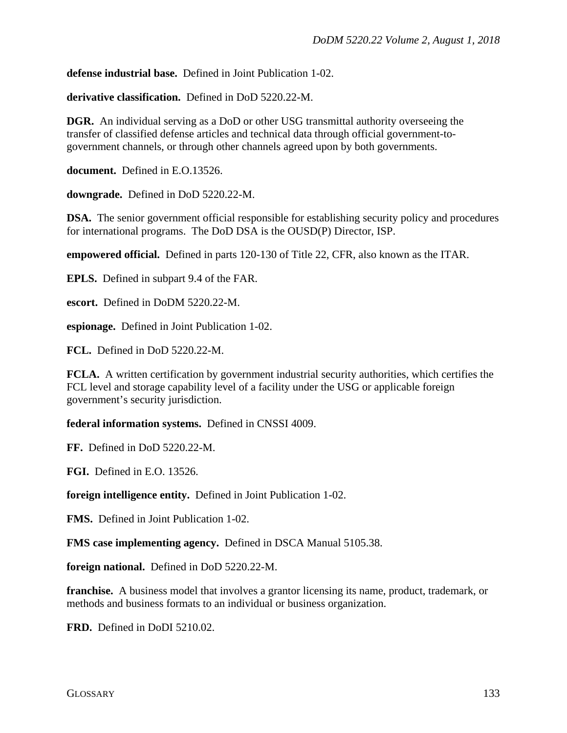**defense industrial base.** Defined in Joint Publication 1-02.

**derivative classification.** Defined in DoD 5220.22-M.

**DGR.** An individual serving as a DoD or other USG transmittal authority overseeing the transfer of classified defense articles and technical data through official government-to-government channels, or through other channels agreed upon by both governments.

**document.** Defined in E.O.13526.

**downgrade.** Defined in DoD 5220.22-M.

**DSA.** The senior government official responsible for establishing security policy and procedures for international programs. The DoD DSA is the OUSD(P) Director, ISP.

**empowered official.** Defined in parts 120-130 of Title 22, CFR, also known as the ITAR.

**EPLS.** Defined in subpart 9.4 of the FAR.

**escort.** Defined in DoDM 5220.22-M.

**espionage.** Defined in Joint Publication 1-02.

**FCL.** Defined in DoD 5220.22-M.

**FCLA.** A written certification by government industrial security authorities, which certifies the FCL level and storage capability level of a facility under the USG or applicable foreign government's security jurisdiction.

**federal information systems.** Defined in CNSSI 4009.

**FF.** Defined in DoD 5220.22-M.

**FGI.** Defined in E.O. 13526.

**foreign intelligence entity.** Defined in Joint Publication 1-02.

**FMS.** Defined in Joint Publication 1-02.

**FMS case implementing agency.** Defined in DSCA Manual 5105.38.

**foreign national.** Defined in DoD 5220.22-M.

**franchise.** A business model that involves a grantor licensing its name, product, trademark, or methods and business formats to an individual or business organization.

**FRD.** Defined in DoDI 5210.02.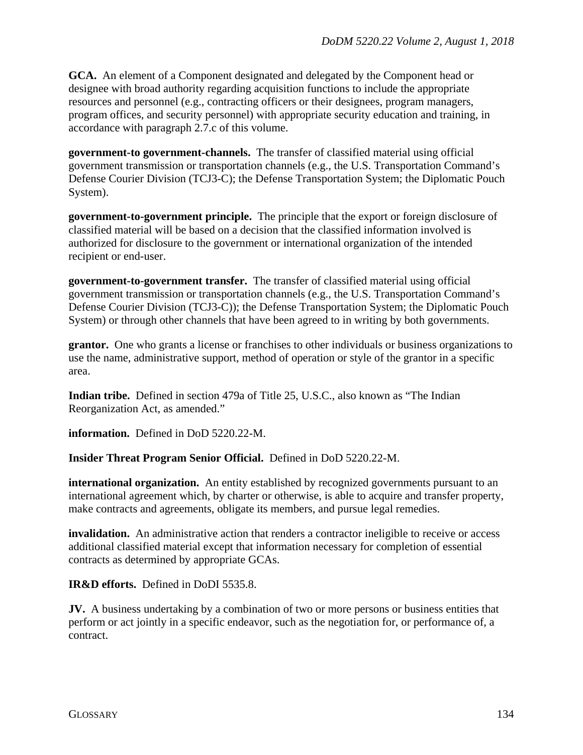**GCA.** An element of a Component designated and delegated by the Component head or designee with broad authority regarding acquisition functions to include the appropriate resources and personnel (e.g., contracting officers or their designees, program managers, program offices, and security personnel) with appropriate security education and training, in accordance with paragraph 2.7.c of this volume.

**government-to government-channels.** The transfer of classified material using official government transmission or transportation channels (e.g., the U.S. Transportation Command's Defense Courier Division (TCJ3-C); the Defense Transportation System; the Diplomatic Pouch System).

**government-to-government principle.** The principle that the export or foreign disclosure of classified material will be based on a decision that the classified information involved is authorized for disclosure to the government or international organization of the intended recipient or end-user.

**government-to-government transfer.** The transfer of classified material using official government transmission or transportation channels (e.g., the U.S. Transportation Command's Defense Courier Division (TCJ3-C)); the Defense Transportation System; the Diplomatic Pouch System) or through other channels that have been agreed to in writing by both governments.

**grantor.** One who grants a license or franchises to other individuals or business organizations to use the name, administrative support, method of operation or style of the grantor in a specific area.

**Indian tribe.** Defined in section 479a of Title 25, U.S.C., also known as "The Indian Reorganization Act, as amended."

**information.** Defined in DoD 5220.22-M.

**Insider Threat Program Senior Official.** Defined in DoD 5220.22-M.

**international organization.** An entity established by recognized governments pursuant to an international agreement which, by charter or otherwise, is able to acquire and transfer property, make contracts and agreements, obligate its members, and pursue legal remedies.

**invalidation.** An administrative action that renders a contractor ineligible to receive or access additional classified material except that information necessary for completion of essential contracts as determined by appropriate GCAs.

**IR&D efforts.** Defined in DoDI 5535.8.

**JV.** A business undertaking by a combination of two or more persons or business entities that perform or act jointly in a specific endeavor, such as the negotiation for, or performance of, a contract.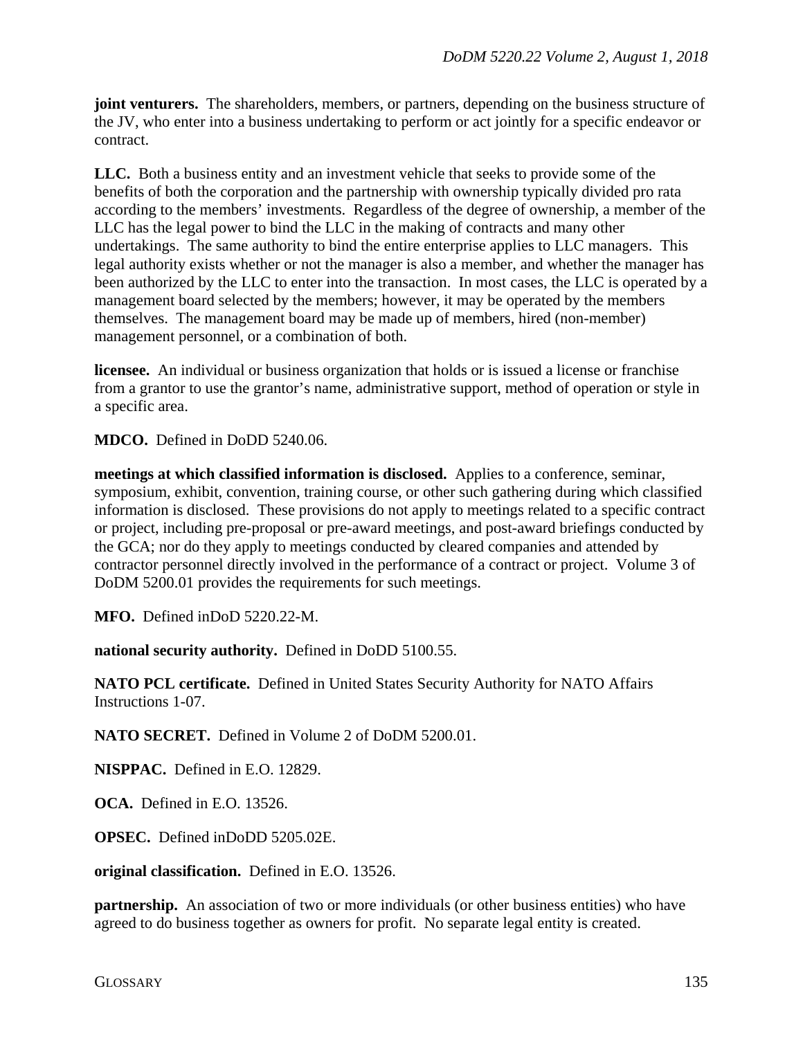**joint venturers.** The shareholders, members, or partners, depending on the business structure of the JV, who enter into a business undertaking to perform or act jointly for a specific endeavor or contract.

**LLC.** Both a business entity and an investment vehicle that seeks to provide some of the benefits of both the corporation and the partnership with ownership typically divided pro rata according to the members' investments. Regardless of the degree of ownership, a member of the LLC has the legal power to bind the LLC in the making of contracts and many other undertakings. The same authority to bind the entire enterprise applies to LLC managers. This legal authority exists whether or not the manager is also a member, and whether the manager has been authorized by the LLC to enter into the transaction. In most cases, the LLC is operated by a management board selected by the members; however, it may be operated by the members themselves. The management board may be made up of members, hired (non-member) management personnel, or a combination of both.

**licensee.** An individual or business organization that holds or is issued a license or franchise from a grantor to use the grantor's name, administrative support, method of operation or style in a specific area.

**MDCO.** Defined in DoDD 5240.06.

**meetings at which classified information is disclosed.** Applies to a conference, seminar, symposium, exhibit, convention, training course, or other such gathering during which classified information is disclosed. These provisions do not apply to meetings related to a specific contract or project, including pre-proposal or pre-award meetings, and post-award briefings conducted by the GCA; nor do they apply to meetings conducted by cleared companies and attended by contractor personnel directly involved in the performance of a contract or project. Volume 3 of DoDM 5200.01 provides the requirements for such meetings.

**MFO.** Defined inDoD 5220.22-M.

**national security authority.** Defined in DoDD 5100.55.

**NATO PCL certificate.** Defined in United States Security Authority for NATO Affairs Instructions 1-07.

**NATO SECRET.** Defined in Volume 2 of DoDM 5200.01.

**NISPPAC.** Defined in E.O. 12829.

**OCA.** Defined in E.O. 13526.

**OPSEC.** Defined inDoDD 5205.02E.

**original classification.** Defined in E.O. 13526.

**partnership.** An association of two or more individuals (or other business entities) who have agreed to do business together as owners for profit. No separate legal entity is created.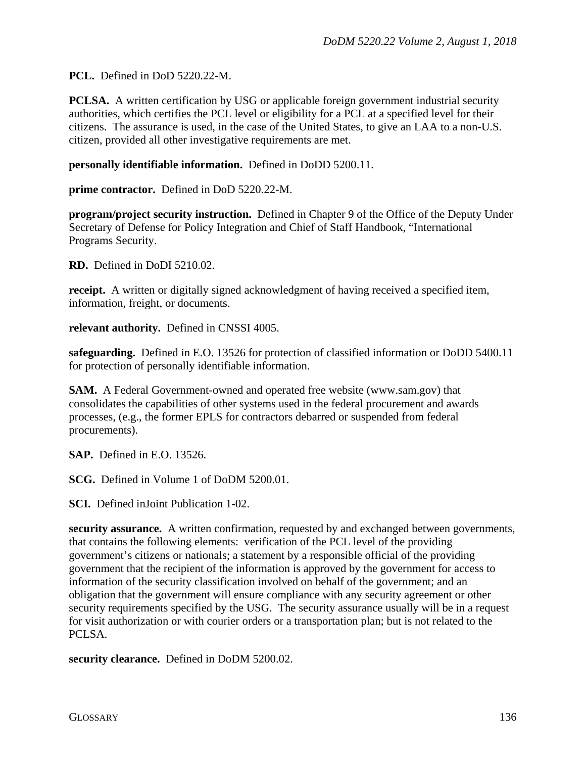**PCL.** Defined in DoD 5220.22-M.

**PCLSA.** A written certification by USG or applicable foreign government industrial security authorities, which certifies the PCL level or eligibility for a PCL at a specified level for their citizens. The assurance is used, in the case of the United States, to give an LAA to a non-U.S. citizen, provided all other investigative requirements are met.

**personally identifiable information.** Defined in DoDD 5200.11.

**prime contractor.** Defined in DoD 5220.22-M.

**program/project security instruction.** Defined in Chapter 9 of the Office of the Deputy Under Secretary of Defense for Policy Integration and Chief of Staff Handbook, "International Programs Security.

**RD.** Defined in DoDI 5210.02.

**receipt.** A written or digitally signed acknowledgment of having received a specified item, information, freight, or documents.

**relevant authority.** Defined in CNSSI 4005.

**safeguarding.** Defined in E.O. 13526 for protection of classified information or DoDD 5400.11 for protection of personally identifiable information.

**SAM.** A Federal Government-owned and operated free website (www.sam.gov) that consolidates the capabilities of other systems used in the federal procurement and awards processes, (e.g., the former EPLS for contractors debarred or suspended from federal procurements).

**SAP.** Defined in E.O. 13526.

**SCG.** Defined in Volume 1 of DoDM 5200.01.

**SCI.** Defined inJoint Publication 1-02.

**security assurance.** A written confirmation, requested by and exchanged between governments, that contains the following elements: verification of the PCL level of the providing government's citizens or nationals; a statement by a responsible official of the providing government that the recipient of the information is approved by the government for access to information of the security classification involved on behalf of the government; and an obligation that the government will ensure compliance with any security agreement or other security requirements specified by the USG. The security assurance usually will be in a request for visit authorization or with courier orders or a transportation plan; but is not related to the PCLSA.

**security clearance.** Defined in DoDM 5200.02.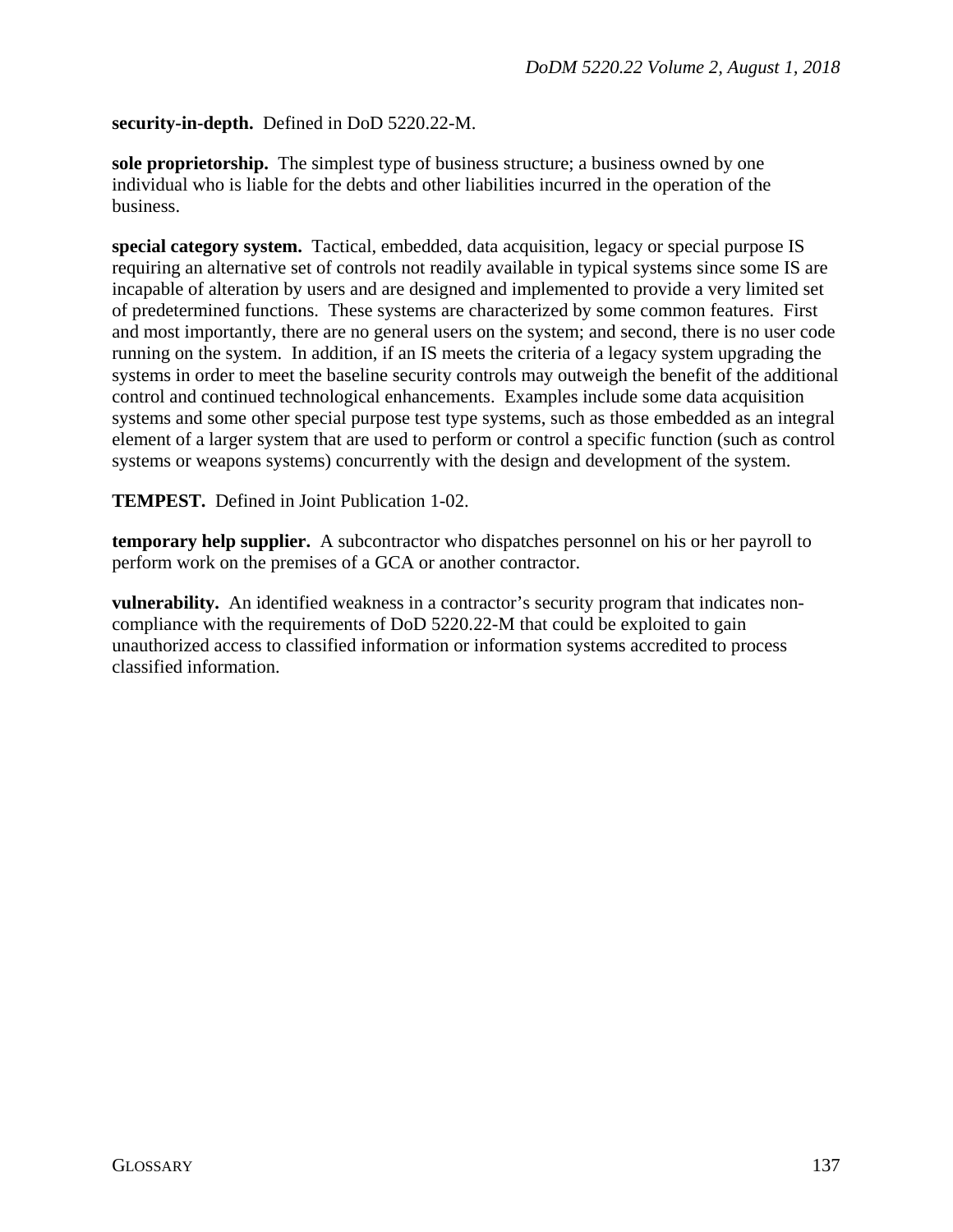**security-in-depth.** Defined in DoD 5220.22-M.

**sole proprietorship.** The simplest type of business structure; a business owned by one individual who is liable for the debts and other liabilities incurred in the operation of the business.

**special category system.** Tactical, embedded, data acquisition, legacy or special purpose IS requiring an alternative set of controls not readily available in typical systems since some IS are incapable of alteration by users and are designed and implemented to provide a very limited set of predetermined functions. These systems are characterized by some common features. First and most importantly, there are no general users on the system; and second, there is no user code running on the system. In addition, if an IS meets the criteria of a legacy system upgrading the systems in order to meet the baseline security controls may outweigh the benefit of the additional control and continued technological enhancements. Examples include some data acquisition systems and some other special purpose test type systems, such as those embedded as an integral element of a larger system that are used to perform or control a specific function (such as control systems or weapons systems) concurrently with the design and development of the system.

**TEMPEST.** Defined in Joint Publication 1-02.

**temporary help supplier.** A subcontractor who dispatches personnel on his or her payroll to perform work on the premises of a GCA or another contractor.

**vulnerability.** An identified weakness in a contractor's security program that indicates non-compliance with the requirements of DoD 5220.22-M that could be exploited to gain unauthorized access to classified information or information systems accredited to process classified information.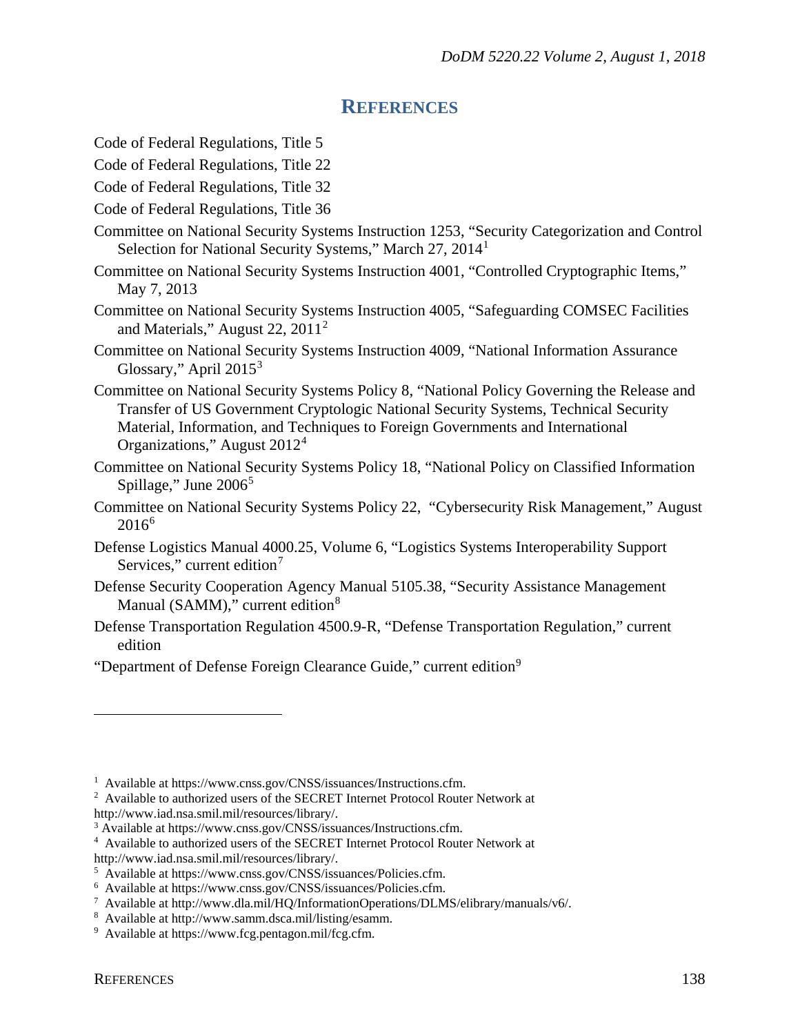# REFERENCES

Code of Federal Regulations, Title 5

Code of Federal Regulations, Title 22

Code of Federal Regulations, Title 32

Code of Federal Regulations, Title 36

Committee on National Security Systems Instruction 1253, "Security Categorization and Control Selection for National Security Systems," March 27, 2014[1]

Committee on National Security Systems Instruction 4001, "Controlled Cryptographic Items," May 7, 2013

Committee on National Security Systems Instruction 4005, "Safeguarding COMSEC Facilities and Materials," August 22, 2011[2]

Committee on National Security Systems Instruction 4009, "National Information Assurance Glossary," April 2015[3]

Committee on National Security Systems Policy 8, "National Policy Governing the Release and Transfer of US Government Cryptologic National Security Systems, Technical Security Material, Information, and Techniques to Foreign Governments and International Organizations," August 2012[4]

Committee on National Security Systems Policy 18, "National Policy on Classified Information Spillage," June 2006[5]

Committee on National Security Systems Policy 22, "Cybersecurity Risk Management," August 2016[6]

Defense Logistics Manual 4000.25, Volume 6, "Logistics Systems Interoperability Support Services," current edition[7]

Defense Security Cooperation Agency Manual 5105.38, "Security Assistance Management Manual (SAMM)," current edition[8]

Defense Transportation Regulation 4500.9-R, "Defense Transportation Regulation," current edition

"Department of Defense Foreign Clearance Guide," current edition[9]

---

[1] Available at https://www.cnss.gov/CNSS/issuances/Instructions.cfm.

[2] Available to authorized users of the SECRET Internet Protocol Router Network at http://www.iad.nsa.smil.mil/resources/library/.

[3] Available at https://www.cnss.gov/CNSS/issuances/Instructions.cfm.

[4] Available to authorized users of the SECRET Internet Protocol Router Network at http://www.iad.nsa.smil.mil/resources/library/.

[5] Available at https://www.cnss.gov/CNSS/issuances/Policies.cfm.

[6] Available at https://www.cnss.gov/CNSS/issuances/Policies.cfm.

[7] Available at http://www.dla.mil/HQ/InformationOperations/DLMS/elibrary/manuals/v6/.

[8] Available at http://www.samm.dsca.mil/listing/esamm.

[9] Available at https://www.fcg.pentagon.mil/fcg.cfm.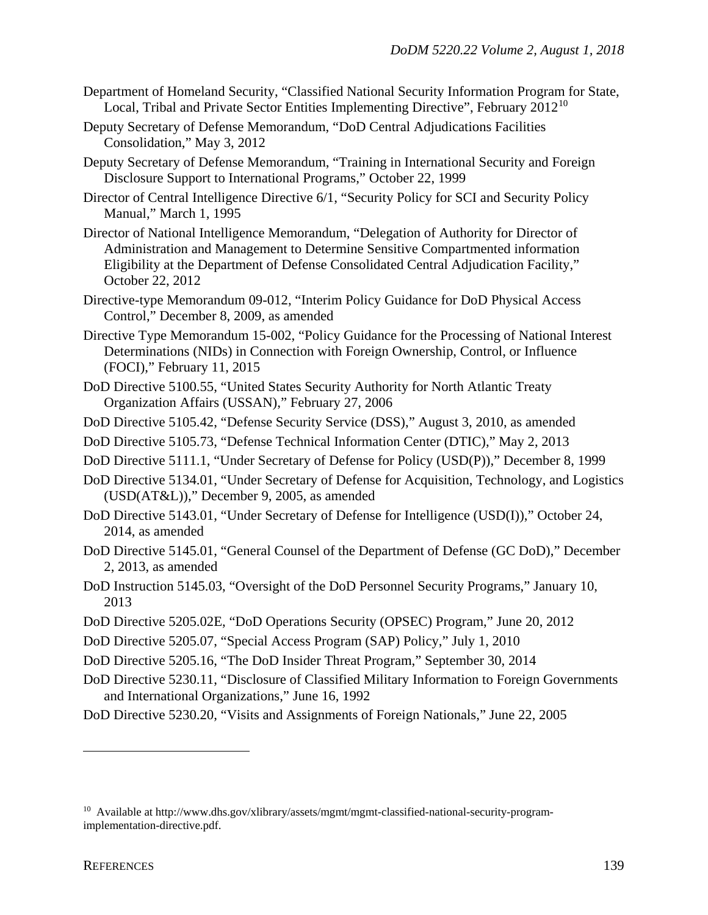Department of Homeland Security, "Classified National Security Information Program for State, Local, Tribal and Private Sector Entities Implementing Directive", February 2012[10]

Deputy Secretary of Defense Memorandum, "DoD Central Adjudications Facilities Consolidation," May 3, 2012

Deputy Secretary of Defense Memorandum, "Training in International Security and Foreign Disclosure Support to International Programs," October 22, 1999

Director of Central Intelligence Directive 6/1, "Security Policy for SCI and Security Policy Manual," March 1, 1995

Director of National Intelligence Memorandum, "Delegation of Authority for Director of Administration and Management to Determine Sensitive Compartmented information Eligibility at the Department of Defense Consolidated Central Adjudication Facility," October 22, 2012

Directive-type Memorandum 09-012, "Interim Policy Guidance for DoD Physical Access Control," December 8, 2009, as amended

Directive Type Memorandum 15-002, "Policy Guidance for the Processing of National Interest Determinations (NIDs) in Connection with Foreign Ownership, Control, or Influence (FOCI)," February 11, 2015

DoD Directive 5100.55, "United States Security Authority for North Atlantic Treaty Organization Affairs (USSAN)," February 27, 2006

DoD Directive 5105.42, "Defense Security Service (DSS)," August 3, 2010, as amended

DoD Directive 5105.73, "Defense Technical Information Center (DTIC)," May 2, 2013

DoD Directive 5111.1, "Under Secretary of Defense for Policy (USD(P))," December 8, 1999

DoD Directive 5134.01, "Under Secretary of Defense for Acquisition, Technology, and Logistics (USD(AT&L))," December 9, 2005, as amended

DoD Directive 5143.01, "Under Secretary of Defense for Intelligence (USD(I))," October 24, 2014, as amended

DoD Directive 5145.01, "General Counsel of the Department of Defense (GC DoD)," December 2, 2013, as amended

DoD Instruction 5145.03, "Oversight of the DoD Personnel Security Programs," January 10, 2013

DoD Directive 5205.02E, "DoD Operations Security (OPSEC) Program," June 20, 2012

DoD Directive 5205.07, "Special Access Program (SAP) Policy," July 1, 2010

DoD Directive 5205.16, "The DoD Insider Threat Program," September 30, 2014

DoD Directive 5230.11, "Disclosure of Classified Military Information to Foreign Governments and International Organizations," June 16, 1992

DoD Directive 5230.20, "Visits and Assignments of Foreign Nationals," June 22, 2005

---

[10] Available at http://www.dhs.gov/xlibrary/assets/mgmt/mgmt-classified-national-security-program-implementation-directive.pdf.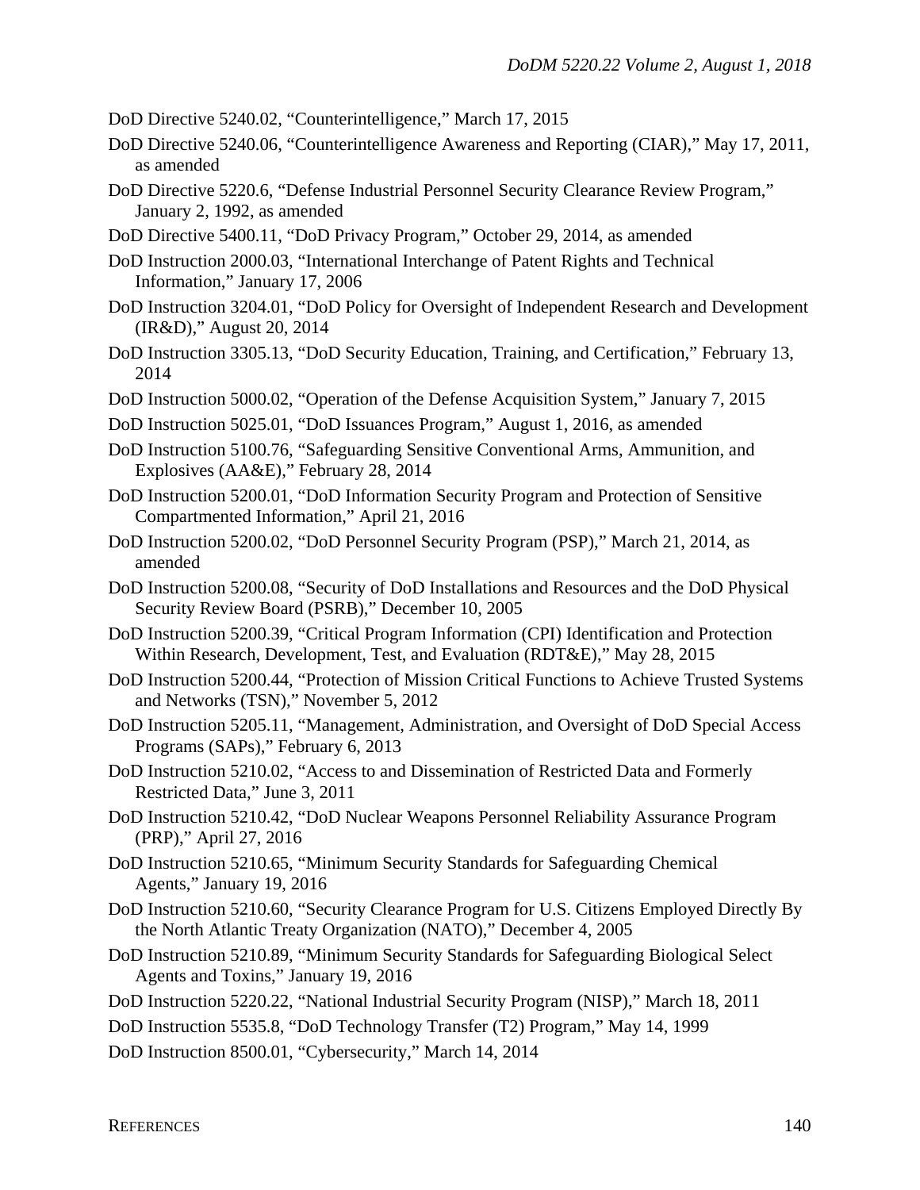DoD Directive 5240.02, "Counterintelligence," March 17, 2015

DoD Directive 5240.06, "Counterintelligence Awareness and Reporting (CIAR)," May 17, 2011, as amended

DoD Directive 5220.6, "Defense Industrial Personnel Security Clearance Review Program," January 2, 1992, as amended

DoD Directive 5400.11, "DoD Privacy Program," October 29, 2014, as amended

DoD Instruction 2000.03, "International Interchange of Patent Rights and Technical Information," January 17, 2006

DoD Instruction 3204.01, "DoD Policy for Oversight of Independent Research and Development (IR&D)," August 20, 2014

DoD Instruction 3305.13, "DoD Security Education, Training, and Certification," February 13, 2014

DoD Instruction 5000.02, "Operation of the Defense Acquisition System," January 7, 2015

DoD Instruction 5025.01, "DoD Issuances Program," August 1, 2016, as amended

DoD Instruction 5100.76, "Safeguarding Sensitive Conventional Arms, Ammunition, and Explosives (AA&E)," February 28, 2014

DoD Instruction 5200.01, "DoD Information Security Program and Protection of Sensitive Compartmented Information," April 21, 2016

DoD Instruction 5200.02, "DoD Personnel Security Program (PSP)," March 21, 2014, as amended

DoD Instruction 5200.08, "Security of DoD Installations and Resources and the DoD Physical Security Review Board (PSRB)," December 10, 2005

DoD Instruction 5200.39, "Critical Program Information (CPI) Identification and Protection Within Research, Development, Test, and Evaluation (RDT&E)," May 28, 2015

DoD Instruction 5200.44, "Protection of Mission Critical Functions to Achieve Trusted Systems and Networks (TSN)," November 5, 2012

DoD Instruction 5205.11, "Management, Administration, and Oversight of DoD Special Access Programs (SAPs)," February 6, 2013

DoD Instruction 5210.02, "Access to and Dissemination of Restricted Data and Formerly Restricted Data," June 3, 2011

DoD Instruction 5210.42, "DoD Nuclear Weapons Personnel Reliability Assurance Program (PRP)," April 27, 2016

DoD Instruction 5210.65, "Minimum Security Standards for Safeguarding Chemical Agents," January 19, 2016

DoD Instruction 5210.60, "Security Clearance Program for U.S. Citizens Employed Directly By the North Atlantic Treaty Organization (NATO)," December 4, 2005

DoD Instruction 5210.89, "Minimum Security Standards for Safeguarding Biological Select Agents and Toxins," January 19, 2016

DoD Instruction 5220.22, "National Industrial Security Program (NISP)," March 18, 2011

DoD Instruction 5535.8, "DoD Technology Transfer (T2) Program," May 14, 1999

DoD Instruction 8500.01, "Cybersecurity," March 14, 2014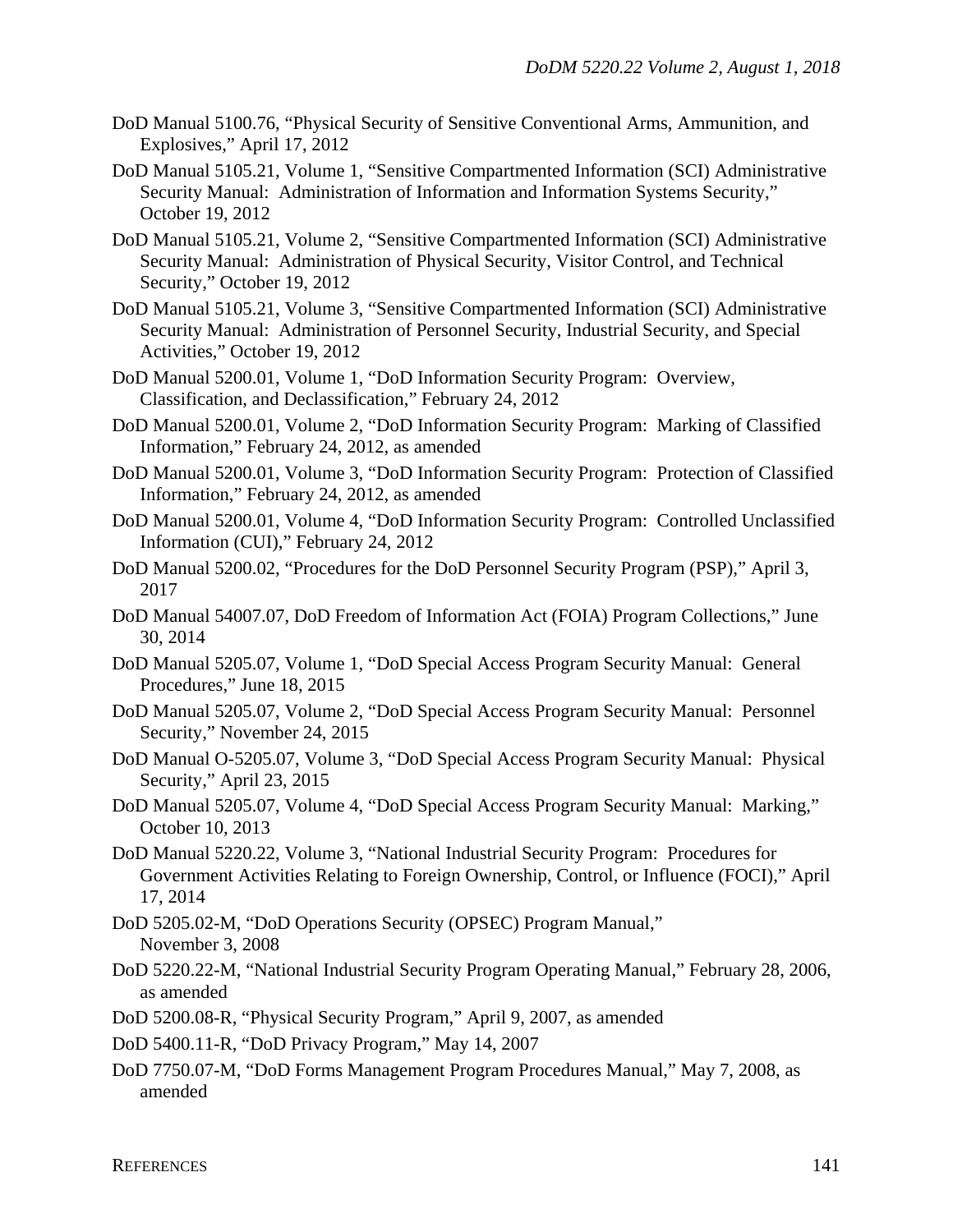DoD Manual 5100.76, "Physical Security of Sensitive Conventional Arms, Ammunition, and Explosives," April 17, 2012

DoD Manual 5105.21, Volume 1, "Sensitive Compartmented Information (SCI) Administrative Security Manual: Administration of Information and Information Systems Security," October 19, 2012

DoD Manual 5105.21, Volume 2, "Sensitive Compartmented Information (SCI) Administrative Security Manual: Administration of Physical Security, Visitor Control, and Technical Security," October 19, 2012

DoD Manual 5105.21, Volume 3, "Sensitive Compartmented Information (SCI) Administrative Security Manual: Administration of Personnel Security, Industrial Security, and Special Activities," October 19, 2012

DoD Manual 5200.01, Volume 1, "DoD Information Security Program: Overview, Classification, and Declassification," February 24, 2012

DoD Manual 5200.01, Volume 2, "DoD Information Security Program: Marking of Classified Information," February 24, 2012, as amended

DoD Manual 5200.01, Volume 3, "DoD Information Security Program: Protection of Classified Information," February 24, 2012, as amended

DoD Manual 5200.01, Volume 4, "DoD Information Security Program: Controlled Unclassified Information (CUI)," February 24, 2012

DoD Manual 5200.02, "Procedures for the DoD Personnel Security Program (PSP)," April 3, 2017

DoD Manual 54007.07, DoD Freedom of Information Act (FOIA) Program Collections," June 30, 2014

DoD Manual 5205.07, Volume 1, "DoD Special Access Program Security Manual: General Procedures," June 18, 2015

DoD Manual 5205.07, Volume 2, "DoD Special Access Program Security Manual: Personnel Security," November 24, 2015

DoD Manual O-5205.07, Volume 3, "DoD Special Access Program Security Manual: Physical Security," April 23, 2015

DoD Manual 5205.07, Volume 4, "DoD Special Access Program Security Manual: Marking," October 10, 2013

DoD Manual 5220.22, Volume 3, "National Industrial Security Program: Procedures for Government Activities Relating to Foreign Ownership, Control, or Influence (FOCI)," April 17, 2014

DoD 5205.02-M, "DoD Operations Security (OPSEC) Program Manual," November 3, 2008

DoD 5220.22-M, "National Industrial Security Program Operating Manual," February 28, 2006, as amended

DoD 5200.08-R, "Physical Security Program," April 9, 2007, as amended

DoD 5400.11-R, "DoD Privacy Program," May 14, 2007

DoD 7750.07-M, "DoD Forms Management Program Procedures Manual," May 7, 2008, as amended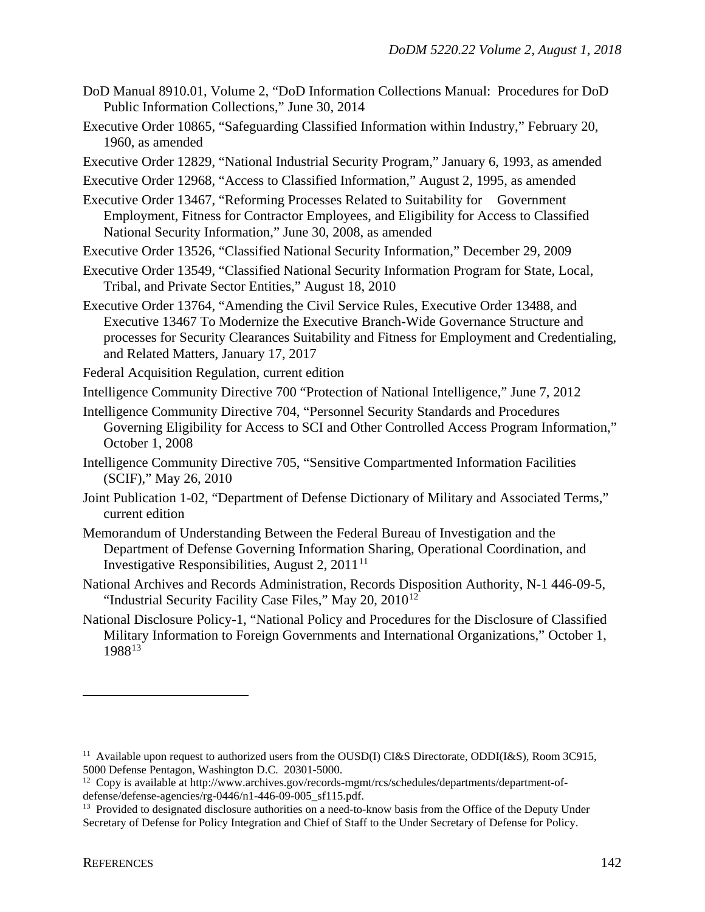DoD Manual 8910.01, Volume 2, "DoD Information Collections Manual: Procedures for DoD Public Information Collections," June 30, 2014

Executive Order 10865, "Safeguarding Classified Information within Industry," February 20, 1960, as amended

Executive Order 12829, "National Industrial Security Program," January 6, 1993, as amended

Executive Order 12968, "Access to Classified Information," August 2, 1995, as amended

Executive Order 13467, "Reforming Processes Related to Suitability for Government Employment, Fitness for Contractor Employees, and Eligibility for Access to Classified National Security Information," June 30, 2008, as amended

Executive Order 13526, "Classified National Security Information," December 29, 2009

Executive Order 13549, "Classified National Security Information Program for State, Local, Tribal, and Private Sector Entities," August 18, 2010

Executive Order 13764, "Amending the Civil Service Rules, Executive Order 13488, and Executive 13467 To Modernize the Executive Branch-Wide Governance Structure and processes for Security Clearances Suitability and Fitness for Employment and Credentialing, and Related Matters, January 17, 2017

Federal Acquisition Regulation, current edition

Intelligence Community Directive 700 "Protection of National Intelligence," June 7, 2012

Intelligence Community Directive 704, "Personnel Security Standards and Procedures Governing Eligibility for Access to SCI and Other Controlled Access Program Information," October 1, 2008

Intelligence Community Directive 705, "Sensitive Compartmented Information Facilities (SCIF)," May 26, 2010

Joint Publication 1-02, "Department of Defense Dictionary of Military and Associated Terms," current edition

Memorandum of Understanding Between the Federal Bureau of Investigation and the Department of Defense Governing Information Sharing, Operational Coordination, and Investigative Responsibilities, August 2, 2011[11]

National Archives and Records Administration, Records Disposition Authority, N-1 446-09-5, "Industrial Security Facility Case Files," May 20, 2010[12]

National Disclosure Policy-1, "National Policy and Procedures for the Disclosure of Classified Military Information to Foreign Governments and International Organizations," October 1, 1988[13]

---

[11] Available upon request to authorized users from the OUSD(I) CI&S Directorate, ODDI(I&S), Room 3C915, 5000 Defense Pentagon, Washington D.C. 20301-5000.

[12] Copy is available at http://www.archives.gov/records-mgmt/rcs/schedules/departments/department-of-defense/defense-agencies/rg-0446/n1-446-09-005_sf115.pdf.

[13] Provided to designated disclosure authorities on a need-to-know basis from the Office of the Deputy Under Secretary of Defense for Policy Integration and Chief of Staff to the Under Secretary of Defense for Policy.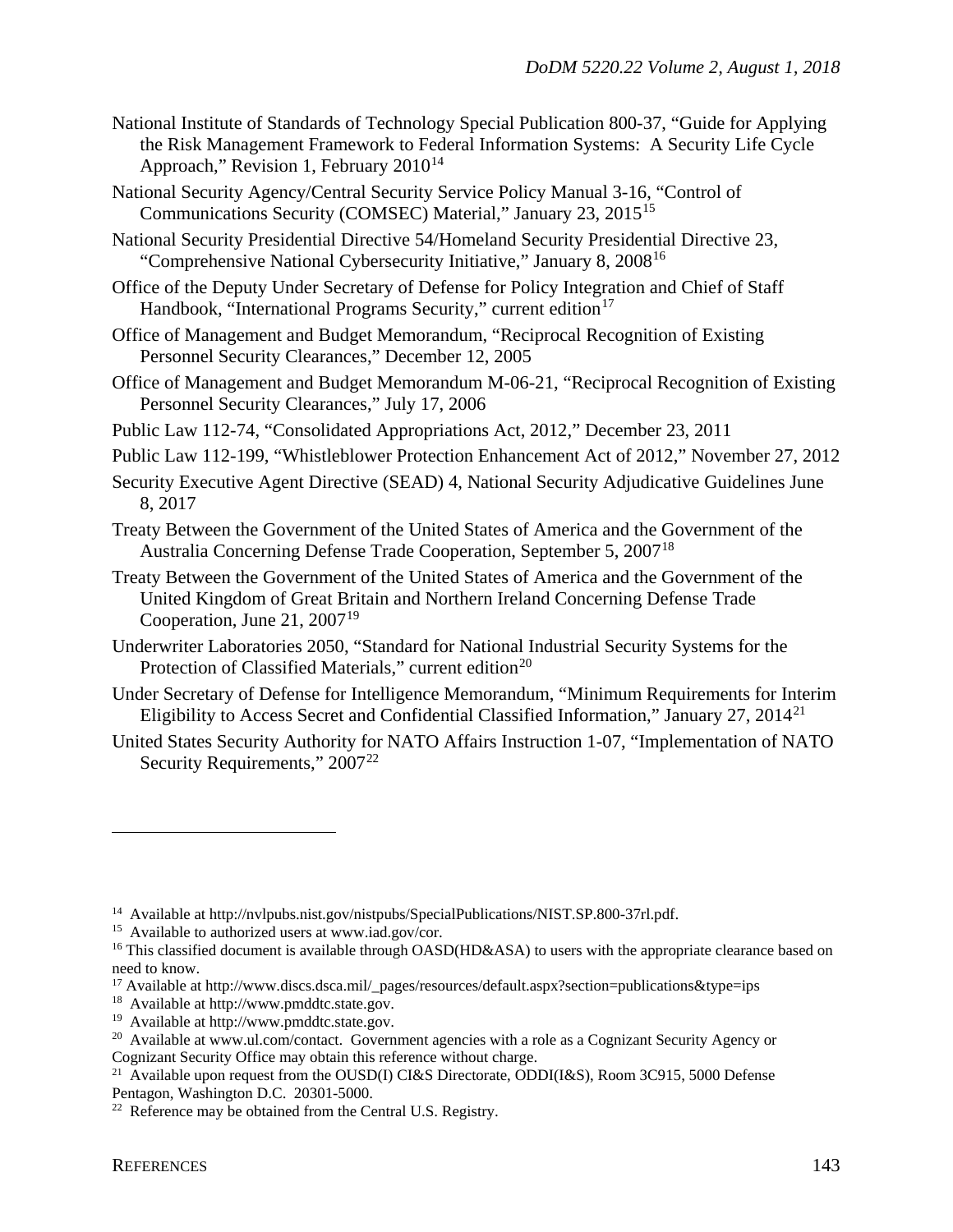National Institute of Standards of Technology Special Publication 800-37, "Guide for Applying the Risk Management Framework to Federal Information Systems: A Security Life Cycle Approach," Revision 1, February 2010[14]

National Security Agency/Central Security Service Policy Manual 3-16, "Control of Communications Security (COMSEC) Material," January 23, 2015[15]

National Security Presidential Directive 54/Homeland Security Presidential Directive 23, "Comprehensive National Cybersecurity Initiative," January 8, 2008[16]

Office of the Deputy Under Secretary of Defense for Policy Integration and Chief of Staff Handbook, "International Programs Security," current edition[17]

Office of Management and Budget Memorandum, "Reciprocal Recognition of Existing Personnel Security Clearances," December 12, 2005

Office of Management and Budget Memorandum M-06-21, "Reciprocal Recognition of Existing Personnel Security Clearances," July 17, 2006

Public Law 112-74, "Consolidated Appropriations Act, 2012," December 23, 2011

Public Law 112-199, "Whistleblower Protection Enhancement Act of 2012," November 27, 2012

Security Executive Agent Directive (SEAD) 4, National Security Adjudicative Guidelines June 8, 2017

Treaty Between the Government of the United States of America and the Government of the Australia Concerning Defense Trade Cooperation, September 5, 2007[18]

Treaty Between the Government of the United States of America and the Government of the United Kingdom of Great Britain and Northern Ireland Concerning Defense Trade Cooperation, June 21, 2007[19]

Underwriter Laboratories 2050, "Standard for National Industrial Security Systems for the Protection of Classified Materials," current edition[20]

Under Secretary of Defense for Intelligence Memorandum, "Minimum Requirements for Interim Eligibility to Access Secret and Confidential Classified Information," January 27, 2014[21]

United States Security Authority for NATO Affairs Instruction 1-07, "Implementation of NATO Security Requirements," 2007[22]

---

[14] Available at http://nvlpubs.nist.gov/nistpubs/SpecialPublications/NIST.SP.800-37rl.pdf.

[15] Available to authorized users at www.iad.gov/cor.

[16] This classified document is available through OASD(HD&ASA) to users with the appropriate clearance based on need to know.

[17] Available at http://www.discs.dsca.mil/_pages/resources/default.aspx?section=publications&type=ips

[18] Available at http://www.pmddtc.state.gov.

[19] Available at http://www.pmddtc.state.gov.

[20] Available at www.ul.com/contact. Government agencies with a role as a Cognizant Security Agency or Cognizant Security Office may obtain this reference without charge.

[21] Available upon request from the OUSD(I) CI&S Directorate, ODDI(I&S), Room 3C915, 5000 Defense Pentagon, Washington D.C. 20301-5000.

[22] Reference may be obtained from the Central U.S. Registry.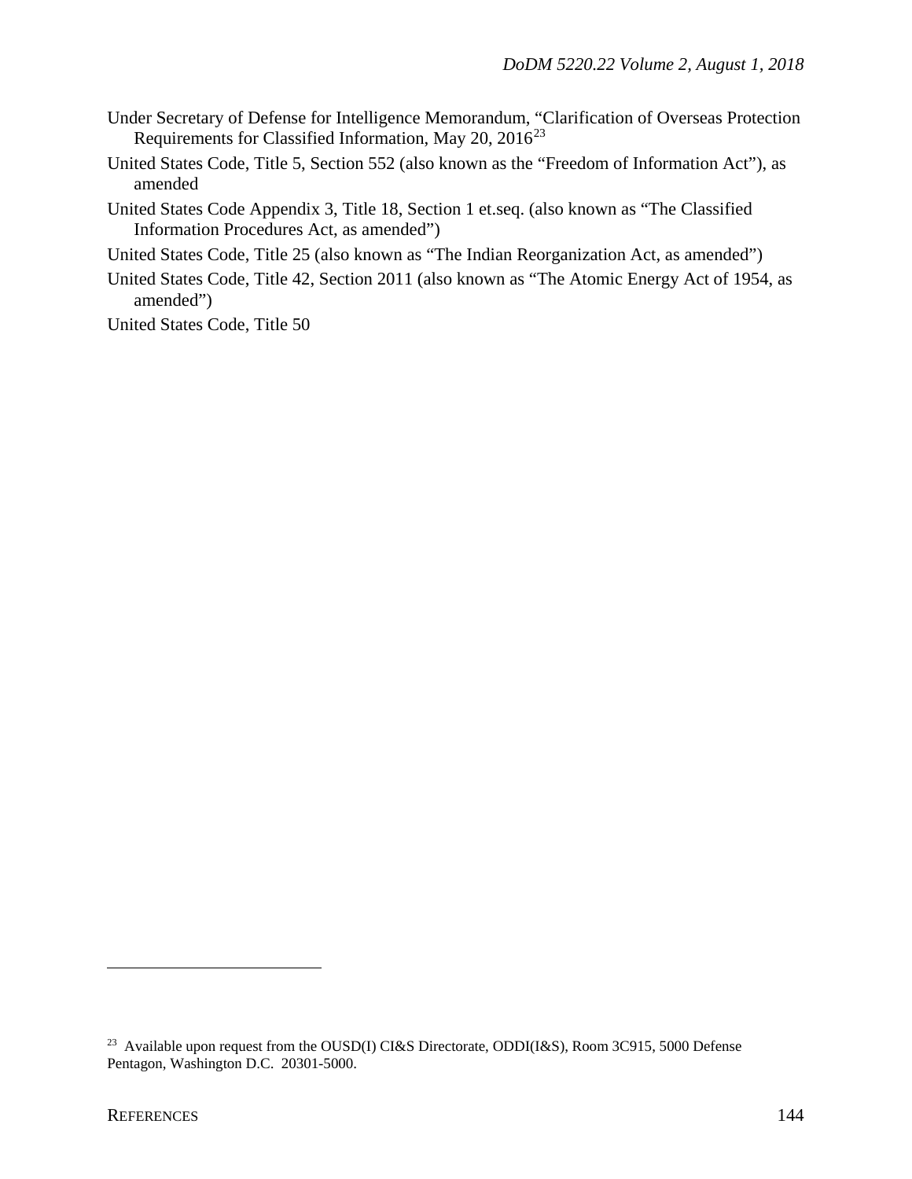Under Secretary of Defense for Intelligence Memorandum, "Clarification of Overseas Protection Requirements for Classified Information, May 20, 2016[23]

United States Code, Title 5, Section 552 (also known as the "Freedom of Information Act"), as amended

United States Code Appendix 3, Title 18, Section 1 et.seq. (also known as "The Classified Information Procedures Act, as amended")

United States Code, Title 25 (also known as "The Indian Reorganization Act, as amended")

United States Code, Title 42, Section 2011 (also known as "The Atomic Energy Act of 1954, as amended")

United States Code, Title 50

---

[23] Available upon request from the OUSD(I) CI&S Directorate, ODDI(I&S), Room 3C915, 5000 Defense Pentagon, Washington D.C. 20301-5000.